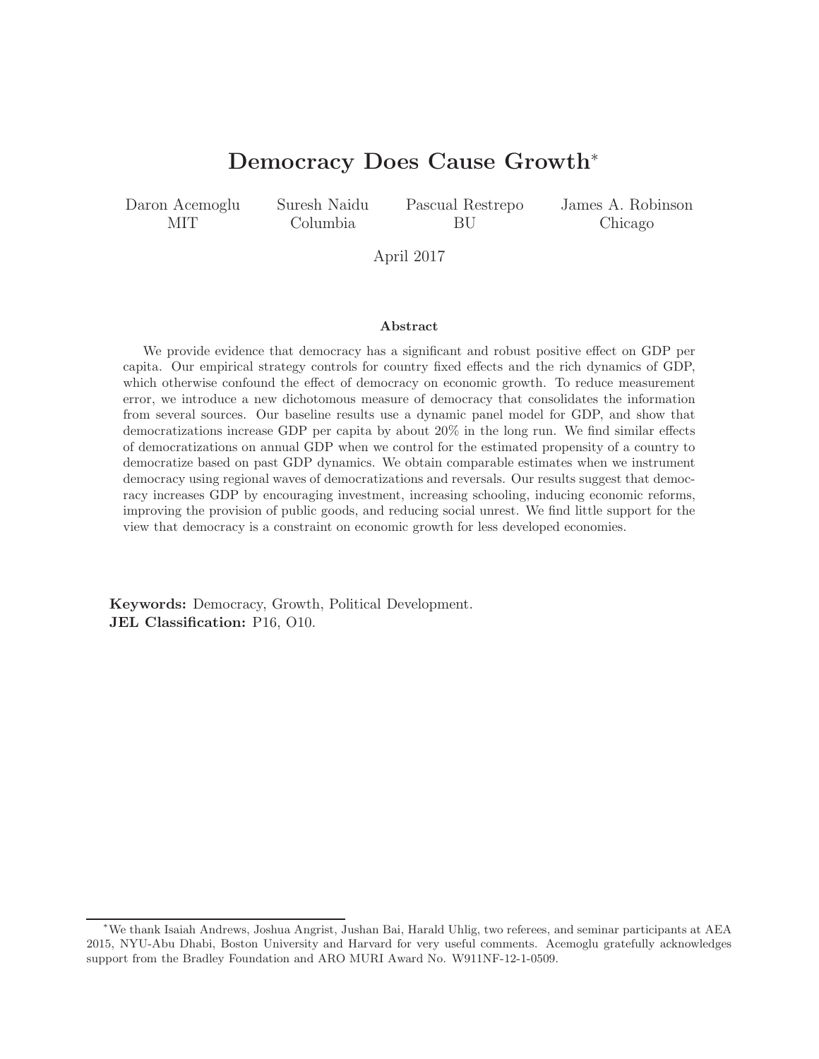# Democracy Does Cause Growth*

Daron Acemoglu, MIT

Suresh Naidu, Columbia

Pascual Restrepo, BU

James A. Robinson, Chicago

April 2017

## Abstract

We provide evidence that democracy has a significant and robust positive effect on GDP per capita. Our empirical strategy controls for country fixed effects and the rich dynamics of GDP, which otherwise confound the effect of democracy on economic growth. To reduce measurement error, we introduce a new dichotomous measure of democracy that consolidates the information from several sources. Our baseline results use a dynamic panel model for GDP, and show that democratizations increase GDP per capita by about 20% in the long run. We find similar effects of democratizations on annual GDP when we control for the estimated propensity of a country to democratize based on past GDP dynamics. We obtain comparable estimates when we instrument democracy using regional waves of democratizations and reversals. Our results suggest that democracy increases GDP by encouraging investment, increasing schooling, inducing economic reforms, improving the provision of public goods, and reducing social unrest. We find little support for the view that democracy is a constraint on economic growth for less developed economies.

**Keywords:** Democracy, Growth, Political Development.

**JEL Classification:** P16, O10.

---

*We thank Isaiah Andrews, Joshua Angrist, Jushan Bai, Harald Uhlig, two referees, and seminar participants at AEA 2015, NYU-Abu Dhabi, Boston University and Harvard for very useful comments. Acemoglu gratefully acknowledges support from the Bradley Foundation and ARO MURI Award No. W911NF-12-1-0509.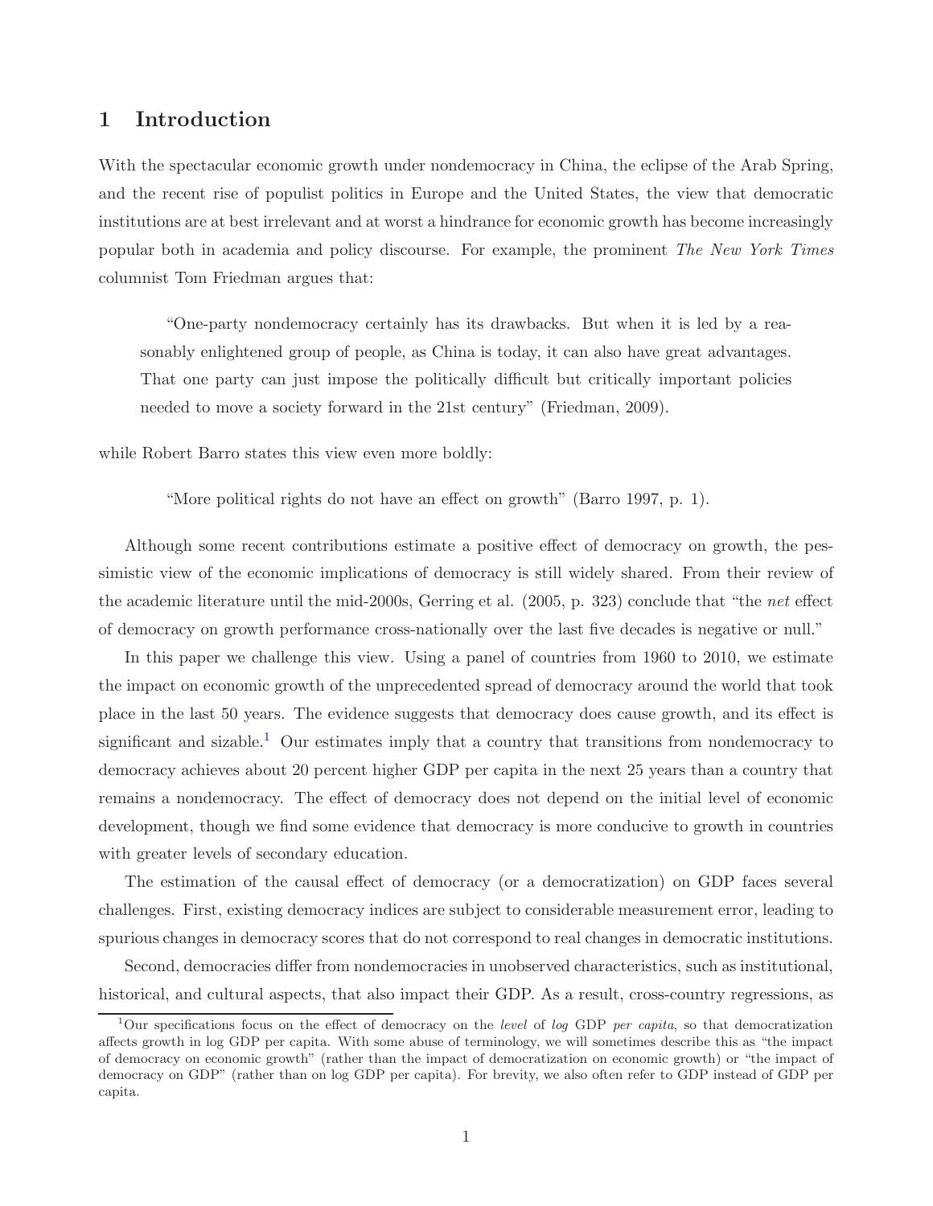# 1 Introduction

With the spectacular economic growth under nondemocracy in China, the eclipse of the Arab Spring, and the recent rise of populist politics in Europe and the United States, the view that democratic institutions are at best irrelevant and at worst a hindrance for economic growth has become increasingly popular both in academia and policy discourse. For example, the prominent *The New York Times* columnist Tom Friedman argues that:

> "One-party nondemocracy certainly has its drawbacks. But when it is led by a reasonably enlightened group of people, as China is today, it can also have great advantages. That one party can just impose the politically difficult but critically important policies needed to move a society forward in the 21st century" (Friedman, 2009).

while Robert Barro states this view even more boldly:

> "More political rights do not have an effect on growth" (Barro 1997, p. 1).

Although some recent contributions estimate a positive effect of democracy on growth, the pessimistic view of the economic implications of democracy is still widely shared. From their review of the academic literature until the mid-2000s, Gerring et al. (2005, p. 323) conclude that "the *net* effect of democracy on growth performance cross-nationally over the last five decades is negative or null."

In this paper we challenge this view. Using a panel of countries from 1960 to 2010, we estimate the impact on economic growth of the unprecedented spread of democracy around the world that took place in the last 50 years. The evidence suggests that democracy does cause growth, and its effect is significant and sizable.[1] Our estimates imply that a country that transitions from nondemocracy to democracy achieves about 20 percent higher GDP per capita in the next 25 years than a country that remains a nondemocracy. The effect of democracy does not depend on the initial level of economic development, though we find some evidence that democracy is more conducive to growth in countries with greater levels of secondary education.

The estimation of the causal effect of democracy (or a democratization) on GDP faces several challenges. First, existing democracy indices are subject to considerable measurement error, leading to spurious changes in democracy scores that do not correspond to real changes in democratic institutions.

Second, democracies differ from nondemocracies in unobserved characteristics, such as institutional, historical, and cultural aspects, that also impact their GDP. As a result, cross-country regressions, as

[1] Our specifications focus on the effect of democracy on the *level* of *log* GDP *per capita*, so that democratization affects growth in log GDP per capita. With some abuse of terminology, we will sometimes describe this as "the impact of democracy on economic growth" (rather than the impact of democratization on economic growth) or "the impact of democracy on GDP" (rather than on log GDP per capita). For brevity, we also often refer to GDP instead of GDP per capita.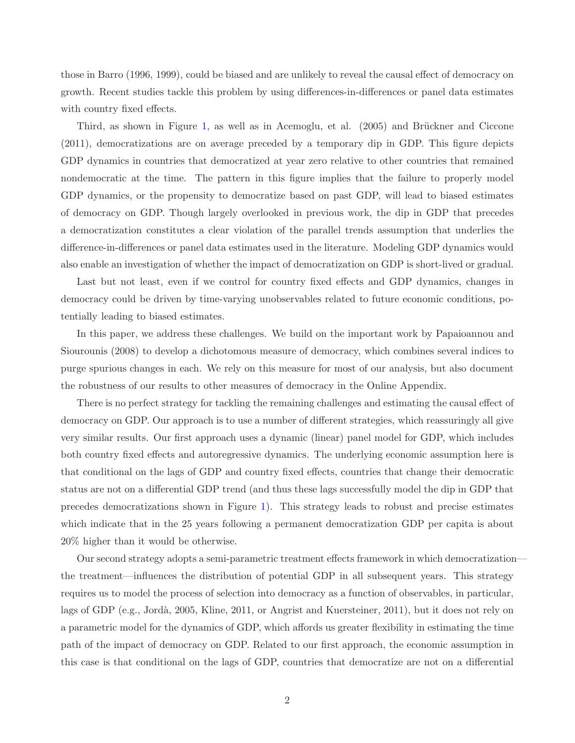those in Barro (1996, 1999), could be biased and are unlikely to reveal the causal effect of democracy on growth. Recent studies tackle this problem by using differences-in-differences or panel data estimates with country fixed effects.

Third, as shown in Figure 1, as well as in Acemoglu, et al. (2005) and Brückner and Ciccone (2011), democratizations are on average preceded by a temporary dip in GDP. This figure depicts GDP dynamics in countries that democratized at year zero relative to other countries that remained nondemocratic at the time. The pattern in this figure implies that the failure to properly model GDP dynamics, or the propensity to democratize based on past GDP, will lead to biased estimates of democracy on GDP. Though largely overlooked in previous work, the dip in GDP that precedes a democratization constitutes a clear violation of the parallel trends assumption that underlies the difference-in-differences or panel data estimates used in the literature. Modeling GDP dynamics would also enable an investigation of whether the impact of democratization on GDP is short-lived or gradual.

Last but not least, even if we control for country fixed effects and GDP dynamics, changes in democracy could be driven by time-varying unobservables related to future economic conditions, potentially leading to biased estimates.

In this paper, we address these challenges. We build on the important work by Papaioannou and Siourounis (2008) to develop a dichotomous measure of democracy, which combines several indices to purge spurious changes in each. We rely on this measure for most of our analysis, but also document the robustness of our results to other measures of democracy in the Online Appendix.

There is no perfect strategy for tackling the remaining challenges and estimating the causal effect of democracy on GDP. Our approach is to use a number of different strategies, which reassuringly all give very similar results. Our first approach uses a dynamic (linear) panel model for GDP, which includes both country fixed effects and autoregressive dynamics. The underlying economic assumption here is that conditional on the lags of GDP and country fixed effects, countries that change their democratic status are not on a differential GDP trend (and thus these lags successfully model the dip in GDP that precedes democratizations shown in Figure 1). This strategy leads to robust and precise estimates which indicate that in the 25 years following a permanent democratization GDP per capita is about 20% higher than it would be otherwise.

Our second strategy adopts a semi-parametric treatment effects framework in which democratization—the treatment—influences the distribution of potential GDP in all subsequent years. This strategy requires us to model the process of selection into democracy as a function of observables, in particular, lags of GDP (e.g., Jordà, 2005, Kline, 2011, or Angrist and Kuersteiner, 2011), but it does not rely on a parametric model for the dynamics of GDP, which affords us greater flexibility in estimating the time path of the impact of democracy on GDP. Related to our first approach, the economic assumption in this case is that conditional on the lags of GDP, countries that democratize are not on a differential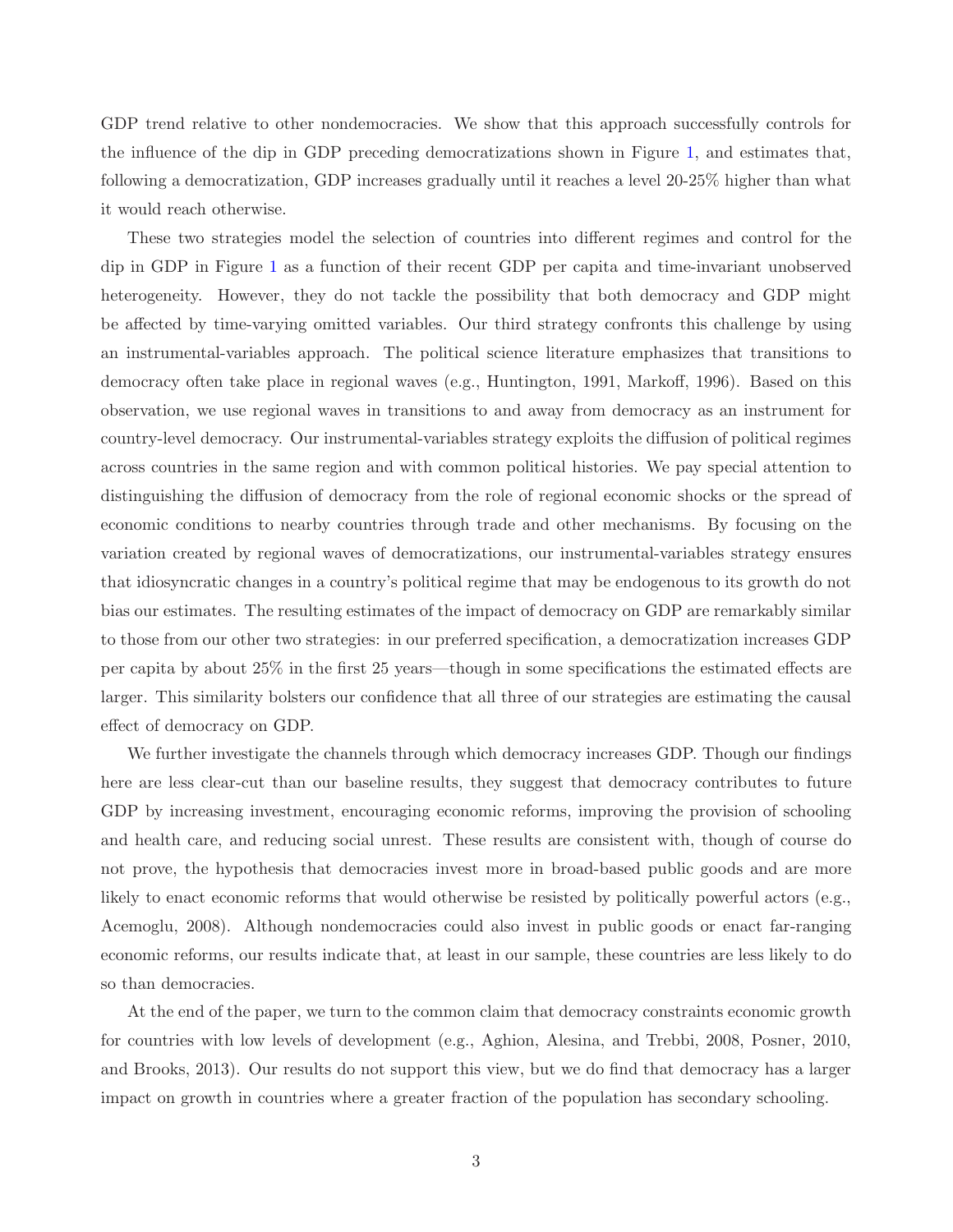GDP trend relative to other nondemocracies. We show that this approach successfully controls for the influence of the dip in GDP preceding democratizations shown in Figure 1, and estimates that, following a democratization, GDP increases gradually until it reaches a level 20-25% higher than what it would reach otherwise.

These two strategies model the selection of countries into different regimes and control for the dip in GDP in Figure 1 as a function of their recent GDP per capita and time-invariant unobserved heterogeneity. However, they do not tackle the possibility that both democracy and GDP might be affected by time-varying omitted variables. Our third strategy confronts this challenge by using an instrumental-variables approach. The political science literature emphasizes that transitions to democracy often take place in regional waves (e.g., Huntington, 1991, Markoff, 1996). Based on this observation, we use regional waves in transitions to and away from democracy as an instrument for country-level democracy. Our instrumental-variables strategy exploits the diffusion of political regimes across countries in the same region and with common political histories. We pay special attention to distinguishing the diffusion of democracy from the role of regional economic shocks or the spread of economic conditions to nearby countries through trade and other mechanisms. By focusing on the variation created by regional waves of democratizations, our instrumental-variables strategy ensures that idiosyncratic changes in a country's political regime that may be endogenous to its growth do not bias our estimates. The resulting estimates of the impact of democracy on GDP are remarkably similar to those from our other two strategies: in our preferred specification, a democratization increases GDP per capita by about 25% in the first 25 years—though in some specifications the estimated effects are larger. This similarity bolsters our confidence that all three of our strategies are estimating the causal effect of democracy on GDP.

We further investigate the channels through which democracy increases GDP. Though our findings here are less clear-cut than our baseline results, they suggest that democracy contributes to future GDP by increasing investment, encouraging economic reforms, improving the provision of schooling and health care, and reducing social unrest. These results are consistent with, though of course do not prove, the hypothesis that democracies invest more in broad-based public goods and are more likely to enact economic reforms that would otherwise be resisted by politically powerful actors (e.g., Acemoglu, 2008). Although nondemocracies could also invest in public goods or enact far-ranging economic reforms, our results indicate that, at least in our sample, these countries are less likely to do so than democracies.

At the end of the paper, we turn to the common claim that democracy constraints economic growth for countries with low levels of development (e.g., Aghion, Alesina, and Trebbi, 2008, Posner, 2010, and Brooks, 2013). Our results do not support this view, but we do find that democracy has a larger impact on growth in countries where a greater fraction of the population has secondary schooling.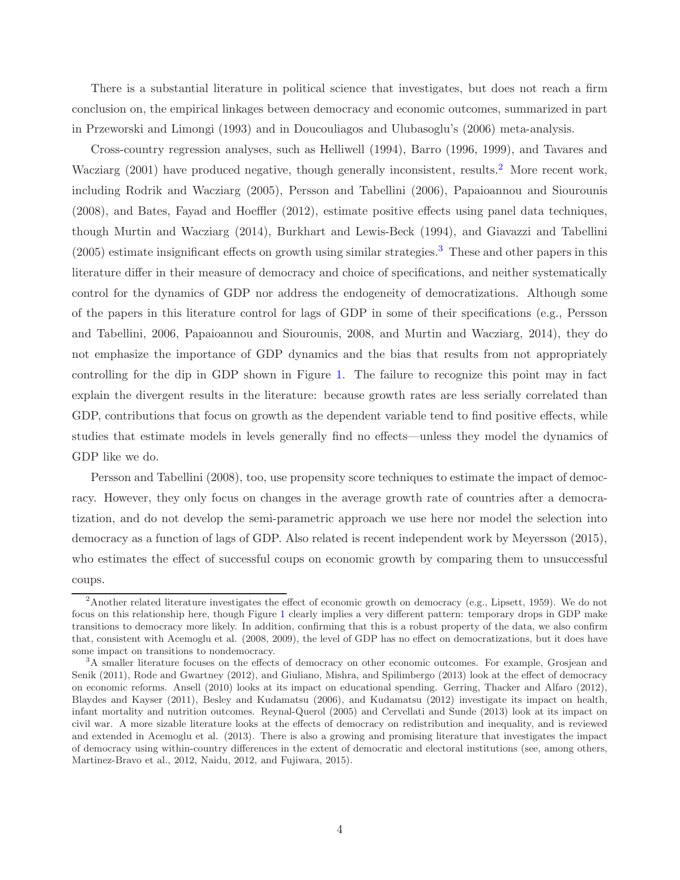There is a substantial literature in political science that investigates, but does not reach a firm conclusion on, the empirical linkages between democracy and economic outcomes, summarized in part in Przeworski and Limongi (1993) and in Doucouliagos and Ulubasoglu's (2006) meta-analysis.

Cross-country regression analyses, such as Helliwell (1994), Barro (1996, 1999), and Tavares and Wacziarg (2001) have produced negative, though generally inconsistent, results.[2] More recent work, including Rodrik and Wacziarg (2005), Persson and Tabellini (2006), Papaioannou and Siourounis (2008), and Bates, Fayad and Hoeffler (2012), estimate positive effects using panel data techniques, though Murtin and Wacziarg (2014), Burkhart and Lewis-Beck (1994), and Giavazzi and Tabellini (2005) estimate insignificant effects on growth using similar strategies.[3] These and other papers in this literature differ in their measure of democracy and choice of specifications, and neither systematically control for the dynamics of GDP nor address the endogeneity of democratizations. Although some of the papers in this literature control for lags of GDP in some of their specifications (e.g., Persson and Tabellini, 2006, Papaioannou and Siourounis, 2008, and Murtin and Wacziarg, 2014), they do not emphasize the importance of GDP dynamics and the bias that results from not appropriately controlling for the dip in GDP shown in Figure 1. The failure to recognize this point may in fact explain the divergent results in the literature: because growth rates are less serially correlated than GDP, contributions that focus on growth as the dependent variable tend to find positive effects, while studies that estimate models in levels generally find no effects—unless they model the dynamics of GDP like we do.

Persson and Tabellini (2008), too, use propensity score techniques to estimate the impact of democracy. However, they only focus on changes in the average growth rate of countries after a democratization, and do not develop the semi-parametric approach we use here nor model the selection into democracy as a function of lags of GDP. Also related is recent independent work by Meyersson (2015), who estimates the effect of successful coups on economic growth by comparing them to unsuccessful coups.

[2] Another related literature investigates the effect of economic growth on democracy (e.g., Lipsett, 1959). We do not focus on this relationship here, though Figure 1 clearly implies a very different pattern: temporary drops in GDP make transitions to democracy more likely. In addition, confirming that this is a robust property of the data, we also confirm that, consistent with Acemoglu et al. (2008, 2009), the level of GDP has no effect on democratizations, but it does have some impact on transitions to nondemocracy.

[3] A smaller literature focuses on the effects of democracy on other economic outcomes. For example, Grosjean and Senik (2011), Rode and Gwartney (2012), and Giuliano, Mishra, and Spilimbergo (2013) look at the effect of democracy on economic reforms. Ansell (2010) looks at its impact on educational spending. Gerring, Thacker and Alfaro (2012), Blaydes and Kayser (2011), Besley and Kudamatsu (2006), and Kudamatsu (2012) investigate its impact on health, infant mortality and nutrition outcomes. Reynal-Querol (2005) and Cervellati and Sunde (2013) look at its impact on civil war. A more sizable literature looks at the effects of democracy on redistribution and inequality, and is reviewed and extended in Acemoglu et al. (2013). There is also a growing and promising literature that investigates the impact of democracy using within-country differences in the extent of democratic and electoral institutions (see, among others, Martinez-Bravo et al., 2012, Naidu, 2012, and Fujiwara, 2015).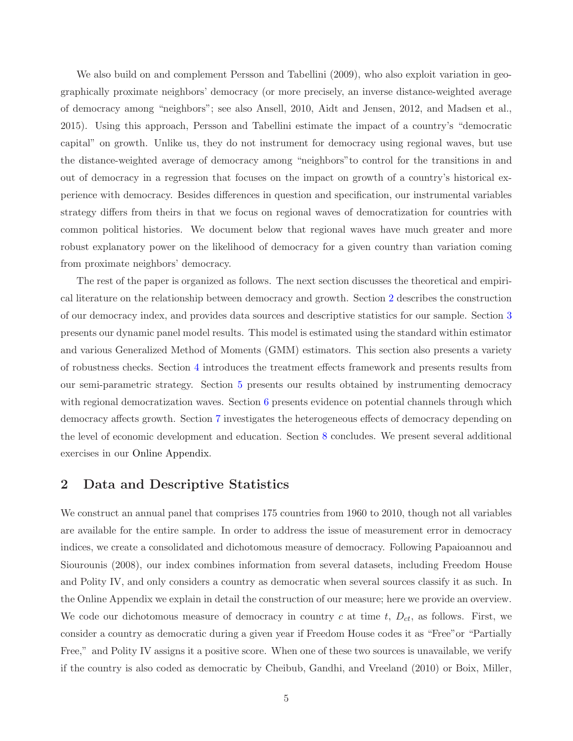We also build on and complement Persson and Tabellini (2009), who also exploit variation in geographically proximate neighbors' democracy (or more precisely, an inverse distance-weighted average of democracy among "neighbors"; see also Ansell, 2010, Aidt and Jensen, 2012, and Madsen et al., 2015). Using this approach, Persson and Tabellini estimate the impact of a country's "democratic capital" on growth. Unlike us, they do not instrument for democracy using regional waves, but use the distance-weighted average of democracy among "neighbors"to control for the transitions in and out of democracy in a regression that focuses on the impact on growth of a country's historical experience with democracy. Besides differences in question and specification, our instrumental variables strategy differs from theirs in that we focus on regional waves of democratization for countries with common political histories. We document below that regional waves have much greater and more robust explanatory power on the likelihood of democracy for a given country than variation coming from proximate neighbors' democracy.

The rest of the paper is organized as follows. The next section discusses the theoretical and empirical literature on the relationship between democracy and growth. Section 2 describes the construction of our democracy index, and provides data sources and descriptive statistics for our sample. Section 3 presents our dynamic panel model results. This model is estimated using the standard within estimator and various Generalized Method of Moments (GMM) estimators. This section also presents a variety of robustness checks. Section 4 introduces the treatment effects framework and presents results from our semi-parametric strategy. Section 5 presents our results obtained by instrumenting democracy with regional democratization waves. Section 6 presents evidence on potential channels through which democracy affects growth. Section 7 investigates the heterogeneous effects of democracy depending on the level of economic development and education. Section 8 concludes. We present several additional exercises in our Online Appendix.

## 2 Data and Descriptive Statistics

We construct an annual panel that comprises 175 countries from 1960 to 2010, though not all variables are available for the entire sample. In order to address the issue of measurement error in democracy indices, we create a consolidated and dichotomous measure of democracy. Following Papaioannou and Siourounis (2008), our index combines information from several datasets, including Freedom House and Polity IV, and only considers a country as democratic when several sources classify it as such. In the Online Appendix we explain in detail the construction of our measure; here we provide an overview. We code our dichotomous measure of democracy in country $c$ at time $t$, $D_{ct}$, as follows. First, we consider a country as democratic during a given year if Freedom House codes it as "Free"or "Partially Free," and Polity IV assigns it a positive score. When one of these two sources is unavailable, we verify if the country is also coded as democratic by Cheibub, Gandhi, and Vreeland (2010) or Boix, Miller,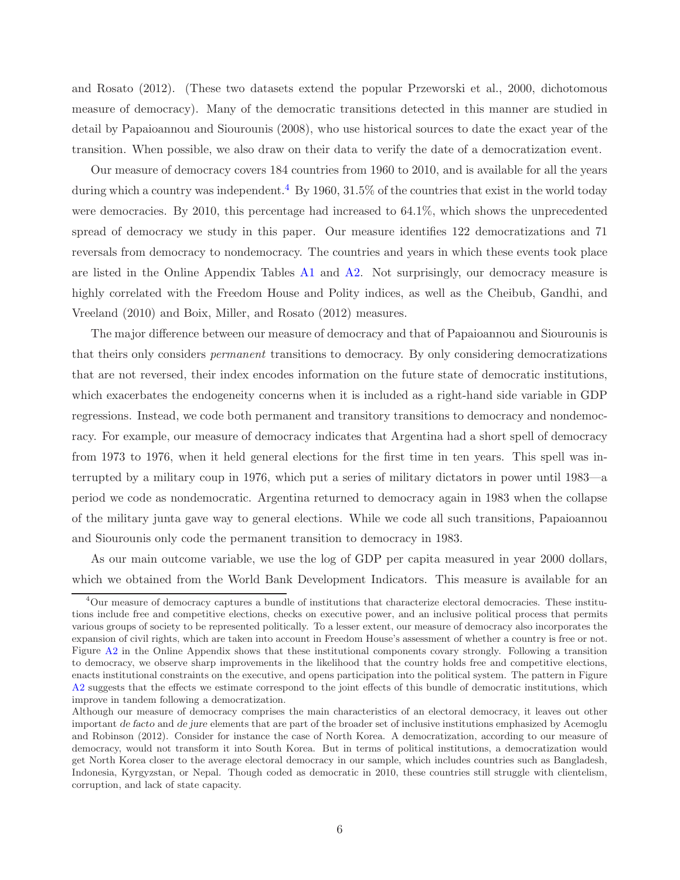and Rosato (2012). (These two datasets extend the popular Przeworski et al., 2000, dichotomous measure of democracy). Many of the democratic transitions detected in this manner are studied in detail by Papaioannou and Siourounis (2008), who use historical sources to date the exact year of the transition. When possible, we also draw on their data to verify the date of a democratization event.

Our measure of democracy covers 184 countries from 1960 to 2010, and is available for all the years during which a country was independent.[4] By 1960, 31.5% of the countries that exist in the world today were democracies. By 2010, this percentage had increased to 64.1%, which shows the unprecedented spread of democracy we study in this paper. Our measure identifies 122 democratizations and 71 reversals from democracy to nondemocracy. The countries and years in which these events took place are listed in the Online Appendix Tables A1 and A2. Not surprisingly, our democracy measure is highly correlated with the Freedom House and Polity indices, as well as the Cheibub, Gandhi, and Vreeland (2010) and Boix, Miller, and Rosato (2012) measures.

The major difference between our measure of democracy and that of Papaioannou and Siourounis is that theirs only considers *permanent* transitions to democracy. By only considering democratizations that are not reversed, their index encodes information on the future state of democratic institutions, which exacerbates the endogeneity concerns when it is included as a right-hand side variable in GDP regressions. Instead, we code both permanent and transitory transitions to democracy and nondemocracy. For example, our measure of democracy indicates that Argentina had a short spell of democracy from 1973 to 1976, when it held general elections for the first time in ten years. This spell was interrupted by a military coup in 1976, which put a series of military dictators in power until 1983—a period we code as nondemocratic. Argentina returned to democracy again in 1983 when the collapse of the military junta gave way to general elections. While we code all such transitions, Papaioannou and Siourounis only code the permanent transition to democracy in 1983.

As our main outcome variable, we use the log of GDP per capita measured in year 2000 dollars, which we obtained from the World Bank Development Indicators. This measure is available for an

---

[4] Our measure of democracy captures a bundle of institutions that characterize electoral democracies. These institutions include free and competitive elections, checks on executive power, and an inclusive political process that permits various groups of society to be represented politically. To a lesser extent, our measure of democracy also incorporates the expansion of civil rights, which are taken into account in Freedom House's assessment of whether a country is free or not. Figure A2 in the Online Appendix shows that these institutional components covary strongly. Following a transition to democracy, we observe sharp improvements in the likelihood that the country holds free and competitive elections, enacts institutional constraints on the executive, and opens participation into the political system. The pattern in Figure A2 suggests that the effects we estimate correspond to the joint effects of this bundle of democratic institutions, which improve in tandem following a democratization.

Although our measure of democracy comprises the main characteristics of an electoral democracy, it leaves out other important *de facto* and *de jure* elements that are part of the broader set of inclusive institutions emphasized by Acemoglu and Robinson (2012). Consider for instance the case of North Korea. A democratization, according to our measure of democracy, would not transform it into South Korea. But in terms of political institutions, a democratization would get North Korea closer to the average electoral democracy in our sample, which includes countries such as Bangladesh, Indonesia, Kyrgyzstan, or Nepal. Though coded as democratic in 2010, these countries still struggle with clientelism, corruption, and lack of state capacity.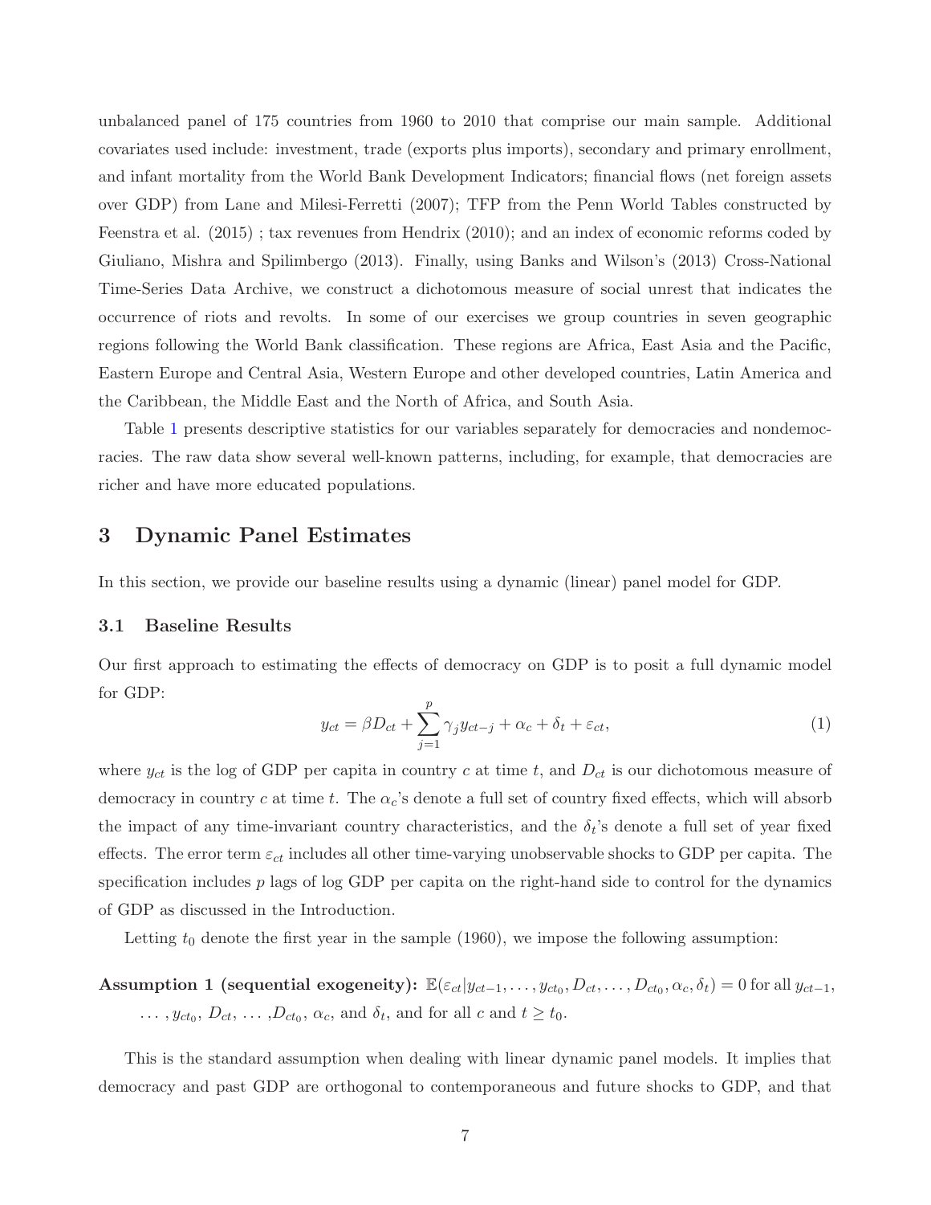unbalanced panel of 175 countries from 1960 to 2010 that comprise our main sample. Additional covariates used include: investment, trade (exports plus imports), secondary and primary enrollment, and infant mortality from the World Bank Development Indicators; financial flows (net foreign assets over GDP) from Lane and Milesi-Ferretti (2007); TFP from the Penn World Tables constructed by Feenstra et al. (2015) ; tax revenues from Hendrix (2010); and an index of economic reforms coded by Giuliano, Mishra and Spilimbergo (2013). Finally, using Banks and Wilson's (2013) Cross-National Time-Series Data Archive, we construct a dichotomous measure of social unrest that indicates the occurrence of riots and revolts. In some of our exercises we group countries in seven geographic regions following the World Bank classification. These regions are Africa, East Asia and the Pacific, Eastern Europe and Central Asia, Western Europe and other developed countries, Latin America and the Caribbean, the Middle East and the North of Africa, and South Asia.

Table 1 presents descriptive statistics for our variables separately for democracies and nondemocracies. The raw data show several well-known patterns, including, for example, that democracies are richer and have more educated populations.

# 3 Dynamic Panel Estimates

In this section, we provide our baseline results using a dynamic (linear) panel model for GDP.

## 3.1 Baseline Results

Our first approach to estimating the effects of democracy on GDP is to posit a full dynamic model for GDP:

$$y_{ct} = \beta D_{ct} + \sum_{j=1}^{p} \gamma_j y_{ct-j} + \alpha_c + \delta_t + \varepsilon_{ct}, \tag{1}$$

where $y_{ct}$ is the log of GDP per capita in country $c$ at time $t$, and $D_{ct}$ is our dichotomous measure of democracy in country $c$ at time $t$. The $\alpha_c$'s denote a full set of country fixed effects, which will absorb the impact of any time-invariant country characteristics, and the $\delta_t$'s denote a full set of year fixed effects. The error term $\varepsilon_{ct}$ includes all other time-varying unobservable shocks to GDP per capita. The specification includes $p$ lags of log GDP per capita on the right-hand side to control for the dynamics of GDP as discussed in the Introduction.

Letting $t_0$ denote the first year in the sample (1960), we impose the following assumption:

**Assumption 1 (sequential exogeneity):** $\mathbb{E}(\varepsilon_{ct} | y_{ct-1}, \ldots, y_{ct_0}, D_{ct}, \ldots, D_{ct_0}, \alpha_c, \delta_t) = 0$ for all $y_{ct-1}$, $\ldots, y_{ct_0}$, $D_{ct}$, $\ldots, D_{ct_0}$, $\alpha_c$, and $\delta_t$, and for all $c$ and $t \geq t_0$.

This is the standard assumption when dealing with linear dynamic panel models. It implies that democracy and past GDP are orthogonal to contemporaneous and future shocks to GDP, and that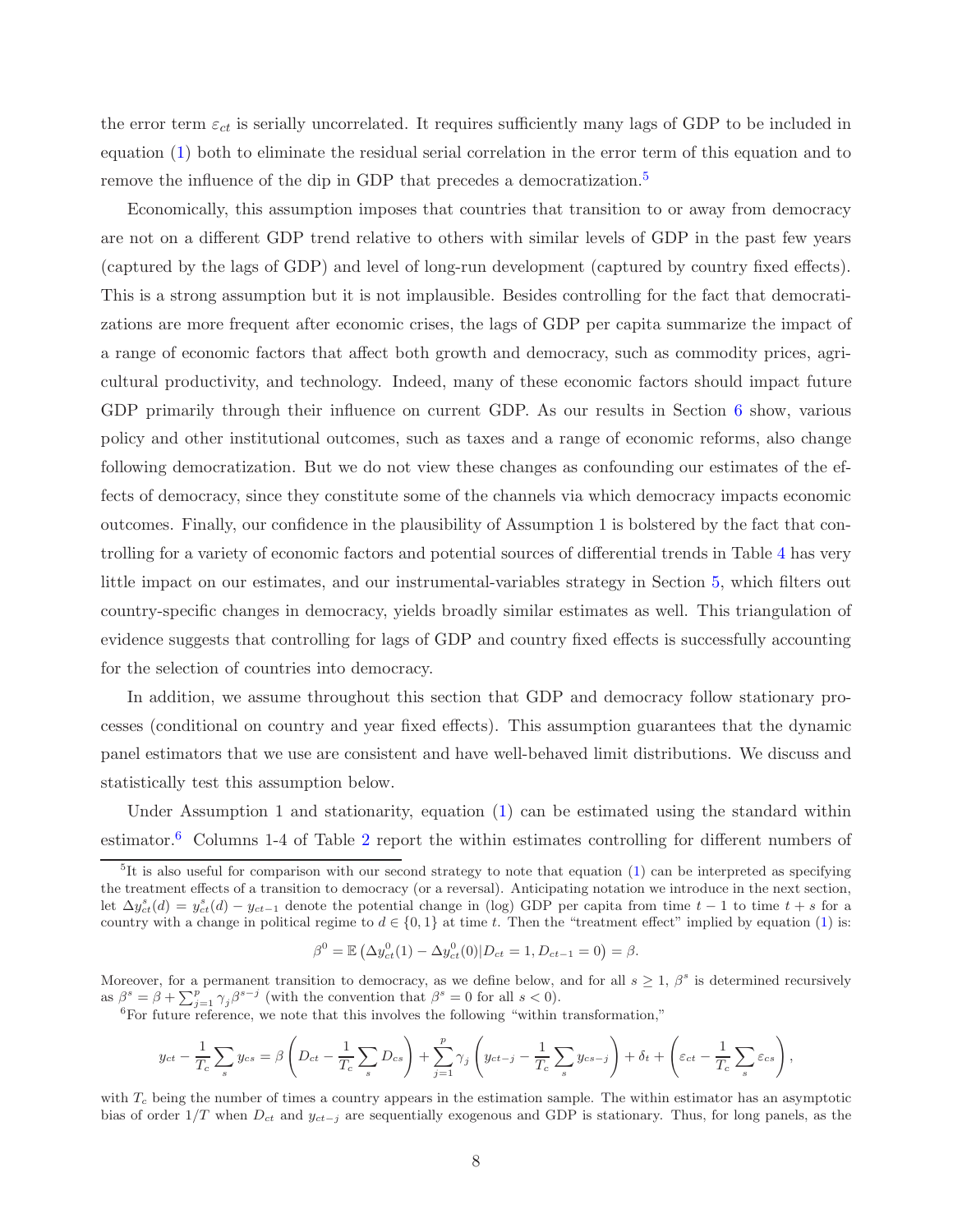the error term $\varepsilon_{ct}$ is serially uncorrelated. It requires sufficiently many lags of GDP to be included in equation (1) both to eliminate the residual serial correlation in the error term of this equation and to remove the influence of the dip in GDP that precedes a democratization.[5]

Economically, this assumption imposes that countries that transition to or away from democracy are not on a different GDP trend relative to others with similar levels of GDP in the past few years (captured by the lags of GDP) and level of long-run development (captured by country fixed effects). This is a strong assumption but it is not implausible. Besides controlling for the fact that democratizations are more frequent after economic crises, the lags of GDP per capita summarize the impact of a range of economic factors that affect both growth and democracy, such as commodity prices, agricultural productivity, and technology. Indeed, many of these economic factors should impact future GDP primarily through their influence on current GDP. As our results in Section 6 show, various policy and other institutional outcomes, such as taxes and a range of economic reforms, also change following democratization. But we do not view these changes as confounding our estimates of the effects of democracy, since they constitute some of the channels via which democracy impacts economic outcomes. Finally, our confidence in the plausibility of Assumption 1 is bolstered by the fact that controlling for a variety of economic factors and potential sources of differential trends in Table 4 has very little impact on our estimates, and our instrumental-variables strategy in Section 5, which filters out country-specific changes in democracy, yields broadly similar estimates as well. This triangulation of evidence suggests that controlling for lags of GDP and country fixed effects is successfully accounting for the selection of countries into democracy.

In addition, we assume throughout this section that GDP and democracy follow stationary processes (conditional on country and year fixed effects). This assumption guarantees that the dynamic panel estimators that we use are consistent and have well-behaved limit distributions. We discuss and statistically test this assumption below.

Under Assumption 1 and stationarity, equation (1) can be estimated using the standard within estimator.[6] Columns 1-4 of Table 2 report the within estimates controlling for different numbers of

[5]It is also useful for comparison with our second strategy to note that equation (1) can be interpreted as specifying the treatment effects of a transition to democracy (or a reversal). Anticipating notation we introduce in the next section, let $\Delta y^s_{ct}(d) = y^s_{ct}(d) - y_{ct-1}$ denote the potential change in (log) GDP per capita from time $t-1$ to time $t+s$ for a country with a change in political regime to $d \in \{0, 1\}$ at time $t$. Then the "treatment effect" implied by equation (1) is:

$$\beta^0 = \mathbb{E}\left(\Delta y^0_{ct}(1) - \Delta y^0_{ct}(0) | D_{ct} = 1, D_{ct-1} = 0\right) = \beta.$$

Moreover, for a permanent transition to democracy, as we define below, and for all $s \geq 1$, $\beta^s$ is determined recursively as $\beta^s = \beta + \sum_{j=1}^{p} \gamma_j \beta^{s-j}$ (with the convention that $\beta^s = 0$ for all $s < 0$).

[6]For future reference, we note that this involves the following "within transformation,"

$$y_{ct} - \frac{1}{T_c}\sum_s y_{cs} = \beta \left( D_{ct} - \frac{1}{T_c}\sum_s D_{cs} \right) + \sum_{j=1}^{p} \gamma_j \left( y_{ct-j} - \frac{1}{T_c}\sum_s y_{cs-j} \right) + \delta_t + \left( \varepsilon_{ct} - \frac{1}{T_c}\sum_s \varepsilon_{cs} \right),$$

with $T_c$ being the number of times a country appears in the estimation sample. The within estimator has an asymptotic bias of order $1/T$ when $D_{ct}$ and $y_{ct-j}$ are sequentially exogenous and GDP is stationary. Thus, for long panels, as the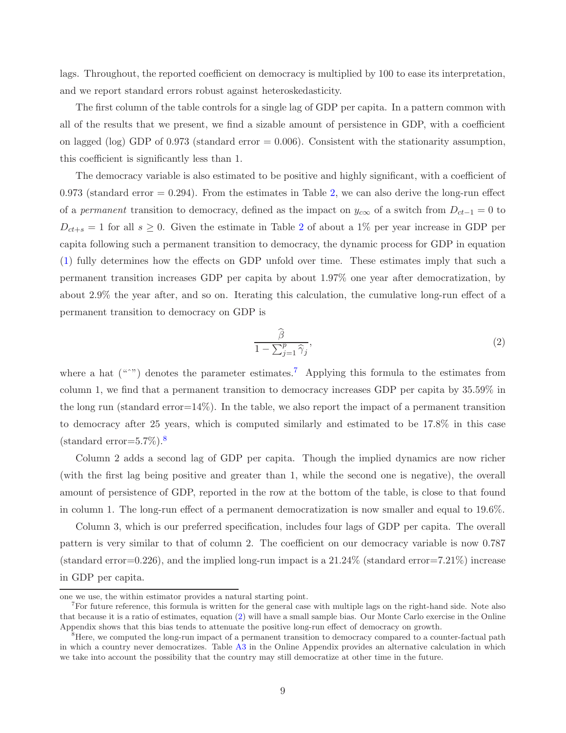lags. Throughout, the reported coefficient on democracy is multiplied by 100 to ease its interpretation, and we report standard errors robust against heteroskedasticity.

The first column of the table controls for a single lag of GDP per capita. In a pattern common with all of the results that we present, we find a sizable amount of persistence in GDP, with a coefficient on lagged (log) GDP of 0.973 (standard error = 0.006). Consistent with the stationarity assumption, this coefficient is significantly less than 1.

The democracy variable is also estimated to be positive and highly significant, with a coefficient of 0.973 (standard error = 0.294). From the estimates in Table 2, we can also derive the long-run effect of a *permanent* transition to democracy, defined as the impact on $y_{c\infty}$ of a switch from $D_{ct-1} = 0$ to $D_{ct+s} = 1$ for all $s \geq 0$. Given the estimate in Table 2 of about a 1% per year increase in GDP per capita following such a permanent transition to democracy, the dynamic process for GDP in equation (1) fully determines how the effects on GDP unfold over time. These estimates imply that such a permanent transition increases GDP per capita by about 1.97% one year after democratization, by about 2.9% the year after, and so on. Iterating this calculation, the cumulative long-run effect of a permanent transition to democracy on GDP is

$$\frac{\widehat{\beta}}{1 - \sum_{j=1}^{p} \widehat{\gamma}_j}, \tag{2}$$

where a hat ("ˆ") denotes the parameter estimates.[7] Applying this formula to the estimates from column 1, we find that a permanent transition to democracy increases GDP per capita by 35.59% in the long run (standard error=14%). In the table, we also report the impact of a permanent transition to democracy after 25 years, which is computed similarly and estimated to be 17.8% in this case (standard error=5.7%).[8]

Column 2 adds a second lag of GDP per capita. Though the implied dynamics are now richer (with the first lag being positive and greater than 1, while the second one is negative), the overall amount of persistence of GDP, reported in the row at the bottom of the table, is close to that found in column 1. The long-run effect of a permanent democratization is now smaller and equal to 19.6%.

Column 3, which is our preferred specification, includes four lags of GDP per capita. The overall pattern is very similar to that of column 2. The coefficient on our democracy variable is now 0.787 (standard error=0.226), and the implied long-run impact is a 21.24% (standard error=7.21%) increase in GDP per capita.

---

one we use, the within estimator provides a natural starting point.

[7] For future reference, this formula is written for the general case with multiple lags on the right-hand side. Note also that because it is a ratio of estimates, equation (2) will have a small sample bias. Our Monte Carlo exercise in the Online Appendix shows that this bias tends to attenuate the positive long-run effect of democracy on growth.

[8] Here, we computed the long-run impact of a permanent transition to democracy compared to a counter-factual path in which a country never democratizes. Table A3 in the Online Appendix provides an alternative calculation in which we take into account the possibility that the country may still democratize at other time in the future.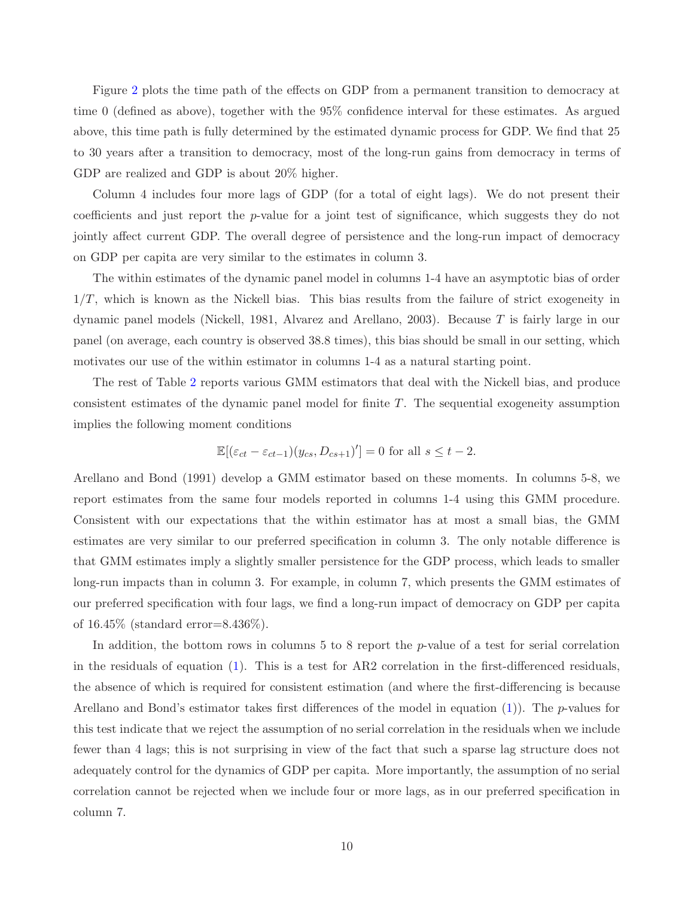Figure 2 plots the time path of the effects on GDP from a permanent transition to democracy at time 0 (defined as above), together with the 95% confidence interval for these estimates. As argued above, this time path is fully determined by the estimated dynamic process for GDP. We find that 25 to 30 years after a transition to democracy, most of the long-run gains from democracy in terms of GDP are realized and GDP is about 20% higher.

Column 4 includes four more lags of GDP (for a total of eight lags). We do not present their coefficients and just report the $p$-value for a joint test of significance, which suggests they do not jointly affect current GDP. The overall degree of persistence and the long-run impact of democracy on GDP per capita are very similar to the estimates in column 3.

The within estimates of the dynamic panel model in columns 1-4 have an asymptotic bias of order $1/T$, which is known as the Nickell bias. This bias results from the failure of strict exogeneity in dynamic panel models (Nickell, 1981, Alvarez and Arellano, 2003). Because $T$ is fairly large in our panel (on average, each country is observed 38.8 times), this bias should be small in our setting, which motivates our use of the within estimator in columns 1-4 as a natural starting point.

The rest of Table 2 reports various GMM estimators that deal with the Nickell bias, and produce consistent estimates of the dynamic panel model for finite $T$. The sequential exogeneity assumption implies the following moment conditions

$$\mathbb{E}[(\varepsilon_{ct} - \varepsilon_{ct-1})(y_{cs}, D_{cs+1})'] = 0 \text{ for all } s \leq t-2.$$

Arellano and Bond (1991) develop a GMM estimator based on these moments. In columns 5-8, we report estimates from the same four models reported in columns 1-4 using this GMM procedure. Consistent with our expectations that the within estimator has at most a small bias, the GMM estimates are very similar to our preferred specification in column 3. The only notable difference is that GMM estimates imply a slightly smaller persistence for the GDP process, which leads to smaller long-run impacts than in column 3. For example, in column 7, which presents the GMM estimates of our preferred specification with four lags, we find a long-run impact of democracy on GDP per capita of 16.45% (standard error=8.436%).

In addition, the bottom rows in columns 5 to 8 report the $p$-value of a test for serial correlation in the residuals of equation (1). This is a test for AR2 correlation in the first-differenced residuals, the absence of which is required for consistent estimation (and where the first-differencing is because Arellano and Bond's estimator takes first differences of the model in equation (1)). The $p$-values for this test indicate that we reject the assumption of no serial correlation in the residuals when we include fewer than 4 lags; this is not surprising in view of the fact that such a sparse lag structure does not adequately control for the dynamics of GDP per capita. More importantly, the assumption of no serial correlation cannot be rejected when we include four or more lags, as in our preferred specification in column 7.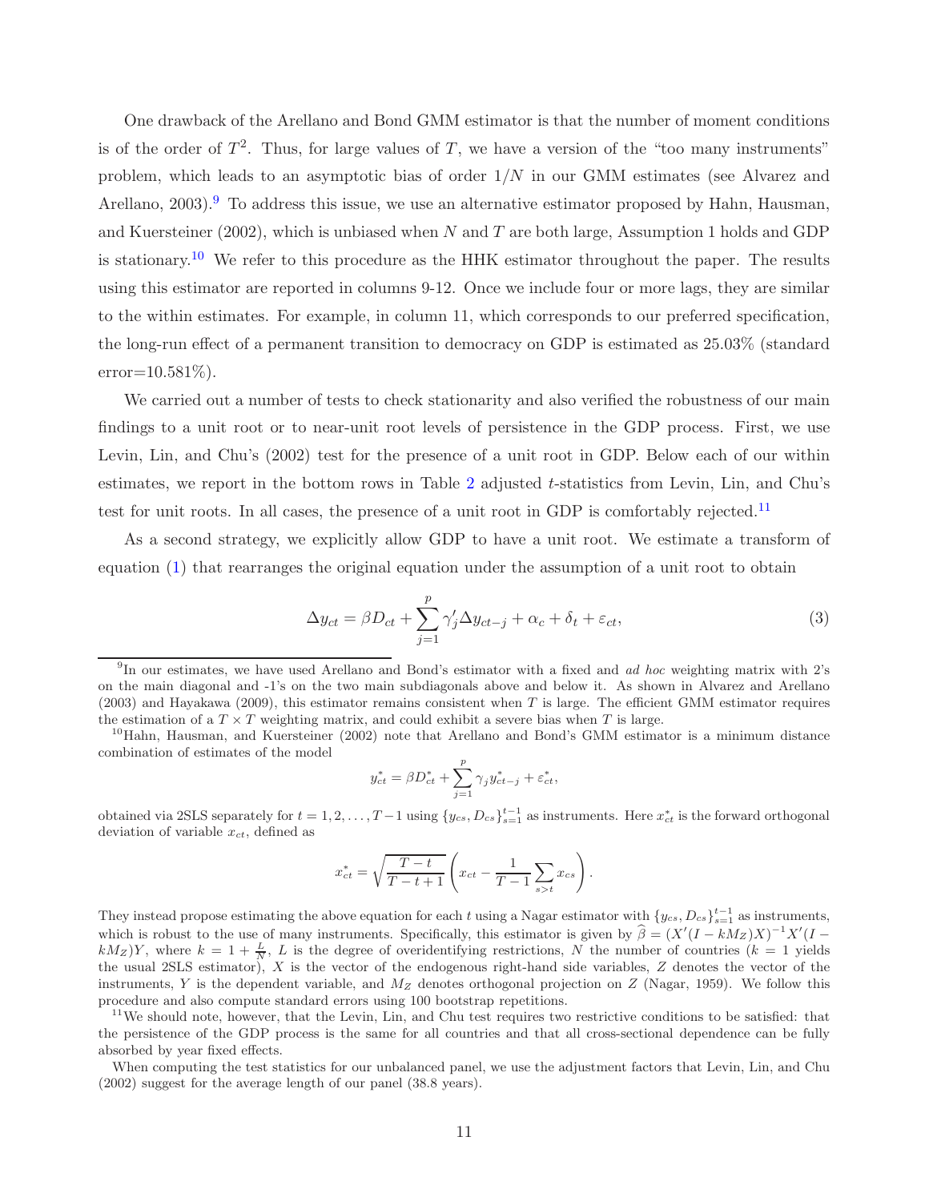One drawback of the Arellano and Bond GMM estimator is that the number of moment conditions is of the order of $T^2$. Thus, for large values of $T$, we have a version of the "too many instruments" problem, which leads to an asymptotic bias of order $1/N$ in our GMM estimates (see Alvarez and Arellano, 2003).[9] To address this issue, we use an alternative estimator proposed by Hahn, Hausman, and Kuersteiner (2002), which is unbiased when $N$ and $T$ are both large, Assumption 1 holds and GDP is stationary.[10] We refer to this procedure as the HHK estimator throughout the paper. The results using this estimator are reported in columns 9-12. Once we include four or more lags, they are similar to the within estimates. For example, in column 11, which corresponds to our preferred specification, the long-run effect of a permanent transition to democracy on GDP is estimated as 25.03% (standard error=10.581%).

We carried out a number of tests to check stationarity and also verified the robustness of our main findings to a unit root or to near-unit root levels of persistence in the GDP process. First, we use Levin, Lin, and Chu's (2002) test for the presence of a unit root in GDP. Below each of our within estimates, we report in the bottom rows in Table 2 adjusted $t$-statistics from Levin, Lin, and Chu's test for unit roots. In all cases, the presence of a unit root in GDP is comfortably rejected.[11]

As a second strategy, we explicitly allow GDP to have a unit root. We estimate a transform of equation (1) that rearranges the original equation under the assumption of a unit root to obtain

$$\Delta y_{ct} = \beta D_{ct} + \sum_{j=1}^{p} \gamma_j' \Delta y_{ct-j} + \alpha_c + \delta_t + \varepsilon_{ct}, \tag{3}$$

---

[9] In our estimates, we have used Arellano and Bond's estimator with a fixed and *ad hoc* weighting matrix with 2's on the main diagonal and -1's on the two main subdiagonals above and below it. As shown in Alvarez and Arellano (2003) and Hayakawa (2009), this estimator remains consistent when $T$ is large. The efficient GMM estimator requires the estimation of a $T \times T$ weighting matrix, and could exhibit a severe bias when $T$ is large.

[10] Hahn, Hausman, and Kuersteiner (2002) note that Arellano and Bond's GMM estimator is a minimum distance combination of estimates of the model

$$y_{ct}^* = \beta D_{ct}^* + \sum_{j=1}^{p} \gamma_j y_{ct-j}^* + \varepsilon_{ct}^*,$$

obtained via 2SLS separately for $t = 1, 2, \ldots, T-1$ using $\{y_{cs}, D_{cs}\}_{s=1}^{t-1}$ as instruments. Here $x_{ct}^*$ is the forward orthogonal deviation of variable $x_{ct}$, defined as

$$x_{ct}^* = \sqrt{\frac{T-t}{T-t+1}} \left( x_{ct} - \frac{1}{T-1} \sum_{s>t} x_{cs} \right).$$

They instead propose estimating the above equation for each $t$ using a Nagar estimator with $\{y_{cs}, D_{cs}\}_{s=1}^{t-1}$ as instruments, which is robust to the use of many instruments. Specifically, this estimator is given by $\widehat{\beta} = (X'(I - kM_Z)X)^{-1}X'(I - kM_Z)Y$, where $k = 1 + \frac{L}{N}$, $L$ is the degree of overidentifying restrictions, $N$ the number of countries ($k = 1$ yields the usual 2SLS estimator), $X$ is the vector of the endogenous right-hand side variables, $Z$ denotes the vector of the instruments, $Y$ is the dependent variable, and $M_Z$ denotes orthogonal projection on $Z$ (Nagar, 1959). We follow this procedure and also compute standard errors using 100 bootstrap repetitions.

[11] We should note, however, that the Levin, Lin, and Chu test requires two restrictive conditions to be satisfied: that the persistence of the GDP process is the same for all countries and that all cross-sectional dependence can be fully absorbed by year fixed effects.

When computing the test statistics for our unbalanced panel, we use the adjustment factors that Levin, Lin, and Chu (2002) suggest for the average length of our panel (38.8 years).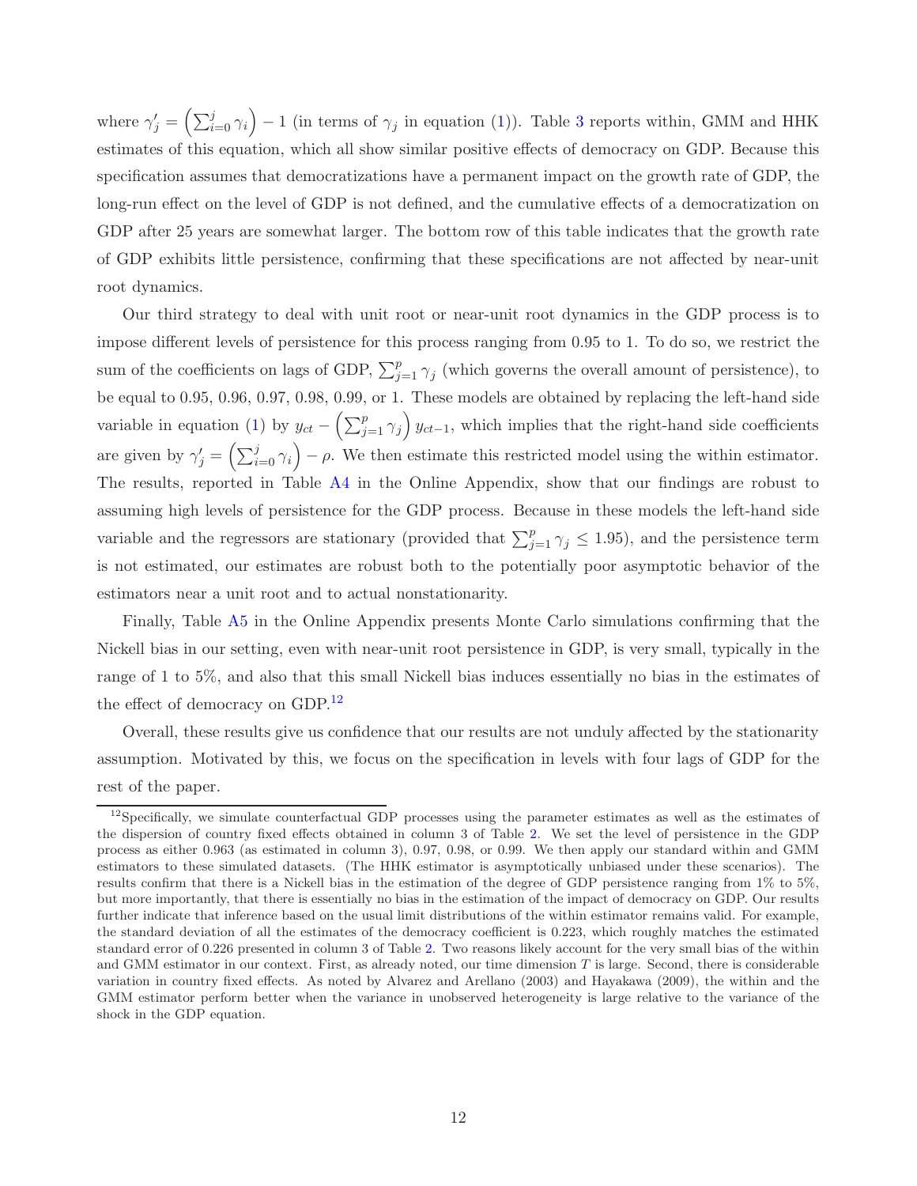where $\gamma'_j = \left(\sum_{i=0}^{j} \gamma_i\right) - 1$ (in terms of $\gamma_j$ in equation (1)). Table 3 reports within, GMM and HHK estimates of this equation, which all show similar positive effects of democracy on GDP. Because this specification assumes that democratizations have a permanent impact on the growth rate of GDP, the long-run effect on the level of GDP is not defined, and the cumulative effects of a democratization on GDP after 25 years are somewhat larger. The bottom row of this table indicates that the growth rate of GDP exhibits little persistence, confirming that these specifications are not affected by near-unit root dynamics.

Our third strategy to deal with unit root or near-unit root dynamics in the GDP process is to impose different levels of persistence for this process ranging from 0.95 to 1. To do so, we restrict the sum of the coefficients on lags of GDP, $\sum_{j=1}^{p} \gamma_j$ (which governs the overall amount of persistence), to be equal to 0.95, 0.96, 0.97, 0.98, 0.99, or 1. These models are obtained by replacing the left-hand side variable in equation (1) by $y_{ct} - \left(\sum_{j=1}^{p} \gamma_j\right) y_{ct-1}$, which implies that the right-hand side coefficients are given by $\gamma'_j = \left(\sum_{i=0}^{j} \gamma_i\right) - \rho$. We then estimate this restricted model using the within estimator. The results, reported in Table A4 in the Online Appendix, show that our findings are robust to assuming high levels of persistence for the GDP process. Because in these models the left-hand side variable and the regressors are stationary (provided that $\sum_{j=1}^{p} \gamma_j \leq 1.95$), and the persistence term is not estimated, our estimates are robust both to the potentially poor asymptotic behavior of the estimators near a unit root and to actual nonstationarity.

Finally, Table A5 in the Online Appendix presents Monte Carlo simulations confirming that the Nickell bias in our setting, even with near-unit root persistence in GDP, is very small, typically in the range of 1 to 5%, and also that this small Nickell bias induces essentially no bias in the estimates of the effect of democracy on GDP.[12]

Overall, these results give us confidence that our results are not unduly affected by the stationarity assumption. Motivated by this, we focus on the specification in levels with four lags of GDP for the rest of the paper.

[12]Specifically, we simulate counterfactual GDP processes using the parameter estimates as well as the estimates of the dispersion of country fixed effects obtained in column 3 of Table 2. We set the level of persistence in the GDP process as either 0.963 (as estimated in column 3), 0.97, 0.98, or 0.99. We then apply our standard within and GMM estimators to these simulated datasets. (The HHK estimator is asymptotically unbiased under these scenarios). The results confirm that there is a Nickell bias in the estimation of the degree of GDP persistence ranging from 1% to 5%, but more importantly, that there is essentially no bias in the estimation of the impact of democracy on GDP. Our results further indicate that inference based on the usual limit distributions of the within estimator remains valid. For example, the standard deviation of all the estimates of the democracy coefficient is 0.223, which roughly matches the estimated standard error of 0.226 presented in column 3 of Table 2. Two reasons likely account for the very small bias of the within and GMM estimator in our context. First, as already noted, our time dimension $T$ is large. Second, there is considerable variation in country fixed effects. As noted by Alvarez and Arellano (2003) and Hayakawa (2009), the within and the GMM estimator perform better when the variance in unobserved heterogeneity is large relative to the variance of the shock in the GDP equation.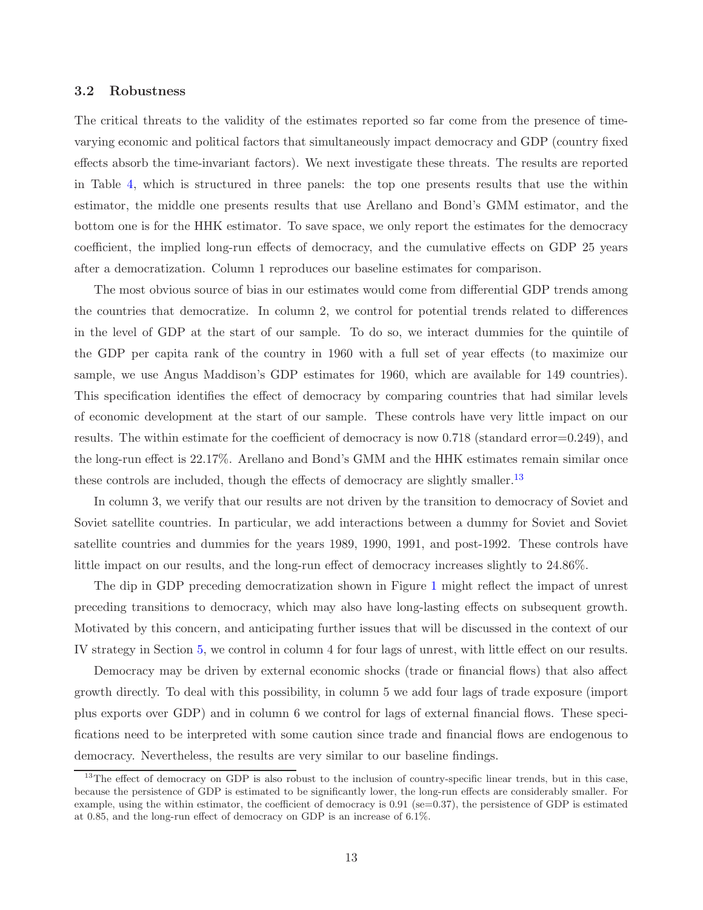### 3.2 Robustness

The critical threats to the validity of the estimates reported so far come from the presence of time-varying economic and political factors that simultaneously impact democracy and GDP (country fixed effects absorb the time-invariant factors). We next investigate these threats. The results are reported in Table 4, which is structured in three panels: the top one presents results that use the within estimator, the middle one presents results that use Arellano and Bond's GMM estimator, and the bottom one is for the HHK estimator. To save space, we only report the estimates for the democracy coefficient, the implied long-run effects of democracy, and the cumulative effects on GDP 25 years after a democratization. Column 1 reproduces our baseline estimates for comparison.

The most obvious source of bias in our estimates would come from differential GDP trends among the countries that democratize. In column 2, we control for potential trends related to differences in the level of GDP at the start of our sample. To do so, we interact dummies for the quintile of the GDP per capita rank of the country in 1960 with a full set of year effects (to maximize our sample, we use Angus Maddison's GDP estimates for 1960, which are available for 149 countries). This specification identifies the effect of democracy by comparing countries that had similar levels of economic development at the start of our sample. These controls have very little impact on our results. The within estimate for the coefficient of democracy is now 0.718 (standard error=0.249), and the long-run effect is 22.17%. Arellano and Bond's GMM and the HHK estimates remain similar once these controls are included, though the effects of democracy are slightly smaller.[13]

In column 3, we verify that our results are not driven by the transition to democracy of Soviet and Soviet satellite countries. In particular, we add interactions between a dummy for Soviet and Soviet satellite countries and dummies for the years 1989, 1990, 1991, and post-1992. These controls have little impact on our results, and the long-run effect of democracy increases slightly to 24.86%.

The dip in GDP preceding democratization shown in Figure 1 might reflect the impact of unrest preceding transitions to democracy, which may also have long-lasting effects on subsequent growth. Motivated by this concern, and anticipating further issues that will be discussed in the context of our IV strategy in Section 5, we control in column 4 for four lags of unrest, with little effect on our results.

Democracy may be driven by external economic shocks (trade or financial flows) that also affect growth directly. To deal with this possibility, in column 5 we add four lags of trade exposure (import plus exports over GDP) and in column 6 we control for lags of external financial flows. These specifications need to be interpreted with some caution since trade and financial flows are endogenous to democracy. Nevertheless, the results are very similar to our baseline findings.

[13] The effect of democracy on GDP is also robust to the inclusion of country-specific linear trends, but in this case, because the persistence of GDP is estimated to be significantly lower, the long-run effects are considerably smaller. For example, using the within estimator, the coefficient of democracy is 0.91 (se=0.37), the persistence of GDP is estimated at 0.85, and the long-run effect of democracy on GDP is an increase of 6.1%.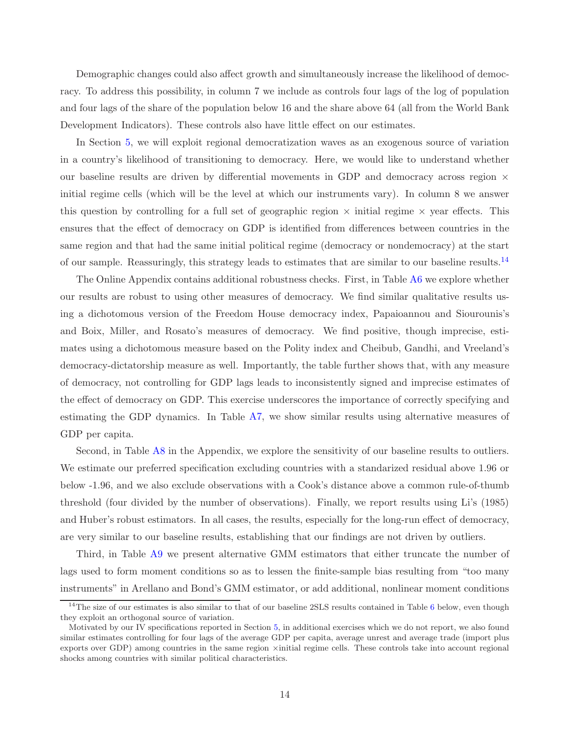Demographic changes could also affect growth and simultaneously increase the likelihood of democracy. To address this possibility, in column 7 we include as controls four lags of the log of population and four lags of the share of the population below 16 and the share above 64 (all from the World Bank Development Indicators). These controls also have little effect on our estimates.

In Section 5, we will exploit regional democratization waves as an exogenous source of variation in a country's likelihood of transitioning to democracy. Here, we would like to understand whether our baseline results are driven by differential movements in GDP and democracy across region × initial regime cells (which will be the level at which our instruments vary). In column 8 we answer this question by controlling for a full set of geographic region × initial regime × year effects. This ensures that the effect of democracy on GDP is identified from differences between countries in the same region and that had the same initial political regime (democracy or nondemocracy) at the start of our sample. Reassuringly, this strategy leads to estimates that are similar to our baseline results.[14]

The Online Appendix contains additional robustness checks. First, in Table A6 we explore whether our results are robust to using other measures of democracy. We find similar qualitative results using a dichotomous version of the Freedom House democracy index, Papaioannou and Siourounis's and Boix, Miller, and Rosato's measures of democracy. We find positive, though imprecise, estimates using a dichotomous measure based on the Polity index and Cheibub, Gandhi, and Vreeland's democracy-dictatorship measure as well. Importantly, the table further shows that, with any measure of democracy, not controlling for GDP lags leads to inconsistently signed and imprecise estimates of the effect of democracy on GDP. This exercise underscores the importance of correctly specifying and estimating the GDP dynamics. In Table A7, we show similar results using alternative measures of GDP per capita.

Second, in Table A8 in the Appendix, we explore the sensitivity of our baseline results to outliers. We estimate our preferred specification excluding countries with a standarized residual above 1.96 or below -1.96, and we also exclude observations with a Cook's distance above a common rule-of-thumb threshold (four divided by the number of observations). Finally, we report results using Li's (1985) and Huber's robust estimators. In all cases, the results, especially for the long-run effect of democracy, are very similar to our baseline results, establishing that our findings are not driven by outliers.

Third, in Table A9 we present alternative GMM estimators that either truncate the number of lags used to form moment conditions so as to lessen the finite-sample bias resulting from "too many instruments" in Arellano and Bond's GMM estimator, or add additional, nonlinear moment conditions

[14] The size of our estimates is also similar to that of our baseline 2SLS results contained in Table 6 below, even though they exploit an orthogonal source of variation.

Motivated by our IV specifications reported in Section 5, in additional exercises which we do not report, we also found similar estimates controlling for four lags of the average GDP per capita, average unrest and average trade (import plus exports over GDP) among countries in the same region ×initial regime cells. These controls take into account regional shocks among countries with similar political characteristics.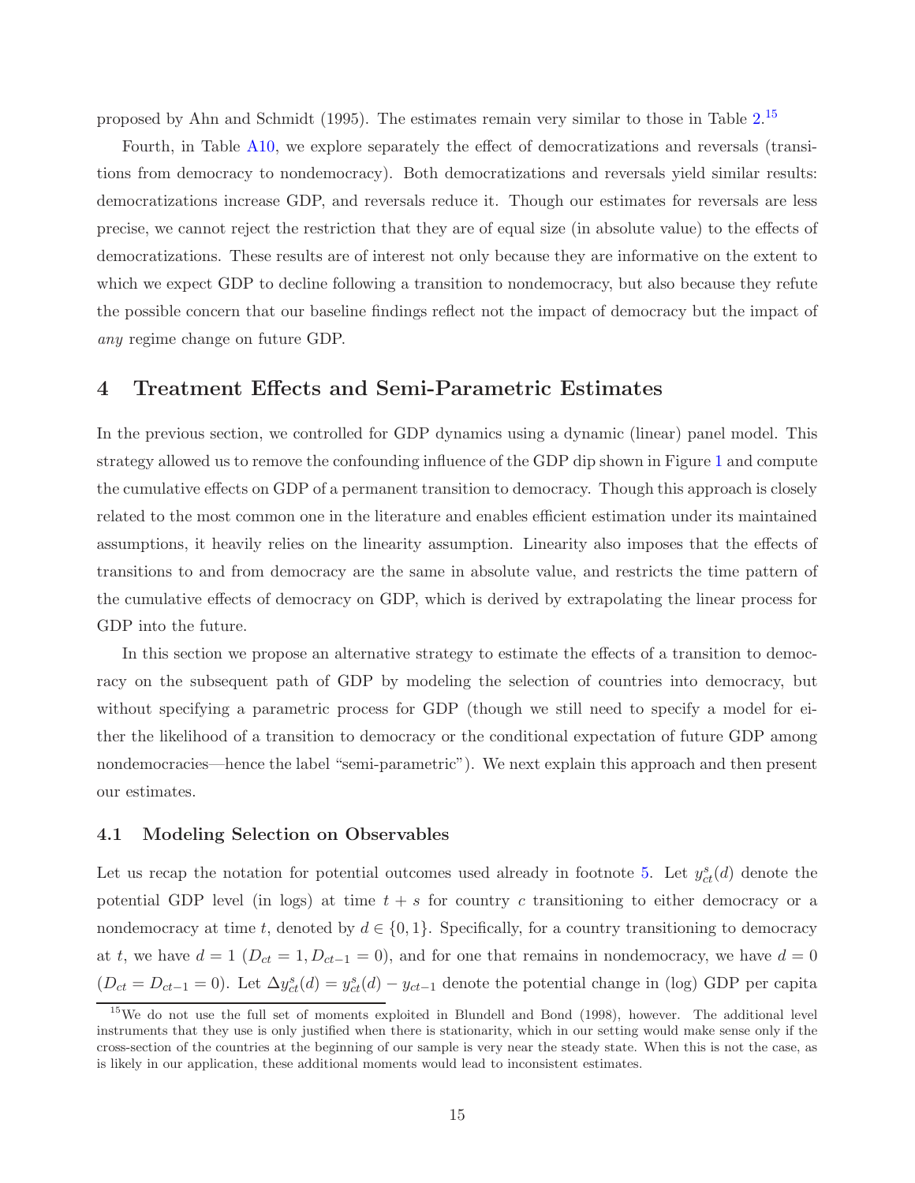proposed by Ahn and Schmidt (1995). The estimates remain very similar to those in Table 2.[15]

Fourth, in Table A10, we explore separately the effect of democratizations and reversals (transitions from democracy to nondemocracy). Both democratizations and reversals yield similar results: democratizations increase GDP, and reversals reduce it. Though our estimates for reversals are less precise, we cannot reject the restriction that they are of equal size (in absolute value) to the effects of democratizations. These results are of interest not only because they are informative on the extent to which we expect GDP to decline following a transition to nondemocracy, but also because they refute the possible concern that our baseline findings reflect not the impact of democracy but the impact of *any* regime change on future GDP.

## 4 Treatment Effects and Semi-Parametric Estimates

In the previous section, we controlled for GDP dynamics using a dynamic (linear) panel model. This strategy allowed us to remove the confounding influence of the GDP dip shown in Figure 1 and compute the cumulative effects on GDP of a permanent transition to democracy. Though this approach is closely related to the most common one in the literature and enables efficient estimation under its maintained assumptions, it heavily relies on the linearity assumption. Linearity also imposes that the effects of transitions to and from democracy are the same in absolute value, and restricts the time pattern of the cumulative effects of democracy on GDP, which is derived by extrapolating the linear process for GDP into the future.

In this section we propose an alternative strategy to estimate the effects of a transition to democracy on the subsequent path of GDP by modeling the selection of countries into democracy, but without specifying a parametric process for GDP (though we still need to specify a model for either the likelihood of a transition to democracy or the conditional expectation of future GDP among nondemocracies—hence the label "semi-parametric"). We next explain this approach and then present our estimates.

### 4.1 Modeling Selection on Observables

Let us recap the notation for potential outcomes used already in footnote 5. Let $y^s_{ct}(d)$ denote the potential GDP level (in logs) at time $t + s$ for country $c$ transitioning to either democracy or a nondemocracy at time $t$, denoted by $d \in \{0, 1\}$. Specifically, for a country transitioning to democracy at $t$, we have $d = 1$ ($D_{ct} = 1, D_{ct-1} = 0$), and for one that remains in nondemocracy, we have $d = 0$ ($D_{ct} = D_{ct-1} = 0$). Let $\Delta y^s_{ct}(d) = y^s_{ct}(d) - y_{ct-1}$ denote the potential change in (log) GDP per capita

[15] We do not use the full set of moments exploited in Blundell and Bond (1998), however. The additional level instruments that they use is only justified when there is stationarity, which in our setting would make sense only if the cross-section of the countries at the beginning of our sample is very near the steady state. When this is not the case, as is likely in our application, these additional moments would lead to inconsistent estimates.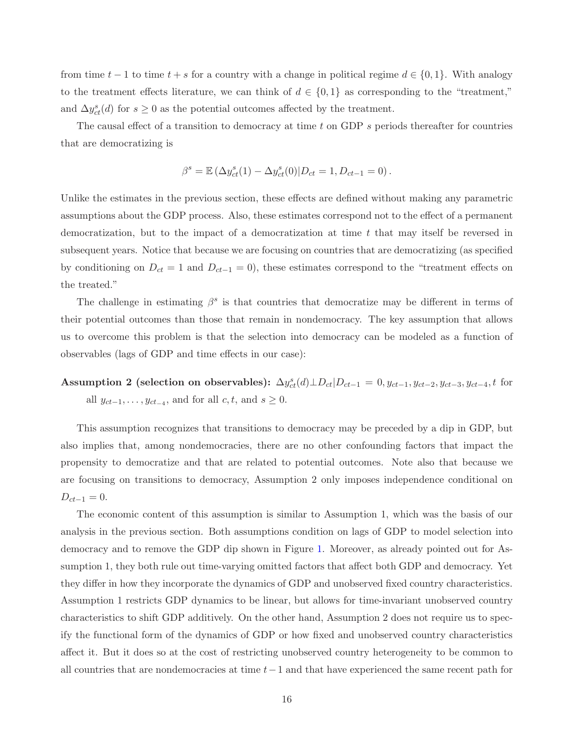from time $t-1$ to time $t+s$ for a country with a change in political regime $d \in \{0,1\}$. With analogy to the treatment effects literature, we can think of $d \in \{0,1\}$ as corresponding to the "treatment," and $\Delta y_{ct}^s(d)$ for $s \geq 0$ as the potential outcomes affected by the treatment.

The causal effect of a transition to democracy at time $t$ on GDP $s$ periods thereafter for countries that are democratizing is

$$\beta^s = \mathbb{E}\left(\Delta y_{ct}^s(1) - \Delta y_{ct}^s(0) | D_{ct} = 1, D_{ct-1} = 0\right).$$

Unlike the estimates in the previous section, these effects are defined without making any parametric assumptions about the GDP process. Also, these estimates correspond not to the effect of a permanent democratization, but to the impact of a democratization at time $t$ that may itself be reversed in subsequent years. Notice that because we are focusing on countries that are democratizing (as specified by conditioning on $D_{ct} = 1$ and $D_{ct-1} = 0$), these estimates correspond to the "treatment effects on the treated."

The challenge in estimating $\beta^s$ is that countries that democratize may be different in terms of their potential outcomes than those that remain in nondemocracy. The key assumption that allows us to overcome this problem is that the selection into democracy can be modeled as a function of observables (lags of GDP and time effects in our case):

**Assumption 2 (selection on observables):** $\Delta y_{ct}^s(d) \perp D_{ct} | D_{ct-1} = 0, y_{ct-1}, y_{ct-2}, y_{ct-3}, y_{ct-4}, t$ for all $y_{ct-1}, \ldots, y_{ct_{-4}}$, and for all $c, t$, and $s \geq 0$.

This assumption recognizes that transitions to democracy may be preceded by a dip in GDP, but also implies that, among nondemocracies, there are no other confounding factors that impact the propensity to democratize and that are related to potential outcomes. Note also that because we are focusing on transitions to democracy, Assumption 2 only imposes independence conditional on $D_{ct-1} = 0$.

The economic content of this assumption is similar to Assumption 1, which was the basis of our analysis in the previous section. Both assumptions condition on lags of GDP to model selection into democracy and to remove the GDP dip shown in Figure 1. Moreover, as already pointed out for Assumption 1, they both rule out time-varying omitted factors that affect both GDP and democracy. Yet they differ in how they incorporate the dynamics of GDP and unobserved fixed country characteristics. Assumption 1 restricts GDP dynamics to be linear, but allows for time-invariant unobserved country characteristics to shift GDP additively. On the other hand, Assumption 2 does not require us to specify the functional form of the dynamics of GDP or how fixed and unobserved country characteristics affect it. But it does so at the cost of restricting unobserved country heterogeneity to be common to all countries that are nondemocracies at time $t-1$ and that have experienced the same recent path for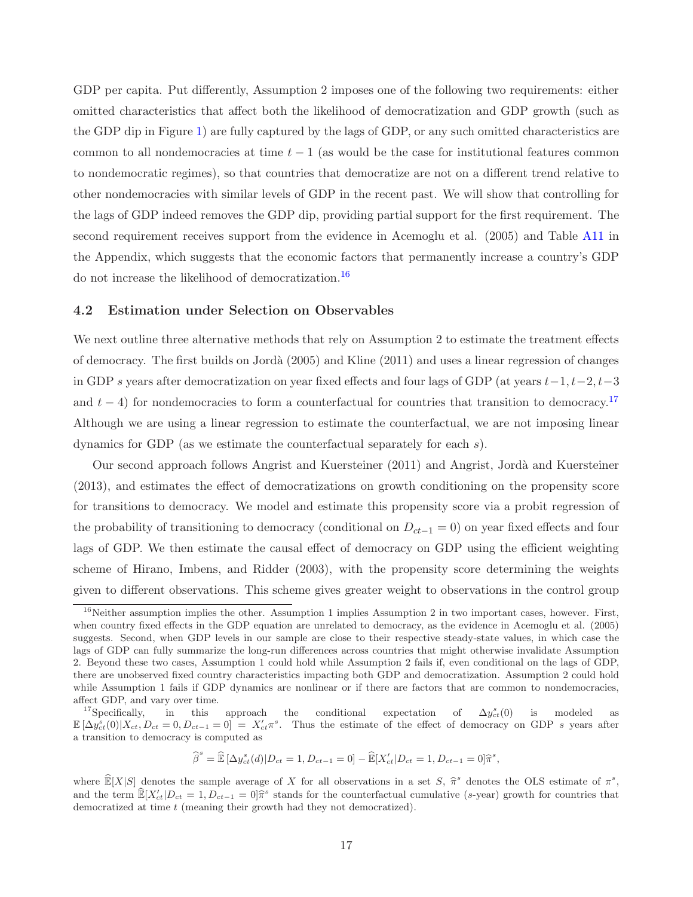GDP per capita. Put differently, Assumption 2 imposes one of the following two requirements: either omitted characteristics that affect both the likelihood of democratization and GDP growth (such as the GDP dip in Figure 1) are fully captured by the lags of GDP, or any such omitted characteristics are common to all nondemocracies at time $t-1$ (as would be the case for institutional features common to nondemocratic regimes), so that countries that democratize are not on a different trend relative to other nondemocracies with similar levels of GDP in the recent past. We will show that controlling for the lags of GDP indeed removes the GDP dip, providing partial support for the first requirement. The second requirement receives support from the evidence in Acemoglu et al. (2005) and Table A11 in the Appendix, which suggests that the economic factors that permanently increase a country's GDP do not increase the likelihood of democratization.[16]

### 4.2 Estimation under Selection on Observables

We next outline three alternative methods that rely on Assumption 2 to estimate the treatment effects of democracy. The first builds on Jordà (2005) and Kline (2011) and uses a linear regression of changes in GDP $s$ years after democratization on year fixed effects and four lags of GDP (at years $t-1, t-2, t-3$ and $t-4$) for nondemocracies to form a counterfactual for countries that transition to democracy.[17] Although we are using a linear regression to estimate the counterfactual, we are not imposing linear dynamics for GDP (as we estimate the counterfactual separately for each $s$).

Our second approach follows Angrist and Kuersteiner (2011) and Angrist, Jordà and Kuersteiner (2013), and estimates the effect of democratizations on growth conditioning on the propensity score for transitions to democracy. We model and estimate this propensity score via a probit regression of the probability of transitioning to democracy (conditional on $D_{ct-1} = 0$) on year fixed effects and four lags of GDP. We then estimate the causal effect of democracy on GDP using the efficient weighting scheme of Hirano, Imbens, and Ridder (2003), with the propensity score determining the weights given to different observations. This scheme gives greater weight to observations in the control group

[16]Neither assumption implies the other. Assumption 1 implies Assumption 2 in two important cases, however. First, when country fixed effects in the GDP equation are unrelated to democracy, as the evidence in Acemoglu et al. (2005) suggests. Second, when GDP levels in our sample are close to their respective steady-state values, in which case the lags of GDP can fully summarize the long-run differences across countries that might otherwise invalidate Assumption 2. Beyond these two cases, Assumption 1 could hold while Assumption 2 fails if, even conditional on the lags of GDP, there are unobserved fixed country characteristics impacting both GDP and democratization. Assumption 2 could hold while Assumption 1 fails if GDP dynamics are nonlinear or if there are factors that are common to nondemocracies, affect GDP, and vary over time.

[17]Specifically, in this approach the conditional expectation of $\Delta y^s_{ct}(0)$ is modeled as $\mathbb{E}\left[\Delta y^s_{ct}(0)|X_{ct}, D_{ct}=0, D_{ct-1}=0\right] = X'_{ct}\pi^s$. Thus the estimate of the effect of democracy on GDP $s$ years after a transition to democracy is computed as

$$\widehat{\beta}^s = \widehat{\mathbb{E}}\left[\Delta y^s_{ct}(d)|D_{ct}=1, D_{ct-1}=0\right] - \widehat{\mathbb{E}}[X'_{ct}|D_{ct}=1, D_{ct-1}=0]\widehat{\pi}^s,$$

where $\widehat{\mathbb{E}}[X|S]$ denotes the sample average of $X$ for all observations in a set $S$, $\widehat{\pi}^s$ denotes the OLS estimate of $\pi^s$, and the term $\widehat{\mathbb{E}}[X'_{ct}|D_{ct}=1, D_{ct-1}=0]\widehat{\pi}^s$ stands for the counterfactual cumulative ($s$-year) growth for countries that democratized at time $t$ (meaning their growth had they not democratized).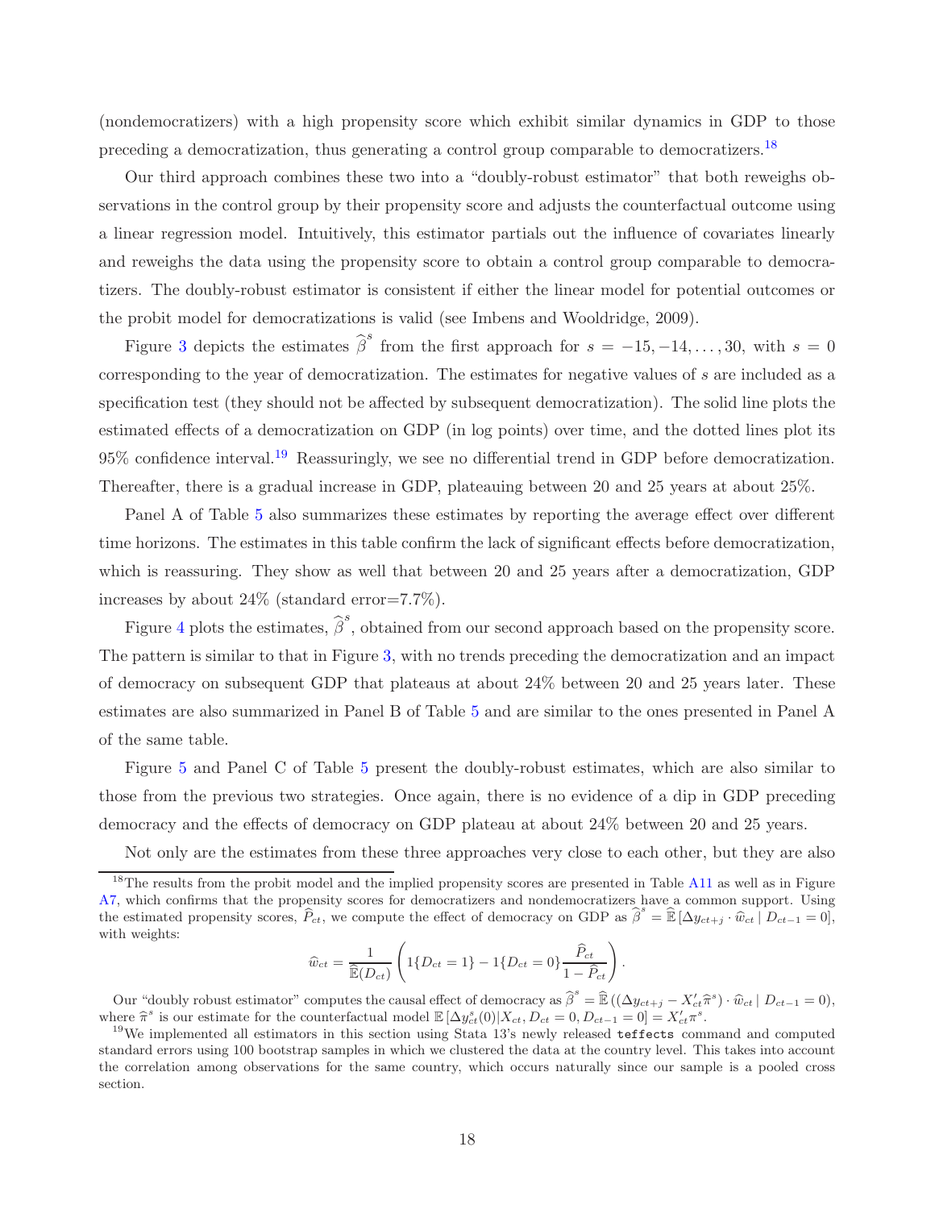(nondemocratizers) with a high propensity score which exhibit similar dynamics in GDP to those preceding a democratization, thus generating a control group comparable to democratizers.[18]

Our third approach combines these two into a "doubly-robust estimator" that both reweighs observations in the control group by their propensity score and adjusts the counterfactual outcome using a linear regression model. Intuitively, this estimator partials out the influence of covariates linearly and reweighs the data using the propensity score to obtain a control group comparable to democratizers. The doubly-robust estimator is consistent if either the linear model for potential outcomes or the probit model for democratizations is valid (see Imbens and Wooldridge, 2009).

Figure 3 depicts the estimates $\widehat{\beta}^s$ from the first approach for $s = -15, -14, \ldots, 30$, with $s = 0$ corresponding to the year of democratization. The estimates for negative values of $s$ are included as a specification test (they should not be affected by subsequent democratization). The solid line plots the estimated effects of a democratization on GDP (in log points) over time, and the dotted lines plot its 95% confidence interval.[19] Reassuringly, we see no differential trend in GDP before democratization. Thereafter, there is a gradual increase in GDP, plateauing between 20 and 25 years at about 25%.

Panel A of Table 5 also summarizes these estimates by reporting the average effect over different time horizons. The estimates in this table confirm the lack of significant effects before democratization, which is reassuring. They show as well that between 20 and 25 years after a democratization, GDP increases by about 24% (standard error=7.7%).

Figure 4 plots the estimates, $\widehat{\beta}^s$, obtained from our second approach based on the propensity score. The pattern is similar to that in Figure 3, with no trends preceding the democratization and an impact of democracy on subsequent GDP that plateaus at about 24% between 20 and 25 years later. These estimates are also summarized in Panel B of Table 5 and are similar to the ones presented in Panel A of the same table.

Figure 5 and Panel C of Table 5 present the doubly-robust estimates, which are also similar to those from the previous two strategies. Once again, there is no evidence of a dip in GDP preceding democracy and the effects of democracy on GDP plateau at about 24% between 20 and 25 years.

Not only are the estimates from these three approaches very close to each other, but they are also

---

[18]The results from the probit model and the implied propensity scores are presented in Table A11 as well as in Figure A7, which confirms that the propensity scores for democratizers and nondemocratizers have a common support. Using the estimated propensity scores, $\widehat{P}_{ct}$, we compute the effect of democracy on GDP as $\widehat{\beta}^s = \widehat{\mathbb{E}}\left[\Delta y_{ct+j} \cdot \widehat{w}_{ct} \mid D_{ct-1} = 0\right]$, with weights:

$$\widehat{w}_{ct} = \frac{1}{\widehat{\mathbb{E}}(D_{ct})} \left( 1\{D_{ct} = 1\} - 1\{D_{ct} = 0\} \frac{\widehat{P}_{ct}}{1 - \widehat{P}_{ct}} \right).$$

Our "doubly robust estimator" computes the causal effect of democracy as $\widehat{\beta}^s = \widehat{\mathbb{E}}\left((\Delta y_{ct+j} - X'_{ct}\widehat{\pi}^s) \cdot \widehat{w}_{ct} \mid D_{ct-1} = 0\right)$, where $\widehat{\pi}^s$ is our estimate for the counterfactual model $\mathbb{E}\left[\Delta y^s_{ct}(0) | X_{ct}, D_{ct} = 0, D_{ct-1} = 0\right] = X'_{ct}\pi^s$.

[19]We implemented all estimators in this section using Stata 13's newly released `teffects` command and computed standard errors using 100 bootstrap samples in which we clustered the data at the country level. This takes into account the correlation among observations for the same country, which occurs naturally since our sample is a pooled cross section.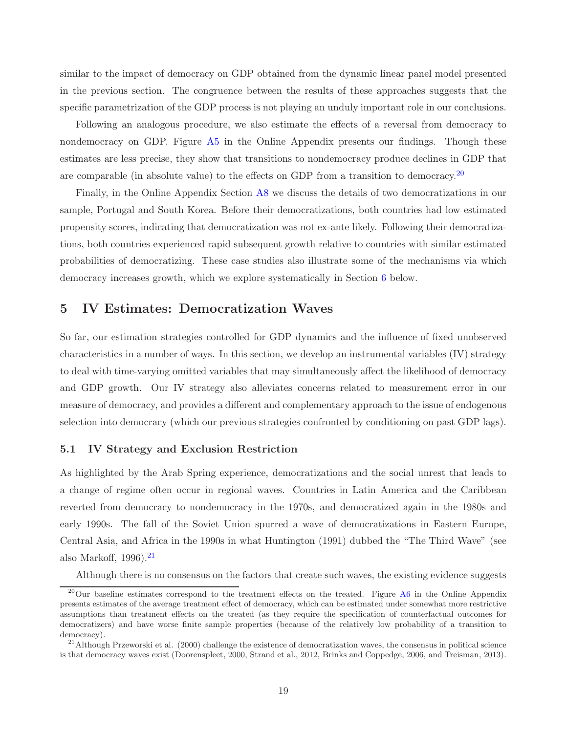similar to the impact of democracy on GDP obtained from the dynamic linear panel model presented in the previous section. The congruence between the results of these approaches suggests that the specific parametrization of the GDP process is not playing an unduly important role in our conclusions.

Following an analogous procedure, we also estimate the effects of a reversal from democracy to nondemocracy on GDP. Figure A5 in the Online Appendix presents our findings. Though these estimates are less precise, they show that transitions to nondemocracy produce declines in GDP that are comparable (in absolute value) to the effects on GDP from a transition to democracy.[20]

Finally, in the Online Appendix Section A8 we discuss the details of two democratizations in our sample, Portugal and South Korea. Before their democratizations, both countries had low estimated propensity scores, indicating that democratization was not ex-ante likely. Following their democratizations, both countries experienced rapid subsequent growth relative to countries with similar estimated probabilities of democratizing. These case studies also illustrate some of the mechanisms via which democracy increases growth, which we explore systematically in Section 6 below.

# 5 IV Estimates: Democratization Waves

So far, our estimation strategies controlled for GDP dynamics and the influence of fixed unobserved characteristics in a number of ways. In this section, we develop an instrumental variables (IV) strategy to deal with time-varying omitted variables that may simultaneously affect the likelihood of democracy and GDP growth. Our IV strategy also alleviates concerns related to measurement error in our measure of democracy, and provides a different and complementary approach to the issue of endogenous selection into democracy (which our previous strategies confronted by conditioning on past GDP lags).

## 5.1 IV Strategy and Exclusion Restriction

As highlighted by the Arab Spring experience, democratizations and the social unrest that leads to a change of regime often occur in regional waves. Countries in Latin America and the Caribbean reverted from democracy to nondemocracy in the 1970s, and democratized again in the 1980s and early 1990s. The fall of the Soviet Union spurred a wave of democratizations in Eastern Europe, Central Asia, and Africa in the 1990s in what Huntington (1991) dubbed the "The Third Wave" (see also Markoff, 1996).[21]

Although there is no consensus on the factors that create such waves, the existing evidence suggests

[20] Our baseline estimates correspond to the treatment effects on the treated. Figure A6 in the Online Appendix presents estimates of the average treatment effect of democracy, which can be estimated under somewhat more restrictive assumptions than treatment effects on the treated (as they require the specification of counterfactual outcomes for democratizers) and have worse finite sample properties (because of the relatively low probability of a transition to democracy).

[21] Although Przeworski et al. (2000) challenge the existence of democratization waves, the consensus in political science is that democracy waves exist (Doorenspleet, 2000, Strand et al., 2012, Brinks and Coppedge, 2006, and Treisman, 2013).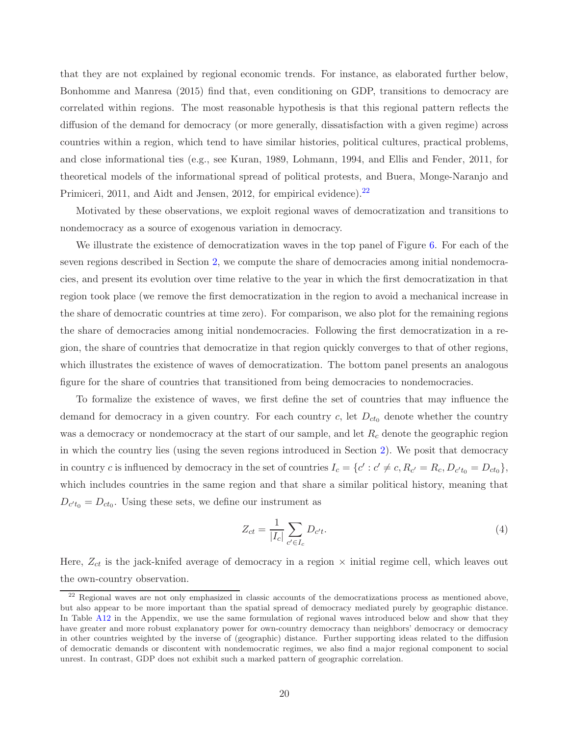that they are not explained by regional economic trends. For instance, as elaborated further below, Bonhomme and Manresa (2015) find that, even conditioning on GDP, transitions to democracy are correlated within regions. The most reasonable hypothesis is that this regional pattern reflects the diffusion of the demand for democracy (or more generally, dissatisfaction with a given regime) across countries within a region, which tend to have similar histories, political cultures, practical problems, and close informational ties (e.g., see Kuran, 1989, Lohmann, 1994, and Ellis and Fender, 2011, for theoretical models of the informational spread of political protests, and Buera, Monge-Naranjo and Primiceri, 2011, and Aidt and Jensen, 2012, for empirical evidence).[22]

Motivated by these observations, we exploit regional waves of democratization and transitions to nondemocracy as a source of exogenous variation in democracy.

We illustrate the existence of democratization waves in the top panel of Figure 6. For each of the seven regions described in Section 2, we compute the share of democracies among initial nondemocracies, and present its evolution over time relative to the year in which the first democratization in that region took place (we remove the first democratization in the region to avoid a mechanical increase in the share of democratic countries at time zero). For comparison, we also plot for the remaining regions the share of democracies among initial nondemocracies. Following the first democratization in a region, the share of countries that democratize in that region quickly converges to that of other regions, which illustrates the existence of waves of democratization. The bottom panel presents an analogous figure for the share of countries that transitioned from being democracies to nondemocracies.

To formalize the existence of waves, we first define the set of countries that may influence the demand for democracy in a given country. For each country $c$, let $D_{ct_0}$ denote whether the country was a democracy or nondemocracy at the start of our sample, and let $R_c$ denote the geographic region in which the country lies (using the seven regions introduced in Section 2). We posit that democracy in country $c$ is influenced by democracy in the set of countries $I_c = \{c' : c' \neq c, R_{c'} = R_c, D_{c't_0} = D_{ct_0}\}$, which includes countries in the same region and that share a similar political history, meaning that $D_{c't_0} = D_{ct_0}$. Using these sets, we define our instrument as

$$Z_{ct} = \frac{1}{|I_c|} \sum_{c' \in I_c} D_{c't}. \tag{4}$$

Here, $Z_{ct}$ is the jack-knifed average of democracy in a region × initial regime cell, which leaves out the own-country observation.

[22] Regional waves are not only emphasized in classic accounts of the democratizations process as mentioned above, but also appear to be more important than the spatial spread of democracy mediated purely by geographic distance. In Table A12 in the Appendix, we use the same formulation of regional waves introduced below and show that they have greater and more robust explanatory power for own-country democracy than neighbors' democracy or democracy in other countries weighted by the inverse of (geographic) distance. Further supporting ideas related to the diffusion of democratic demands or discontent with nondemocratic regimes, we also find a major regional component to social unrest. In contrast, GDP does not exhibit such a marked pattern of geographic correlation.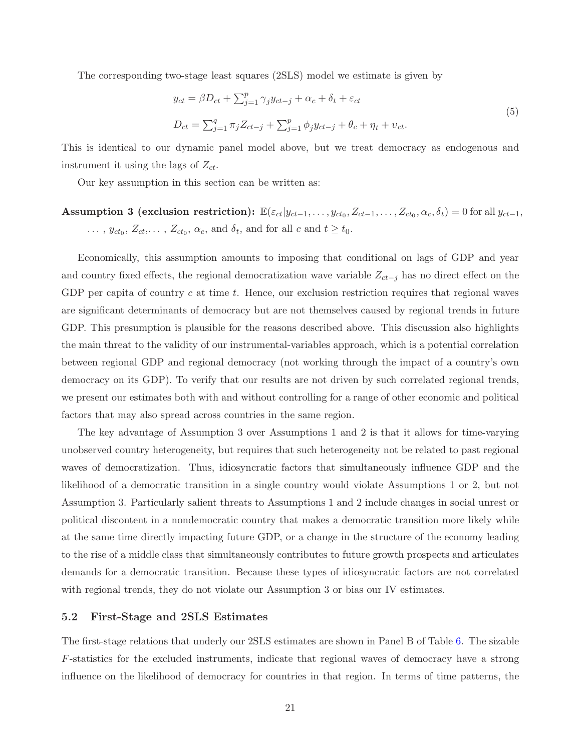The corresponding two-stage least squares (2SLS) model we estimate is given by

$$
\begin{aligned}
y_{ct} &= \beta D_{ct} + \sum_{j=1}^{p} \gamma_j y_{ct-j} + \alpha_c + \delta_t + \varepsilon_{ct} \\
D_{ct} &= \sum_{j=1}^{q} \pi_j Z_{ct-j} + \sum_{j=1}^{p} \phi_j y_{ct-j} + \theta_c + \eta_t + \upsilon_{ct}.
\end{aligned} \tag{5}
$$

This is identical to our dynamic panel model above, but we treat democracy as endogenous and instrument it using the lags of $Z_{ct}$.

Our key assumption in this section can be written as:

**Assumption 3 (exclusion restriction):** $\mathbb{E}(\varepsilon_{ct} | y_{ct-1}, \ldots, y_{ct_0}, Z_{ct-1}, \ldots, Z_{ct_0}, \alpha_c, \delta_t) = 0$ for all $y_{ct-1}$, $\ldots$, $y_{ct_0}$, $Z_{ct}, \ldots$, $Z_{ct_0}$, $\alpha_c$, and $\delta_t$, and for all $c$ and $t \geq t_0$.

Economically, this assumption amounts to imposing that conditional on lags of GDP and year and country fixed effects, the regional democratization wave variable $Z_{ct-j}$ has no direct effect on the GDP per capita of country $c$ at time $t$. Hence, our exclusion restriction requires that regional waves are significant determinants of democracy but are not themselves caused by regional trends in future GDP. This presumption is plausible for the reasons described above. This discussion also highlights the main threat to the validity of our instrumental-variables approach, which is a potential correlation between regional GDP and regional democracy (not working through the impact of a country's own democracy on its GDP). To verify that our results are not driven by such correlated regional trends, we present our estimates both with and without controlling for a range of other economic and political factors that may also spread across countries in the same region.

The key advantage of Assumption 3 over Assumptions 1 and 2 is that it allows for time-varying unobserved country heterogeneity, but requires that such heterogeneity not be related to past regional waves of democratization. Thus, idiosyncratic factors that simultaneously influence GDP and the likelihood of a democratic transition in a single country would violate Assumptions 1 or 2, but not Assumption 3. Particularly salient threats to Assumptions 1 and 2 include changes in social unrest or political discontent in a nondemocratic country that makes a democratic transition more likely while at the same time directly impacting future GDP, or a change in the structure of the economy leading to the rise of a middle class that simultaneously contributes to future growth prospects and articulates demands for a democratic transition. Because these types of idiosyncratic factors are not correlated with regional trends, they do not violate our Assumption 3 or bias our IV estimates.

### 5.2 First-Stage and 2SLS Estimates

The first-stage relations that underly our 2SLS estimates are shown in Panel B of Table 6. The sizable $F$-statistics for the excluded instruments, indicate that regional waves of democracy have a strong influence on the likelihood of democracy for countries in that region. In terms of time patterns, the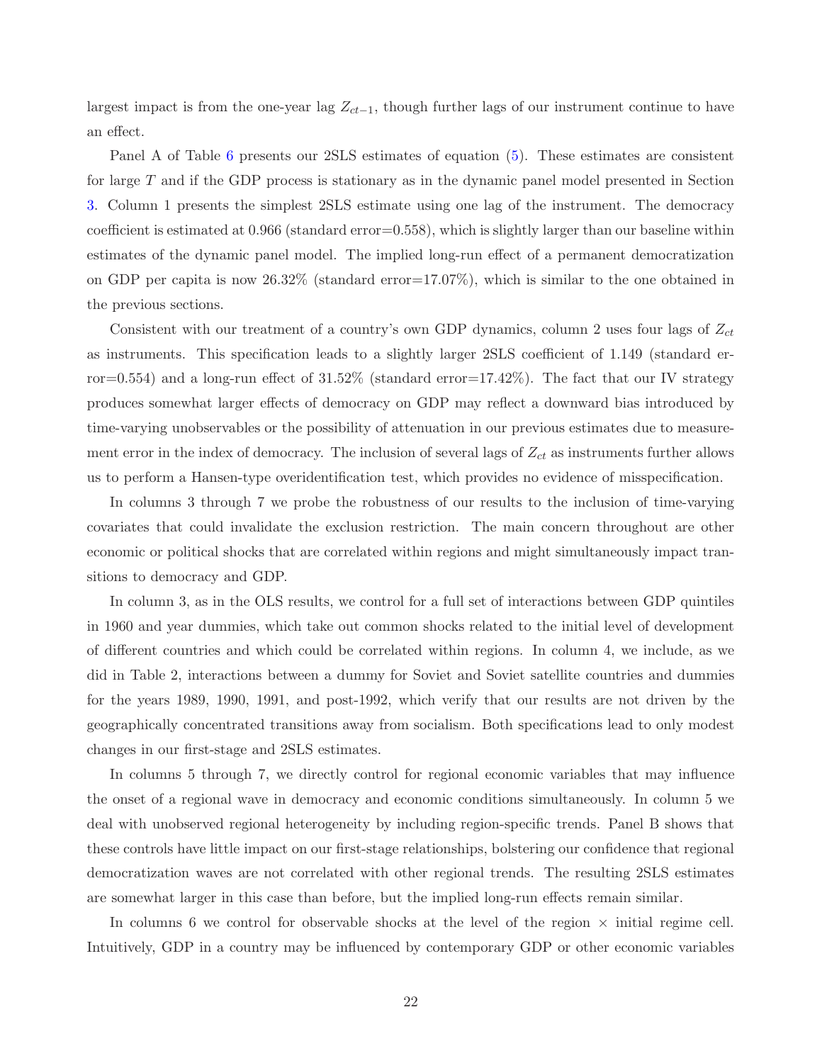largest impact is from the one-year lag $Z_{ct-1}$, though further lags of our instrument continue to have an effect.

Panel A of Table 6 presents our 2SLS estimates of equation (5). These estimates are consistent for large $T$ and if the GDP process is stationary as in the dynamic panel model presented in Section 3. Column 1 presents the simplest 2SLS estimate using one lag of the instrument. The democracy coefficient is estimated at 0.966 (standard error=0.558), which is slightly larger than our baseline within estimates of the dynamic panel model. The implied long-run effect of a permanent democratization on GDP per capita is now 26.32% (standard error=17.07%), which is similar to the one obtained in the previous sections.

Consistent with our treatment of a country's own GDP dynamics, column 2 uses four lags of $Z_{ct}$ as instruments. This specification leads to a slightly larger 2SLS coefficient of 1.149 (standard error=0.554) and a long-run effect of 31.52% (standard error=17.42%). The fact that our IV strategy produces somewhat larger effects of democracy on GDP may reflect a downward bias introduced by time-varying unobservables or the possibility of attenuation in our previous estimates due to measurement error in the index of democracy. The inclusion of several lags of $Z_{ct}$ as instruments further allows us to perform a Hansen-type overidentification test, which provides no evidence of misspecification.

In columns 3 through 7 we probe the robustness of our results to the inclusion of time-varying covariates that could invalidate the exclusion restriction. The main concern throughout are other economic or political shocks that are correlated within regions and might simultaneously impact transitions to democracy and GDP.

In column 3, as in the OLS results, we control for a full set of interactions between GDP quintiles in 1960 and year dummies, which take out common shocks related to the initial level of development of different countries and which could be correlated within regions. In column 4, we include, as we did in Table 2, interactions between a dummy for Soviet and Soviet satellite countries and dummies for the years 1989, 1990, 1991, and post-1992, which verify that our results are not driven by the geographically concentrated transitions away from socialism. Both specifications lead to only modest changes in our first-stage and 2SLS estimates.

In columns 5 through 7, we directly control for regional economic variables that may influence the onset of a regional wave in democracy and economic conditions simultaneously. In column 5 we deal with unobserved regional heterogeneity by including region-specific trends. Panel B shows that these controls have little impact on our first-stage relationships, bolstering our confidence that regional democratization waves are not correlated with other regional trends. The resulting 2SLS estimates are somewhat larger in this case than before, but the implied long-run effects remain similar.

In columns 6 we control for observable shocks at the level of the region × initial regime cell. Intuitively, GDP in a country may be influenced by contemporary GDP or other economic variables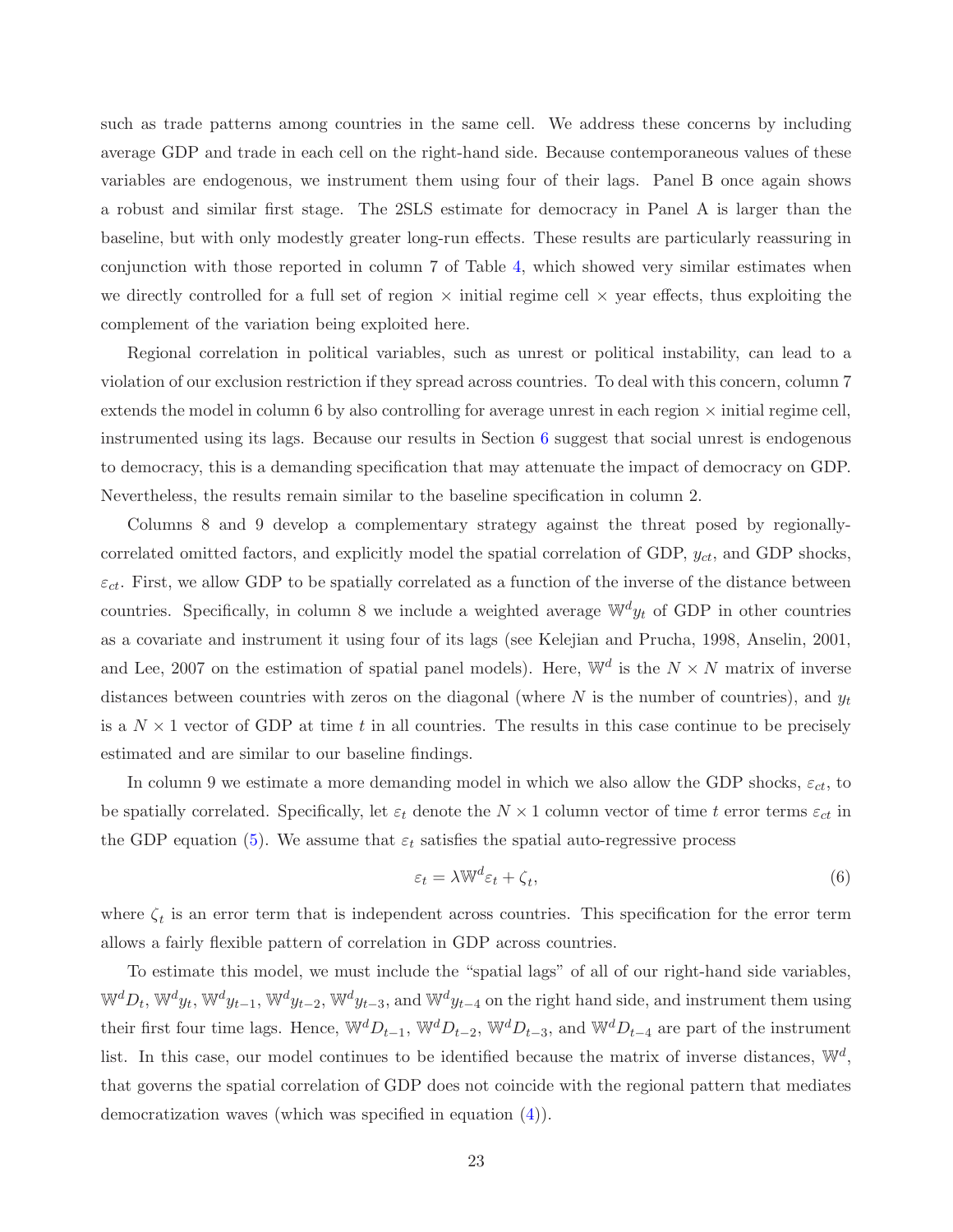such as trade patterns among countries in the same cell. We address these concerns by including average GDP and trade in each cell on the right-hand side. Because contemporaneous values of these variables are endogenous, we instrument them using four of their lags. Panel B once again shows a robust and similar first stage. The 2SLS estimate for democracy in Panel A is larger than the baseline, but with only modestly greater long-run effects. These results are particularly reassuring in conjunction with those reported in column 7 of Table 4, which showed very similar estimates when we directly controlled for a full set of region × initial regime cell × year effects, thus exploiting the complement of the variation being exploited here.

Regional correlation in political variables, such as unrest or political instability, can lead to a violation of our exclusion restriction if they spread across countries. To deal with this concern, column 7 extends the model in column 6 by also controlling for average unrest in each region × initial regime cell, instrumented using its lags. Because our results in Section 6 suggest that social unrest is endogenous to democracy, this is a demanding specification that may attenuate the impact of democracy on GDP. Nevertheless, the results remain similar to the baseline specification in column 2.

Columns 8 and 9 develop a complementary strategy against the threat posed by regionally-correlated omitted factors, and explicitly model the spatial correlation of GDP, $y_{ct}$, and GDP shocks, $\varepsilon_{ct}$. First, we allow GDP to be spatially correlated as a function of the inverse of the distance between countries. Specifically, in column 8 we include a weighted average $\mathbb{W}^d y_t$ of GDP in other countries as a covariate and instrument it using four of its lags (see Kelejian and Prucha, 1998, Anselin, 2001, and Lee, 2007 on the estimation of spatial panel models). Here, $\mathbb{W}^d$ is the $N \times N$ matrix of inverse distances between countries with zeros on the diagonal (where $N$ is the number of countries), and $y_t$ is a $N \times 1$ vector of GDP at time $t$ in all countries. The results in this case continue to be precisely estimated and are similar to our baseline findings.

In column 9 we estimate a more demanding model in which we also allow the GDP shocks, $\varepsilon_{ct}$, to be spatially correlated. Specifically, let $\varepsilon_t$ denote the $N \times 1$ column vector of time $t$ error terms $\varepsilon_{ct}$ in the GDP equation (5). We assume that $\varepsilon_t$ satisfies the spatial auto-regressive process

$$\varepsilon_t = \lambda \mathbb{W}^d \varepsilon_t + \zeta_t, \tag{6}$$

where $\zeta_t$ is an error term that is independent across countries. This specification for the error term allows a fairly flexible pattern of correlation in GDP across countries.

To estimate this model, we must include the "spatial lags" of all of our right-hand side variables, $\mathbb{W}^d D_t$, $\mathbb{W}^d y_t$, $\mathbb{W}^d y_{t-1}$, $\mathbb{W}^d y_{t-2}$, $\mathbb{W}^d y_{t-3}$, and $\mathbb{W}^d y_{t-4}$ on the right hand side, and instrument them using their first four time lags. Hence, $\mathbb{W}^d D_{t-1}$, $\mathbb{W}^d D_{t-2}$, $\mathbb{W}^d D_{t-3}$, and $\mathbb{W}^d D_{t-4}$ are part of the instrument list. In this case, our model continues to be identified because the matrix of inverse distances, $\mathbb{W}^d$, that governs the spatial correlation of GDP does not coincide with the regional pattern that mediates democratization waves (which was specified in equation (4)).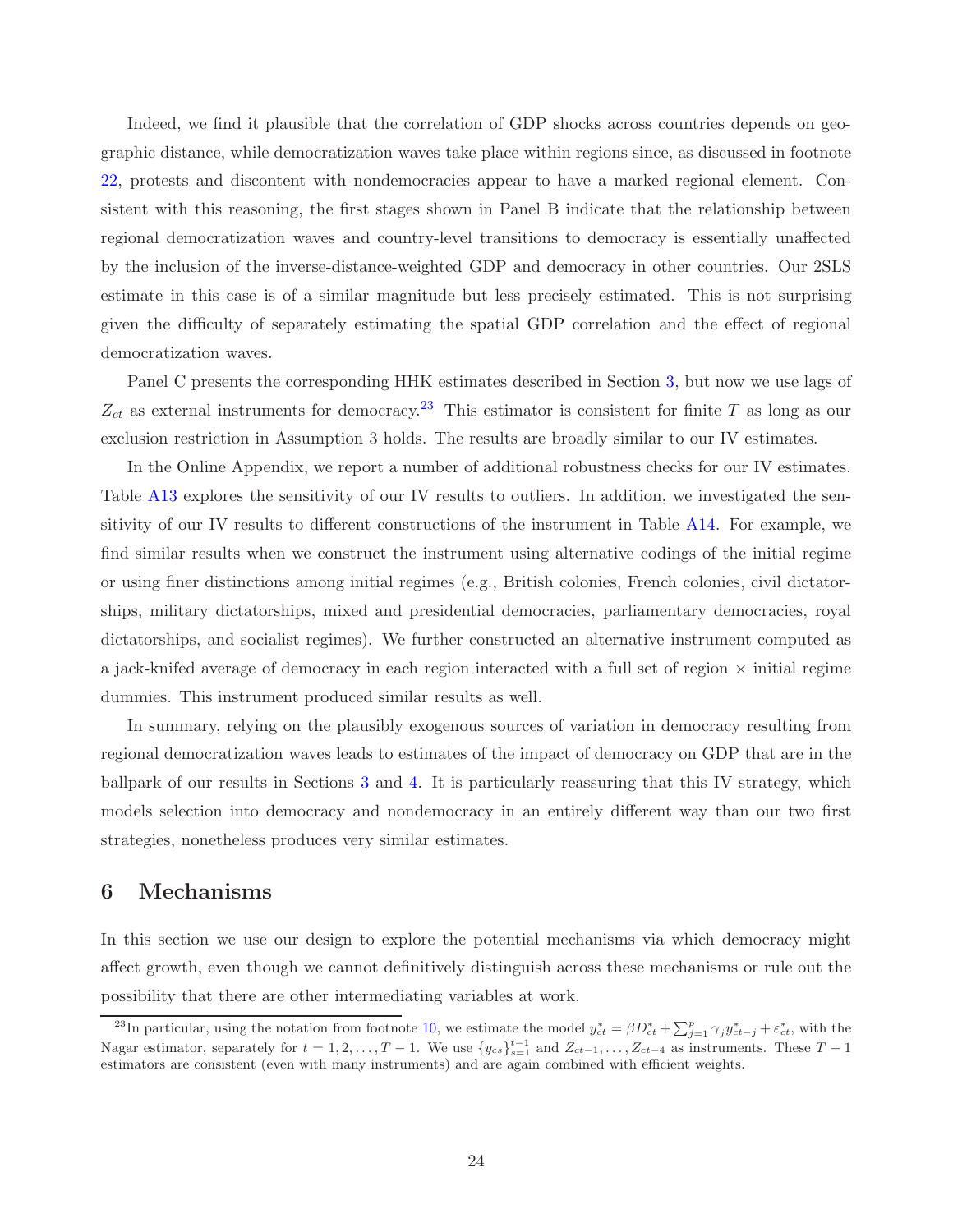Indeed, we find it plausible that the correlation of GDP shocks across countries depends on geographic distance, while democratization waves take place within regions since, as discussed in footnote 22, protests and discontent with nondemocracies appear to have a marked regional element. Consistent with this reasoning, the first stages shown in Panel B indicate that the relationship between regional democratization waves and country-level transitions to democracy is essentially unaffected by the inclusion of the inverse-distance-weighted GDP and democracy in other countries. Our 2SLS estimate in this case is of a similar magnitude but less precisely estimated. This is not surprising given the difficulty of separately estimating the spatial GDP correlation and the effect of regional democratization waves.

Panel C presents the corresponding HHK estimates described in Section 3, but now we use lags of $Z_{ct}$ as external instruments for democracy.[23] This estimator is consistent for finite $T$ as long as our exclusion restriction in Assumption 3 holds. The results are broadly similar to our IV estimates.

In the Online Appendix, we report a number of additional robustness checks for our IV estimates. Table A13 explores the sensitivity of our IV results to outliers. In addition, we investigated the sensitivity of our IV results to different constructions of the instrument in Table A14. For example, we find similar results when we construct the instrument using alternative codings of the initial regime or using finer distinctions among initial regimes (e.g., British colonies, French colonies, civil dictatorships, military dictatorships, mixed and presidential democracies, parliamentary democracies, royal dictatorships, and socialist regimes). We further constructed an alternative instrument computed as a jack-knifed average of democracy in each region interacted with a full set of region × initial regime dummies. This instrument produced similar results as well.

In summary, relying on the plausibly exogenous sources of variation in democracy resulting from regional democratization waves leads to estimates of the impact of democracy on GDP that are in the ballpark of our results in Sections 3 and 4. It is particularly reassuring that this IV strategy, which models selection into democracy and nondemocracy in an entirely different way than our two first strategies, nonetheless produces very similar estimates.

# 6 Mechanisms

In this section we use our design to explore the potential mechanisms via which democracy might affect growth, even though we cannot definitively distinguish across these mechanisms or rule out the possibility that there are other intermediating variables at work.

[23] In particular, using the notation from footnote 10, we estimate the model $y^*_{ct} = \beta D^*_{ct} + \sum_{j=1}^{p} \gamma_j y^*_{ct-j} + \varepsilon^*_{ct}$, with the Nagar estimator, separately for $t = 1, 2, \ldots, T-1$. We use $\{y_{cs}\}_{s=1}^{t-1}$ and $Z_{ct-1}, \ldots, Z_{ct-4}$ as instruments. These $T-1$ estimators are consistent (even with many instruments) and are again combined with efficient weights.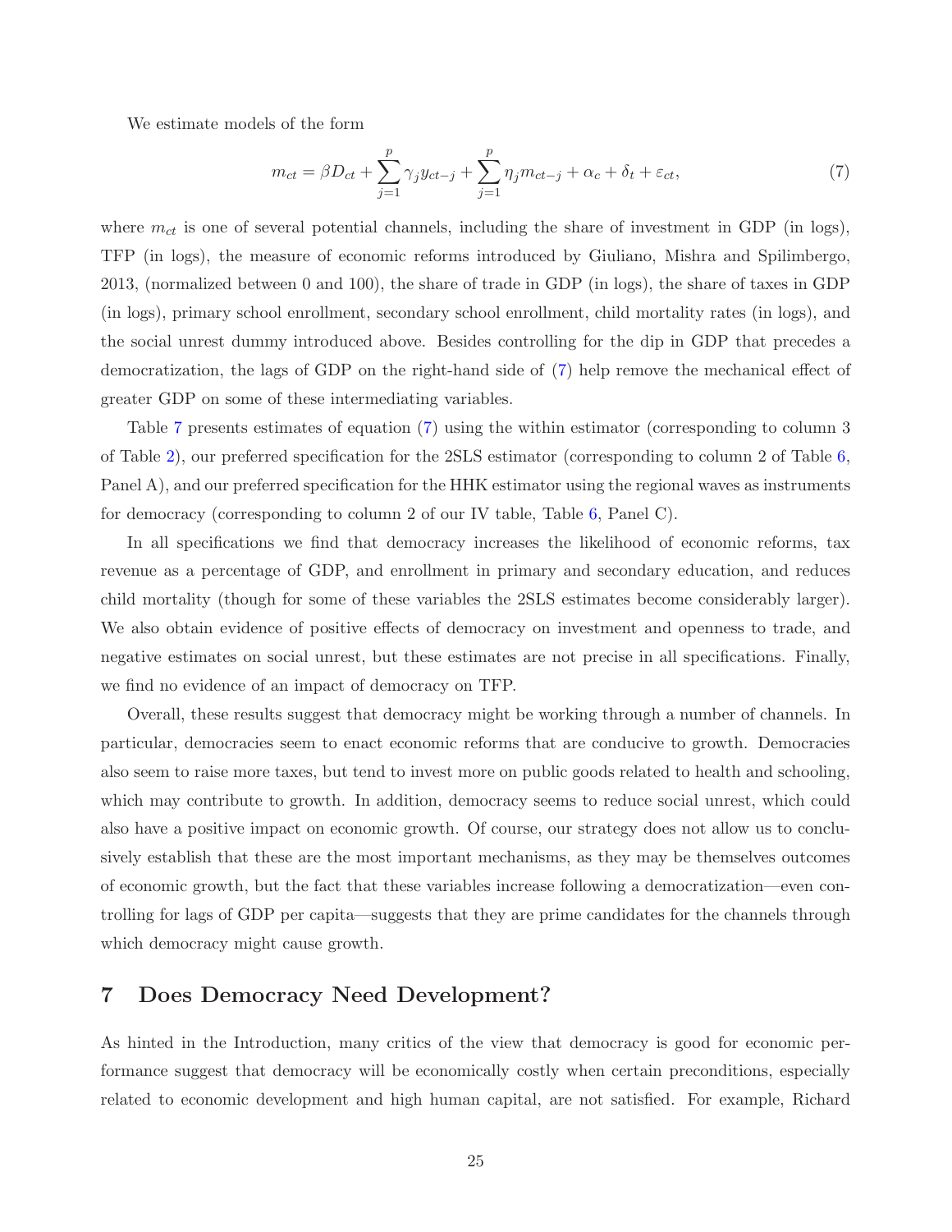We estimate models of the form

$$m_{ct} = \beta D_{ct} + \sum_{j=1}^{p} \gamma_j y_{ct-j} + \sum_{j=1}^{p} \eta_j m_{ct-j} + \alpha_c + \delta_t + \varepsilon_{ct}, \tag{7}$$

where $m_{ct}$ is one of several potential channels, including the share of investment in GDP (in logs), TFP (in logs), the measure of economic reforms introduced by Giuliano, Mishra and Spilimbergo, 2013, (normalized between 0 and 100), the share of trade in GDP (in logs), the share of taxes in GDP (in logs), primary school enrollment, secondary school enrollment, child mortality rates (in logs), and the social unrest dummy introduced above. Besides controlling for the dip in GDP that precedes a democratization, the lags of GDP on the right-hand side of (7) help remove the mechanical effect of greater GDP on some of these intermediating variables.

Table 7 presents estimates of equation (7) using the within estimator (corresponding to column 3 of Table 2), our preferred specification for the 2SLS estimator (corresponding to column 2 of Table 6, Panel A), and our preferred specification for the HHK estimator using the regional waves as instruments for democracy (corresponding to column 2 of our IV table, Table 6, Panel C).

In all specifications we find that democracy increases the likelihood of economic reforms, tax revenue as a percentage of GDP, and enrollment in primary and secondary education, and reduces child mortality (though for some of these variables the 2SLS estimates become considerably larger). We also obtain evidence of positive effects of democracy on investment and openness to trade, and negative estimates on social unrest, but these estimates are not precise in all specifications. Finally, we find no evidence of an impact of democracy on TFP.

Overall, these results suggest that democracy might be working through a number of channels. In particular, democracies seem to enact economic reforms that are conducive to growth. Democracies also seem to raise more taxes, but tend to invest more on public goods related to health and schooling, which may contribute to growth. In addition, democracy seems to reduce social unrest, which could also have a positive impact on economic growth. Of course, our strategy does not allow us to conclusively establish that these are the most important mechanisms, as they may be themselves outcomes of economic growth, but the fact that these variables increase following a democratization—even controlling for lags of GDP per capita—suggests that they are prime candidates for the channels through which democracy might cause growth.

# 7 Does Democracy Need Development?

As hinted in the Introduction, many critics of the view that democracy is good for economic performance suggest that democracy will be economically costly when certain preconditions, especially related to economic development and high human capital, are not satisfied. For example, Richard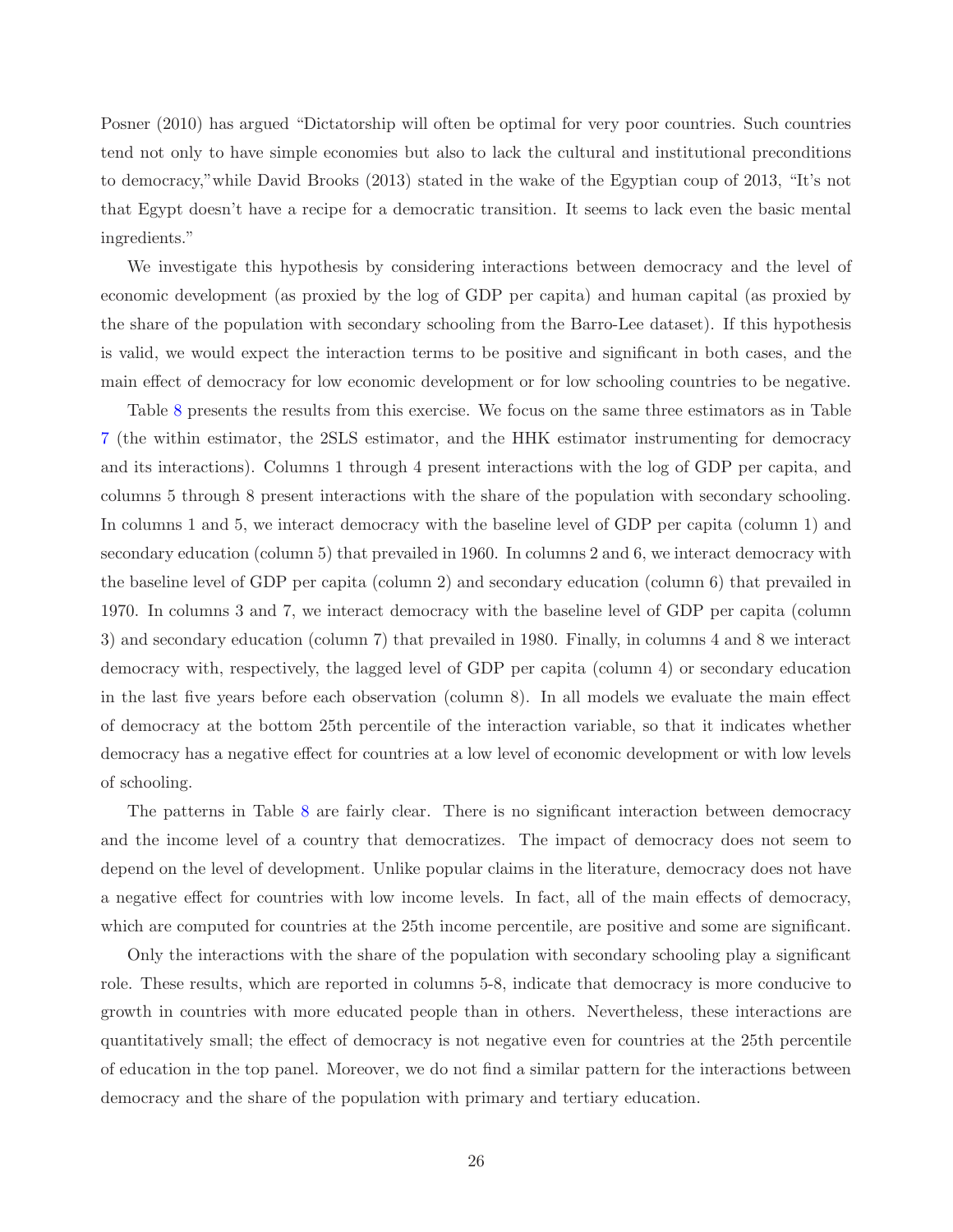Posner (2010) has argued "Dictatorship will often be optimal for very poor countries. Such countries tend not only to have simple economies but also to lack the cultural and institutional preconditions to democracy,"while David Brooks (2013) stated in the wake of the Egyptian coup of 2013, "It's not that Egypt doesn't have a recipe for a democratic transition. It seems to lack even the basic mental ingredients."

We investigate this hypothesis by considering interactions between democracy and the level of economic development (as proxied by the log of GDP per capita) and human capital (as proxied by the share of the population with secondary schooling from the Barro-Lee dataset). If this hypothesis is valid, we would expect the interaction terms to be positive and significant in both cases, and the main effect of democracy for low economic development or for low schooling countries to be negative.

Table 8 presents the results from this exercise. We focus on the same three estimators as in Table 7 (the within estimator, the 2SLS estimator, and the HHK estimator instrumenting for democracy and its interactions). Columns 1 through 4 present interactions with the log of GDP per capita, and columns 5 through 8 present interactions with the share of the population with secondary schooling. In columns 1 and 5, we interact democracy with the baseline level of GDP per capita (column 1) and secondary education (column 5) that prevailed in 1960. In columns 2 and 6, we interact democracy with the baseline level of GDP per capita (column 2) and secondary education (column 6) that prevailed in 1970. In columns 3 and 7, we interact democracy with the baseline level of GDP per capita (column 3) and secondary education (column 7) that prevailed in 1980. Finally, in columns 4 and 8 we interact democracy with, respectively, the lagged level of GDP per capita (column 4) or secondary education in the last five years before each observation (column 8). In all models we evaluate the main effect of democracy at the bottom 25th percentile of the interaction variable, so that it indicates whether democracy has a negative effect for countries at a low level of economic development or with low levels of schooling.

The patterns in Table 8 are fairly clear. There is no significant interaction between democracy and the income level of a country that democratizes. The impact of democracy does not seem to depend on the level of development. Unlike popular claims in the literature, democracy does not have a negative effect for countries with low income levels. In fact, all of the main effects of democracy, which are computed for countries at the 25th income percentile, are positive and some are significant.

Only the interactions with the share of the population with secondary schooling play a significant role. These results, which are reported in columns 5-8, indicate that democracy is more conducive to growth in countries with more educated people than in others. Nevertheless, these interactions are quantitatively small; the effect of democracy is not negative even for countries at the 25th percentile of education in the top panel. Moreover, we do not find a similar pattern for the interactions between democracy and the share of the population with primary and tertiary education.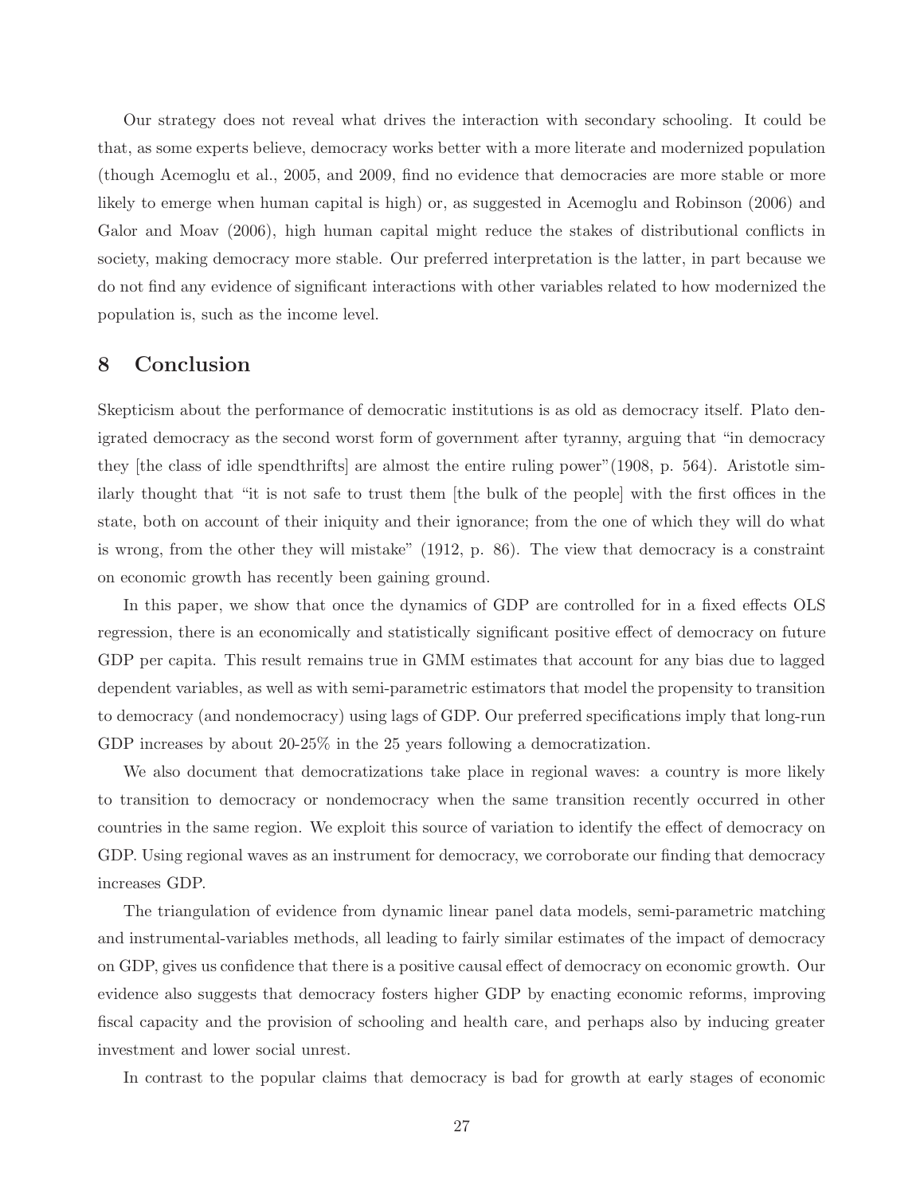Our strategy does not reveal what drives the interaction with secondary schooling. It could be that, as some experts believe, democracy works better with a more literate and modernized population (though Acemoglu et al., 2005, and 2009, find no evidence that democracies are more stable or more likely to emerge when human capital is high) or, as suggested in Acemoglu and Robinson (2006) and Galor and Moav (2006), high human capital might reduce the stakes of distributional conflicts in society, making democracy more stable. Our preferred interpretation is the latter, in part because we do not find any evidence of significant interactions with other variables related to how modernized the population is, such as the income level.

## 8 Conclusion

Skepticism about the performance of democratic institutions is as old as democracy itself. Plato denigrated democracy as the second worst form of government after tyranny, arguing that "in democracy they [the class of idle spendthrifts] are almost the entire ruling power"(1908, p. 564). Aristotle similarly thought that "it is not safe to trust them [the bulk of the people] with the first offices in the state, both on account of their iniquity and their ignorance; from the one of which they will do what is wrong, from the other they will mistake" (1912, p. 86). The view that democracy is a constraint on economic growth has recently been gaining ground.

In this paper, we show that once the dynamics of GDP are controlled for in a fixed effects OLS regression, there is an economically and statistically significant positive effect of democracy on future GDP per capita. This result remains true in GMM estimates that account for any bias due to lagged dependent variables, as well as with semi-parametric estimators that model the propensity to transition to democracy (and nondemocracy) using lags of GDP. Our preferred specifications imply that long-run GDP increases by about 20-25% in the 25 years following a democratization.

We also document that democratizations take place in regional waves: a country is more likely to transition to democracy or nondemocracy when the same transition recently occurred in other countries in the same region. We exploit this source of variation to identify the effect of democracy on GDP. Using regional waves as an instrument for democracy, we corroborate our finding that democracy increases GDP.

The triangulation of evidence from dynamic linear panel data models, semi-parametric matching and instrumental-variables methods, all leading to fairly similar estimates of the impact of democracy on GDP, gives us confidence that there is a positive causal effect of democracy on economic growth. Our evidence also suggests that democracy fosters higher GDP by enacting economic reforms, improving fiscal capacity and the provision of schooling and health care, and perhaps also by inducing greater investment and lower social unrest.

In contrast to the popular claims that democracy is bad for growth at early stages of economic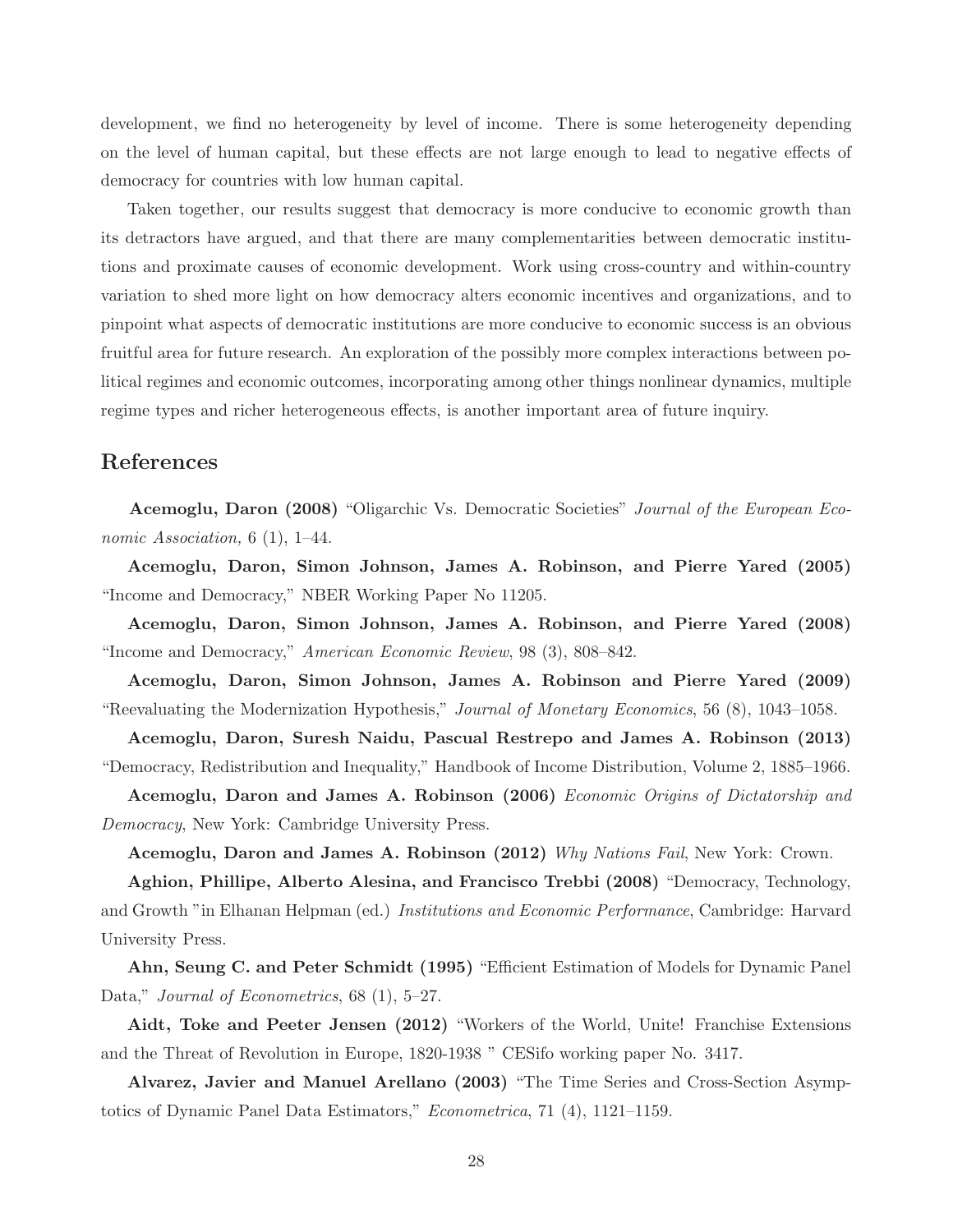development, we find no heterogeneity by level of income. There is some heterogeneity depending on the level of human capital, but these effects are not large enough to lead to negative effects of democracy for countries with low human capital.

Taken together, our results suggest that democracy is more conducive to economic growth than its detractors have argued, and that there are many complementarities between democratic institutions and proximate causes of economic development. Work using cross-country and within-country variation to shed more light on how democracy alters economic incentives and organizations, and to pinpoint what aspects of democratic institutions are more conducive to economic success is an obvious fruitful area for future research. An exploration of the possibly more complex interactions between political regimes and economic outcomes, incorporating among other things nonlinear dynamics, multiple regime types and richer heterogeneous effects, is another important area of future inquiry.

## References

**Acemoglu, Daron (2008)** "Oligarchic Vs. Democratic Societies" *Journal of the European Economic Association,* 6 (1), 1–44.

**Acemoglu, Daron, Simon Johnson, James A. Robinson, and Pierre Yared (2005)** "Income and Democracy," NBER Working Paper No 11205.

**Acemoglu, Daron, Simon Johnson, James A. Robinson, and Pierre Yared (2008)** "Income and Democracy," *American Economic Review*, 98 (3), 808–842.

**Acemoglu, Daron, Simon Johnson, James A. Robinson and Pierre Yared (2009)** "Reevaluating the Modernization Hypothesis," *Journal of Monetary Economics*, 56 (8), 1043–1058.

**Acemoglu, Daron, Suresh Naidu, Pascual Restrepo and James A. Robinson (2013)** "Democracy, Redistribution and Inequality," Handbook of Income Distribution, Volume 2, 1885–1966.

**Acemoglu, Daron and James A. Robinson (2006)** *Economic Origins of Dictatorship and Democracy*, New York: Cambridge University Press.

**Acemoglu, Daron and James A. Robinson (2012)** *Why Nations Fail*, New York: Crown.

**Aghion, Phillipe, Alberto Alesina, and Francisco Trebbi (2008)** "Democracy, Technology, and Growth "in Elhanan Helpman (ed.) *Institutions and Economic Performance*, Cambridge: Harvard University Press.

**Ahn, Seung C. and Peter Schmidt (1995)** "Efficient Estimation of Models for Dynamic Panel Data," *Journal of Econometrics*, 68 (1), 5–27.

**Aidt, Toke and Peeter Jensen (2012)** "Workers of the World, Unite! Franchise Extensions and the Threat of Revolution in Europe, 1820-1938 " CESifo working paper No. 3417.

**Alvarez, Javier and Manuel Arellano (2003)** "The Time Series and Cross-Section Asymptotics of Dynamic Panel Data Estimators," *Econometrica*, 71 (4), 1121–1159.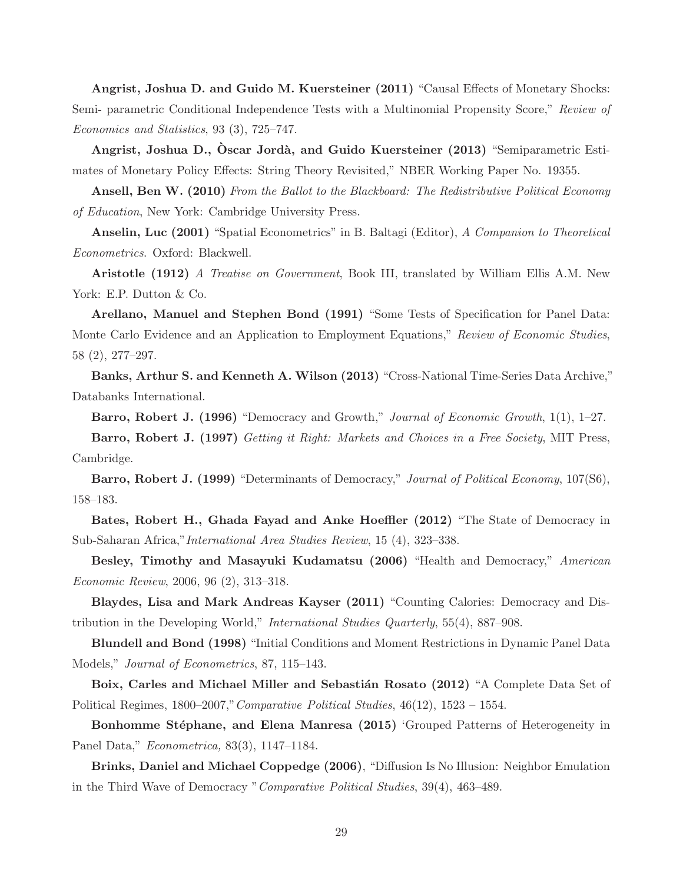**Angrist, Joshua D. and Guido M. Kuersteiner (2011)** "Causal Effects of Monetary Shocks: Semi- parametric Conditional Independence Tests with a Multinomial Propensity Score," *Review of Economics and Statistics*, 93 (3), 725–747.

**Angrist, Joshua D., Òscar Jordà, and Guido Kuersteiner (2013)** "Semiparametric Estimates of Monetary Policy Effects: String Theory Revisited," NBER Working Paper No. 19355.

**Ansell, Ben W. (2010)** *From the Ballot to the Blackboard: The Redistributive Political Economy of Education*, New York: Cambridge University Press.

**Anselin, Luc (2001)** "Spatial Econometrics" in B. Baltagi (Editor), *A Companion to Theoretical Econometrics*. Oxford: Blackwell.

**Aristotle (1912)** *A Treatise on Government*, Book III, translated by William Ellis A.M. New York: E.P. Dutton & Co.

**Arellano, Manuel and Stephen Bond (1991)** "Some Tests of Specification for Panel Data: Monte Carlo Evidence and an Application to Employment Equations," *Review of Economic Studies*, 58 (2), 277–297.

**Banks, Arthur S. and Kenneth A. Wilson (2013)** "Cross-National Time-Series Data Archive," Databanks International.

**Barro, Robert J. (1996)** "Democracy and Growth," *Journal of Economic Growth*, 1(1), 1–27.

**Barro, Robert J. (1997)** *Getting it Right: Markets and Choices in a Free Society*, MIT Press, Cambridge.

**Barro, Robert J. (1999)** "Determinants of Democracy," *Journal of Political Economy*, 107(S6), 158–183.

**Bates, Robert H., Ghada Fayad and Anke Hoeffler (2012)** "The State of Democracy in Sub-Saharan Africa,"*International Area Studies Review*, 15 (4), 323–338.

**Besley, Timothy and Masayuki Kudamatsu (2006)** "Health and Democracy," *American Economic Review*, 2006, 96 (2), 313–318.

**Blaydes, Lisa and Mark Andreas Kayser (2011)** "Counting Calories: Democracy and Distribution in the Developing World," *International Studies Quarterly*, 55(4), 887–908.

**Blundell and Bond (1998)** "Initial Conditions and Moment Restrictions in Dynamic Panel Data Models," *Journal of Econometrics*, 87, 115–143.

**Boix, Carles and Michael Miller and Sebastián Rosato (2012)** "A Complete Data Set of Political Regimes, 1800–2007,"*Comparative Political Studies*, 46(12), 1523 – 1554.

**Bonhomme Stéphane, and Elena Manresa (2015)** 'Grouped Patterns of Heterogeneity in Panel Data," *Econometrica,* 83(3), 1147–1184.

**Brinks, Daniel and Michael Coppedge (2006)**, "Diffusion Is No Illusion: Neighbor Emulation in the Third Wave of Democracy "*Comparative Political Studies*, 39(4), 463–489.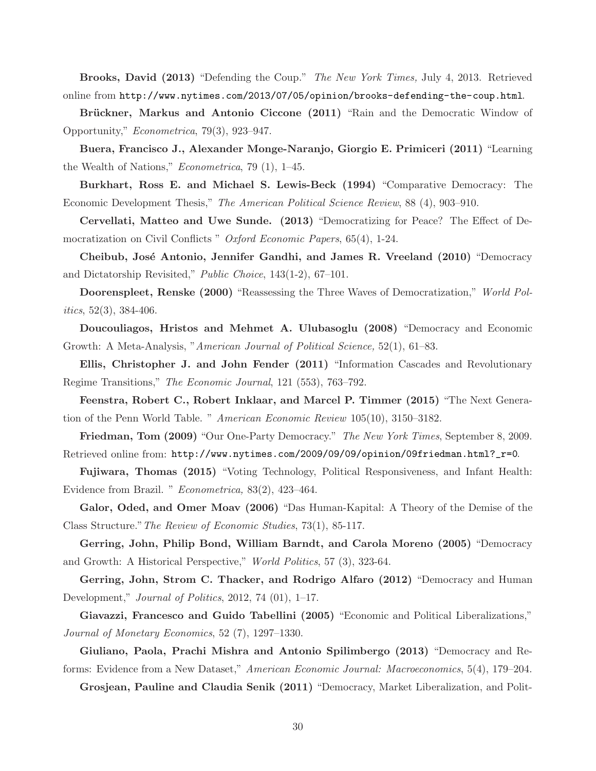**Brooks, David (2013)** "Defending the Coup." *The New York Times,* July 4, 2013. Retrieved online from http://www.nytimes.com/2013/07/05/opinion/brooks-defending-the-coup.html.

**Brückner, Markus and Antonio Ciccone (2011)** "Rain and the Democratic Window of Opportunity," *Econometrica*, 79(3), 923–947.

**Buera, Francisco J., Alexander Monge-Naranjo, Giorgio E. Primiceri (2011)** "Learning the Wealth of Nations," *Econometrica*, 79 (1), 1–45.

**Burkhart, Ross E. and Michael S. Lewis-Beck (1994)** "Comparative Democracy: The Economic Development Thesis," *The American Political Science Review*, 88 (4), 903–910.

**Cervellati, Matteo and Uwe Sunde. (2013)** "Democratizing for Peace? The Effect of Democratization on Civil Conflicts " *Oxford Economic Papers*, 65(4), 1-24.

**Cheibub, José Antonio, Jennifer Gandhi, and James R. Vreeland (2010)** "Democracy and Dictatorship Revisited," *Public Choice*, 143(1-2), 67–101.

**Doorenspleet, Renske (2000)** "Reassessing the Three Waves of Democratization," *World Politics*, 52(3), 384-406.

**Doucouliagos, Hristos and Mehmet A. Ulubasoglu (2008)** "Democracy and Economic Growth: A Meta-Analysis, "*American Journal of Political Science,* 52(1), 61–83.

**Ellis, Christopher J. and John Fender (2011)** "Information Cascades and Revolutionary Regime Transitions," *The Economic Journal*, 121 (553), 763–792.

**Feenstra, Robert C., Robert Inklaar, and Marcel P. Timmer (2015)** "The Next Generation of the Penn World Table. " *American Economic Review* 105(10), 3150–3182.

**Friedman, Tom (2009)** "Our One-Party Democracy." *The New York Times*, September 8, 2009. Retrieved online from: http://www.nytimes.com/2009/09/09/opinion/09friedman.html?_r=0.

**Fujiwara, Thomas (2015)** "Voting Technology, Political Responsiveness, and Infant Health: Evidence from Brazil. " *Econometrica,* 83(2), 423–464.

**Galor, Oded, and Omer Moav (2006)** "Das Human-Kapital: A Theory of the Demise of the Class Structure."*The Review of Economic Studies*, 73(1), 85-117.

**Gerring, John, Philip Bond, William Barndt, and Carola Moreno (2005)** "Democracy and Growth: A Historical Perspective," *World Politics*, 57 (3), 323-64.

**Gerring, John, Strom C. Thacker, and Rodrigo Alfaro (2012)** "Democracy and Human Development," *Journal of Politics*, 2012, 74 (01), 1–17.

**Giavazzi, Francesco and Guido Tabellini (2005)** "Economic and Political Liberalizations," *Journal of Monetary Economics*, 52 (7), 1297–1330.

**Giuliano, Paola, Prachi Mishra and Antonio Spilimbergo (2013)** "Democracy and Reforms: Evidence from a New Dataset," *American Economic Journal: Macroeconomics*, 5(4), 179–204.

**Grosjean, Pauline and Claudia Senik (2011)** "Democracy, Market Liberalization, and Polit-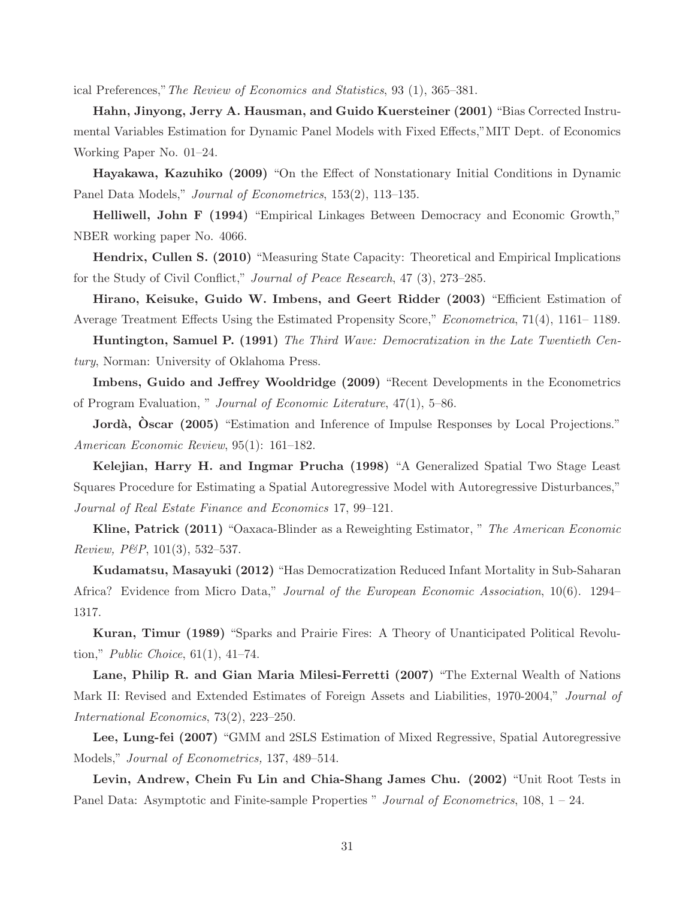ical Preferences," *The Review of Economics and Statistics*, 93 (1), 365–381.

**Hahn, Jinyong, Jerry A. Hausman, and Guido Kuersteiner (2001)** "Bias Corrected Instrumental Variables Estimation for Dynamic Panel Models with Fixed Effects," MIT Dept. of Economics Working Paper No. 01–24.

**Hayakawa, Kazuhiko (2009)** "On the Effect of Nonstationary Initial Conditions in Dynamic Panel Data Models," *Journal of Econometrics*, 153(2), 113–135.

**Helliwell, John F (1994)** "Empirical Linkages Between Democracy and Economic Growth," NBER working paper No. 4066.

**Hendrix, Cullen S. (2010)** "Measuring State Capacity: Theoretical and Empirical Implications for the Study of Civil Conflict," *Journal of Peace Research*, 47 (3), 273–285.

**Hirano, Keisuke, Guido W. Imbens, and Geert Ridder (2003)** "Efficient Estimation of Average Treatment Effects Using the Estimated Propensity Score," *Econometrica*, 71(4), 1161– 1189.

**Huntington, Samuel P. (1991)** *The Third Wave: Democratization in the Late Twentieth Century*, Norman: University of Oklahoma Press.

**Imbens, Guido and Jeffrey Wooldridge (2009)** "Recent Developments in the Econometrics of Program Evaluation, " *Journal of Economic Literature*, 47(1), 5–86.

**Jordà, Òscar (2005)** "Estimation and Inference of Impulse Responses by Local Projections." *American Economic Review*, 95(1): 161–182.

**Kelejian, Harry H. and Ingmar Prucha (1998)** "A Generalized Spatial Two Stage Least Squares Procedure for Estimating a Spatial Autoregressive Model with Autoregressive Disturbances," *Journal of Real Estate Finance and Economics* 17, 99–121.

**Kline, Patrick (2011)** "Oaxaca-Blinder as a Reweighting Estimator, " *The American Economic Review, P&P*, 101(3), 532–537.

**Kudamatsu, Masayuki (2012)** "Has Democratization Reduced Infant Mortality in Sub-Saharan Africa? Evidence from Micro Data," *Journal of the European Economic Association*, 10(6). 1294–1317.

**Kuran, Timur (1989)** "Sparks and Prairie Fires: A Theory of Unanticipated Political Revolution," *Public Choice*, 61(1), 41–74.

**Lane, Philip R. and Gian Maria Milesi-Ferretti (2007)** "The External Wealth of Nations Mark II: Revised and Extended Estimates of Foreign Assets and Liabilities, 1970-2004," *Journal of International Economics*, 73(2), 223–250.

**Lee, Lung-fei (2007)** "GMM and 2SLS Estimation of Mixed Regressive, Spatial Autoregressive Models," *Journal of Econometrics,* 137, 489–514.

**Levin, Andrew, Chein Fu Lin and Chia-Shang James Chu. (2002)** "Unit Root Tests in Panel Data: Asymptotic and Finite-sample Properties " *Journal of Econometrics*, 108, 1 – 24.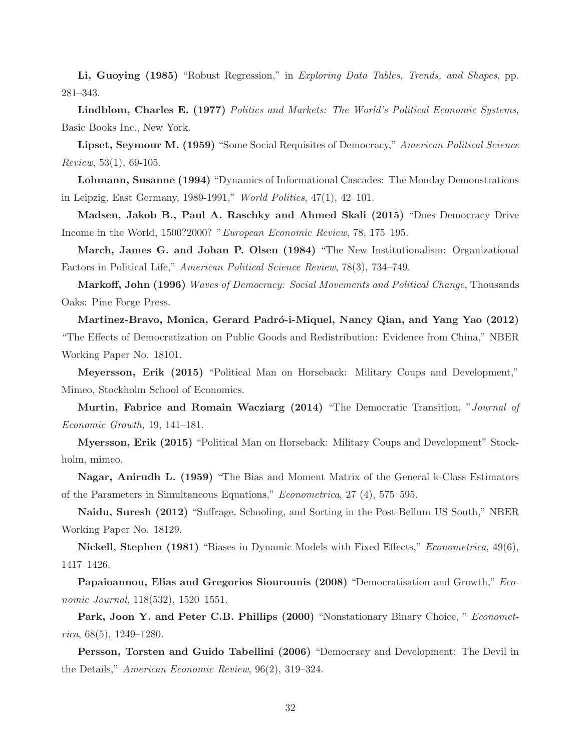**Li, Guoying (1985)** "Robust Regression," in *Exploring Data Tables, Trends, and Shapes*, pp. 281–343.

**Lindblom, Charles E. (1977)** *Politics and Markets: The World's Political Economic Systems*, Basic Books Inc., New York.

**Lipset, Seymour M. (1959)** "Some Social Requisites of Democracy," *American Political Science Review*, 53(1), 69-105.

**Lohmann, Susanne (1994)** "Dynamics of Informational Cascades: The Monday Demonstrations in Leipzig, East Germany, 1989-1991," *World Politics*, 47(1), 42–101.

**Madsen, Jakob B., Paul A. Raschky and Ahmed Skali (2015)** "Does Democracy Drive Income in the World, 1500?2000? "*European Economic Review*, 78, 175–195.

**March, James G. and Johan P. Olsen (1984)** "The New Institutionalism: Organizational Factors in Political Life," *American Political Science Review*, 78(3), 734–749.

**Markoff, John (1996)** *Waves of Democracy: Social Movements and Political Change*, Thousands Oaks: Pine Forge Press.

**Martinez-Bravo, Monica, Gerard Padró-i-Miquel, Nancy Qian, and Yang Yao (2012)** "The Effects of Democratization on Public Goods and Redistribution: Evidence from China," NBER Working Paper No. 18101.

**Meyersson, Erik (2015)** "Political Man on Horseback: Military Coups and Development," Mimeo, Stockholm School of Economics.

**Murtin, Fabrice and Romain Wacziarg (2014)** "The Democratic Transition, "*Journal of Economic Growth,* 19, 141–181.

**Myersson, Erik (2015)** "Political Man on Horseback: Military Coups and Development" Stockholm, mimeo.

**Nagar, Anirudh L. (1959)** "The Bias and Moment Matrix of the General k-Class Estimators of the Parameters in Simultaneous Equations," *Econometrica*, 27 (4), 575–595.

**Naidu, Suresh (2012)** "Suffrage, Schooling, and Sorting in the Post-Bellum US South," NBER Working Paper No. 18129.

**Nickell, Stephen (1981)** "Biases in Dynamic Models with Fixed Effects," *Econometrica*, 49(6), 1417–1426.

**Papaioannou, Elias and Gregorios Siourounis (2008)** "Democratisation and Growth," *Economic Journal*, 118(532), 1520–1551.

**Park, Joon Y. and Peter C.B. Phillips (2000)** "Nonstationary Binary Choice, " *Econometrica*, 68(5), 1249–1280.

**Persson, Torsten and Guido Tabellini (2006)** "Democracy and Development: The Devil in the Details," *American Economic Review*, 96(2), 319–324.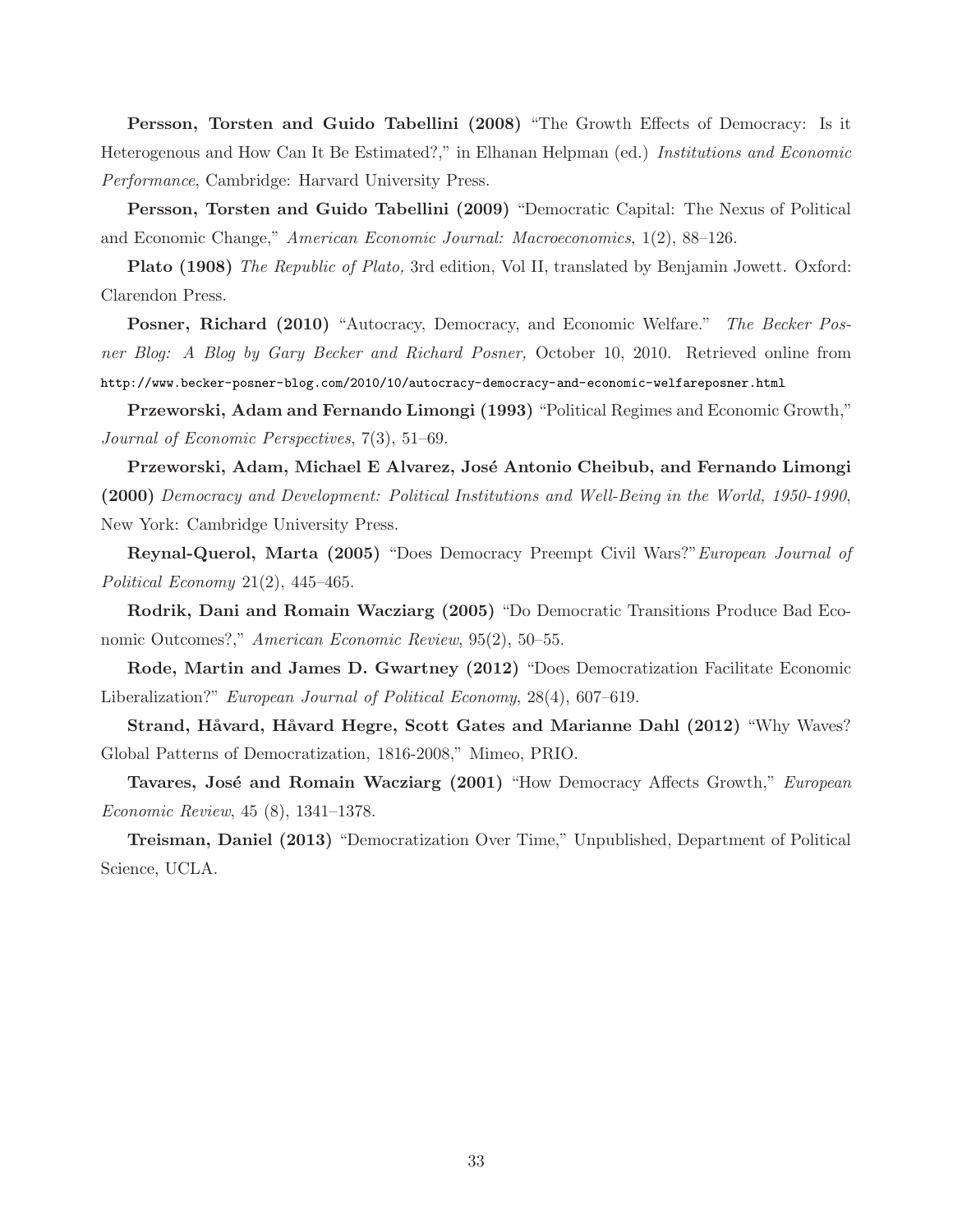**Persson, Torsten and Guido Tabellini (2008)** "The Growth Effects of Democracy: Is it Heterogenous and How Can It Be Estimated?," in Elhanan Helpman (ed.) *Institutions and Economic Performance*, Cambridge: Harvard University Press.

**Persson, Torsten and Guido Tabellini (2009)** "Democratic Capital: The Nexus of Political and Economic Change," *American Economic Journal: Macroeconomics*, 1(2), 88–126.

**Plato (1908)** *The Republic of Plato,* 3rd edition, Vol II, translated by Benjamin Jowett. Oxford: Clarendon Press.

**Posner, Richard (2010)** "Autocracy, Democracy, and Economic Welfare." *The Becker Posner Blog: A Blog by Gary Becker and Richard Posner,* October 10, 2010. Retrieved online from `http://www.becker-posner-blog.com/2010/10/autocracy-democracy-and-economic-welfareposner.html`

**Przeworski, Adam and Fernando Limongi (1993)** "Political Regimes and Economic Growth," *Journal of Economic Perspectives*, 7(3), 51–69.

**Przeworski, Adam, Michael E Alvarez, José Antonio Cheibub, and Fernando Limongi (2000)** *Democracy and Development: Political Institutions and Well-Being in the World, 1950-1990*, New York: Cambridge University Press.

**Reynal-Querol, Marta (2005)** "Does Democracy Preempt Civil Wars?" *European Journal of Political Economy* 21(2), 445–465.

**Rodrik, Dani and Romain Wacziarg (2005)** "Do Democratic Transitions Produce Bad Economic Outcomes?," *American Economic Review*, 95(2), 50–55.

**Rode, Martin and James D. Gwartney (2012)** "Does Democratization Facilitate Economic Liberalization?" *European Journal of Political Economy*, 28(4), 607–619.

**Strand, Håvard, Håvard Hegre, Scott Gates and Marianne Dahl (2012)** "Why Waves? Global Patterns of Democratization, 1816-2008," Mimeo, PRIO.

**Tavares, José and Romain Wacziarg (2001)** "How Democracy Affects Growth," *European Economic Review*, 45 (8), 1341–1378.

**Treisman, Daniel (2013)** "Democratization Over Time," Unpublished, Department of Political Science, UCLA.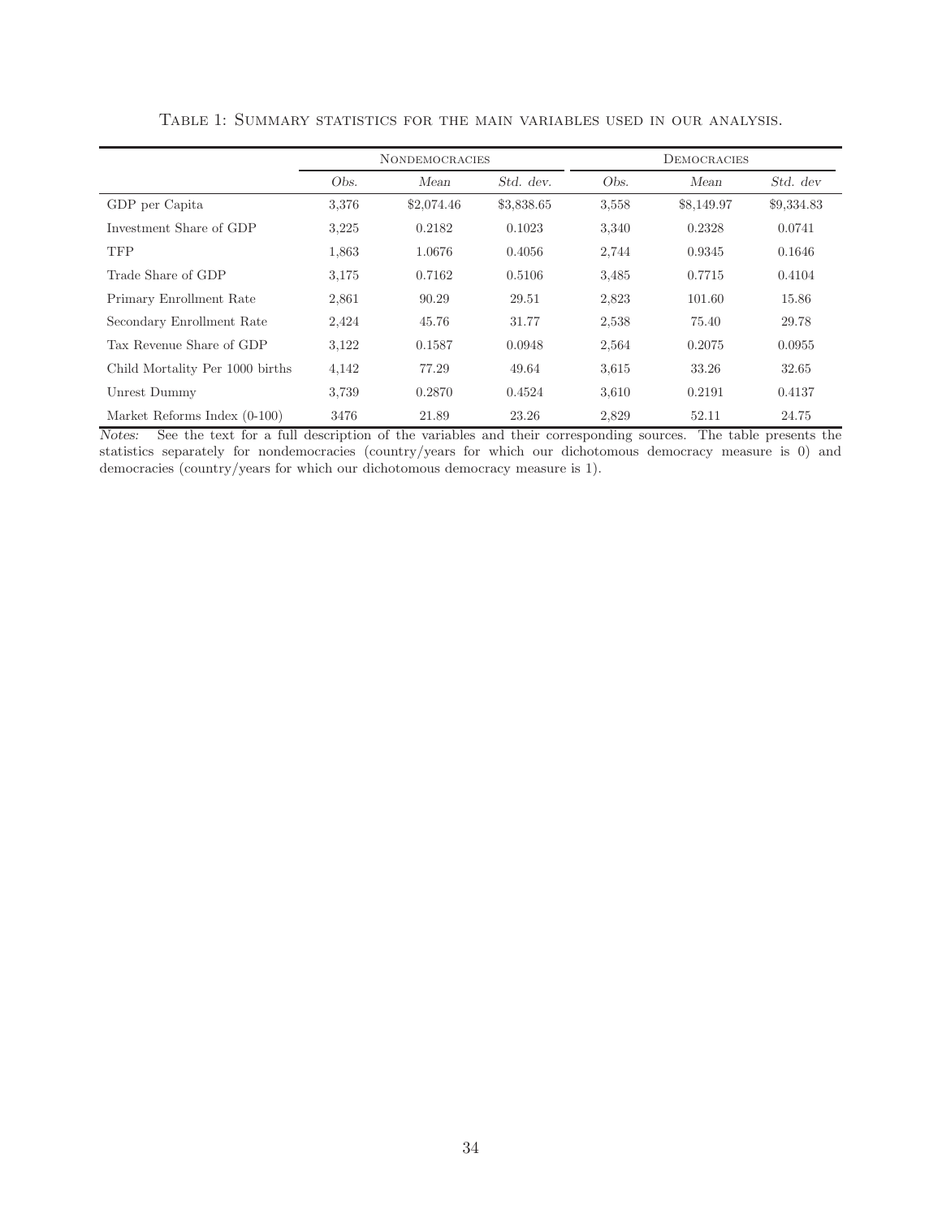Table 1: Summary statistics for the main variables used in our analysis.

| | Nondemocracies | | | Democracies | | |
|---|---|---|---|---|---|---|
| | *Obs.* | *Mean* | *Std. dev.* | *Obs.* | *Mean* | *Std. dev* |
| GDP per Capita | 3,376 | $2,074.46 | $3,838.65 | 3,558 | $8,149.97 | $9,334.83 |
| Investment Share of GDP | 3,225 | 0.2182 | 0.1023 | 3,340 | 0.2328 | 0.0741 |
| TFP | 1,863 | 1.0676 | 0.4056 | 2,744 | 0.9345 | 0.1646 |
| Trade Share of GDP | 3,175 | 0.7162 | 0.5106 | 3,485 | 0.7715 | 0.4104 |
| Primary Enrollment Rate | 2,861 | 90.29 | 29.51 | 2,823 | 101.60 | 15.86 |
| Secondary Enrollment Rate | 2,424 | 45.76 | 31.77 | 2,538 | 75.40 | 29.78 |
| Tax Revenue Share of GDP | 3,122 | 0.1587 | 0.0948 | 2,564 | 0.2075 | 0.0955 |
| Child Mortality Per 1000 births | 4,142 | 77.29 | 49.64 | 3,615 | 33.26 | 32.65 |
| Unrest Dummy | 3,739 | 0.2870 | 0.4524 | 3,610 | 0.2191 | 0.4137 |
| Market Reforms Index (0-100) | 3476 | 21.89 | 23.26 | 2,829 | 52.11 | 24.75 |

*Notes:* See the text for a full description of the variables and their corresponding sources. The table presents the statistics separately for nondemocracies (country/years for which our dichotomous democracy measure is 0) and democracies (country/years for which our dichotomous democracy measure is 1).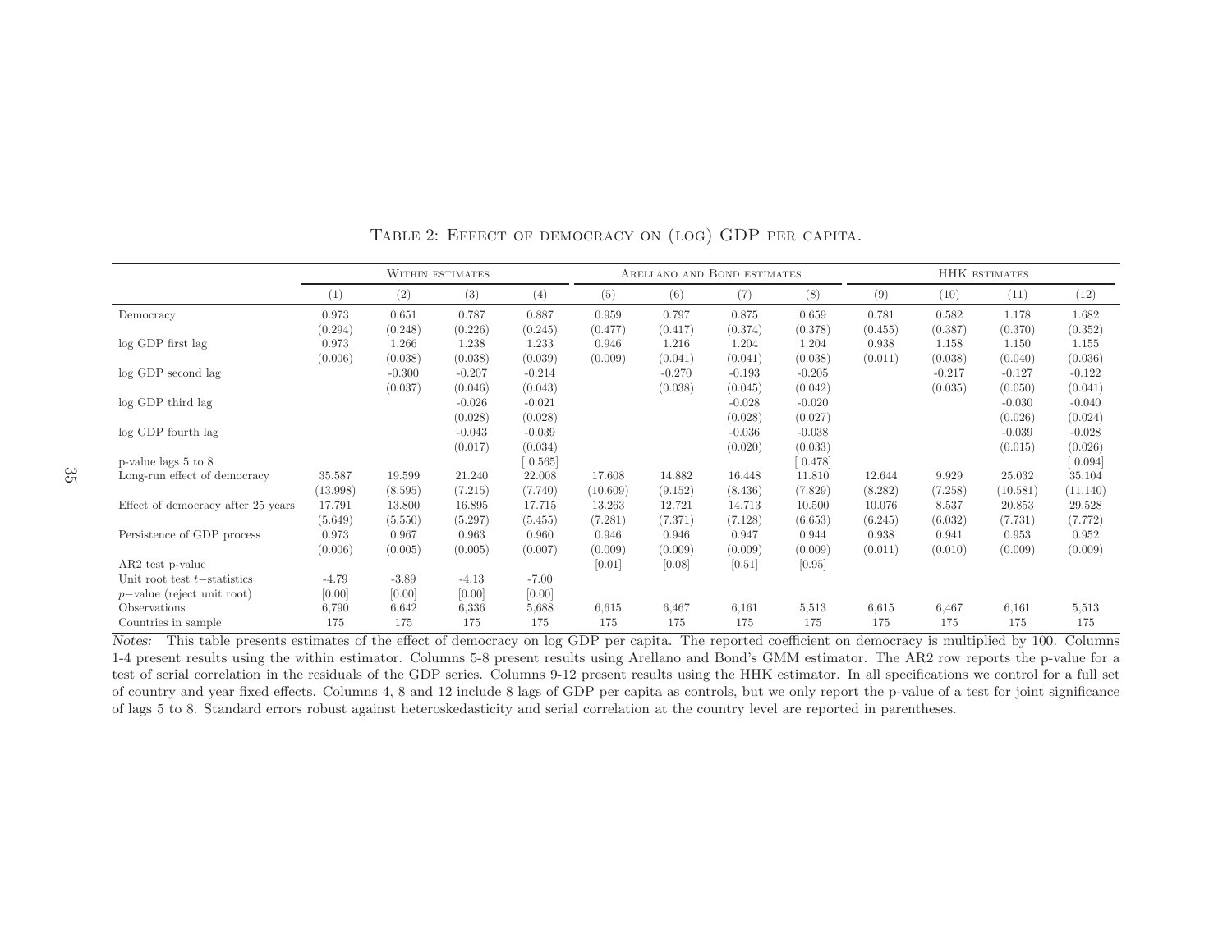Table 2: Effect of democracy on (log) GDP per capita.

| | Within estimates | | | | Arellano and Bond estimates | | | | HHK estimates | | | |
|---|---|---|---|---|---|---|---|---|---|---|---|---|
| | (1) | (2) | (3) | (4) | (5) | (6) | (7) | (8) | (9) | (10) | (11) | (12) |
| Democracy | 0.973 | 0.651 | 0.787 | 0.887 | 0.959 | 0.797 | 0.875 | 0.659 | 0.781 | 0.582 | 1.178 | 1.682 |
| | (0.294) | (0.248) | (0.226) | (0.245) | (0.477) | (0.417) | (0.374) | (0.378) | (0.455) | (0.387) | (0.370) | (0.352) |
| log GDP first lag | 0.973 | 1.266 | 1.238 | 1.233 | 0.946 | 1.216 | 1.204 | 1.204 | 0.938 | 1.158 | 1.150 | 1.155 |
| | (0.006) | (0.038) | (0.038) | (0.039) | (0.009) | (0.041) | (0.041) | (0.038) | (0.011) | (0.038) | (0.040) | (0.036) |
| log GDP second lag | | -0.300 | -0.207 | -0.214 | | -0.270 | -0.193 | -0.205 | | -0.217 | -0.127 | -0.122 |
| | | (0.037) | (0.046) | (0.043) | | (0.038) | (0.045) | (0.042) | | (0.035) | (0.050) | (0.041) |
| log GDP third lag | | | -0.026 | -0.021 | | | -0.028 | -0.020 | | | -0.030 | -0.040 |
| | | | (0.028) | (0.028) | | | (0.028) | (0.027) | | | (0.026) | (0.024) |
| log GDP fourth lag | | | -0.043 | -0.039 | | | -0.036 | -0.038 | | | -0.039 | -0.028 |
| | | | (0.017) | (0.034) | | | (0.020) | (0.033) | | | (0.015) | (0.026) |
| p-value lags 5 to 8 | | | | [ 0.565] | | | | [ 0.478] | | | | [ 0.094] |
| Long-run effect of democracy | 35.587 | 19.599 | 21.240 | 22.008 | 17.608 | 14.882 | 16.448 | 11.810 | 12.644 | 9.929 | 25.032 | 35.104 |
| | (13.998) | (8.595) | (7.215) | (7.740) | (10.609) | (9.152) | (8.436) | (7.829) | (8.282) | (7.258) | (10.581) | (11.140) |
| Effect of democracy after 25 years | 17.791 | 13.800 | 16.895 | 17.715 | 13.263 | 12.721 | 14.713 | 10.500 | 10.076 | 8.537 | 20.853 | 29.528 |
| | (5.649) | (5.550) | (5.297) | (5.455) | (7.281) | (7.371) | (7.128) | (6.653) | (6.245) | (6.032) | (7.731) | (7.772) |
| Persistence of GDP process | 0.973 | 0.967 | 0.963 | 0.960 | 0.946 | 0.946 | 0.947 | 0.944 | 0.938 | 0.941 | 0.953 | 0.952 |
| | (0.006) | (0.005) | (0.005) | (0.007) | (0.009) | (0.009) | (0.009) | (0.009) | (0.011) | (0.010) | (0.009) | (0.009) |
| AR2 test p-value | | | | | [0.01] | [0.08] | [0.51] | [0.95] | | | | |
| Unit root test $t$−statistics | -4.79 | -3.89 | -4.13 | -7.00 | | | | | | | | |
| $p$−value (reject unit root) | [0.00] | [0.00] | [0.00] | [0.00] | | | | | | | | |
| Observations | 6,790 | 6,642 | 6,336 | 5,688 | 6,615 | 6,467 | 6,161 | 5,513 | 6,615 | 6,467 | 6,161 | 5,513 |
| Countries in sample | 175 | 175 | 175 | 175 | 175 | 175 | 175 | 175 | 175 | 175 | 175 | 175 |

*Notes:* This table presents estimates of the effect of democracy on log GDP per capita. The reported coefficient on democracy is multiplied by 100. Columns 1-4 present results using the within estimator. Columns 5-8 present results using Arellano and Bond's GMM estimator. The AR2 row reports the p-value for a test of serial correlation in the residuals of the GDP series. Columns 9-12 present results using the HHK estimator. In all specifications we control for a full set of country and year fixed effects. Columns 4, 8 and 12 include 8 lags of GDP per capita as controls, but we only report the p-value of a test for joint significance of lags 5 to 8. Standard errors robust against heteroskedasticity and serial correlation at the country level are reported in parentheses.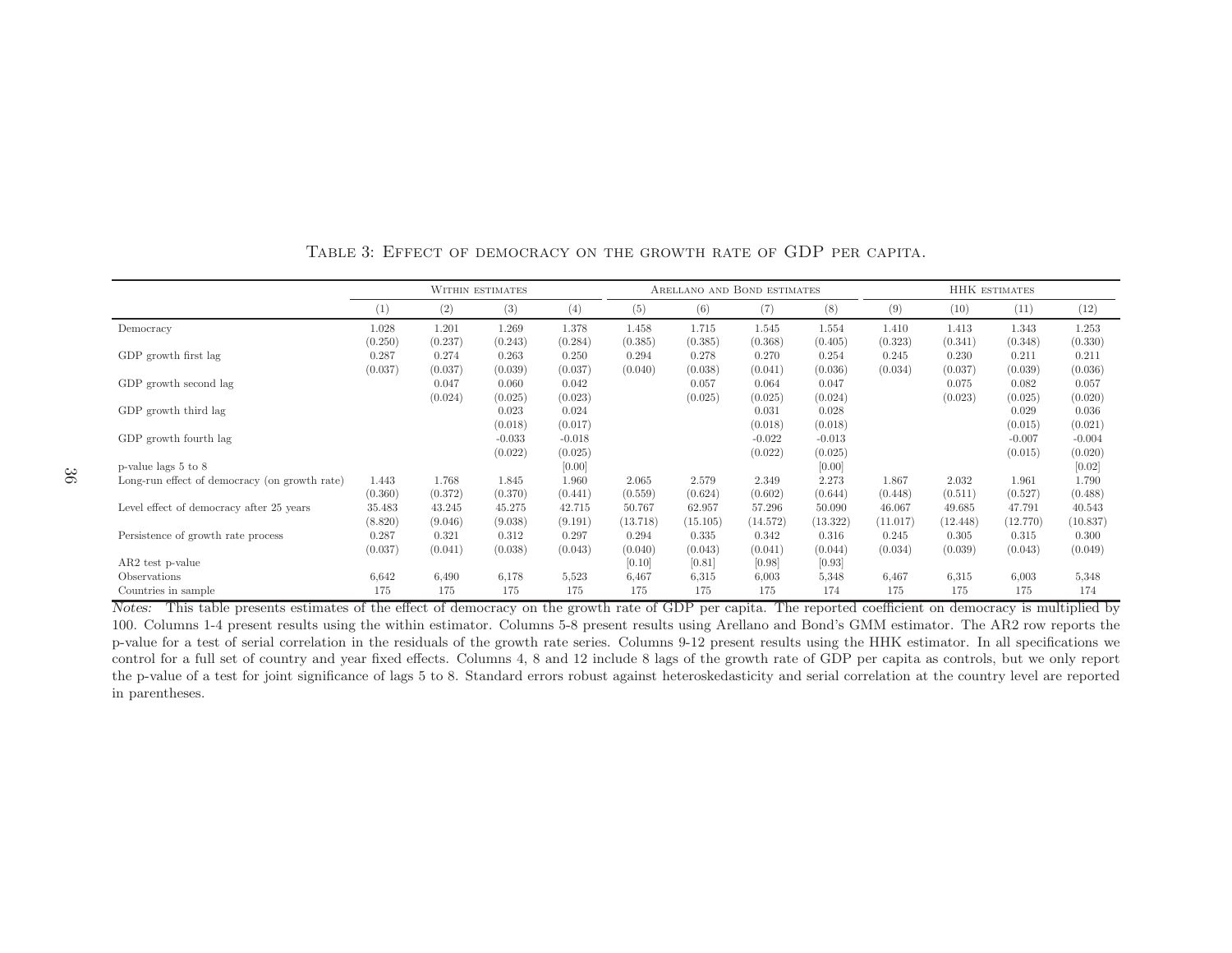Table 3: Effect of democracy on the growth rate of GDP per capita.

| | Within estimates | | | | Arellano and Bond estimates | | | | HHK estimates | | | |
|---|---|---|---|---|---|---|---|---|---|---|---|---|
| | (1) | (2) | (3) | (4) | (5) | (6) | (7) | (8) | (9) | (10) | (11) | (12) |
| Democracy | 1.028 | 1.201 | 1.269 | 1.378 | 1.458 | 1.715 | 1.545 | 1.554 | 1.410 | 1.413 | 1.343 | 1.253 |
| | (0.250) | (0.237) | (0.243) | (0.284) | (0.385) | (0.385) | (0.368) | (0.405) | (0.323) | (0.341) | (0.348) | (0.330) |
| GDP growth first lag | 0.287 | 0.274 | 0.263 | 0.250 | 0.294 | 0.278 | 0.270 | 0.254 | 0.245 | 0.230 | 0.211 | 0.211 |
| | (0.037) | (0.037) | (0.039) | (0.037) | (0.040) | (0.038) | (0.041) | (0.036) | (0.034) | (0.037) | (0.039) | (0.036) |
| GDP growth second lag | | 0.047 | 0.060 | 0.042 | | 0.057 | 0.064 | 0.047 | | 0.075 | 0.082 | 0.057 |
| | | (0.024) | (0.025) | (0.023) | | (0.025) | (0.025) | (0.024) | | (0.023) | (0.025) | (0.020) |
| GDP growth third lag | | | 0.023 | 0.024 | | | 0.031 | 0.028 | | | 0.029 | 0.036 |
| | | | (0.018) | (0.017) | | | (0.018) | (0.018) | | | (0.015) | (0.021) |
| GDP growth fourth lag | | | -0.033 | -0.018 | | | -0.022 | -0.013 | | | -0.007 | -0.004 |
| | | | (0.022) | (0.025) | | | (0.022) | (0.025) | | | (0.015) | (0.020) |
| p-value lags 5 to 8 | | | | [0.00] | | | | [0.00] | | | | [0.02] |
| Long-run effect of democracy (on growth rate) | 1.443 | 1.768 | 1.845 | 1.960 | 2.065 | 2.579 | 2.349 | 2.273 | 1.867 | 2.032 | 1.961 | 1.790 |
| | (0.360) | (0.372) | (0.370) | (0.441) | (0.559) | (0.624) | (0.602) | (0.644) | (0.448) | (0.511) | (0.527) | (0.488) |
| Level effect of democracy after 25 years | 35.483 | 43.245 | 45.275 | 42.715 | 50.767 | 62.957 | 57.296 | 50.090 | 46.067 | 49.685 | 47.791 | 40.543 |
| | (8.820) | (9.046) | (9.038) | (9.191) | (13.718) | (15.105) | (14.572) | (13.322) | (11.017) | (12.448) | (12.770) | (10.837) |
| Persistence of growth rate process | 0.287 | 0.321 | 0.312 | 0.297 | 0.294 | 0.335 | 0.342 | 0.316 | 0.245 | 0.305 | 0.315 | 0.300 |
| | (0.037) | (0.041) | (0.038) | (0.043) | (0.040) | (0.043) | (0.041) | (0.044) | (0.034) | (0.039) | (0.043) | (0.049) |
| AR2 test p-value | | | | | [0.10] | [0.81] | [0.98] | [0.93] | | | | |
| Observations | 6,642 | 6,490 | 6,178 | 5,523 | 6,467 | 6,315 | 6,003 | 5,348 | 6,467 | 6,315 | 6,003 | 5,348 |
| Countries in sample | 175 | 175 | 175 | 175 | 175 | 175 | 175 | 174 | 175 | 175 | 175 | 174 |

*Notes:* This table presents estimates of the effect of democracy on the growth rate of GDP per capita. The reported coefficient on democracy is multiplied by 100. Columns 1-4 present results using the within estimator. Columns 5-8 present results using Arellano and Bond's GMM estimator. The AR2 row reports the p-value for a test of serial correlation in the residuals of the growth rate series. Columns 9-12 present results using the HHK estimator. In all specifications we control for a full set of country and year fixed effects. Columns 4, 8 and 12 include 8 lags of the growth rate of GDP per capita as controls, but we only report the p-value of a test for joint significance of lags 5 to 8. Standard errors robust against heteroskedasticity and serial correlation at the country level are reported in parentheses.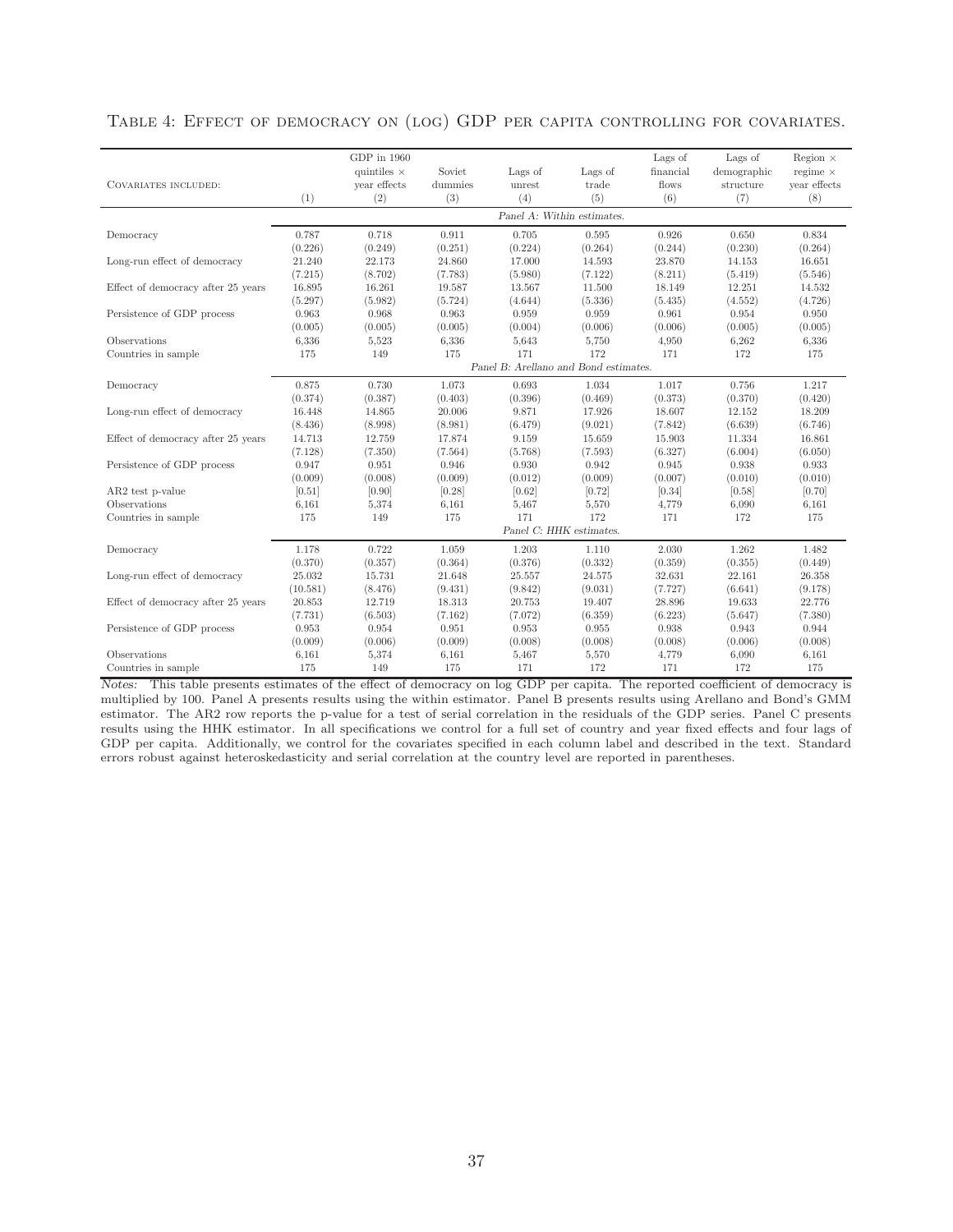Table 4: Effect of democracy on (log) GDP per capita controlling for covariates.

| Covariates included: | (1) | GDP in 1960 quintiles × year effects (2) | Soviet dummies (3) | Lags of unrest (4) | Lags of trade (5) | Lags of financial flows (6) | Lags of demographic structure (7) | Region × regime × year effects (8) |
|---|---|---|---|---|---|---|---|---|
| | *Panel A: Within estimates.* | | | | | | | |
| Democracy | 0.787 | 0.718 | 0.911 | 0.705 | 0.595 | 0.926 | 0.650 | 0.834 |
| | (0.226) | (0.249) | (0.251) | (0.224) | (0.264) | (0.244) | (0.230) | (0.264) |
| Long-run effect of democracy | 21.240 | 22.173 | 24.860 | 17.000 | 14.593 | 23.870 | 14.153 | 16.651 |
| | (7.215) | (8.702) | (7.783) | (5.980) | (7.122) | (8.211) | (5.419) | (5.546) |
| Effect of democracy after 25 years | 16.895 | 16.261 | 19.587 | 13.567 | 11.500 | 18.149 | 12.251 | 14.532 |
| | (5.297) | (5.982) | (5.724) | (4.644) | (5.336) | (5.435) | (4.552) | (4.726) |
| Persistence of GDP process | 0.963 | 0.968 | 0.963 | 0.959 | 0.959 | 0.961 | 0.954 | 0.950 |
| | (0.005) | (0.005) | (0.005) | (0.004) | (0.006) | (0.006) | (0.005) | (0.005) |
| Observations | 6,336 | 5,523 | 6,336 | 5,643 | 5,750 | 4,950 | 6,262 | 6,336 |
| Countries in sample | 175 | 149 | 175 | 172 | 172 | 171 | 172 | 175 |
| | *Panel B: Arellano and Bond estimates.* | | | | | | | |
| Democracy | 0.875 | 0.730 | 1.073 | 0.693 | 1.034 | 1.017 | 0.756 | 1.217 |
| | (0.374) | (0.387) | (0.403) | (0.396) | (0.469) | (0.373) | (0.370) | (0.420) |
| Long-run effect of democracy | 16.448 | 14.865 | 20.006 | 9.871 | 17.926 | 18.607 | 12.152 | 18.209 |
| | (8.436) | (8.998) | (8.981) | (6.479) | (9.021) | (7.842) | (6.639) | (6.746) |
| Effect of democracy after 25 years | 14.713 | 12.759 | 17.874 | 9.159 | 15.659 | 15.903 | 11.334 | 16.861 |
| | (7.128) | (7.350) | (7.564) | (5.768) | (7.593) | (6.327) | (6.004) | (6.050) |
| Persistence of GDP process | 0.947 | 0.951 | 0.946 | 0.930 | 0.942 | 0.945 | 0.938 | 0.933 |
| | (0.009) | (0.008) | (0.009) | (0.012) | (0.009) | (0.007) | (0.010) | (0.010) |
| AR2 test p-value | [0.51] | [0.90] | [0.28] | [0.62] | [0.72] | [0.34] | [0.58] | [0.70] |
| Observations | 6,161 | 5,374 | 6,161 | 5,467 | 5,570 | 4,779 | 6,090 | 6,161 |
| Countries in sample | 175 | 149 | 175 | 171 | 172 | 171 | 172 | 175 |
| | *Panel C: HHK estimates.* | | | | | | | |
| Democracy | 1.178 | 0.722 | 1.059 | 1.203 | 1.110 | 2.030 | 1.262 | 1.482 |
| | (0.370) | (0.357) | (0.364) | (0.376) | (0.332) | (0.359) | (0.355) | (0.449) |
| Long-run effect of democracy | 25.032 | 15.731 | 21.648 | 25.557 | 24.575 | 32.631 | 22.161 | 26.358 |
| | (10.581) | (8.476) | (9.431) | (9.842) | (9.031) | (7.727) | (6.641) | (9.178) |
| Effect of democracy after 25 years | 20.853 | 12.719 | 18.313 | 20.753 | 19.407 | 28.896 | 19.633 | 22.776 |
| | (7.731) | (6.503) | (7.162) | (7.072) | (6.359) | (6.223) | (5.647) | (7.380) |
| Persistence of GDP process | 0.953 | 0.954 | 0.951 | 0.953 | 0.955 | 0.938 | 0.943 | 0.944 |
| | (0.009) | (0.006) | (0.009) | (0.008) | (0.008) | (0.008) | (0.006) | (0.008) |
| Observations | 6,161 | 5,374 | 6,161 | 5,467 | 5,570 | 4,779 | 6,090 | 6,161 |
| Countries in sample | 175 | 149 | 175 | 171 | 172 | 171 | 172 | 175 |

*Notes:* This table presents estimates of the effect of democracy on log GDP per capita. The reported coefficient of democracy is multiplied by 100. Panel A presents results using the within estimator. Panel B presents results using Arellano and Bond's GMM estimator. The AR2 row reports the p-value for a test of serial correlation in the residuals of the GDP series. Panel C presents results using the HHK estimator. In all specifications we control for a full set of country and year fixed effects and four lags of GDP per capita. Additionally, we control for the covariates specified in each column label and described in the text. Standard errors robust against heteroskedasticity and serial correlation at the country level are reported in parentheses.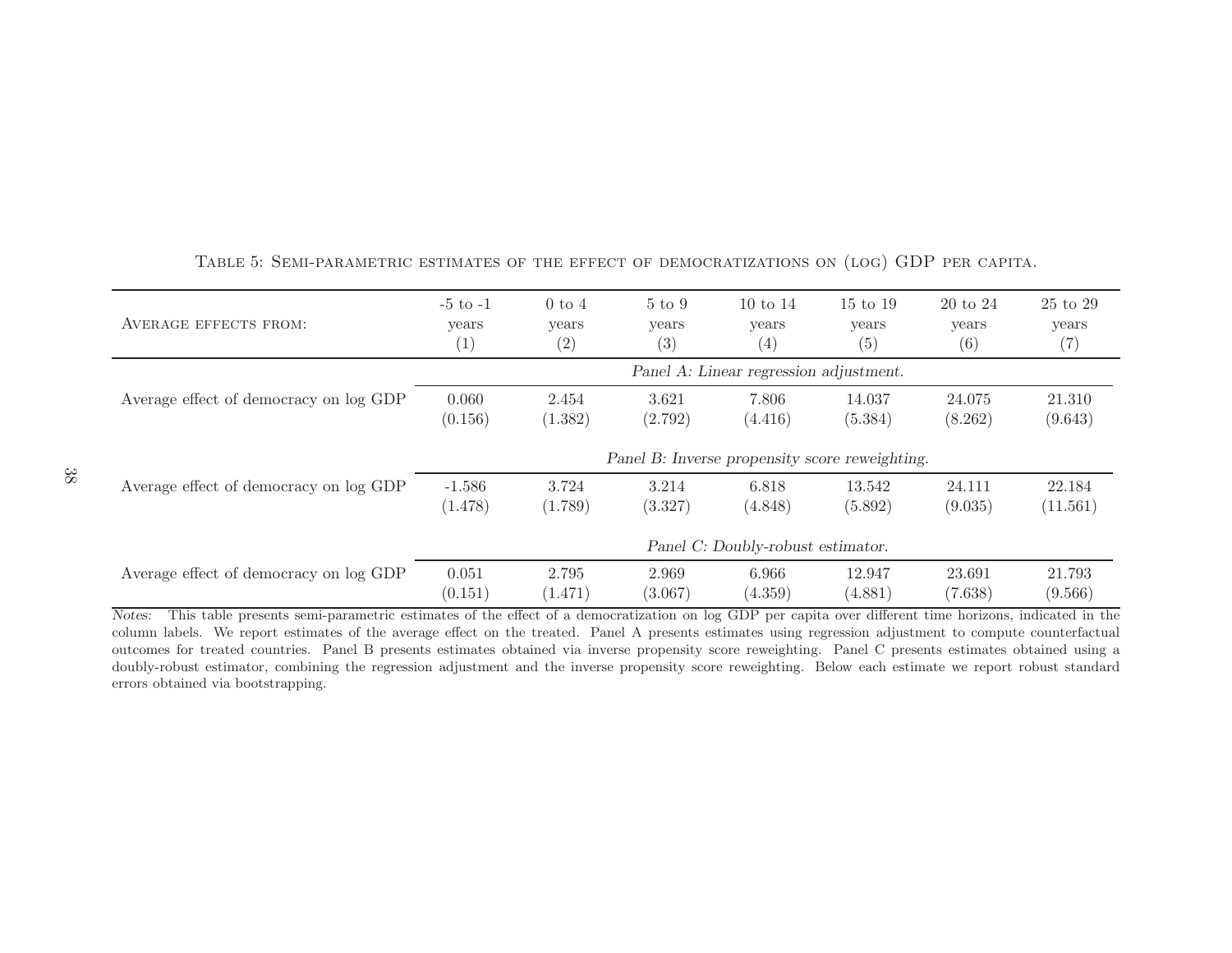Table 5: Semi-parametric estimates of the effect of democratizations on (log) GDP per capita.

| Average effects from: | -5 to -1 years (1) | 0 to 4 years (2) | 5 to 9 years (3) | 10 to 14 years (4) | 15 to 19 years (5) | 20 to 24 years (6) | 25 to 29 years (7) |
|---|---|---|---|---|---|---|---|
| | *Panel A: Linear regression adjustment.* | | | | | | |
| Average effect of democracy on log GDP | 0.060 | 2.454 | 3.621 | 7.806 | 14.037 | 24.075 | 21.310 |
| | (0.156) | (1.382) | (2.792) | (4.416) | (5.384) | (8.262) | (9.643) |
| | *Panel B: Inverse propensity score reweighting.* | | | | | | |
| Average effect of democracy on log GDP | -1.586 | 3.724 | 3.214 | 6.818 | 13.542 | 24.111 | 22.184 |
| | (1.478) | (1.789) | (3.327) | (4.848) | (5.892) | (9.035) | (11.561) |
| | *Panel C: Doubly-robust estimator.* | | | | | | |
| Average effect of democracy on log GDP | 0.051 | 2.795 | 2.969 | 6.966 | 12.947 | 23.691 | 21.793 |
| | (0.151) | (1.471) | (3.067) | (4.359) | (4.881) | (7.638) | (9.566) |

*Notes:* This table presents semi-parametric estimates of the effect of a democratization on log GDP per capita over different time horizons, indicated in the column labels. We report estimates of the average effect on the treated. Panel A presents estimates using regression adjustment to compute counterfactual outcomes for treated countries. Panel B presents estimates obtained via inverse propensity score reweighting. Panel C presents estimates obtained using a doubly-robust estimator, combining the regression adjustment and the inverse propensity score reweighting. Below each estimate we report robust standard errors obtained via bootstrapping.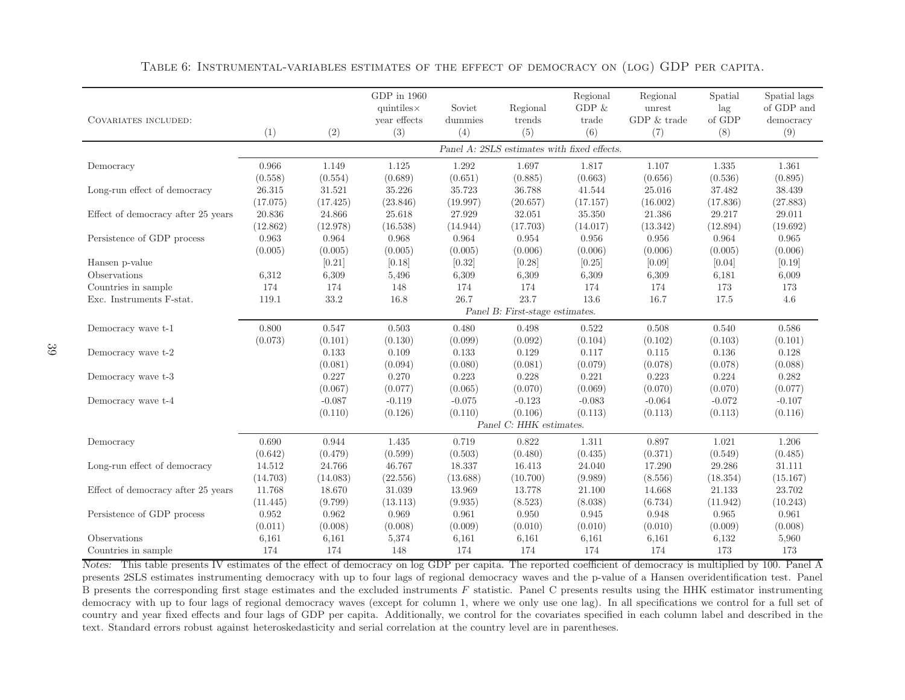Table 6: Instrumental-variables estimates of the effect of democracy on (log) GDP per capita.

| Covariates included: | (1) | (2) | GDP in 1960 quintiles× year effects (3) | Soviet dummies (4) | Regional trends (5) | Regional GDP & trade (6) | Regional unrest GDP & trade (7) | Spatial lag of GDP (8) | Spatial lags of GDP and democracy (9) |
|---|---|---|---|---|---|---|---|---|---|
| | *Panel A: 2SLS estimates with fixed effects.* | | | | | | | | |
| Democracy | 0.966 | 1.149 | 1.125 | 1.292 | 1.697 | 1.817 | 1.107 | 1.335 | 1.361 |
| | (0.558) | (0.554) | (0.689) | (0.651) | (0.885) | (0.663) | (0.656) | (0.536) | (0.895) |
| Long-run effect of democracy | 26.315 | 31.521 | 35.226 | 35.723 | 36.788 | 41.544 | 25.016 | 37.482 | 38.439 |
| | (17.075) | (17.425) | (23.846) | (19.997) | (20.657) | (17.157) | (16.002) | (17.836) | (27.883) |
| Effect of democracy after 25 years | 20.836 | 24.866 | 25.618 | 27.929 | 32.051 | 35.350 | 21.386 | 29.217 | 29.011 |
| | (12.862) | (12.978) | (16.538) | (14.944) | (17.703) | (14.017) | (13.342) | (12.894) | (19.692) |
| Persistence of GDP process | 0.963 | 0.964 | 0.968 | 0.964 | 0.954 | 0.956 | 0.956 | 0.964 | 0.965 |
| | (0.005) | (0.005) | (0.005) | (0.005) | (0.006) | (0.006) | (0.006) | (0.005) | (0.006) |
| Hansen p-value | | [0.21] | [0.18] | [0.32] | [0.28] | [0.25] | [0.09] | [0.04] | [0.19] |
| Observations | 6,312 | 6,309 | 5,496 | 6,309 | 6,309 | 6,309 | 6,309 | 6,181 | 6,009 |
| Countries in sample | 174 | 174 | 148 | 174 | 174 | 174 | 174 | 173 | 173 |
| Exc. Instruments F-stat. | 119.1 | 33.2 | 16.8 | 26.7 | 23.7 | 13.6 | 16.7 | 17.5 | 4.6 |
| | *Panel B: First-stage estimates.* | | | | | | | | |
| Democracy wave t-1 | 0.800 | 0.547 | 0.503 | 0.480 | 0.498 | 0.522 | 0.508 | 0.540 | 0.586 |
| | (0.073) | (0.101) | (0.130) | (0.099) | (0.092) | (0.104) | (0.102) | (0.103) | (0.101) |
| Democracy wave t-2 | | 0.133 | 0.109 | 0.133 | 0.129 | 0.117 | 0.115 | 0.136 | 0.128 |
| | | (0.081) | (0.094) | (0.080) | (0.081) | (0.079) | (0.078) | (0.078) | (0.088) |
| Democracy wave t-3 | | 0.227 | 0.270 | 0.223 | 0.228 | 0.221 | 0.223 | 0.224 | 0.282 |
| | | (0.067) | (0.077) | (0.065) | (0.070) | (0.069) | (0.070) | (0.070) | (0.077) |
| Democracy wave t-4 | | -0.087 | -0.119 | -0.075 | -0.123 | -0.083 | -0.064 | -0.072 | -0.107 |
| | | (0.110) | (0.126) | (0.110) | (0.106) | (0.113) | (0.113) | (0.113) | (0.116) |
| | *Panel C: HHK estimates.* | | | | | | | | |
| Democracy | 0.690 | 0.944 | 1.435 | 0.719 | 0.822 | 1.311 | 0.897 | 1.021 | 1.206 |
| | (0.642) | (0.479) | (0.599) | (0.503) | (0.480) | (0.435) | (0.371) | (0.549) | (0.485) |
| Long-run effect of democracy | 14.512 | 24.766 | 46.767 | 18.337 | 16.413 | 24.040 | 17.290 | 29.286 | 31.111 |
| | (14.703) | (14.083) | (22.556) | (13.688) | (10.700) | (9.989) | (8.556) | (18.354) | (15.167) |
| Effect of democracy after 25 years | 11.768 | 18.670 | 31.039 | 13.969 | 13.778 | 21.100 | 14.668 | 21.133 | 23.702 |
| | (11.445) | (9.799) | (13.113) | (9.935) | (8.523) | (8.038) | (6.734) | (11.942) | (10.243) |
| Persistence of GDP process | 0.952 | 0.962 | 0.969 | 0.961 | 0.950 | 0.945 | 0.948 | 0.965 | 0.961 |
| | (0.011) | (0.008) | (0.008) | (0.009) | (0.010) | (0.010) | (0.010) | (0.009) | (0.008) |
| Observations | 6,161 | 6,161 | 5,374 | 6,161 | 6,161 | 6,161 | 6,161 | 6,132 | 5,960 |
| Countries in sample | 174 | 174 | 148 | 174 | 174 | 174 | 174 | 173 | 173 |

*Notes:* This table presents IV estimates of the effect of democracy on log GDP per capita. The reported coefficient of democracy is multiplied by 100. Panel A presents 2SLS estimates instrumenting democracy with up to four lags of regional democracy waves and the p-value of a Hansen overidentification test. Panel B presents the corresponding first stage estimates and the excluded instruments $F$ statistic. Panel C presents results using the HHK estimator instrumenting democracy with up to four lags of regional democracy waves (except for column 1, where we only use one lag). In all specifications we control for a full set of country and year fixed effects and four lags of GDP per capita. Additionally, we control for the covariates specified in each column label and described in the text. Standard errors robust against heteroskedasticity and serial correlation at the country level are in parentheses.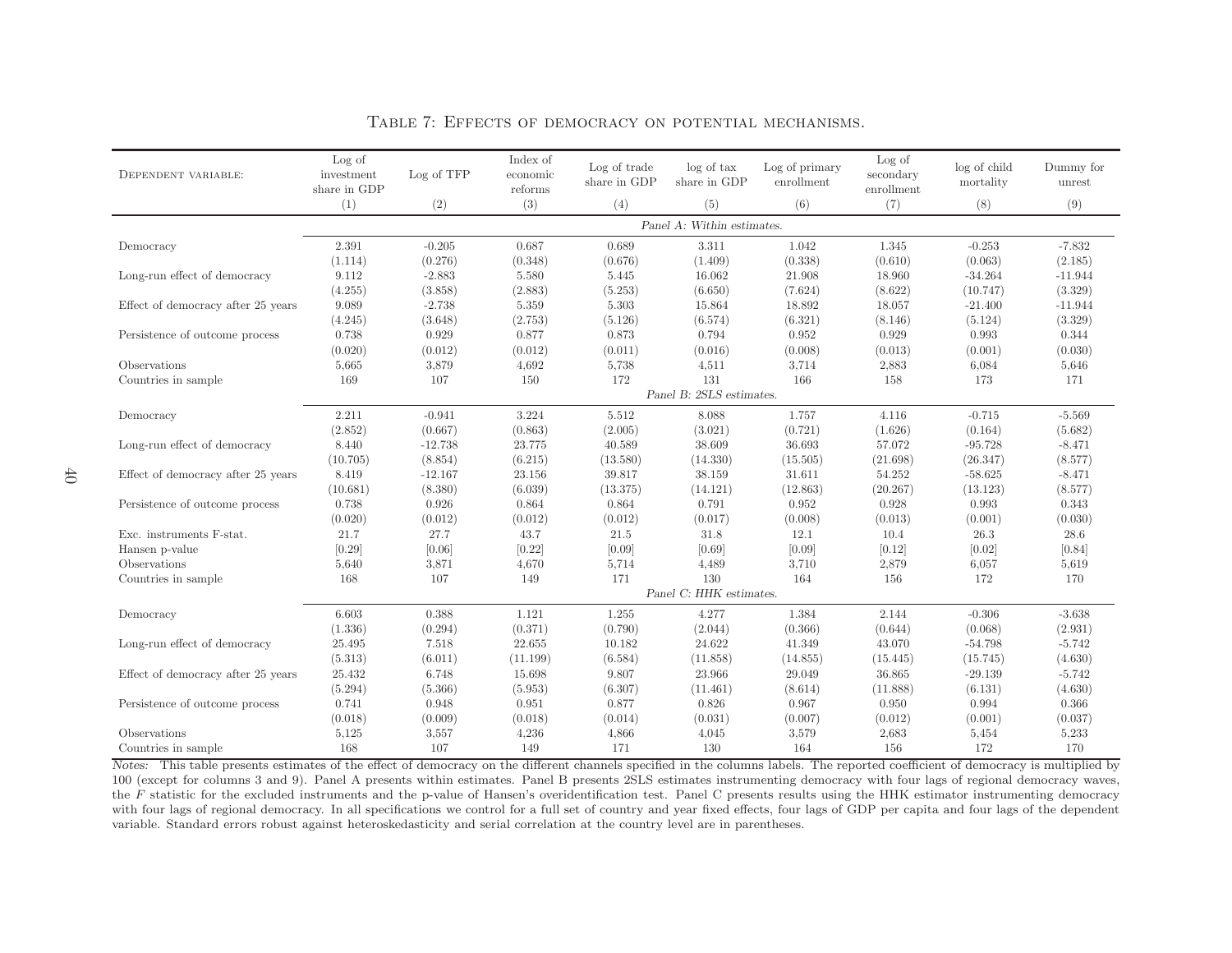Table 7: Effects of democracy on potential mechanisms.

| Dependent variable: | Log of investment share in GDP | Log of TFP | Index of economic reforms | Log of trade share in GDP | log of tax share in GDP | Log of primary enrollment | Log of secondary enrollment | log of child mortality | Dummy for unrest |
|---|---|---|---|---|---|---|---|---|---|
| | (1) | (2) | (3) | (4) | (5) | (6) | (7) | (8) | (9) |
| | *Panel A: Within estimates.* | | | | | | | | |
| Democracy | 2.391 | -0.205 | 0.687 | 0.689 | 3.311 | 1.042 | 1.345 | -0.253 | -7.832 |
| | (1.114) | (0.276) | (0.348) | (0.676) | (1.409) | (0.338) | (0.610) | (0.063) | (2.185) |
| Long-run effect of democracy | 9.112 | -2.883 | 5.580 | 5.445 | 16.062 | 21.908 | 18.960 | -34.264 | -11.944 |
| | (4.255) | (3.858) | (2.883) | (5.253) | (6.650) | (7.624) | (8.622) | (10.747) | (3.329) |
| Effect of democracy after 25 years | 9.089 | -2.738 | 5.359 | 5.303 | 15.864 | 18.892 | 18.057 | -21.400 | -11.944 |
| | (4.245) | (3.648) | (2.753) | (5.126) | (6.574) | (6.321) | (8.146) | (5.124) | (3.329) |
| Persistence of outcome process | 0.738 | 0.929 | 0.877 | 0.873 | 0.794 | 0.952 | 0.929 | 0.993 | 0.344 |
| | (0.020) | (0.012) | (0.012) | (0.011) | (0.016) | (0.008) | (0.013) | (0.001) | (0.030) |
| Observations | 5,665 | 3,879 | 4,692 | 5,738 | 4,511 | 3,714 | 2,883 | 6,084 | 5,646 |
| Countries in sample | 169 | 107 | 150 | 172 | 131 | 166 | 158 | 173 | 171 |
| | *Panel B: 2SLS estimates.* | | | | | | | | |
| Democracy | 2.211 | -0.941 | 3.224 | 5.512 | 8.088 | 1.757 | 4.116 | -0.715 | -5.569 |
| | (2.852) | (0.667) | (0.863) | (2.005) | (3.021) | (0.721) | (1.626) | (0.164) | (5.682) |
| Long-run effect of democracy | 8.440 | -12.738 | 23.775 | 40.589 | 38.609 | 36.693 | 57.072 | -95.728 | -8.471 |
| | (10.705) | (8.854) | (6.215) | (13.580) | (14.330) | (15.505) | (21.698) | (26.347) | (8.577) |
| Effect of democracy after 25 years | 8.419 | -12.167 | 23.156 | 39.817 | 38.159 | 31.611 | 54.252 | -58.625 | -8.471 |
| | (10.681) | (8.380) | (6.039) | (13.375) | (14.121) | (12.863) | (20.267) | (13.123) | (8.577) |
| Persistence of outcome process | 0.738 | 0.926 | 0.864 | 0.864 | 0.791 | 0.952 | 0.928 | 0.993 | 0.343 |
| | (0.020) | (0.012) | (0.012) | (0.012) | (0.017) | (0.008) | (0.013) | (0.001) | (0.030) |
| Exc. instruments F-stat. | 21.7 | 27.7 | 43.7 | 21.5 | 31.8 | 12.1 | 10.4 | 26.3 | 28.6 |
| Hansen p-value | [0.29] | [0.06] | [0.22] | [0.09] | [0.69] | [0.09] | [0.12] | [0.02] | [0.84] |
| Observations | 5,640 | 3,871 | 4,670 | 5,714 | 4,489 | 3,710 | 2,879 | 6,057 | 5,619 |
| Countries in sample | 168 | 107 | 149 | 171 | 130 | 164 | 156 | 172 | 170 |
| | *Panel C: HHK estimates.* | | | | | | | | |
| Democracy | 6.603 | 0.388 | 1.121 | 1.255 | 4.277 | 1.384 | 2.144 | -0.306 | -3.638 |
| | (1.336) | (0.294) | (0.371) | (0.790) | (2.044) | (0.366) | (0.644) | (0.068) | (2.931) |
| Long-run effect of democracy | 25.495 | 7.518 | 22.655 | 10.182 | 24.622 | 41.349 | 43.070 | -54.798 | -5.742 |
| | (5.313) | (6.011) | (11.199) | (6.584) | (11.858) | (14.855) | (15.445) | (15.745) | (4.630) |
| Effect of democracy after 25 years | 25.432 | 6.748 | 15.698 | 9.807 | 23.966 | 29.049 | 36.865 | -29.139 | -5.742 |
| | (5.294) | (5.366) | (5.953) | (6.307) | (11.461) | (8.614) | (11.888) | (6.131) | (4.630) |
| Persistence of outcome process | 0.741 | 0.948 | 0.951 | 0.877 | 0.826 | 0.967 | 0.950 | 0.994 | 0.366 |
| | (0.018) | (0.009) | (0.018) | (0.014) | (0.031) | (0.007) | (0.012) | (0.001) | (0.037) |
| Observations | 5,125 | 3,557 | 4,236 | 4,866 | 4,045 | 3,579 | 2,683 | 5,454 | 5,233 |
| Countries in sample | 168 | 107 | 149 | 171 | 130 | 164 | 156 | 172 | 170 |

*Notes:* This table presents estimates of the effect of democracy on the different channels specified in the columns labels. The reported coefficient of democracy is multiplied by 100 (except for columns 3 and 9). Panel A presents within estimates. Panel B presents 2SLS estimates instrumenting democracy with four lags of regional democracy waves, the $F$ statistic for the excluded instruments and the p-value of Hansen's overidentification test. Panel C presents results using the HHK estimator instrumenting democracy with four lags of regional democracy. In all specifications we control for a full set of country and year fixed effects, four lags of GDP per capita and four lags of the dependent variable. Standard errors robust against heteroskedasticity and serial correlation at the country level are in parentheses.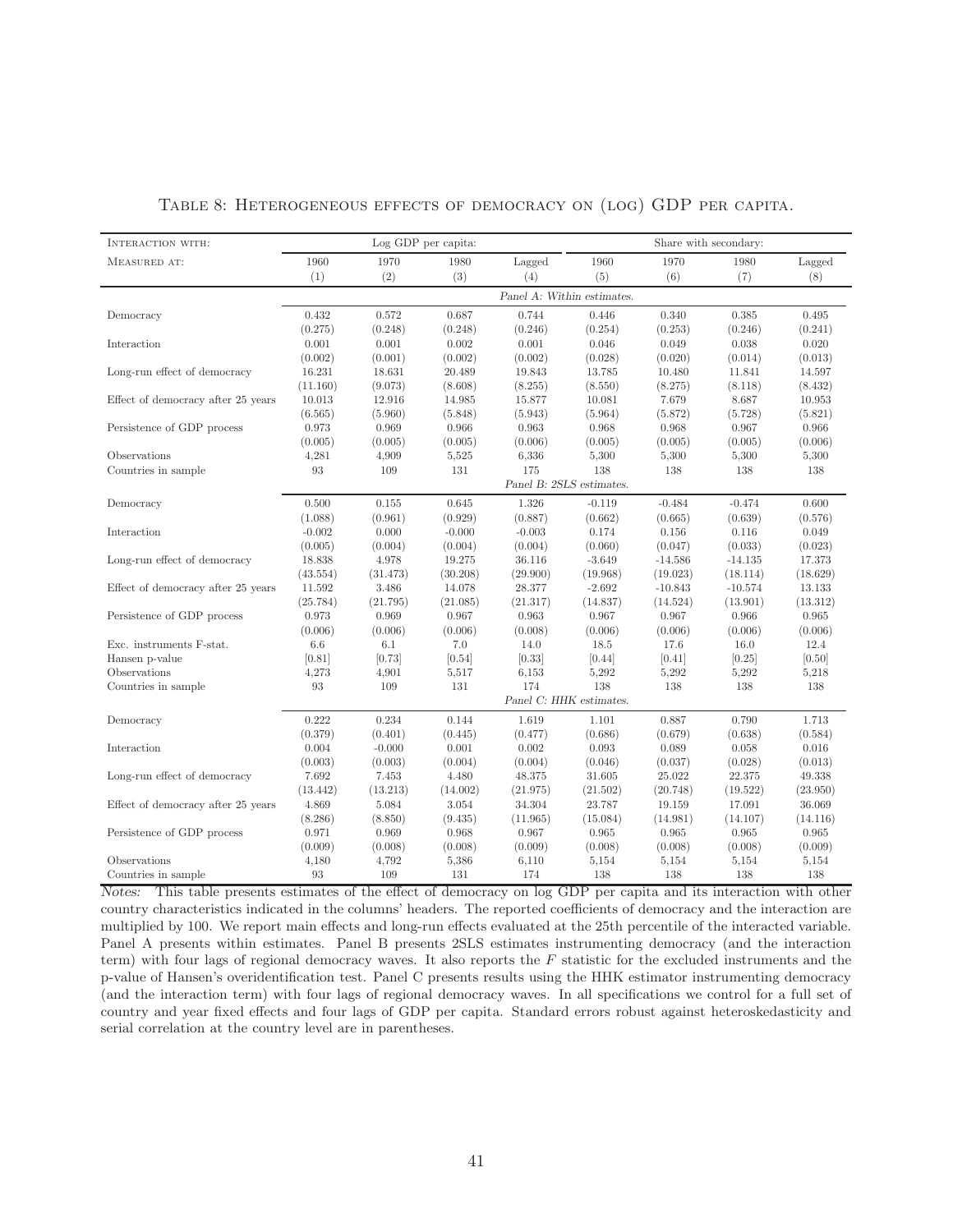Table 8: Heterogeneous effects of democracy on (log) GDP per capita.

| Interaction with: | Log GDP per capita: | | | | Share with secondary: | | | |
|---|---|---|---|---|---|---|---|---|
| Measured at: | 1960 | 1970 | 1980 | Lagged | 1960 | 1970 | 1980 | Lagged |
| | (1) | (2) | (3) | (4) | (5) | (6) | (7) | (8) |
| | *Panel A: Within estimates.* | | | | | | | |
| Democracy | 0.432 | 0.572 | 0.687 | 0.744 | 0.446 | 0.340 | 0.385 | 0.495 |
| | (0.275) | (0.248) | (0.248) | (0.246) | (0.254) | (0.253) | (0.246) | (0.241) |
| Interaction | 0.001 | 0.001 | 0.002 | 0.001 | 0.046 | 0.049 | 0.038 | 0.020 |
| | (0.002) | (0.001) | (0.002) | (0.002) | (0.028) | (0.020) | (0.014) | (0.013) |
| Long-run effect of democracy | 16.231 | 18.631 | 20.489 | 19.843 | 13.785 | 10.480 | 11.841 | 14.597 |
| | (11.160) | (9.073) | (8.608) | (8.255) | (8.550) | (8.275) | (8.118) | (8.432) |
| Effect of democracy after 25 years | 10.013 | 12.916 | 14.985 | 15.877 | 10.081 | 7.679 | 8.687 | 10.953 |
| | (6.565) | (5.960) | (5.848) | (5.943) | (5.964) | (5.872) | (5.728) | (5.821) |
| Persistence of GDP process | 0.973 | 0.969 | 0.966 | 0.963 | 0.968 | 0.968 | 0.967 | 0.966 |
| | (0.005) | (0.005) | (0.005) | (0.006) | (0.005) | (0.005) | (0.005) | (0.006) |
| Observations | 4,281 | 4,909 | 5,525 | 6,336 | 5,300 | 5,300 | 5,300 | 5,300 |
| Countries in sample | 93 | 109 | 131 | 175 | 138 | 138 | 138 | 138 |
| | *Panel B: 2SLS estimates.* | | | | | | | |
| Democracy | 0.500 | 0.155 | 0.645 | 1.326 | -0.119 | -0.484 | -0.474 | 0.600 |
| | (1.088) | (0.961) | (0.929) | (0.887) | (0.662) | (0.665) | (0.639) | (0.576) |
| Interaction | -0.002 | 0.000 | -0.000 | -0.003 | 0.174 | 0.156 | 0.116 | 0.049 |
| | (0.005) | (0.004) | (0.004) | (0.004) | (0.060) | (0.047) | (0.033) | (0.023) |
| Long-run effect of democracy | 18.838 | 4.978 | 19.275 | 36.116 | -3.649 | -14.586 | -14.135 | 17.373 |
| | (43.554) | (31.473) | (30.208) | (29.900) | (19.968) | (19.023) | (18.114) | (18.629) |
| Effect of democracy after 25 years | 11.592 | 3.486 | 14.078 | 28.377 | -2.692 | -10.843 | -10.574 | 13.133 |
| | (25.784) | (21.795) | (21.085) | (21.317) | (14.837) | (14.524) | (13.901) | (13.312) |
| Persistence of GDP process | 0.973 | 0.969 | 0.967 | 0.963 | 0.967 | 0.967 | 0.966 | 0.965 |
| | (0.006) | (0.006) | (0.006) | (0.008) | (0.006) | (0.006) | (0.006) | (0.006) |
| Exc. instruments F-stat. | 6.6 | 6.1 | 7.0 | 14.0 | 18.5 | 17.6 | 16.0 | 12.4 |
| Hansen p-value | [0.81] | [0.73] | [0.54] | [0.33] | [0.44] | [0.41] | [0.25] | [0.50] |
| Observations | 4,273 | 4,901 | 5,517 | 6,153 | 5,292 | 5,292 | 5,292 | 5,218 |
| Countries in sample | 93 | 109 | 131 | 174 | 138 | 138 | 138 | 138 |
| | *Panel C: HHK estimates.* | | | | | | | |
| Democracy | 0.222 | 0.234 | 0.144 | 1.619 | 1.101 | 0.887 | 0.790 | 1.713 |
| | (0.379) | (0.401) | (0.445) | (0.477) | (0.686) | (0.679) | (0.638) | (0.584) |
| Interaction | 0.004 | -0.000 | 0.001 | 0.002 | 0.093 | 0.089 | 0.058 | 0.016 |
| | (0.003) | (0.003) | (0.004) | (0.004) | (0.046) | (0.037) | (0.028) | (0.013) |
| Long-run effect of democracy | 7.692 | 7.453 | 4.480 | 48.375 | 31.605 | 25.022 | 22.375 | 49.338 |
| | (13.442) | (13.213) | (14.002) | (21.975) | (21.502) | (20.748) | (19.522) | (23.950) |
| Effect of democracy after 25 years | 4.869 | 5.084 | 3.054 | 34.304 | 23.787 | 19.159 | 17.091 | 36.069 |
| | (8.286) | (8.850) | (9.435) | (11.965) | (15.084) | (14.981) | (14.107) | (14.116) |
| Persistence of GDP process | 0.971 | 0.969 | 0.968 | 0.967 | 0.965 | 0.965 | 0.965 | 0.965 |
| | (0.009) | (0.008) | (0.008) | (0.009) | (0.008) | (0.008) | (0.008) | (0.009) |
| Observations | 4,180 | 4,792 | 5,386 | 6,110 | 5,154 | 5,154 | 5,154 | 5,154 |
| Countries in sample | 93 | 109 | 131 | 174 | 138 | 138 | 138 | 138 |

*Notes:* This table presents estimates of the effect of democracy on log GDP per capita and its interaction with other country characteristics indicated in the columns' headers. The reported coefficients of democracy and the interaction are multiplied by 100. We report main effects and long-run effects evaluated at the 25th percentile of the interacted variable. Panel A presents within estimates. Panel B presents 2SLS estimates instrumenting democracy (and the interaction term) with four lags of regional democracy waves. It also reports the $F$ statistic for the excluded instruments and the p-value of Hansen's overidentification test. Panel C presents results using the HHK estimator instrumenting democracy (and the interaction term) with four lags of regional democracy waves. In all specifications we control for a full set of country and year fixed effects and four lags of GDP per capita. Standard errors robust against heteroskedasticity and serial correlation at the country level are in parentheses.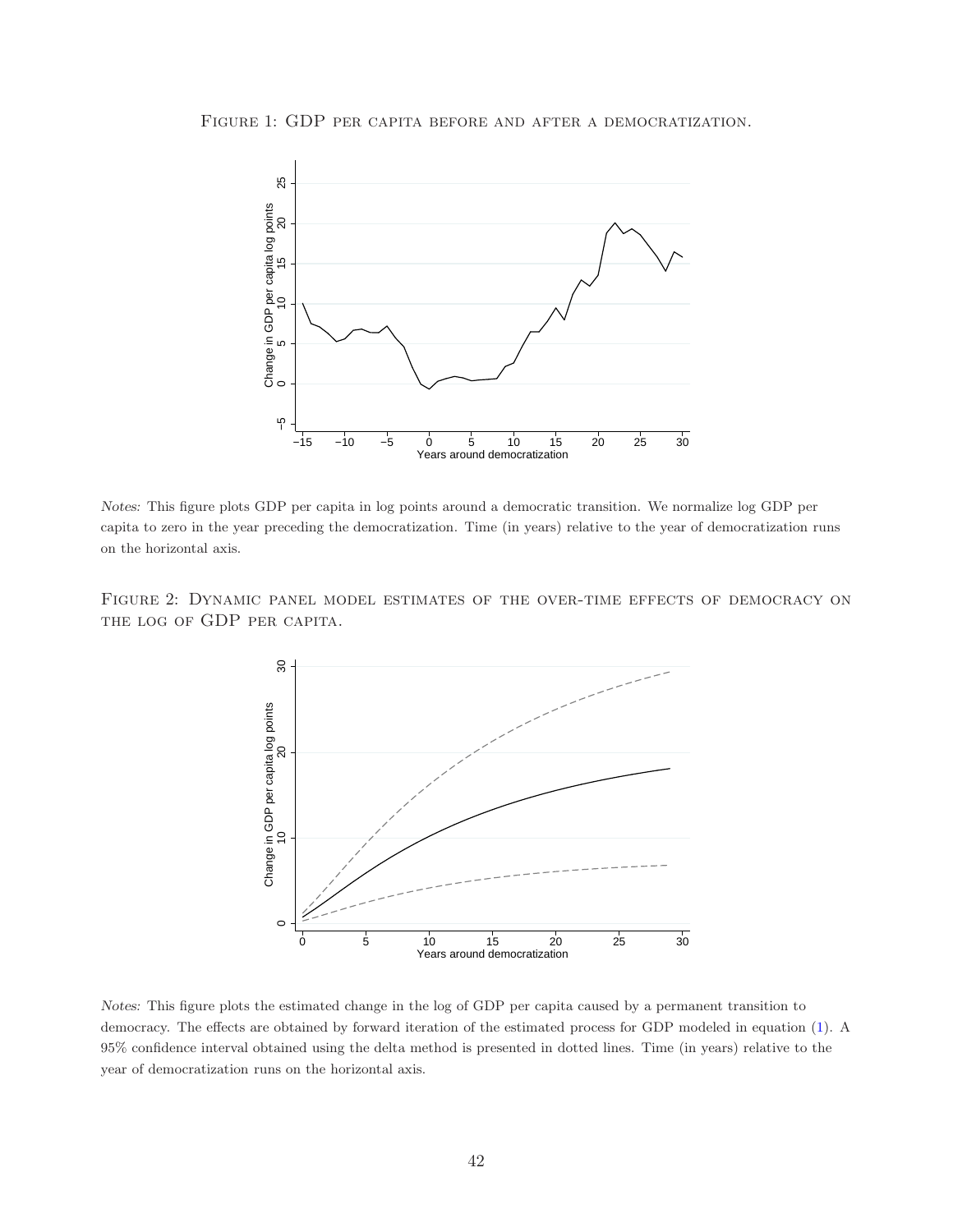Figure 1: GDP per capita before and after a democratization.

*Notes:* This figure plots GDP per capita in log points around a democratic transition. We normalize log GDP per capita to zero in the year preceding the democratization. Time (in years) relative to the year of democratization runs on the horizontal axis.

Figure 2: Dynamic panel model estimates of the over-time effects of democracy on the log of GDP per capita.

*Notes:* This figure plots the estimated change in the log of GDP per capita caused by a permanent transition to democracy. The effects are obtained by forward iteration of the estimated process for GDP modeled in equation (1). A 95% confidence interval obtained using the delta method is presented in dotted lines. Time (in years) relative to the year of democratization runs on the horizontal axis.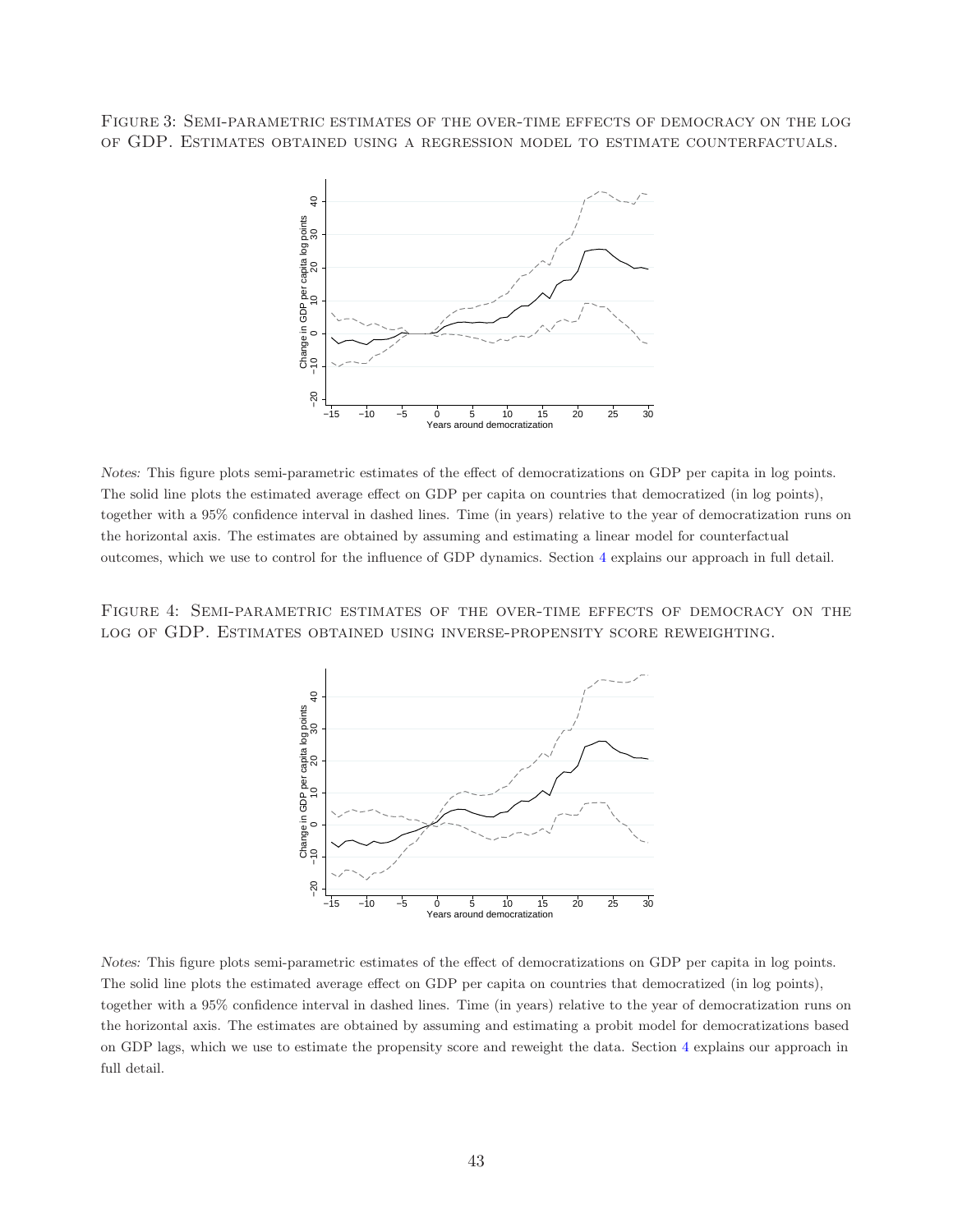Figure 3: Semi-parametric estimates of the over-time effects of democracy on the log of GDP. Estimates obtained using a regression model to estimate counterfactuals.

*Notes:* This figure plots semi-parametric estimates of the effect of democratizations on GDP per capita in log points. The solid line plots the estimated average effect on GDP per capita on countries that democratized (in log points), together with a 95% confidence interval in dashed lines. Time (in years) relative to the year of democratization runs on the horizontal axis. The estimates are obtained by assuming and estimating a linear model for counterfactual outcomes, which we use to control for the influence of GDP dynamics. Section 4 explains our approach in full detail.

Figure 4: Semi-parametric estimates of the over-time effects of democracy on the log of GDP. Estimates obtained using inverse-propensity score reweighting.

*Notes:* This figure plots semi-parametric estimates of the effect of democratizations on GDP per capita in log points. The solid line plots the estimated average effect on GDP per capita on countries that democratized (in log points), together with a 95% confidence interval in dashed lines. Time (in years) relative to the year of democratization runs on the horizontal axis. The estimates are obtained by assuming and estimating a probit model for democratizations based on GDP lags, which we use to estimate the propensity score and reweight the data. Section 4 explains our approach in full detail.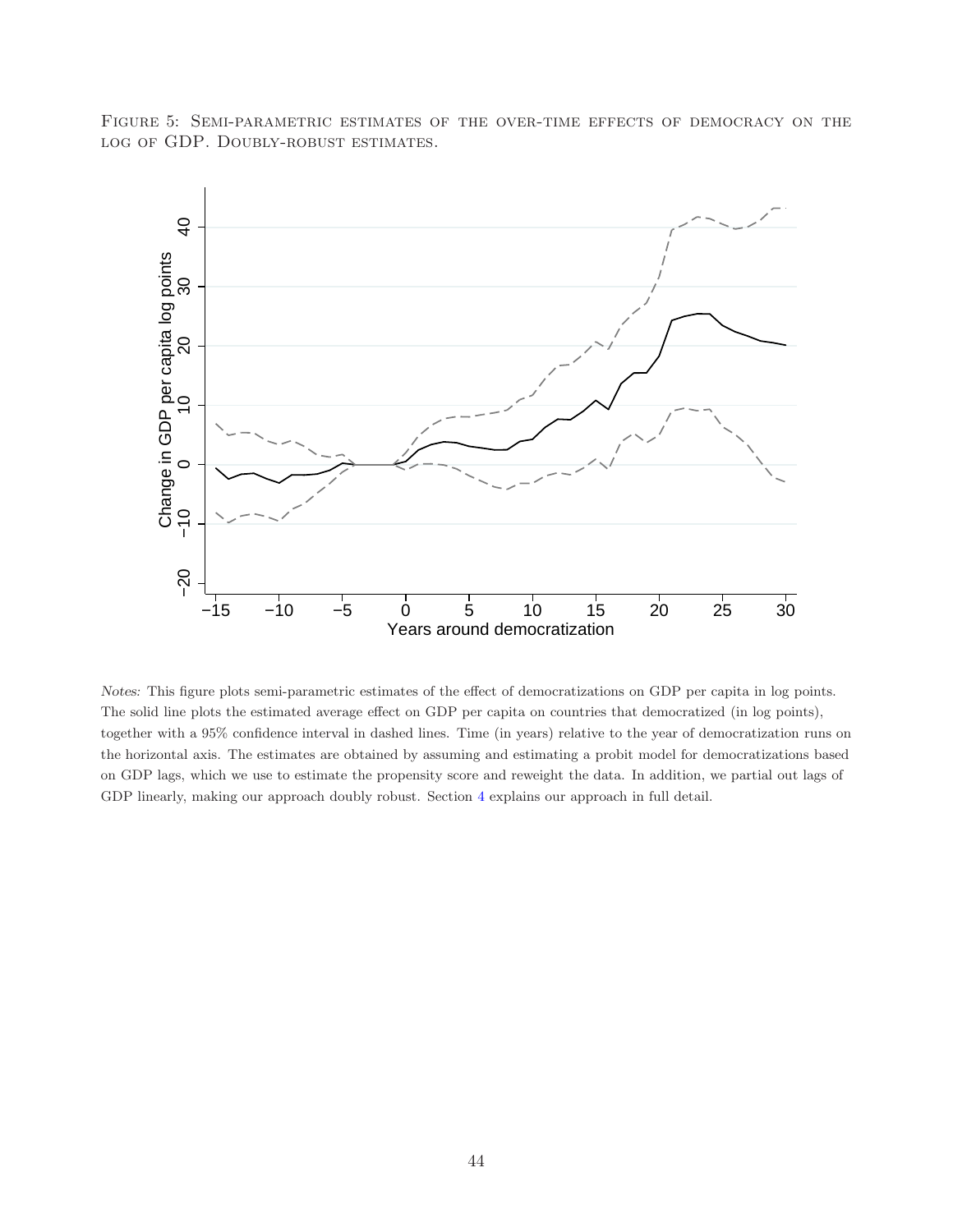Figure 5: Semi-parametric estimates of the over-time effects of democracy on the log of GDP. Doubly-robust estimates.

*Notes:* This figure plots semi-parametric estimates of the effect of democratizations on GDP per capita in log points. The solid line plots the estimated average effect on GDP per capita on countries that democratized (in log points), together with a 95% confidence interval in dashed lines. Time (in years) relative to the year of democratization runs on the horizontal axis. The estimates are obtained by assuming and estimating a probit model for democratizations based on GDP lags, which we use to estimate the propensity score and reweight the data. In addition, we partial out lags of GDP linearly, making our approach doubly robust. Section 4 explains our approach in full detail.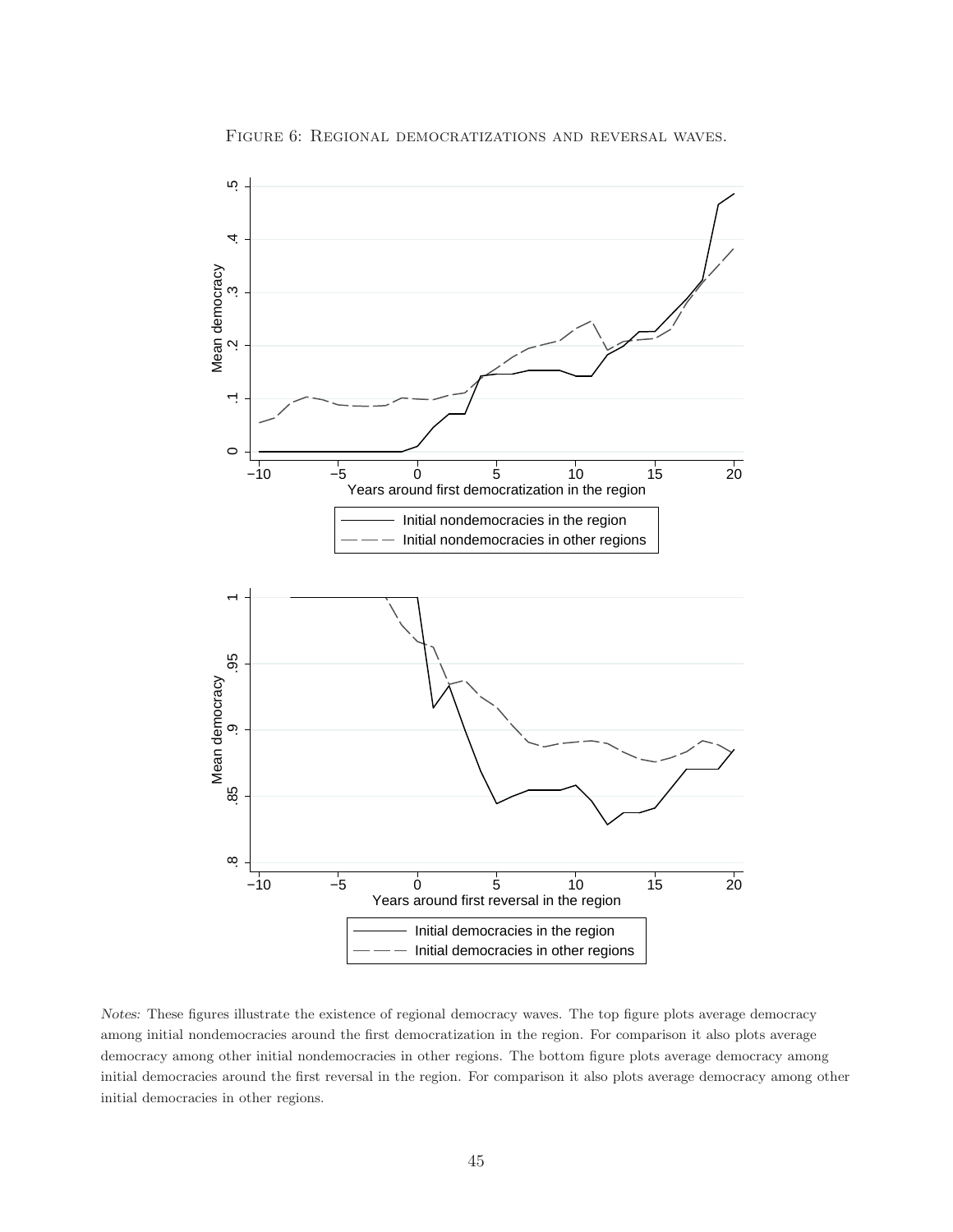FIGURE 6: REGIONAL DEMOCRATIZATIONS AND REVERSAL WAVES.

*Notes:* These figures illustrate the existence of regional democracy waves. The top figure plots average democracy among initial nondemocracies around the first democratization in the region. For comparison it also plots average democracy among other initial nondemocracies in other regions. The bottom figure plots average democracy among initial democracies around the first reversal in the region. For comparison it also plots average democracy among other initial democracies in other regions.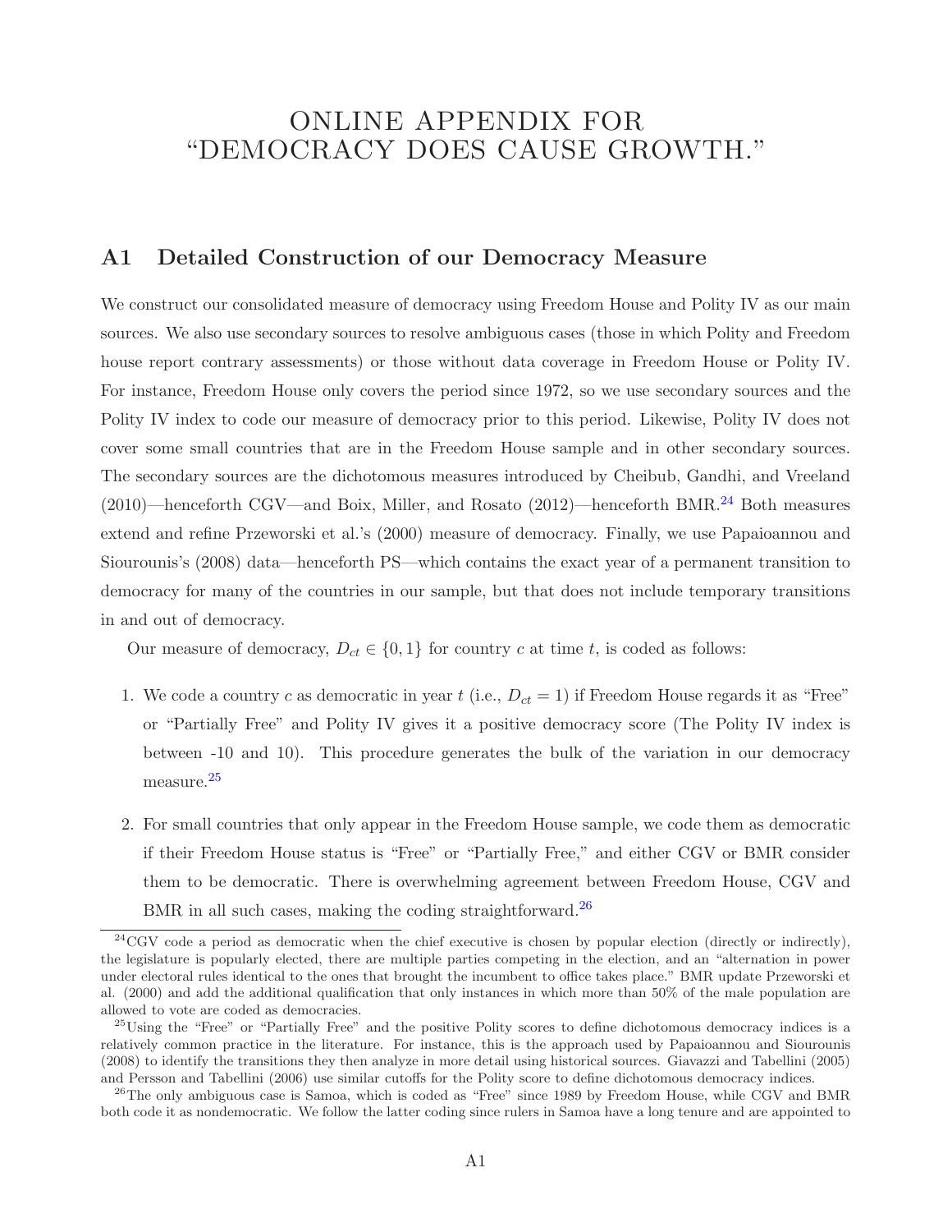# ONLINE APPENDIX FOR "DEMOCRACY DOES CAUSE GROWTH."

## A1 Detailed Construction of our Democracy Measure

We construct our consolidated measure of democracy using Freedom House and Polity IV as our main sources. We also use secondary sources to resolve ambiguous cases (those in which Polity and Freedom house report contrary assessments) or those without data coverage in Freedom House or Polity IV. For instance, Freedom House only covers the period since 1972, so we use secondary sources and the Polity IV index to code our measure of democracy prior to this period. Likewise, Polity IV does not cover some small countries that are in the Freedom House sample and in other secondary sources. The secondary sources are the dichotomous measures introduced by Cheibub, Gandhi, and Vreeland (2010)—henceforth CGV—and Boix, Miller, and Rosato (2012)—henceforth BMR.[24] Both measures extend and refine Przeworski et al.'s (2000) measure of democracy. Finally, we use Papaioannou and Siourounis's (2008) data—henceforth PS—which contains the exact year of a permanent transition to democracy for many of the countries in our sample, but that does not include temporary transitions in and out of democracy.

Our measure of democracy, $D_{ct} \in \{0, 1\}$ for country $c$ at time $t$, is coded as follows:

1. We code a country $c$ as democratic in year $t$ (i.e., $D_{ct} = 1$) if Freedom House regards it as "Free" or "Partially Free" and Polity IV gives it a positive democracy score (The Polity IV index is between -10 and 10). This procedure generates the bulk of the variation in our democracy measure.[25]

2. For small countries that only appear in the Freedom House sample, we code them as democratic if their Freedom House status is "Free" or "Partially Free," and either CGV or BMR consider them to be democratic. There is overwhelming agreement between Freedom House, CGV and BMR in all such cases, making the coding straightforward.[26]

---

[24] CGV code a period as democratic when the chief executive is chosen by popular election (directly or indirectly), the legislature is popularly elected, there are multiple parties competing in the election, and an "alternation in power under electoral rules identical to the ones that brought the incumbent to office takes place." BMR update Przeworski et al. (2000) and add the additional qualification that only instances in which more than 50% of the male population are allowed to vote are coded as democracies.

[25] Using the "Free" or "Partially Free" and the positive Polity scores to define dichotomous democracy indices is a relatively common practice in the literature. For instance, this is the approach used by Papaioannou and Siourounis (2008) to identify the transitions they then analyze in more detail using historical sources. Giavazzi and Tabellini (2005) and Persson and Tabellini (2006) use similar cutoffs for the Polity score to define dichotomous democracy indices.

[26] The only ambiguous case is Samoa, which is coded as "Free" since 1989 by Freedom House, while CGV and BMR both code it as nondemocratic. We follow the latter coding since rulers in Samoa have a long tenure and are appointed to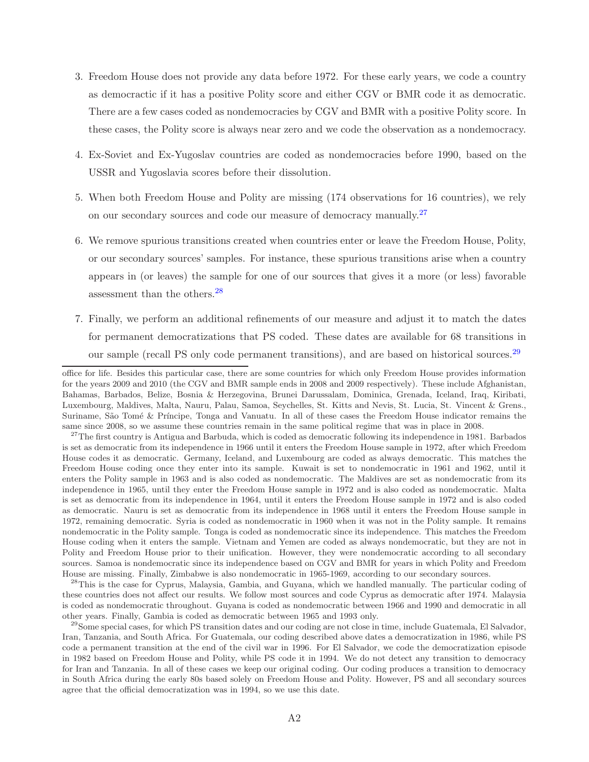3. Freedom House does not provide any data before 1972. For these early years, we code a country as democractic if it has a positive Polity score and either CGV or BMR code it as democratic. There are a few cases coded as nondemocracies by CGV and BMR with a positive Polity score. In these cases, the Polity score is always near zero and we code the observation as a nondemocracy.

4. Ex-Soviet and Ex-Yugoslav countries are coded as nondemocracies before 1990, based on the USSR and Yugoslavia scores before their dissolution.

5. When both Freedom House and Polity are missing (174 observations for 16 countries), we rely on our secondary sources and code our measure of democracy manually.[27]

6. We remove spurious transitions created when countries enter or leave the Freedom House, Polity, or our secondary sources' samples. For instance, these spurious transitions arise when a country appears in (or leaves) the sample for one of our sources that gives it a more (or less) favorable assessment than the others.[28]

7. Finally, we perform an additional refinements of our measure and adjust it to match the dates for permanent democratizations that PS coded. These dates are available for 68 transitions in our sample (recall PS only code permanent transitions), and are based on historical sources.[29]

---

office for life. Besides this particular case, there are some countries for which only Freedom House provides information for the years 2009 and 2010 (the CGV and BMR sample ends in 2008 and 2009 respectively). These include Afghanistan, Bahamas, Barbados, Belize, Bosnia & Herzegovina, Brunei Darussalam, Dominica, Grenada, Iceland, Iraq, Kiribati, Luxembourg, Maldives, Malta, Nauru, Palau, Samoa, Seychelles, St. Kitts and Nevis, St. Lucia, St. Vincent & Grens., Suriname, São Tomé & Príncipe, Tonga and Vanuatu. In all of these cases the Freedom House indicator remains the same since 2008, so we assume these countries remain in the same political regime that was in place in 2008.

[27] The first country is Antigua and Barbuda, which is coded as democratic following its independence in 1981. Barbados is set as democratic from its independence in 1966 until it enters the Freedom House sample in 1972, after which Freedom House codes it as democratic. Germany, Iceland, and Luxembourg are coded as always democratic. This matches the Freedom House coding once they enter into its sample. Kuwait is set to nondemocratic in 1961 and 1962, until it enters the Polity sample in 1963 and is also coded as nondemocratic. The Maldives are set as nondemocratic from its independence in 1965, until they enter the Freedom House sample in 1972 and is also coded as nondemocratic. Malta is set as democratic from its independence in 1964, until it enters the Freedom House sample in 1972 and is also coded as democratic. Nauru is set as democratic from its independence in 1968 until it enters the Freedom House sample in 1972, remaining democratic. Syria is coded as nondemocratic in 1960 when it was not in the Polity sample. It remains nondemocratic in the Polity sample. Tonga is coded as nondemocratic since its independence. This matches the Freedom House coding when it enters the sample. Vietnam and Yemen are coded as always nondemocratic, but they are not in Polity and Freedom House prior to their unification. However, they were nondemocratic according to all secondary sources. Samoa is nondemocratic since its independence based on CGV and BMR for years in which Polity and Freedom House are missing. Finally, Zimbabwe is also nondemocratic in 1965-1969, according to our secondary sources.

[28] This is the case for Cyprus, Malaysia, Gambia, and Guyana, which we handled manually. The particular coding of these countries does not affect our results. We follow most sources and code Cyprus as democratic after 1974. Malaysia is coded as nondemocratic throughout. Guyana is coded as nondemocratic between 1966 and 1990 and democratic in all other years. Finally, Gambia is coded as democratic between 1965 and 1993 only.

[29] Some special cases, for which PS transition dates and our coding are not close in time, include Guatemala, El Salvador, Iran, Tanzania, and South Africa. For Guatemala, our coding described above dates a democratization in 1986, while PS code a permanent transition at the end of the civil war in 1996. For El Salvador, we code the democratization episode in 1982 based on Freedom House and Polity, while PS code it in 1994. We do not detect any transition to democracy for Iran and Tanzania. In all of these cases we keep our original coding. Our coding produces a transition to democracy in South Africa during the early 80s based solely on Freedom House and Polity. However, PS and all secondary sources agree that the official democratization was in 1994, so we use this date.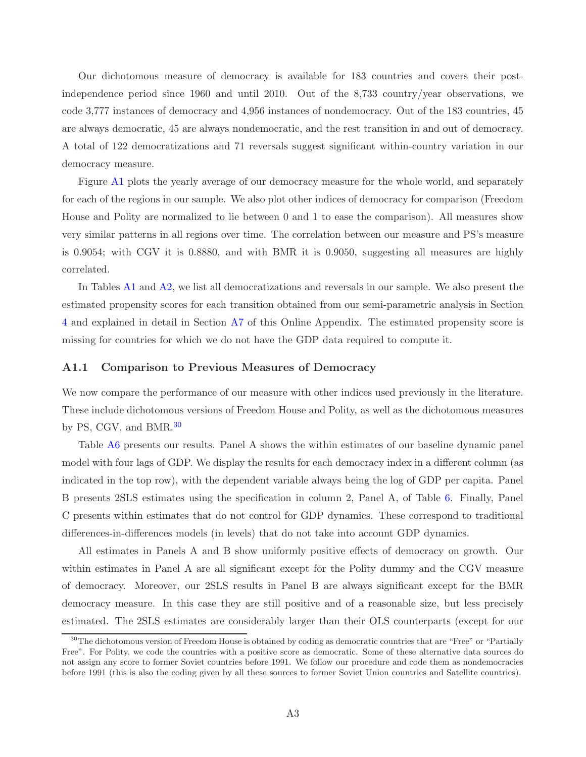Our dichotomous measure of democracy is available for 183 countries and covers their post-independence period since 1960 and until 2010. Out of the 8,733 country/year observations, we code 3,777 instances of democracy and 4,956 instances of nondemocracy. Out of the 183 countries, 45 are always democratic, 45 are always nondemocratic, and the rest transition in and out of democracy. A total of 122 democratizations and 71 reversals suggest significant within-country variation in our democracy measure.

Figure A1 plots the yearly average of our democracy measure for the whole world, and separately for each of the regions in our sample. We also plot other indices of democracy for comparison (Freedom House and Polity are normalized to lie between 0 and 1 to ease the comparison). All measures show very similar patterns in all regions over time. The correlation between our measure and PS's measure is 0.9054; with CGV it is 0.8880, and with BMR it is 0.9050, suggesting all measures are highly correlated.

In Tables A1 and A2, we list all democratizations and reversals in our sample. We also present the estimated propensity scores for each transition obtained from our semi-parametric analysis in Section 4 and explained in detail in Section A7 of this Online Appendix. The estimated propensity score is missing for countries for which we do not have the GDP data required to compute it.

### A1.1 Comparison to Previous Measures of Democracy

We now compare the performance of our measure with other indices used previously in the literature. These include dichotomous versions of Freedom House and Polity, as well as the dichotomous measures by PS, CGV, and BMR.[30]

Table A6 presents our results. Panel A shows the within estimates of our baseline dynamic panel model with four lags of GDP. We display the results for each democracy index in a different column (as indicated in the top row), with the dependent variable always being the log of GDP per capita. Panel B presents 2SLS estimates using the specification in column 2, Panel A, of Table 6. Finally, Panel C presents within estimates that do not control for GDP dynamics. These correspond to traditional differences-in-differences models (in levels) that do not take into account GDP dynamics.

All estimates in Panels A and B show uniformly positive effects of democracy on growth. Our within estimates in Panel A are all significant except for the Polity dummy and the CGV measure of democracy. Moreover, our 2SLS results in Panel B are always significant except for the BMR democracy measure. In this case they are still positive and of a reasonable size, but less precisely estimated. The 2SLS estimates are considerably larger than their OLS counterparts (except for our

[30] The dichotomous version of Freedom House is obtained by coding as democratic countries that are "Free" or "Partially Free". For Polity, we code the countries with a positive score as democratic. Some of these alternative data sources do not assign any score to former Soviet countries before 1991. We follow our procedure and code them as nondemocracies before 1991 (this is also the coding given by all these sources to former Soviet Union countries and Satellite countries).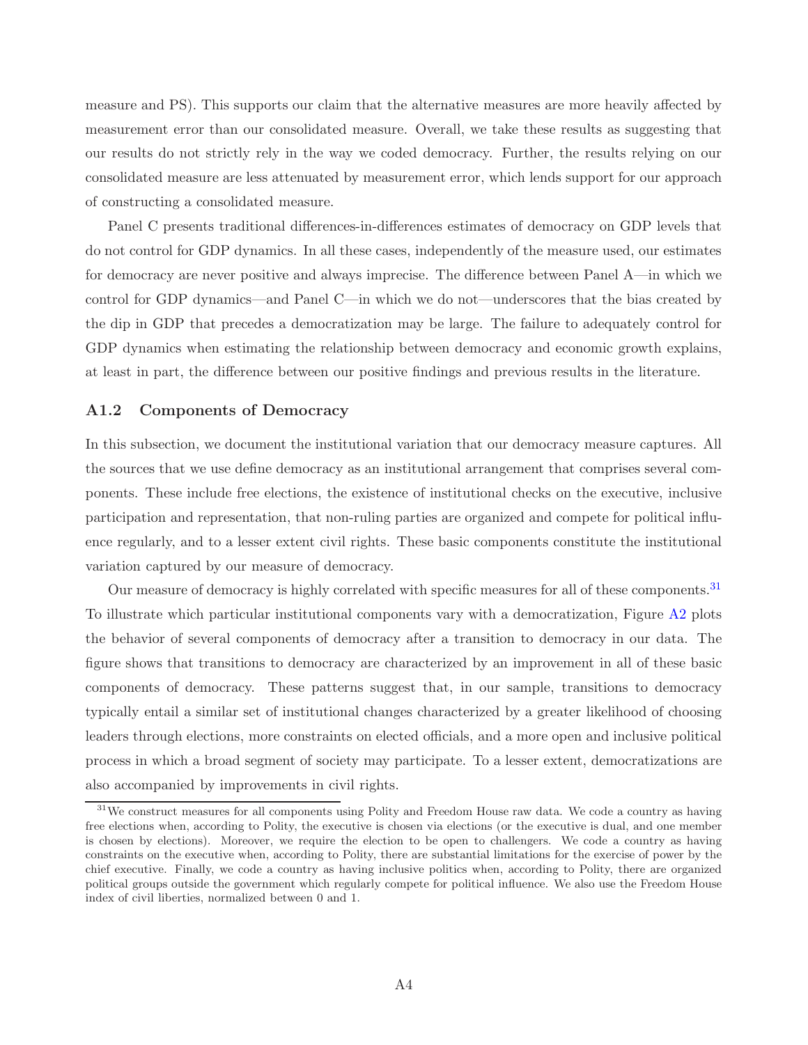measure and PS). This supports our claim that the alternative measures are more heavily affected by measurement error than our consolidated measure. Overall, we take these results as suggesting that our results do not strictly rely in the way we coded democracy. Further, the results relying on our consolidated measure are less attenuated by measurement error, which lends support for our approach of constructing a consolidated measure.

Panel C presents traditional differences-in-differences estimates of democracy on GDP levels that do not control for GDP dynamics. In all these cases, independently of the measure used, our estimates for democracy are never positive and always imprecise. The difference between Panel A—in which we control for GDP dynamics—and Panel C—in which we do not—underscores that the bias created by the dip in GDP that precedes a democratization may be large. The failure to adequately control for GDP dynamics when estimating the relationship between democracy and economic growth explains, at least in part, the difference between our positive findings and previous results in the literature.

### A1.2 Components of Democracy

In this subsection, we document the institutional variation that our democracy measure captures. All the sources that we use define democracy as an institutional arrangement that comprises several components. These include free elections, the existence of institutional checks on the executive, inclusive participation and representation, that non-ruling parties are organized and compete for political influence regularly, and to a lesser extent civil rights. These basic components constitute the institutional variation captured by our measure of democracy.

Our measure of democracy is highly correlated with specific measures for all of these components.[31] To illustrate which particular institutional components vary with a democratization, Figure A2 plots the behavior of several components of democracy after a transition to democracy in our data. The figure shows that transitions to democracy are characterized by an improvement in all of these basic components of democracy. These patterns suggest that, in our sample, transitions to democracy typically entail a similar set of institutional changes characterized by a greater likelihood of choosing leaders through elections, more constraints on elected officials, and a more open and inclusive political process in which a broad segment of society may participate. To a lesser extent, democratizations are also accompanied by improvements in civil rights.

[31] We construct measures for all components using Polity and Freedom House raw data. We code a country as having free elections when, according to Polity, the executive is chosen via elections (or the executive is dual, and one member is chosen by elections). Moreover, we require the election to be open to challengers. We code a country as having constraints on the executive when, according to Polity, there are substantial limitations for the exercise of power by the chief executive. Finally, we code a country as having inclusive politics when, according to Polity, there are organized political groups outside the government which regularly compete for political influence. We also use the Freedom House index of civil liberties, normalized between 0 and 1.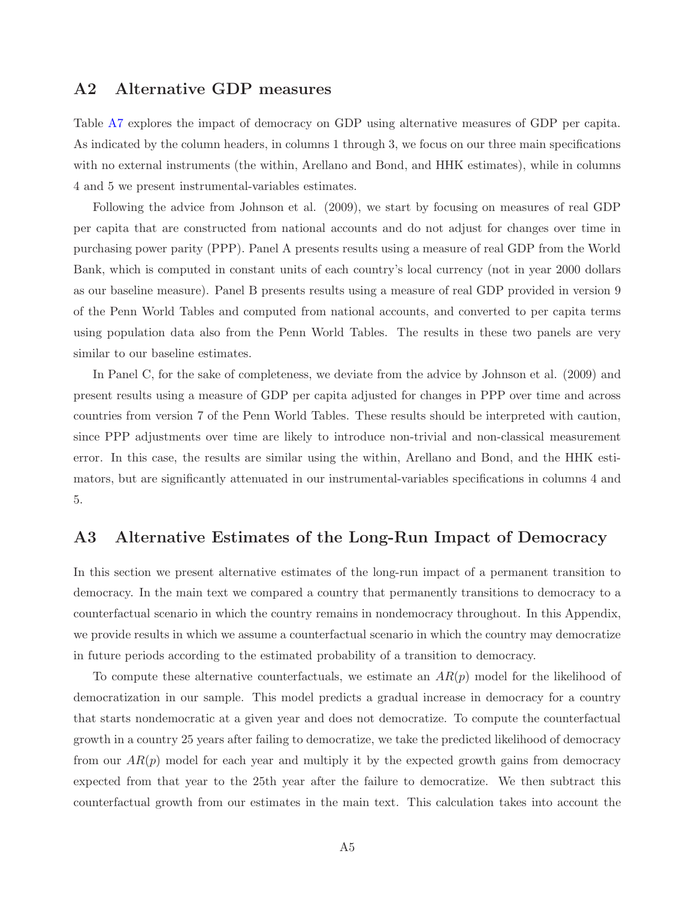## A2 Alternative GDP measures

Table A7 explores the impact of democracy on GDP using alternative measures of GDP per capita. As indicated by the column headers, in columns 1 through 3, we focus on our three main specifications with no external instruments (the within, Arellano and Bond, and HHK estimates), while in columns 4 and 5 we present instrumental-variables estimates.

Following the advice from Johnson et al. (2009), we start by focusing on measures of real GDP per capita that are constructed from national accounts and do not adjust for changes over time in purchasing power parity (PPP). Panel A presents results using a measure of real GDP from the World Bank, which is computed in constant units of each country's local currency (not in year 2000 dollars as our baseline measure). Panel B presents results using a measure of real GDP provided in version 9 of the Penn World Tables and computed from national accounts, and converted to per capita terms using population data also from the Penn World Tables. The results in these two panels are very similar to our baseline estimates.

In Panel C, for the sake of completeness, we deviate from the advice by Johnson et al. (2009) and present results using a measure of GDP per capita adjusted for changes in PPP over time and across countries from version 7 of the Penn World Tables. These results should be interpreted with caution, since PPP adjustments over time are likely to introduce non-trivial and non-classical measurement error. In this case, the results are similar using the within, Arellano and Bond, and the HHK estimators, but are significantly attenuated in our instrumental-variables specifications in columns 4 and 5.

## A3 Alternative Estimates of the Long-Run Impact of Democracy

In this section we present alternative estimates of the long-run impact of a permanent transition to democracy. In the main text we compared a country that permanently transitions to democracy to a counterfactual scenario in which the country remains in nondemocracy throughout. In this Appendix, we provide results in which we assume a counterfactual scenario in which the country may democratize in future periods according to the estimated probability of a transition to democracy.

To compute these alternative counterfactuals, we estimate an $AR(p)$ model for the likelihood of democratization in our sample. This model predicts a gradual increase in democracy for a country that starts nondemocratic at a given year and does not democratize. To compute the counterfactual growth in a country 25 years after failing to democratize, we take the predicted likelihood of democracy from our $AR(p)$ model for each year and multiply it by the expected growth gains from democracy expected from that year to the 25th year after the failure to democratize. We then subtract this counterfactual growth from our estimates in the main text. This calculation takes into account the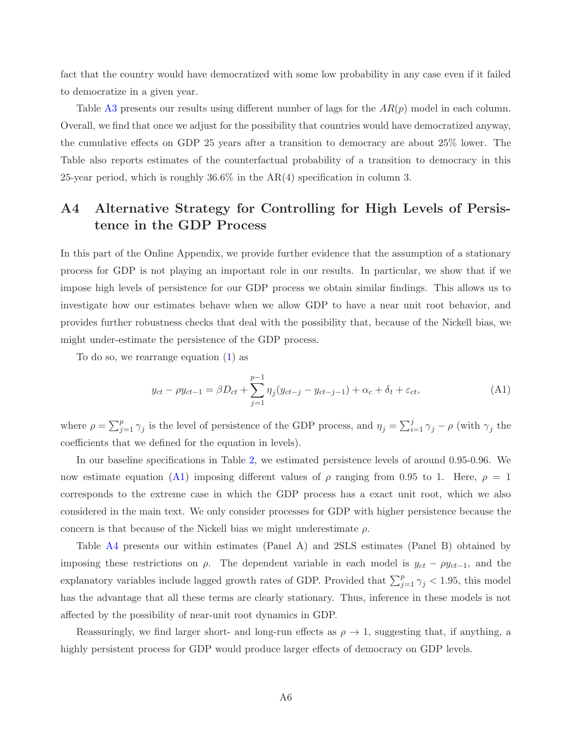fact that the country would have democratized with some low probability in any case even if it failed to democratize in a given year.

Table A3 presents our results using different number of lags for the $AR(p)$ model in each column. Overall, we find that once we adjust for the possibility that countries would have democratized anyway, the cumulative effects on GDP 25 years after a transition to democracy are about 25% lower. The Table also reports estimates of the counterfactual probability of a transition to democracy in this 25-year period, which is roughly 36.6% in the AR(4) specification in column 3.

## A4 Alternative Strategy for Controlling for High Levels of Persistence in the GDP Process

In this part of the Online Appendix, we provide further evidence that the assumption of a stationary process for GDP is not playing an important role in our results. In particular, we show that if we impose high levels of persistence for our GDP process we obtain similar findings. This allows us to investigate how our estimates behave when we allow GDP to have a near unit root behavior, and provides further robustness checks that deal with the possibility that, because of the Nickell bias, we might under-estimate the persistence of the GDP process.

To do so, we rearrange equation (1) as

$$y_{ct} - \rho y_{ct-1} = \beta D_{ct} + \sum_{j=1}^{p-1} \eta_j (y_{ct-j} - y_{ct-j-1}) + \alpha_c + \delta_t + \varepsilon_{ct}, \tag{A1}$$

where $\rho = \sum_{j=1}^{p} \gamma_j$ is the level of persistence of the GDP process, and $\eta_j = \sum_{i=1}^{j} \gamma_j - \rho$ (with $\gamma_j$ the coefficients that we defined for the equation in levels).

In our baseline specifications in Table 2, we estimated persistence levels of around 0.95-0.96. We now estimate equation (A1) imposing different values of $\rho$ ranging from 0.95 to 1. Here, $\rho = 1$ corresponds to the extreme case in which the GDP process has a exact unit root, which we also considered in the main text. We only consider processes for GDP with higher persistence because the concern is that because of the Nickell bias we might underestimate $\rho$.

Table A4 presents our within estimates (Panel A) and 2SLS estimates (Panel B) obtained by imposing these restrictions on $\rho$. The dependent variable in each model is $y_{ct} - \rho y_{ct-1}$, and the explanatory variables include lagged growth rates of GDP. Provided that $\sum_{j=1}^{p} \gamma_j < 1.95$, this model has the advantage that all these terms are clearly stationary. Thus, inference in these models is not affected by the possibility of near-unit root dynamics in GDP.

Reassuringly, we find larger short- and long-run effects as $\rho \to 1$, suggesting that, if anything, a highly persistent process for GDP would produce larger effects of democracy on GDP levels.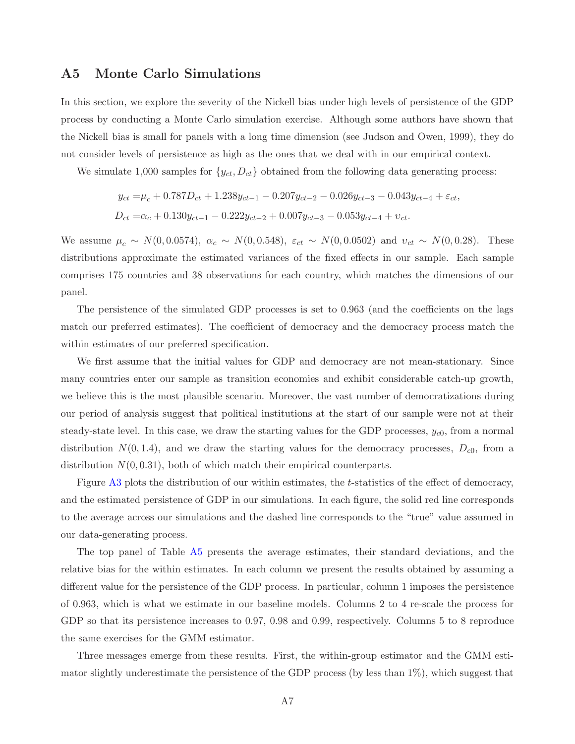## A5 Monte Carlo Simulations

In this section, we explore the severity of the Nickell bias under high levels of persistence of the GDP process by conducting a Monte Carlo simulation exercise. Although some authors have shown that the Nickell bias is small for panels with a long time dimension (see Judson and Owen, 1999), they do not consider levels of persistence as high as the ones that we deal with in our empirical context.

We simulate 1,000 samples for $\{y_{ct}, D_{ct}\}$ obtained from the following data generating process:

$$
\begin{aligned}
y_{ct} =& \mu_c + 0.787D_{ct} + 1.238y_{ct-1} - 0.207y_{ct-2} - 0.026y_{ct-3} - 0.043y_{ct-4} + \varepsilon_{ct}, \\
D_{ct} =& \alpha_c + 0.130y_{ct-1} - 0.222y_{ct-2} + 0.007y_{ct-3} - 0.053y_{ct-4} + \upsilon_{ct}.
\end{aligned}
$$

We assume $\mu_c \sim N(0, 0.0574)$, $\alpha_c \sim N(0, 0.548)$, $\varepsilon_{ct} \sim N(0, 0.0502)$ and $\upsilon_{ct} \sim N(0, 0.28)$. These distributions approximate the estimated variances of the fixed effects in our sample. Each sample comprises 175 countries and 38 observations for each country, which matches the dimensions of our panel.

The persistence of the simulated GDP processes is set to 0.963 (and the coefficients on the lags match our preferred estimates). The coefficient of democracy and the democracy process match the within estimates of our preferred specification.

We first assume that the initial values for GDP and democracy are not mean-stationary. Since many countries enter our sample as transition economies and exhibit considerable catch-up growth, we believe this is the most plausible scenario. Moreover, the vast number of democratizations during our period of analysis suggest that political institutions at the start of our sample were not at their steady-state level. In this case, we draw the starting values for the GDP processes, $y_{c0}$, from a normal distribution $N(0, 1.4)$, and we draw the starting values for the democracy processes, $D_{c0}$, from a distribution $N(0, 0.31)$, both of which match their empirical counterparts.

Figure A3 plots the distribution of our within estimates, the $t$-statistics of the effect of democracy, and the estimated persistence of GDP in our simulations. In each figure, the solid red line corresponds to the average across our simulations and the dashed line corresponds to the "true" value assumed in our data-generating process.

The top panel of Table A5 presents the average estimates, their standard deviations, and the relative bias for the within estimates. In each column we present the results obtained by assuming a different value for the persistence of the GDP process. In particular, column 1 imposes the persistence of 0.963, which is what we estimate in our baseline models. Columns 2 to 4 re-scale the process for GDP so that its persistence increases to 0.97, 0.98 and 0.99, respectively. Columns 5 to 8 reproduce the same exercises for the GMM estimator.

Three messages emerge from these results. First, the within-group estimator and the GMM estimator slightly underestimate the persistence of the GDP process (by less than 1%), which suggest that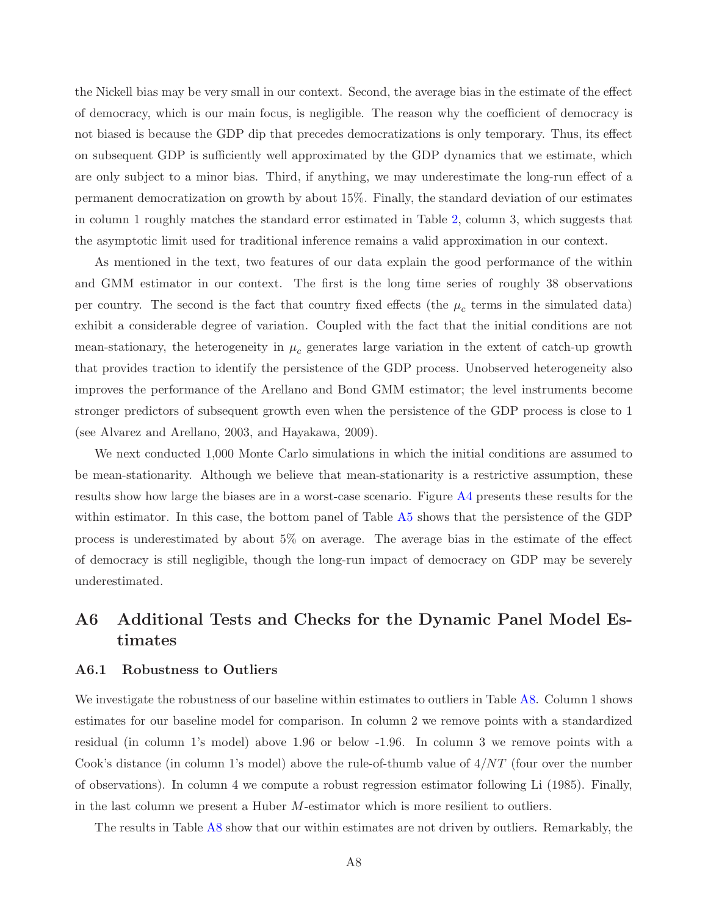the Nickell bias may be very small in our context. Second, the average bias in the estimate of the effect of democracy, which is our main focus, is negligible. The reason why the coefficient of democracy is not biased is because the GDP dip that precedes democratizations is only temporary. Thus, its effect on subsequent GDP is sufficiently well approximated by the GDP dynamics that we estimate, which are only subject to a minor bias. Third, if anything, we may underestimate the long-run effect of a permanent democratization on growth by about 15%. Finally, the standard deviation of our estimates in column 1 roughly matches the standard error estimated in Table 2, column 3, which suggests that the asymptotic limit used for traditional inference remains a valid approximation in our context.

As mentioned in the text, two features of our data explain the good performance of the within and GMM estimator in our context. The first is the long time series of roughly 38 observations per country. The second is the fact that country fixed effects (the $\mu_c$ terms in the simulated data) exhibit a considerable degree of variation. Coupled with the fact that the initial conditions are not mean-stationary, the heterogeneity in $\mu_c$ generates large variation in the extent of catch-up growth that provides traction to identify the persistence of the GDP process. Unobserved heterogeneity also improves the performance of the Arellano and Bond GMM estimator; the level instruments become stronger predictors of subsequent growth even when the persistence of the GDP process is close to 1 (see Alvarez and Arellano, 2003, and Hayakawa, 2009).

We next conducted 1,000 Monte Carlo simulations in which the initial conditions are assumed to be mean-stationarity. Although we believe that mean-stationarity is a restrictive assumption, these results show how large the biases are in a worst-case scenario. Figure A4 presents these results for the within estimator. In this case, the bottom panel of Table A5 shows that the persistence of the GDP process is underestimated by about 5% on average. The average bias in the estimate of the effect of democracy is still negligible, though the long-run impact of democracy on GDP may be severely underestimated.

## A6 Additional Tests and Checks for the Dynamic Panel Model Estimates

### A6.1 Robustness to Outliers

We investigate the robustness of our baseline within estimates to outliers in Table A8. Column 1 shows estimates for our baseline model for comparison. In column 2 we remove points with a standardized residual (in column 1's model) above 1.96 or below -1.96. In column 3 we remove points with a Cook's distance (in column 1's model) above the rule-of-thumb value of $4/NT$ (four over the number of observations). In column 4 we compute a robust regression estimator following Li (1985). Finally, in the last column we present a Huber $M$-estimator which is more resilient to outliers.

The results in Table A8 show that our within estimates are not driven by outliers. Remarkably, the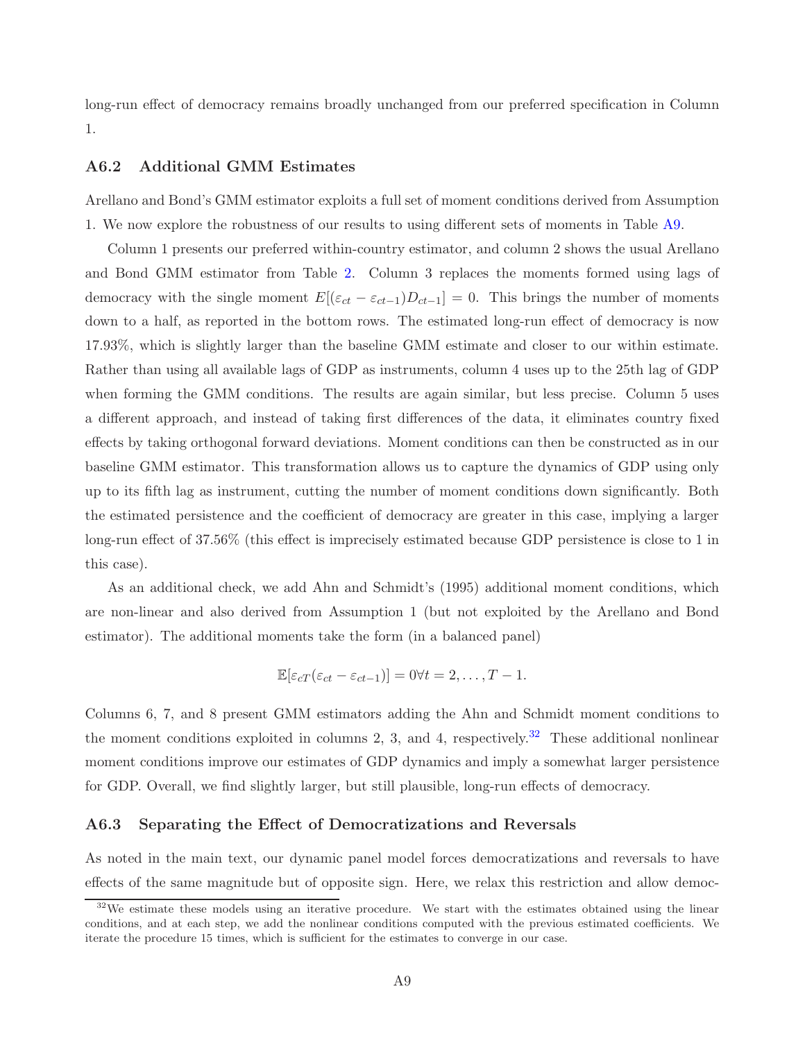long-run effect of democracy remains broadly unchanged from our preferred specification in Column 1.

### A6.2 Additional GMM Estimates

Arellano and Bond's GMM estimator exploits a full set of moment conditions derived from Assumption 1. We now explore the robustness of our results to using different sets of moments in Table A9.

Column 1 presents our preferred within-country estimator, and column 2 shows the usual Arellano and Bond GMM estimator from Table 2. Column 3 replaces the moments formed using lags of democracy with the single moment $E[(\varepsilon_{ct} - \varepsilon_{ct-1})D_{ct-1}] = 0$. This brings the number of moments down to a half, as reported in the bottom rows. The estimated long-run effect of democracy is now 17.93%, which is slightly larger than the baseline GMM estimate and closer to our within estimate. Rather than using all available lags of GDP as instruments, column 4 uses up to the 25th lag of GDP when forming the GMM conditions. The results are again similar, but less precise. Column 5 uses a different approach, and instead of taking first differences of the data, it eliminates country fixed effects by taking orthogonal forward deviations. Moment conditions can then be constructed as in our baseline GMM estimator. This transformation allows us to capture the dynamics of GDP using only up to its fifth lag as instrument, cutting the number of moment conditions down significantly. Both the estimated persistence and the coefficient of democracy are greater in this case, implying a larger long-run effect of 37.56% (this effect is imprecisely estimated because GDP persistence is close to 1 in this case).

As an additional check, we add Ahn and Schmidt's (1995) additional moment conditions, which are non-linear and also derived from Assumption 1 (but not exploited by the Arellano and Bond estimator). The additional moments take the form (in a balanced panel)

$$\mathbb{E}[\varepsilon_{cT}(\varepsilon_{ct} - \varepsilon_{ct-1})] = 0 \forall t = 2, \ldots, T-1.$$

Columns 6, 7, and 8 present GMM estimators adding the Ahn and Schmidt moment conditions to the moment conditions exploited in columns 2, 3, and 4, respectively.[32] These additional nonlinear moment conditions improve our estimates of GDP dynamics and imply a somewhat larger persistence for GDP. Overall, we find slightly larger, but still plausible, long-run effects of democracy.

### A6.3 Separating the Effect of Democratizations and Reversals

As noted in the main text, our dynamic panel model forces democratizations and reversals to have effects of the same magnitude but of opposite sign. Here, we relax this restriction and allow democ-

[32] We estimate these models using an iterative procedure. We start with the estimates obtained using the linear conditions, and at each step, we add the nonlinear conditions computed with the previous estimated coefficients. We iterate the procedure 15 times, which is sufficient for the estimates to converge in our case.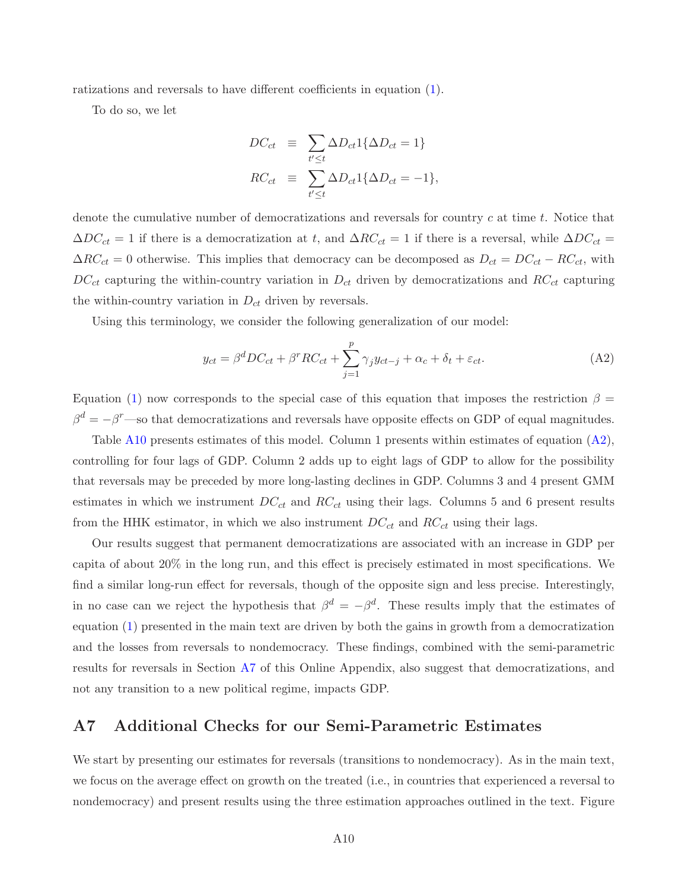ratizations and reversals to have different coefficients in equation (1).

To do so, we let

$$
\begin{aligned}
DC_{ct} &\equiv \sum_{t' \leq t} \Delta D_{ct} 1\{\Delta D_{ct} = 1\} \\
RC_{ct} &\equiv \sum_{t' \leq t} \Delta D_{ct} 1\{\Delta D_{ct} = -1\},
\end{aligned}
$$

denote the cumulative number of democratizations and reversals for country $c$ at time $t$. Notice that $\Delta DC_{ct} = 1$ if there is a democratization at $t$, and $\Delta RC_{ct} = 1$ if there is a reversal, while $\Delta DC_{ct} = \Delta RC_{ct} = 0$ otherwise. This implies that democracy can be decomposed as $D_{ct} = DC_{ct} - RC_{ct}$, with $DC_{ct}$ capturing the within-country variation in $D_{ct}$ driven by democratizations and $RC_{ct}$ capturing the within-country variation in $D_{ct}$ driven by reversals.

Using this terminology, we consider the following generalization of our model:

$$
y_{ct} = \beta^d DC_{ct} + \beta^r RC_{ct} + \sum_{j=1}^{p} \gamma_j y_{ct-j} + \alpha_c + \delta_t + \varepsilon_{ct}. \tag{A2}
$$

Equation (1) now corresponds to the special case of this equation that imposes the restriction $\beta = \beta^d = -\beta^r$—so that democratizations and reversals have opposite effects on GDP of equal magnitudes.

Table A10 presents estimates of this model. Column 1 presents within estimates of equation (A2), controlling for four lags of GDP. Column 2 adds up to eight lags of GDP to allow for the possibility that reversals may be preceded by more long-lasting declines in GDP. Columns 3 and 4 present GMM estimates in which we instrument $DC_{ct}$ and $RC_{ct}$ using their lags. Columns 5 and 6 present results from the HHK estimator, in which we also instrument $DC_{ct}$ and $RC_{ct}$ using their lags.

Our results suggest that permanent democratizations are associated with an increase in GDP per capita of about 20% in the long run, and this effect is precisely estimated in most specifications. We find a similar long-run effect for reversals, though of the opposite sign and less precise. Interestingly, in no case can we reject the hypothesis that $\beta^d = -\beta^d$. These results imply that the estimates of equation (1) presented in the main text are driven by both the gains in growth from a democratization and the losses from reversals to nondemocracy. These findings, combined with the semi-parametric results for reversals in Section A7 of this Online Appendix, also suggest that democratizations, and not any transition to a new political regime, impacts GDP.

## A7 Additional Checks for our Semi-Parametric Estimates

We start by presenting our estimates for reversals (transitions to nondemocracy). As in the main text, we focus on the average effect on growth on the treated (i.e., in countries that experienced a reversal to nondemocracy) and present results using the three estimation approaches outlined in the text. Figure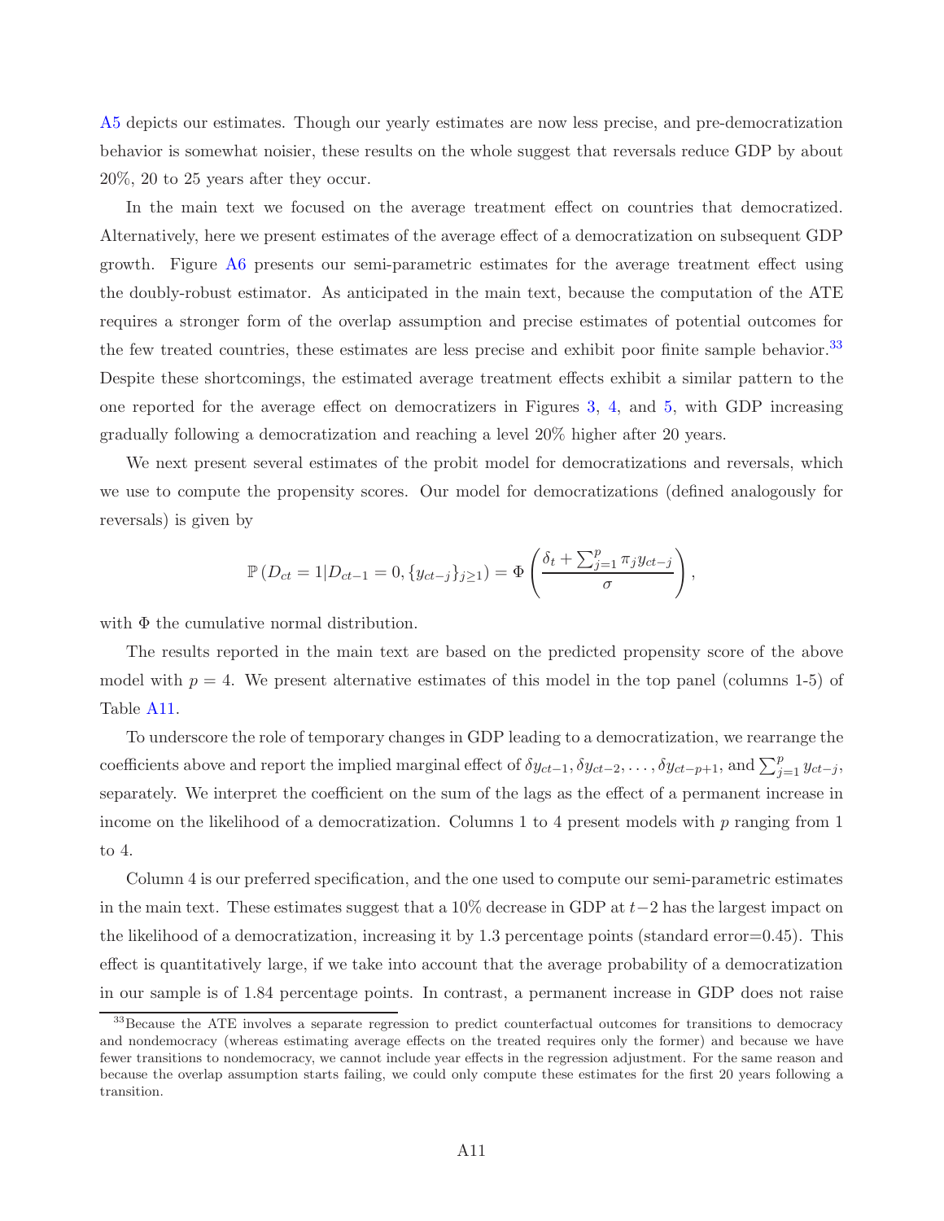A5 depicts our estimates. Though our yearly estimates are now less precise, and pre-democratization behavior is somewhat noisier, these results on the whole suggest that reversals reduce GDP by about 20%, 20 to 25 years after they occur.

In the main text we focused on the average treatment effect on countries that democratized. Alternatively, here we present estimates of the average effect of a democratization on subsequent GDP growth. Figure A6 presents our semi-parametric estimates for the average treatment effect using the doubly-robust estimator. As anticipated in the main text, because the computation of the ATE requires a stronger form of the overlap assumption and precise estimates of potential outcomes for the few treated countries, these estimates are less precise and exhibit poor finite sample behavior.[33] Despite these shortcomings, the estimated average treatment effects exhibit a similar pattern to the one reported for the average effect on democratizers in Figures 3, 4, and 5, with GDP increasing gradually following a democratization and reaching a level 20% higher after 20 years.

We next present several estimates of the probit model for democratizations and reversals, which we use to compute the propensity scores. Our model for democratizations (defined analogously for reversals) is given by

$$\mathbb{P}\left(D_{ct}=1|D_{ct-1}=0,\{y_{ct-j}\}_{j\geq 1}\right)=\Phi\left(\frac{\delta_t+\sum_{j=1}^{p}\pi_j y_{ct-j}}{\sigma}\right),$$

with $\Phi$ the cumulative normal distribution.

The results reported in the main text are based on the predicted propensity score of the above model with $p = 4$. We present alternative estimates of this model in the top panel (columns 1-5) of Table A11.

To underscore the role of temporary changes in GDP leading to a democratization, we rearrange the coefficients above and report the implied marginal effect of $\delta y_{ct-1}, \delta y_{ct-2}, \ldots, \delta y_{ct-p+1}$, and $\sum_{j=1}^{p} y_{ct-j}$, separately. We interpret the coefficient on the sum of the lags as the effect of a permanent increase in income on the likelihood of a democratization. Columns 1 to 4 present models with $p$ ranging from 1 to 4.

Column 4 is our preferred specification, and the one used to compute our semi-parametric estimates in the main text. These estimates suggest that a 10% decrease in GDP at $t-2$ has the largest impact on the likelihood of a democratization, increasing it by 1.3 percentage points (standard error=0.45). This effect is quantitatively large, if we take into account that the average probability of a democratization in our sample is of 1.84 percentage points. In contrast, a permanent increase in GDP does not raise

[33] Because the ATE involves a separate regression to predict counterfactual outcomes for transitions to democracy and nondemocracy (whereas estimating average effects on the treated requires only the former) and because we have fewer transitions to nondemocracy, we cannot include year effects in the regression adjustment. For the same reason and because the overlap assumption starts failing, we could only compute these estimates for the first 20 years following a transition.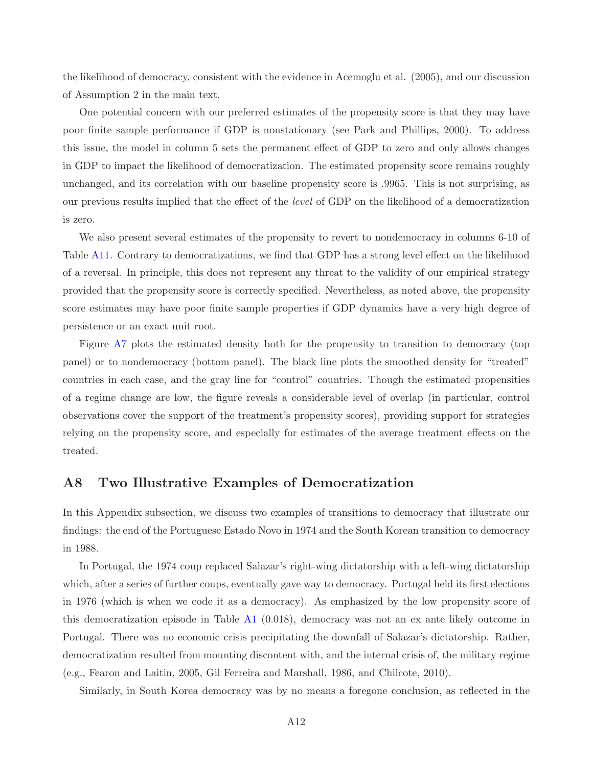the likelihood of democracy, consistent with the evidence in Acemoglu et al. (2005), and our discussion of Assumption 2 in the main text.

One potential concern with our preferred estimates of the propensity score is that they may have poor finite sample performance if GDP is nonstationary (see Park and Phillips, 2000). To address this issue, the model in column 5 sets the permanent effect of GDP to zero and only allows changes in GDP to impact the likelihood of democratization. The estimated propensity score remains roughly unchanged, and its correlation with our baseline propensity score is .9965. This is not surprising, as our previous results implied that the effect of the *level* of GDP on the likelihood of a democratization is zero.

We also present several estimates of the propensity to revert to nondemocracy in columns 6-10 of Table A11. Contrary to democratizations, we find that GDP has a strong level effect on the likelihood of a reversal. In principle, this does not represent any threat to the validity of our empirical strategy provided that the propensity score is correctly specified. Nevertheless, as noted above, the propensity score estimates may have poor finite sample properties if GDP dynamics have a very high degree of persistence or an exact unit root.

Figure A7 plots the estimated density both for the propensity to transition to democracy (top panel) or to nondemocracy (bottom panel). The black line plots the smoothed density for "treated" countries in each case, and the gray line for "control" countries. Though the estimated propensities of a regime change are low, the figure reveals a considerable level of overlap (in particular, control observations cover the support of the treatment's propensity scores), providing support for strategies relying on the propensity score, and especially for estimates of the average treatment effects on the treated.

## A8 Two Illustrative Examples of Democratization

In this Appendix subsection, we discuss two examples of transitions to democracy that illustrate our findings: the end of the Portuguese Estado Novo in 1974 and the South Korean transition to democracy in 1988.

In Portugal, the 1974 coup replaced Salazar's right-wing dictatorship with a left-wing dictatorship which, after a series of further coups, eventually gave way to democracy. Portugal held its first elections in 1976 (which is when we code it as a democracy). As emphasized by the low propensity score of this democratization episode in Table A1 (0.018), democracy was not an ex ante likely outcome in Portugal. There was no economic crisis precipitating the downfall of Salazar's dictatorship. Rather, democratization resulted from mounting discontent with, and the internal crisis of, the military regime (e.g., Fearon and Laitin, 2005, Gil Ferreira and Marshall, 1986, and Chilcote, 2010).

Similarly, in South Korea democracy was by no means a foregone conclusion, as reflected in the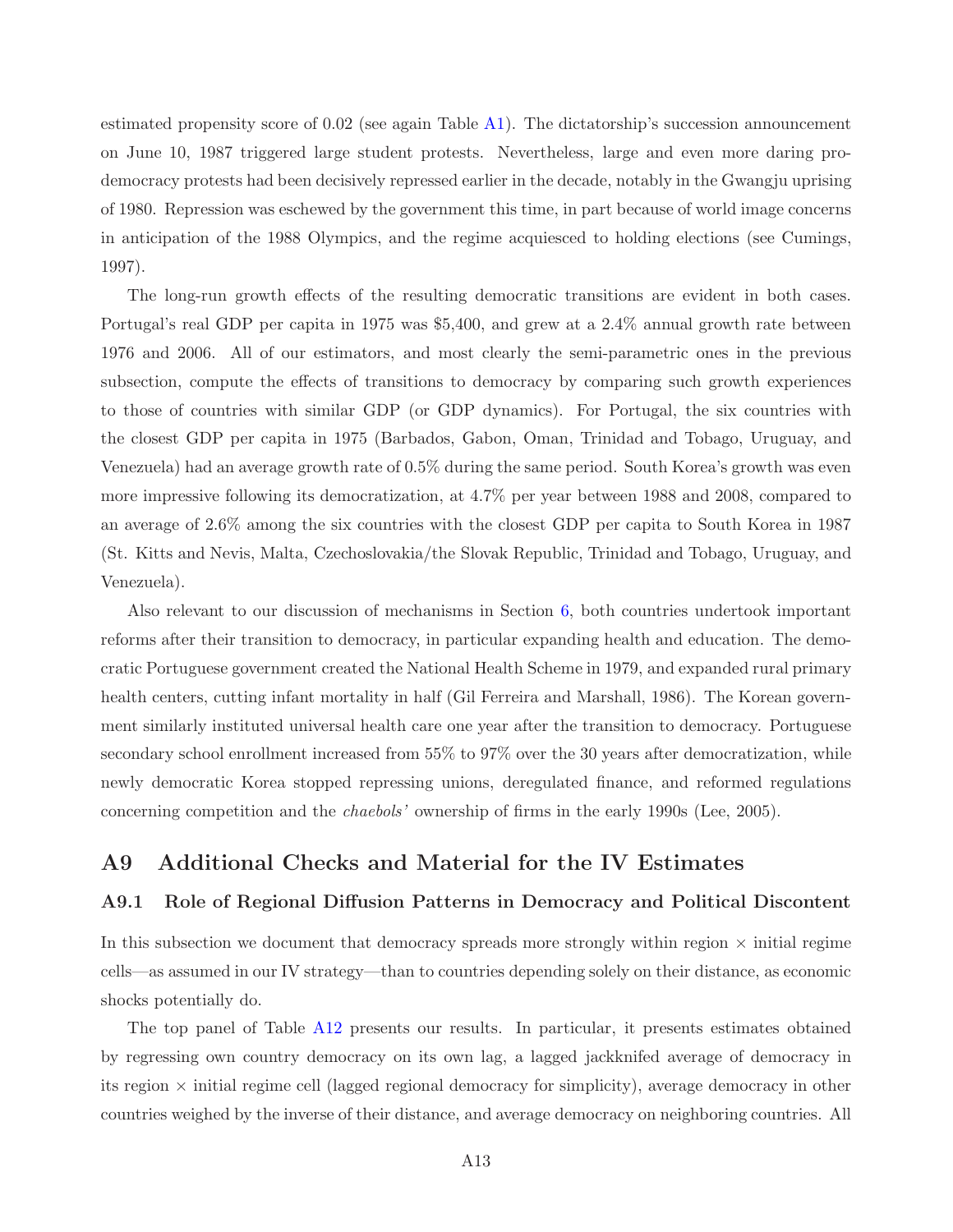estimated propensity score of 0.02 (see again Table A1). The dictatorship's succession announcement on June 10, 1987 triggered large student protests. Nevertheless, large and even more daring pro-democracy protests had been decisively repressed earlier in the decade, notably in the Gwangju uprising of 1980. Repression was eschewed by the government this time, in part because of world image concerns in anticipation of the 1988 Olympics, and the regime acquiesced to holding elections (see Cumings, 1997).

The long-run growth effects of the resulting democratic transitions are evident in both cases. Portugal's real GDP per capita in 1975 was $5,400, and grew at a 2.4% annual growth rate between 1976 and 2006. All of our estimators, and most clearly the semi-parametric ones in the previous subsection, compute the effects of transitions to democracy by comparing such growth experiences to those of countries with similar GDP (or GDP dynamics). For Portugal, the six countries with the closest GDP per capita in 1975 (Barbados, Gabon, Oman, Trinidad and Tobago, Uruguay, and Venezuela) had an average growth rate of 0.5% during the same period. South Korea's growth was even more impressive following its democratization, at 4.7% per year between 1988 and 2008, compared to an average of 2.6% among the six countries with the closest GDP per capita to South Korea in 1987 (St. Kitts and Nevis, Malta, Czechoslovakia/the Slovak Republic, Trinidad and Tobago, Uruguay, and Venezuela).

Also relevant to our discussion of mechanisms in Section 6, both countries undertook important reforms after their transition to democracy, in particular expanding health and education. The democratic Portuguese government created the National Health Scheme in 1979, and expanded rural primary health centers, cutting infant mortality in half (Gil Ferreira and Marshall, 1986). The Korean government similarly instituted universal health care one year after the transition to democracy. Portuguese secondary school enrollment increased from 55% to 97% over the 30 years after democratization, while newly democratic Korea stopped repressing unions, deregulated finance, and reformed regulations concerning competition and the *chaebols'* ownership of firms in the early 1990s (Lee, 2005).

## A9 Additional Checks and Material for the IV Estimates

### A9.1 Role of Regional Diffusion Patterns in Democracy and Political Discontent

In this subsection we document that democracy spreads more strongly within region $\times$ initial regime cells—as assumed in our IV strategy—than to countries depending solely on their distance, as economic shocks potentially do.

The top panel of Table A12 presents our results. In particular, it presents estimates obtained by regressing own country democracy on its own lag, a lagged jackknifed average of democracy in its region $\times$ initial regime cell (lagged regional democracy for simplicity), average democracy in other countries weighed by the inverse of their distance, and average democracy on neighboring countries. All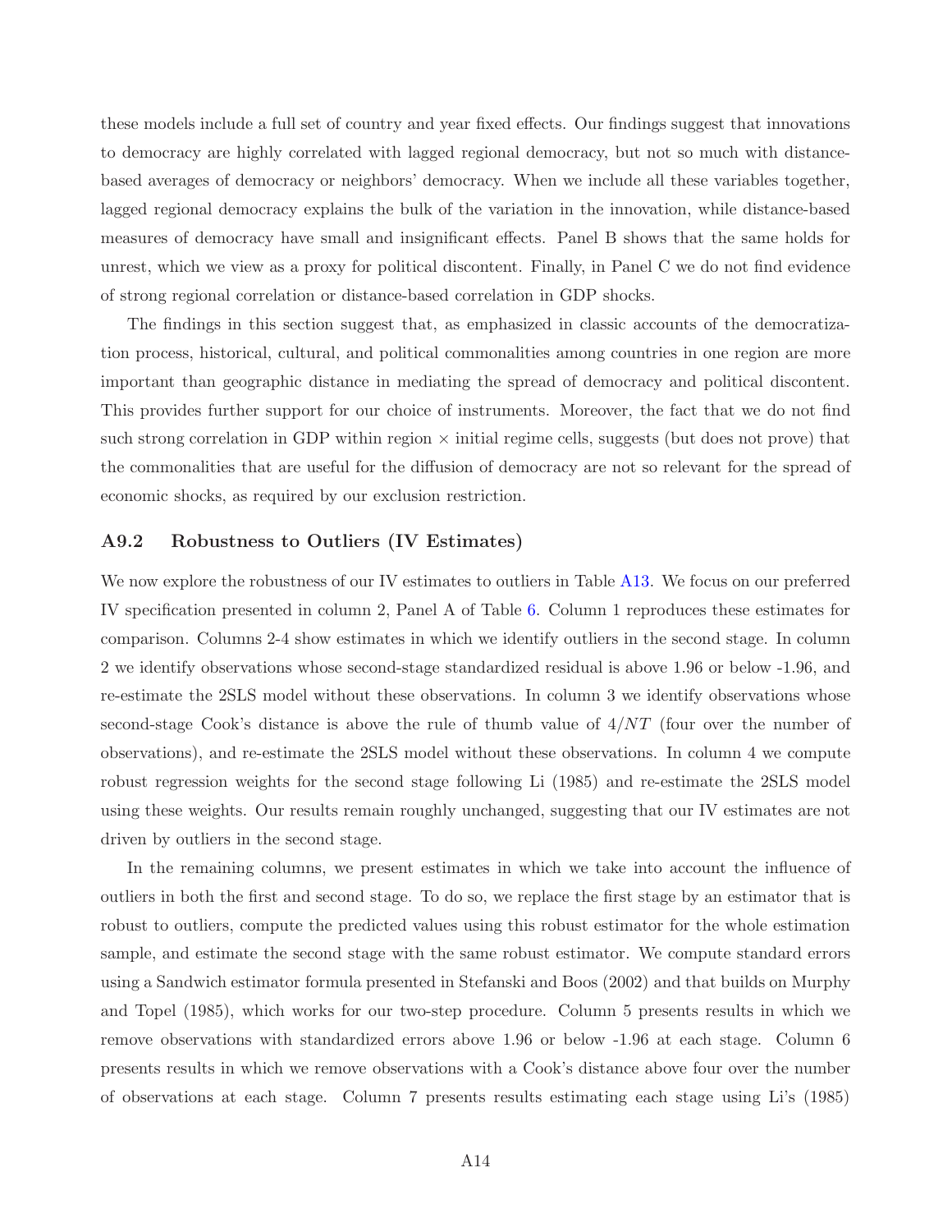these models include a full set of country and year fixed effects. Our findings suggest that innovations to democracy are highly correlated with lagged regional democracy, but not so much with distance-based averages of democracy or neighbors' democracy. When we include all these variables together, lagged regional democracy explains the bulk of the variation in the innovation, while distance-based measures of democracy have small and insignificant effects. Panel B shows that the same holds for unrest, which we view as a proxy for political discontent. Finally, in Panel C we do not find evidence of strong regional correlation or distance-based correlation in GDP shocks.

The findings in this section suggest that, as emphasized in classic accounts of the democratization process, historical, cultural, and political commonalities among countries in one region are more important than geographic distance in mediating the spread of democracy and political discontent. This provides further support for our choice of instruments. Moreover, the fact that we do not find such strong correlation in GDP within region × initial regime cells, suggests (but does not prove) that the commonalities that are useful for the diffusion of democracy are not so relevant for the spread of economic shocks, as required by our exclusion restriction.

### A9.2 Robustness to Outliers (IV Estimates)

We now explore the robustness of our IV estimates to outliers in Table A13. We focus on our preferred IV specification presented in column 2, Panel A of Table 6. Column 1 reproduces these estimates for comparison. Columns 2-4 show estimates in which we identify outliers in the second stage. In column 2 we identify observations whose second-stage standardized residual is above 1.96 or below -1.96, and re-estimate the 2SLS model without these observations. In column 3 we identify observations whose second-stage Cook's distance is above the rule of thumb value of $4/NT$ (four over the number of observations), and re-estimate the 2SLS model without these observations. In column 4 we compute robust regression weights for the second stage following Li (1985) and re-estimate the 2SLS model using these weights. Our results remain roughly unchanged, suggesting that our IV estimates are not driven by outliers in the second stage.

In the remaining columns, we present estimates in which we take into account the influence of outliers in both the first and second stage. To do so, we replace the first stage by an estimator that is robust to outliers, compute the predicted values using this robust estimator for the whole estimation sample, and estimate the second stage with the same robust estimator. We compute standard errors using a Sandwich estimator formula presented in Stefanski and Boos (2002) and that builds on Murphy and Topel (1985), which works for our two-step procedure. Column 5 presents results in which we remove observations with standardized errors above 1.96 or below -1.96 at each stage. Column 6 presents results in which we remove observations with a Cook's distance above four over the number of observations at each stage. Column 7 presents results estimating each stage using Li's (1985)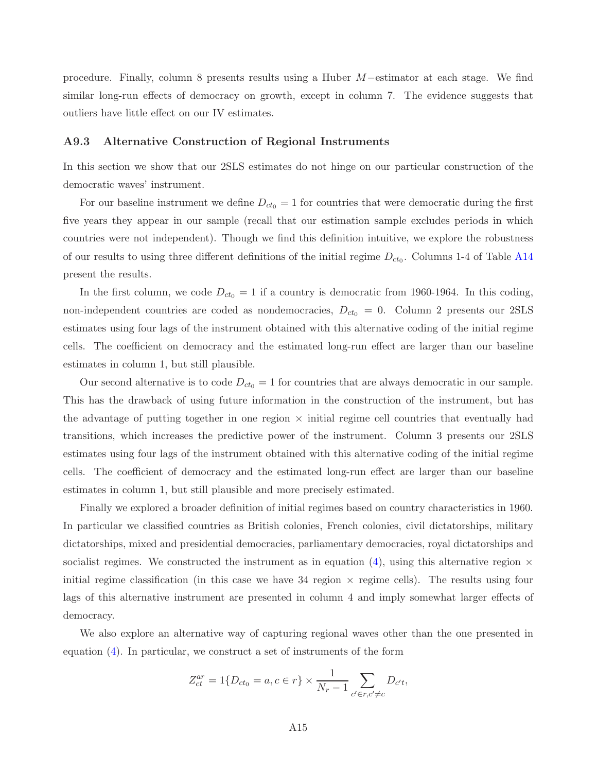procedure. Finally, column 8 presents results using a Huber $M-$estimator at each stage. We find similar long-run effects of democracy on growth, except in column 7. The evidence suggests that outliers have little effect on our IV estimates.

### A9.3 Alternative Construction of Regional Instruments

In this section we show that our 2SLS estimates do not hinge on our particular construction of the democratic waves' instrument.

For our baseline instrument we define $D_{ct_0} = 1$ for countries that were democratic during the first five years they appear in our sample (recall that our estimation sample excludes periods in which countries were not independent). Though we find this definition intuitive, we explore the robustness of our results to using three different definitions of the initial regime $D_{ct_0}$. Columns 1-4 of Table A14 present the results.

In the first column, we code $D_{ct_0} = 1$ if a country is democratic from 1960-1964. In this coding, non-independent countries are coded as nondemocracies, $D_{ct_0} = 0$. Column 2 presents our 2SLS estimates using four lags of the instrument obtained with this alternative coding of the initial regime cells. The coefficient on democracy and the estimated long-run effect are larger than our baseline estimates in column 1, but still plausible.

Our second alternative is to code $D_{ct_0} = 1$ for countries that are always democratic in our sample. This has the drawback of using future information in the construction of the instrument, but has the advantage of putting together in one region × initial regime cell countries that eventually had transitions, which increases the predictive power of the instrument. Column 3 presents our 2SLS estimates using four lags of the instrument obtained with this alternative coding of the initial regime cells. The coefficient of democracy and the estimated long-run effect are larger than our baseline estimates in column 1, but still plausible and more precisely estimated.

Finally we explored a broader definition of initial regimes based on country characteristics in 1960. In particular we classified countries as British colonies, French colonies, civil dictatorships, military dictatorships, mixed and presidential democracies, parliamentary democracies, royal dictatorships and socialist regimes. We constructed the instrument as in equation (4), using this alternative region × initial regime classification (in this case we have 34 region × regime cells). The results using four lags of this alternative instrument are presented in column 4 and imply somewhat larger effects of democracy.

We also explore an alternative way of capturing regional waves other than the one presented in equation (4). In particular, we construct a set of instruments of the form

$$Z_{ct}^{ar} = 1\{D_{ct_0} = a, c \in r\} \times \frac{1}{N_r - 1} \sum_{c' \in r, c' \neq c} D_{c't},$$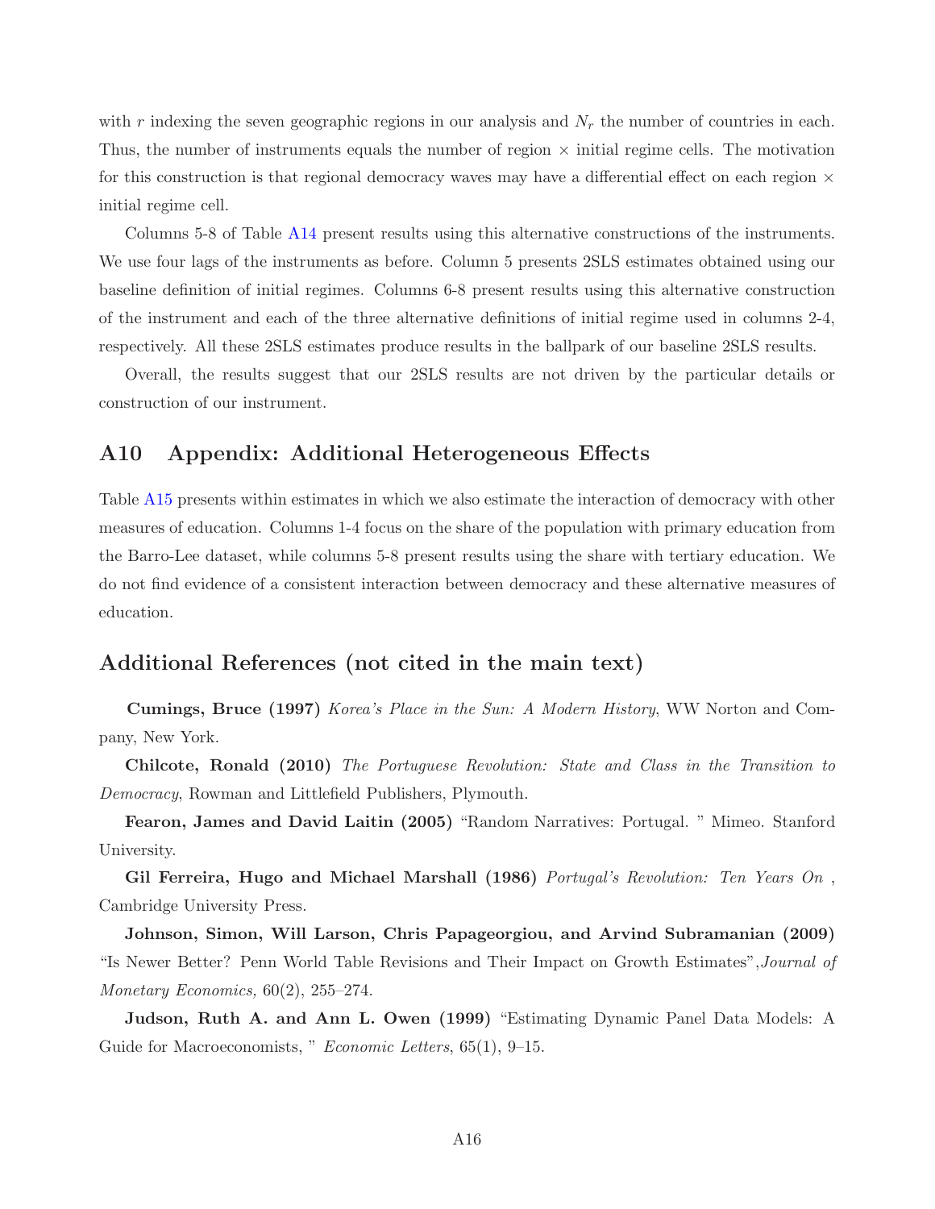with $r$ indexing the seven geographic regions in our analysis and $N_r$ the number of countries in each. Thus, the number of instruments equals the number of region $\times$ initial regime cells. The motivation for this construction is that regional democracy waves may have a differential effect on each region $\times$ initial regime cell.

Columns 5-8 of Table A14 present results using this alternative constructions of the instruments. We use four lags of the instruments as before. Column 5 presents 2SLS estimates obtained using our baseline definition of initial regimes. Columns 6-8 present results using this alternative construction of the instrument and each of the three alternative definitions of initial regime used in columns 2-4, respectively. All these 2SLS estimates produce results in the ballpark of our baseline 2SLS results.

Overall, the results suggest that our 2SLS results are not driven by the particular details or construction of our instrument.

## A10 Appendix: Additional Heterogeneous Effects

Table A15 presents within estimates in which we also estimate the interaction of democracy with other measures of education. Columns 1-4 focus on the share of the population with primary education from the Barro-Lee dataset, while columns 5-8 present results using the share with tertiary education. We do not find evidence of a consistent interaction between democracy and these alternative measures of education.

## Additional References (not cited in the main text)

**Cumings, Bruce (1997)** *Korea's Place in the Sun: A Modern History*, WW Norton and Company, New York.

**Chilcote, Ronald (2010)** *The Portuguese Revolution: State and Class in the Transition to Democracy*, Rowman and Littlefield Publishers, Plymouth.

**Fearon, James and David Laitin (2005)** "Random Narratives: Portugal. " Mimeo. Stanford University.

**Gil Ferreira, Hugo and Michael Marshall (1986)** *Portugal's Revolution: Ten Years On* , Cambridge University Press.

**Johnson, Simon, Will Larson, Chris Papageorgiou, and Arvind Subramanian (2009)** "Is Newer Better? Penn World Table Revisions and Their Impact on Growth Estimates",*Journal of Monetary Economics,* 60(2), 255–274.

**Judson, Ruth A. and Ann L. Owen (1999)** "Estimating Dynamic Panel Data Models: A Guide for Macroeconomists, " *Economic Letters*, 65(1), 9–15.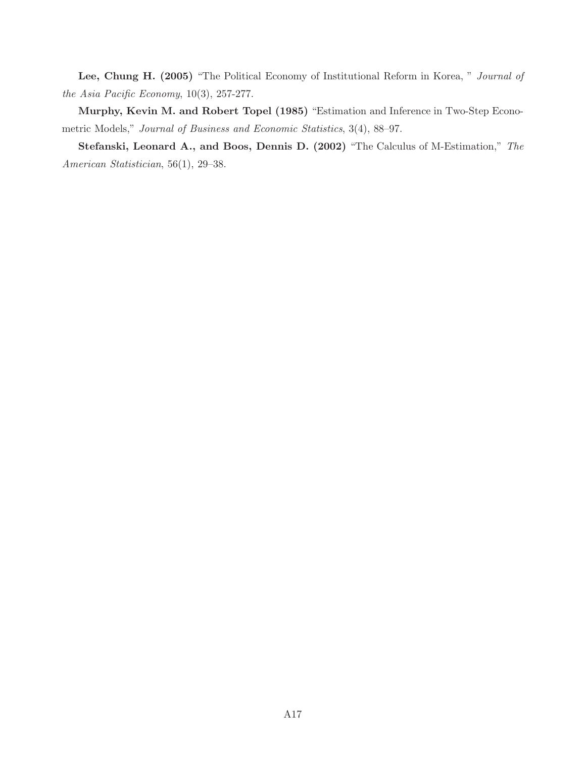**Lee, Chung H. (2005)** "The Political Economy of Institutional Reform in Korea, " *Journal of the Asia Pacific Economy*, 10(3), 257-277.

**Murphy, Kevin M. and Robert Topel (1985)** "Estimation and Inference in Two-Step Econometric Models," *Journal of Business and Economic Statistics*, 3(4), 88–97.

**Stefanski, Leonard A., and Boos, Dennis D. (2002)** "The Calculus of M-Estimation," *The American Statistician*, 56(1), 29–38.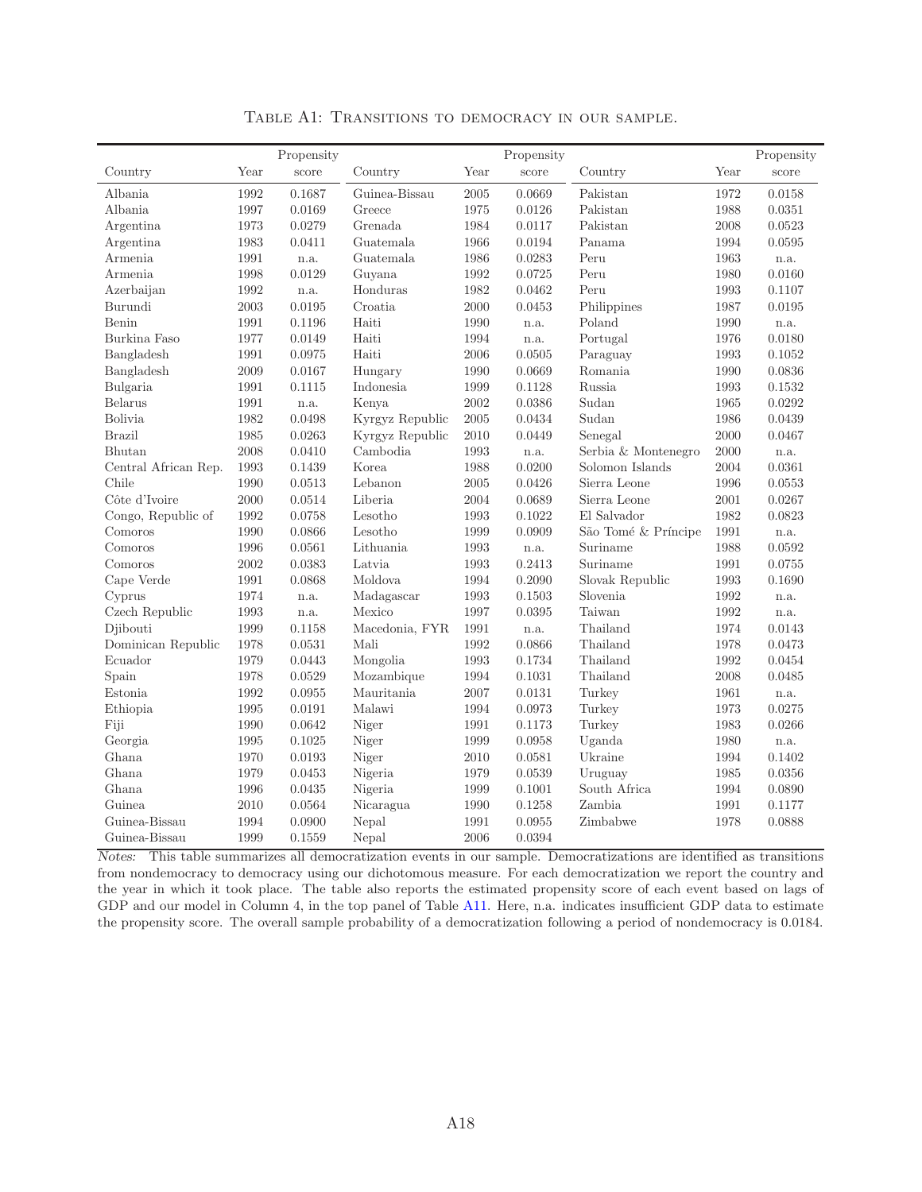Table A1: Transitions to democracy in our sample.

| Country | Year | Propensity score | Country | Year | Propensity score | Country | Year | Propensity score |
|---|---|---|---|---|---|---|---|---|
| Albania | 1992 | 0.1687 | Guinea-Bissau | 2005 | 0.0669 | Pakistan | 1972 | 0.0158 |
| Albania | 1997 | 0.0169 | Greece | 1975 | 0.0126 | Pakistan | 1988 | 0.0351 |
| Argentina | 1973 | 0.0279 | Grenada | 1984 | 0.0117 | Pakistan | 2008 | 0.0523 |
| Argentina | 1983 | 0.0411 | Guatemala | 1966 | 0.0194 | Panama | 1994 | 0.0595 |
| Armenia | 1991 | n.a. | Guatemala | 1986 | 0.0283 | Peru | 1963 | n.a. |
| Armenia | 1998 | 0.0129 | Guyana | 1992 | 0.0725 | Peru | 1980 | 0.0160 |
| Azerbaijan | 1992 | n.a. | Honduras | 1982 | 0.0462 | Peru | 1993 | 0.1107 |
| Burundi | 2003 | 0.0195 | Croatia | 2000 | 0.0453 | Philippines | 1987 | 0.0195 |
| Benin | 1991 | 0.1196 | Haiti | 1990 | n.a. | Poland | 1990 | n.a. |
| Burkina Faso | 1977 | 0.0149 | Haiti | 1994 | n.a. | Portugal | 1976 | 0.0180 |
| Bangladesh | 1991 | 0.0975 | Haiti | 2006 | 0.0505 | Paraguay | 1993 | 0.1052 |
| Bangladesh | 2009 | 0.0167 | Hungary | 1990 | 0.0669 | Romania | 1990 | 0.0836 |
| Bulgaria | 1991 | 0.1115 | Indonesia | 1999 | 0.1128 | Russia | 1993 | 0.1532 |
| Belarus | 1991 | n.a. | Kenya | 2002 | 0.0386 | Sudan | 1965 | 0.0292 |
| Bolivia | 1982 | 0.0498 | Kyrgyz Republic | 2005 | 0.0434 | Sudan | 1986 | 0.0439 |
| Brazil | 1985 | 0.0263 | Kyrgyz Republic | 2010 | 0.0449 | Senegal | 2000 | 0.0467 |
| Bhutan | 2008 | 0.0410 | Cambodia | 1993 | n.a. | Serbia & Montenegro | 2000 | n.a. |
| Central African Rep. | 1993 | 0.1439 | Korea | 1988 | 0.0200 | Solomon Islands | 2004 | 0.0361 |
| Chile | 1990 | 0.0513 | Lebanon | 2005 | 0.0426 | Sierra Leone | 1996 | 0.0553 |
| Côte d'Ivoire | 2000 | 0.0514 | Liberia | 2004 | 0.0689 | Sierra Leone | 2001 | 0.0267 |
| Congo, Republic of | 1992 | 0.0758 | Lesotho | 1993 | 0.1022 | El Salvador | 1982 | 0.0823 |
| Comoros | 1990 | 0.0866 | Lesotho | 1999 | 0.0909 | São Tomé & Príncipe | 1991 | n.a. |
| Comoros | 1996 | 0.0561 | Lithuania | 1993 | n.a. | Suriname | 1988 | 0.0592 |
| Comoros | 2002 | 0.0383 | Latvia | 1993 | 0.2413 | Suriname | 1991 | 0.0755 |
| Cape Verde | 1991 | 0.0868 | Moldova | 1994 | 0.2090 | Slovak Republic | 1993 | 0.1690 |
| Cyprus | 1974 | n.a. | Madagascar | 1993 | 0.1503 | Slovenia | 1992 | n.a. |
| Czech Republic | 1993 | n.a. | Mexico | 1997 | 0.0395 | Taiwan | 1992 | n.a. |
| Djibouti | 1999 | 0.1158 | Macedonia, FYR | 1991 | n.a. | Thailand | 1974 | 0.0143 |
| Dominican Republic | 1978 | 0.0531 | Mali | 1992 | 0.0866 | Thailand | 1978 | 0.0473 |
| Ecuador | 1979 | 0.0443 | Mongolia | 1993 | 0.1734 | Thailand | 1992 | 0.0454 |
| Spain | 1978 | 0.0529 | Mozambique | 1994 | 0.1031 | Thailand | 2008 | 0.0485 |
| Estonia | 1992 | 0.0955 | Mauritania | 2007 | 0.0131 | Turkey | 1961 | n.a. |
| Ethiopia | 1995 | 0.0191 | Malawi | 1994 | 0.0973 | Turkey | 1973 | 0.0275 |
| Fiji | 1990 | 0.0642 | Niger | 1991 | 0.1173 | Turkey | 1983 | 0.0266 |
| Georgia | 1995 | 0.1025 | Niger | 1999 | 0.0958 | Uganda | 1980 | n.a. |
| Ghana | 1970 | 0.0193 | Niger | 2010 | 0.0581 | Ukraine | 1994 | 0.1402 |
| Ghana | 1979 | 0.0453 | Nigeria | 1979 | 0.0539 | Uruguay | 1985 | 0.0356 |
| Ghana | 1996 | 0.0435 | Nigeria | 1999 | 0.1001 | South Africa | 1994 | 0.0890 |
| Guinea | 2010 | 0.0564 | Nicaragua | 1990 | 0.1258 | Zambia | 1991 | 0.1177 |
| Guinea-Bissau | 1994 | 0.0900 | Nepal | 1991 | 0.0955 | Zimbabwe | 1978 | 0.0888 |
| Guinea-Bissau | 1999 | 0.1559 | Nepal | 2006 | 0.0394 | | | |

*Notes:* This table summarizes all democratization events in our sample. Democratizations are identified as transitions from nondemocracy to democracy using our dichotomous measure. For each democratization we report the country and the year in which it took place. The table also reports the estimated propensity score of each event based on lags of GDP and our model in Column 4, in the top panel of Table A11. Here, n.a. indicates insufficient GDP data to estimate the propensity score. The overall sample probability of a democratization following a period of nondemocracy is 0.0184.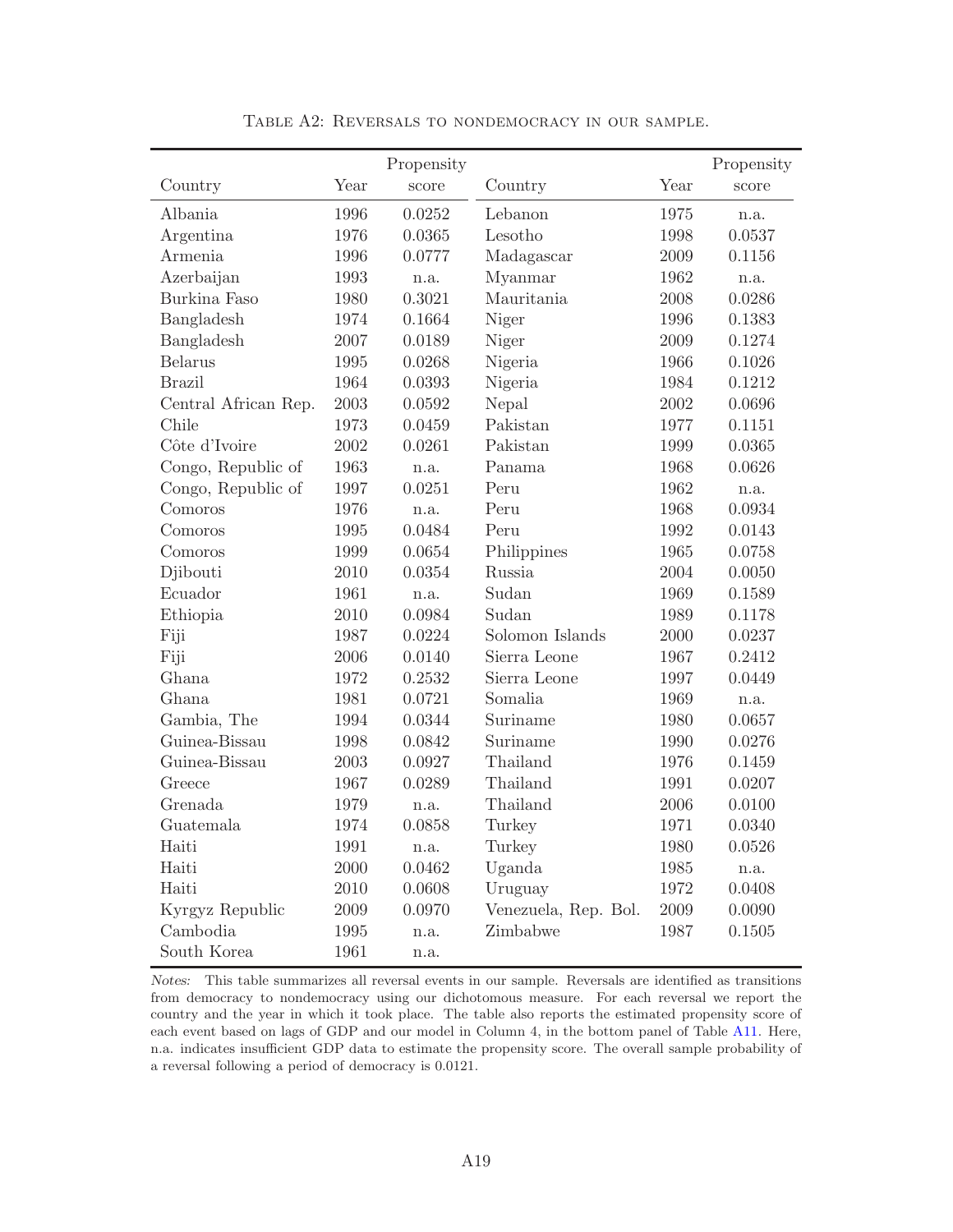Table A2: Reversals to nondemocracy in our sample.

| Country | Year | Propensity score | Country | Year | Propensity score |
|---|---|---|---|---|---|
| Albania | 1996 | 0.0252 | Lebanon | 1975 | n.a. |
| Argentina | 1976 | 0.0365 | Lesotho | 1998 | 0.0537 |
| Armenia | 1996 | 0.0777 | Madagascar | 2009 | 0.1156 |
| Azerbaijan | 1993 | n.a. | Myanmar | 1962 | n.a. |
| Burkina Faso | 1980 | 0.3021 | Mauritania | 2008 | 0.0286 |
| Bangladesh | 1974 | 0.1664 | Niger | 1996 | 0.1383 |
| Bangladesh | 2007 | 0.0189 | Niger | 2009 | 0.1274 |
| Belarus | 1995 | 0.0268 | Nigeria | 1966 | 0.1026 |
| Brazil | 1964 | 0.0393 | Nigeria | 1984 | 0.1212 |
| Central African Rep. | 2003 | 0.0592 | Nepal | 2002 | 0.0696 |
| Chile | 1973 | 0.0459 | Pakistan | 1977 | 0.1151 |
| Côte d'Ivoire | 2002 | 0.0261 | Pakistan | 1999 | 0.0365 |
| Congo, Republic of | 1963 | n.a. | Panama | 1968 | 0.0626 |
| Congo, Republic of | 1997 | 0.0251 | Peru | 1962 | n.a. |
| Comoros | 1976 | n.a. | Peru | 1968 | 0.0934 |
| Comoros | 1995 | 0.0484 | Peru | 1992 | 0.0143 |
| Comoros | 1999 | 0.0654 | Philippines | 1965 | 0.0758 |
| Djibouti | 2010 | 0.0354 | Russia | 2004 | 0.0050 |
| Ecuador | 1961 | n.a. | Sudan | 1969 | 0.1589 |
| Ethiopia | 2010 | 0.0984 | Sudan | 1989 | 0.1178 |
| Fiji | 1987 | 0.0224 | Solomon Islands | 2000 | 0.0237 |
| Fiji | 2006 | 0.0140 | Sierra Leone | 1967 | 0.2412 |
| Ghana | 1972 | 0.2532 | Sierra Leone | 1997 | 0.0449 |
| Ghana | 1981 | 0.0721 | Somalia | 1969 | n.a. |
| Gambia, The | 1994 | 0.0344 | Suriname | 1980 | 0.0657 |
| Guinea-Bissau | 1998 | 0.0842 | Suriname | 1990 | 0.0276 |
| Guinea-Bissau | 2003 | 0.0927 | Thailand | 1976 | 0.1459 |
| Greece | 1967 | 0.0289 | Thailand | 1991 | 0.0207 |
| Grenada | 1979 | n.a. | Thailand | 2006 | 0.0100 |
| Guatemala | 1974 | 0.0858 | Turkey | 1971 | 0.0340 |
| Haiti | 1991 | n.a. | Turkey | 1980 | 0.0526 |
| Haiti | 2000 | 0.0462 | Uganda | 1985 | n.a. |
| Haiti | 2010 | 0.0608 | Uruguay | 1972 | 0.0408 |
| Kyrgyz Republic | 2009 | 0.0970 | Venezuela, Rep. Bol. | 2009 | 0.0090 |
| Cambodia | 1995 | n.a. | Zimbabwe | 1987 | 0.1505 |
| South Korea | 1961 | n.a. | | | |

*Notes:* This table summarizes all reversal events in our sample. Reversals are identified as transitions from democracy to nondemocracy using our dichotomous measure. For each reversal we report the country and the year in which it took place. The table also reports the estimated propensity score of each event based on lags of GDP and our model in Column 4, in the bottom panel of Table A11. Here, n.a. indicates insufficient GDP data to estimate the propensity score. The overall sample probability of a reversal following a period of democracy is 0.0121.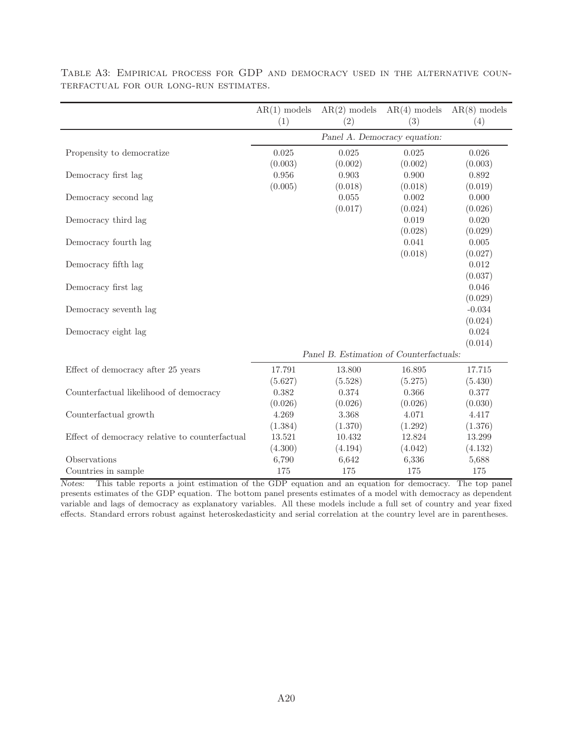Table A3: Empirical process for GDP and democracy used in the alternative counterfactual for our long-run estimates.

| | AR(1) models | AR(2) models | AR(4) models | AR(8) models |
|---|---|---|---|---|
| | (1) | (2) | (3) | (4) |
| | *Panel A. Democracy equation:* | | | |
| Propensity to democratize | 0.025 | 0.025 | 0.025 | 0.026 |
| | (0.003) | (0.002) | (0.002) | (0.003) |
| Democracy first lag | 0.956 | 0.903 | 0.900 | 0.892 |
| | (0.005) | (0.018) | (0.018) | (0.019) |
| Democracy second lag | | 0.055 | 0.002 | 0.000 |
| | | (0.017) | (0.024) | (0.026) |
| Democracy third lag | | | 0.019 | 0.020 |
| | | | (0.028) | (0.029) |
| Democracy fourth lag | | | 0.041 | 0.005 |
| | | | (0.018) | (0.027) |
| Democracy fifth lag | | | | 0.012 |
| | | | | (0.037) |
| Democracy first lag | | | | 0.046 |
| | | | | (0.029) |
| Democracy seventh lag | | | | -0.034 |
| | | | | (0.024) |
| Democracy eight lag | | | | 0.024 |
| | | | | (0.014) |
| | *Panel B. Estimation of Counterfactuals:* | | | |
| Effect of democracy after 25 years | 17.791 | 13.800 | 16.895 | 17.715 |
| | (5.627) | (5.528) | (5.275) | (5.430) |
| Counterfactual likelihood of democracy | 0.382 | 0.374 | 0.366 | 0.377 |
| | (0.026) | (0.026) | (0.026) | (0.030) |
| Counterfactual growth | 4.269 | 3.368 | 4.071 | 4.417 |
| | (1.384) | (1.370) | (1.292) | (1.376) |
| Effect of democracy relative to counterfactual | 13.521 | 10.432 | 12.824 | 13.299 |
| | (4.300) | (4.194) | (4.042) | (4.132) |
| Observations | 6,790 | 6,642 | 6,336 | 5,688 |
| Countries in sample | 175 | 175 | 175 | 175 |

*Notes:* This table reports a joint estimation of the GDP equation and an equation for democracy. The top panel presents estimates of the GDP equation. The bottom panel presents estimates of a model with democracy as dependent variable and lags of democracy as explanatory variables. All these models include a full set of country and year fixed effects. Standard errors robust against heteroskedasticity and serial correlation at the country level are in parentheses.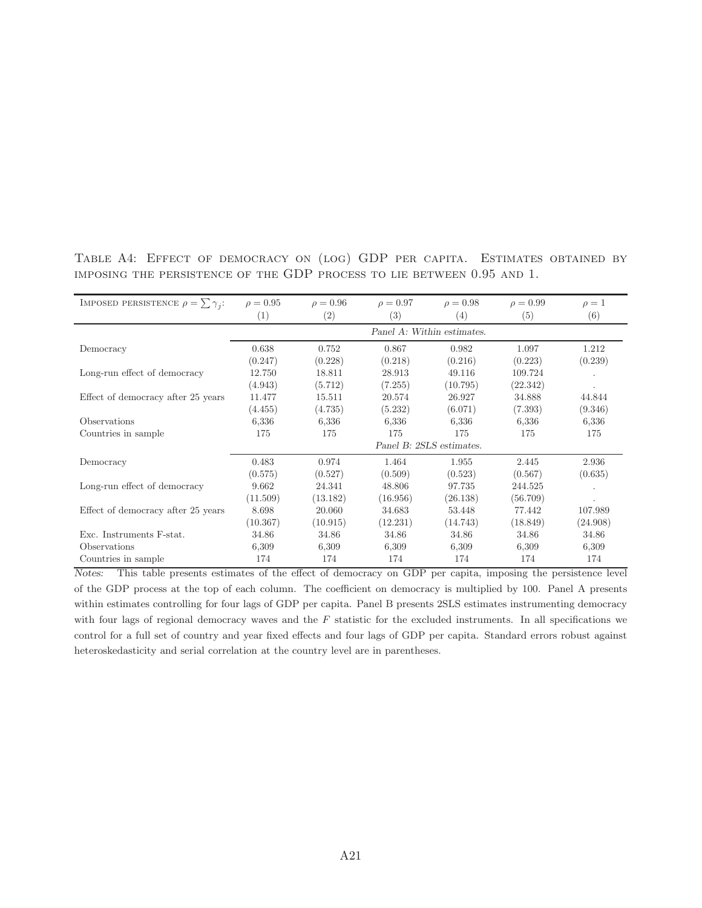TABLE A4: EFFECT OF DEMOCRACY ON (LOG) GDP PER CAPITA. ESTIMATES OBTAINED BY IMPOSING THE PERSISTENCE OF THE GDP PROCESS TO LIE BETWEEN 0.95 AND 1.

| IMPOSED PERSISTENCE $\rho = \sum \gamma_j$: | $\rho = 0.95$ | $\rho = 0.96$ | $\rho = 0.97$ | $\rho = 0.98$ | $\rho = 0.99$ | $\rho = 1$ |
|---|---|---|---|---|---|---|
| | (1) | (2) | (3) | (4) | (5) | (6) |
| | *Panel A: Within estimates.* | | | | | |
| Democracy | 0.638 | 0.752 | 0.867 | 0.982 | 1.097 | 1.212 |
| | (0.247) | (0.228) | (0.218) | (0.216) | (0.223) | (0.239) |
| Long-run effect of democracy | 12.750 | 18.811 | 28.913 | 49.116 | 109.724 | . |
| | (4.943) | (5.712) | (7.255) | (10.795) | (22.342) | . |
| Effect of democracy after 25 years | 11.477 | 15.511 | 20.574 | 26.927 | 34.888 | 44.844 |
| | (4.455) | (4.735) | (5.232) | (6.071) | (7.393) | (9.346) |
| Observations | 6,336 | 6,336 | 6,336 | 6,336 | 6,336 | 6,336 |
| Countries in sample | 175 | 175 | 175 | 175 | 175 | 175 |
| | *Panel B: 2SLS estimates.* | | | | | |
| Democracy | 0.483 | 0.974 | 1.464 | 1.955 | 2.445 | 2.936 |
| | (0.575) | (0.527) | (0.509) | (0.523) | (0.567) | (0.635) |
| Long-run effect of democracy | 9.662 | 24.341 | 48.806 | 97.735 | 244.525 | . |
| | (11.509) | (13.182) | (16.956) | (26.138) | (56.709) | . |
| Effect of democracy after 25 years | 8.698 | 20.060 | 34.683 | 53.448 | 77.442 | 107.989 |
| | (10.367) | (10.915) | (12.231) | (14.743) | (18.849) | (24.908) |
| Exc. Instruments F-stat. | 34.86 | 34.86 | 34.86 | 34.86 | 34.86 | 34.86 |
| Observations | 6,309 | 6,309 | 6,309 | 6,309 | 6,309 | 6,309 |
| Countries in sample | 174 | 174 | 174 | 174 | 174 | 174 |

*Notes:* This table presents estimates of the effect of democracy on GDP per capita, imposing the persistence level of the GDP process at the top of each column. The coefficient on democracy is multiplied by 100. Panel A presents within estimates controlling for four lags of GDP per capita. Panel B presents 2SLS estimates instrumenting democracy with four lags of regional democracy waves and the $F$ statistic for the excluded instruments. In all specifications we control for a full set of country and year fixed effects and four lags of GDP per capita. Standard errors robust against heteroskedasticity and serial correlation at the country level are in parentheses.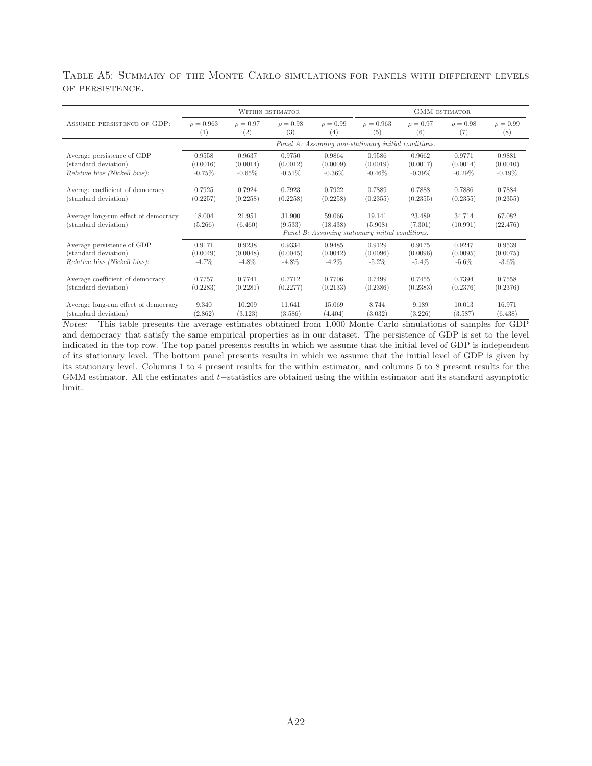Table A5: Summary of the Monte Carlo simulations for panels with different levels of persistence.

| | Within estimator | | | | GMM estimator | | | |
|---|---|---|---|---|---|---|---|---|
| Assumed persistence of GDP: | $\rho = 0.963$ | $\rho = 0.97$ | $\rho = 0.98$ | $\rho = 0.99$ | $\rho = 0.963$ | $\rho = 0.97$ | $\rho = 0.98$ | $\rho = 0.99$ |
| | (1) | (2) | (3) | (4) | (5) | (6) | (7) | (8) |
| | *Panel A: Assuming non-stationary initial conditions.* | | | | | | | |
| Average persistence of GDP | 0.9558 | 0.9637 | 0.9750 | 0.9864 | 0.9586 | 0.9662 | 0.9771 | 0.9881 |
| (standard deviation) | (0.0016) | (0.0014) | (0.0012) | (0.0009) | (0.0019) | (0.0017) | (0.0014) | (0.0010) |
| *Relative bias (Nickell bias):* | -0.75% | -0.65% | -0.51% | -0.36% | -0.46% | -0.39% | -0.29% | -0.19% |
| Average coefficient of democracy | 0.7925 | 0.7924 | 0.7923 | 0.7922 | 0.7889 | 0.7888 | 0.7886 | 0.7884 |
| (standard deviation) | (0.2257) | (0.2258) | (0.2258) | (0.2258) | (0.2355) | (0.2355) | (0.2355) | (0.2355) |
| Average long-run effect of democracy | 18.004 | 21.951 | 31.900 | 59.066 | 19.141 | 23.489 | 34.714 | 67.082 |
| (standard deviation) | (5.266) | (6.460) | (9.533) | (18.438) | (5.908) | (7.301) | (10.991) | (22.476) |
| | *Panel B: Assuming stationary initial conditions.* | | | | | | | |
| Average persistence of GDP | 0.9171 | 0.9238 | 0.9334 | 0.9485 | 0.9129 | 0.9175 | 0.9247 | 0.9539 |
| (standard deviation) | (0.0049) | (0.0048) | (0.0045) | (0.0042) | (0.0096) | (0.0096) | (0.0095) | (0.0075) |
| *Relative bias (Nickell bias):* | -4.7% | -4.8% | -4.8% | -4.2% | -5.2% | -5.4% | -5.6% | -3.6% |
| Average coefficient of democracy | 0.7757 | 0.7741 | 0.7712 | 0.7706 | 0.7499 | 0.7455 | 0.7394 | 0.7558 |
| (standard deviation) | (0.2283) | (0.2281) | (0.2277) | (0.2133) | (0.2386) | (0.2383) | (0.2376) | (0.2376) |
| Average long-run effect of democracy | 9.340 | 10.209 | 11.641 | 15.069 | 8.744 | 9.189 | 10.013 | 16.971 |
| (standard deviation) | (2.862) | (3.123) | (3.586) | (4.404) | (3.032) | (3.226) | (3.587) | (6.438) |

*Notes:* This table presents the average estimates obtained from 1,000 Monte Carlo simulations of samples for GDP and democracy that satisfy the same empirical properties as in our dataset. The persistence of GDP is set to the level indicated in the top row. The top panel presents results in which we assume that the initial level of GDP is independent of its stationary level. The bottom panel presents results in which we assume that the initial level of GDP is given by its stationary level. Columns 1 to 4 present results for the within estimator, and columns 5 to 8 present results for the GMM estimator. All the estimates and $t-$statistics are obtained using the within estimator and its standard asymptotic limit.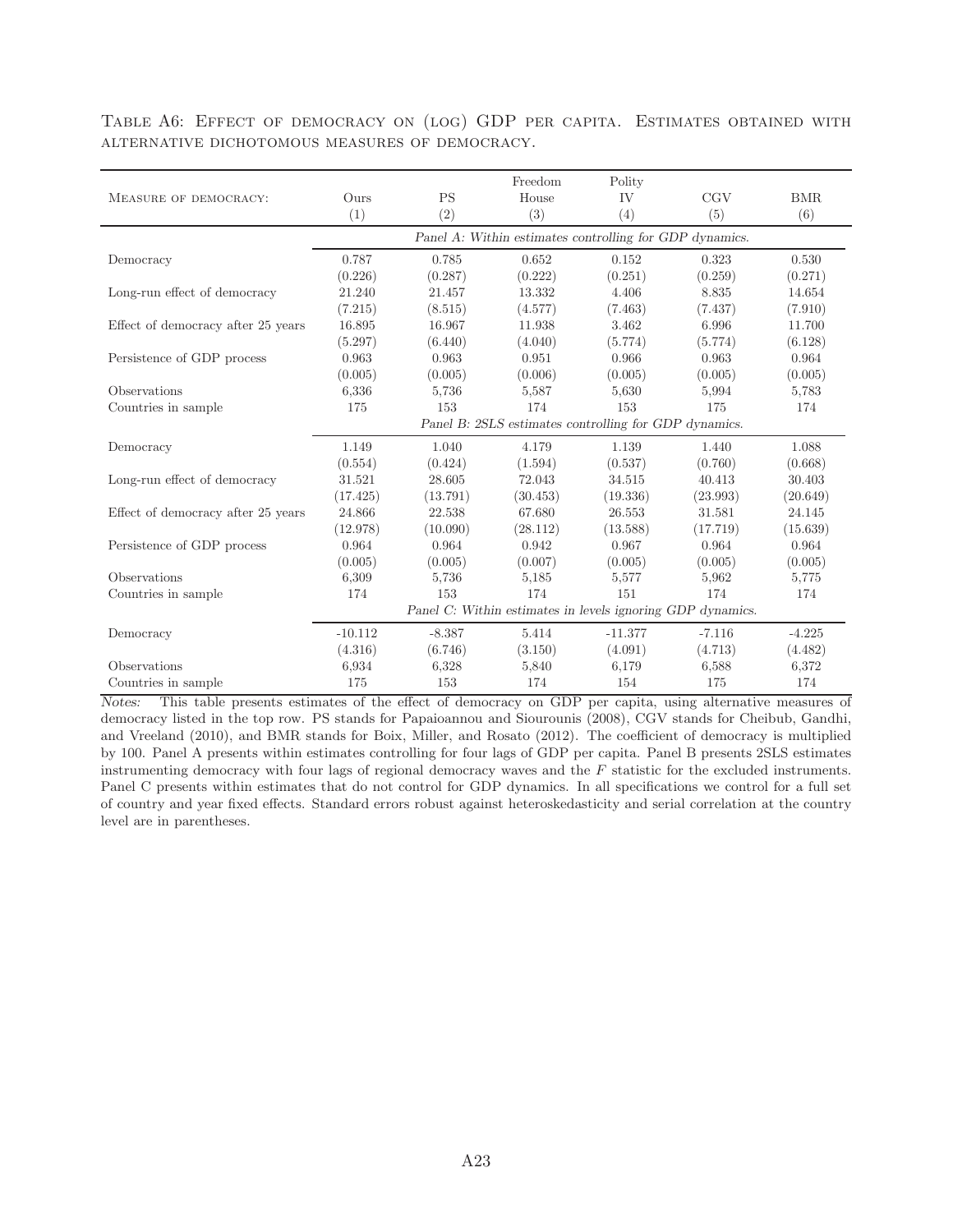Table A6: Effect of democracy on (log) GDP per capita. Estimates obtained with alternative dichotomous measures of democracy.

| Measure of democracy: | Ours (1) | PS (2) | Freedom House (3) | Polity IV (4) | CGV (5) | BMR (6) |
|---|---|---|---|---|---|---|
| | *Panel A: Within estimates controlling for GDP dynamics.* | | | | | |
| Democracy | 0.787 | 0.785 | 0.652 | 0.152 | 0.323 | 0.530 |
| | (0.226) | (0.287) | (0.222) | (0.251) | (0.259) | (0.271) |
| Long-run effect of democracy | 21.240 | 21.457 | 13.332 | 4.406 | 8.835 | 14.654 |
| | (7.215) | (8.515) | (4.577) | (7.463) | (7.437) | (7.910) |
| Effect of democracy after 25 years | 16.895 | 16.967 | 11.938 | 3.462 | 6.996 | 11.700 |
| | (5.297) | (6.440) | (4.040) | (5.774) | (5.774) | (6.128) |
| Persistence of GDP process | 0.963 | 0.963 | 0.951 | 0.966 | 0.963 | 0.964 |
| | (0.005) | (0.005) | (0.006) | (0.005) | (0.005) | (0.005) |
| Observations | 6,336 | 5,736 | 5,587 | 5,630 | 5,994 | 5,783 |
| Countries in sample | 175 | 153 | 174 | 153 | 175 | 174 |
| | *Panel B: 2SLS estimates controlling for GDP dynamics.* | | | | | |
| Democracy | 1.149 | 1.040 | 4.179 | 1.139 | 1.440 | 1.088 |
| | (0.554) | (0.424) | (1.594) | (0.537) | (0.760) | (0.668) |
| Long-run effect of democracy | 31.521 | 28.605 | 72.043 | 34.515 | 40.413 | 30.403 |
| | (17.425) | (13.791) | (30.453) | (19.336) | (23.993) | (20.649) |
| Effect of democracy after 25 years | 24.866 | 22.538 | 67.680 | 26.553 | 31.581 | 24.145 |
| | (12.978) | (10.090) | (28.112) | (13.588) | (17.719) | (15.639) |
| Persistence of GDP process | 0.964 | 0.964 | 0.942 | 0.967 | 0.964 | 0.964 |
| | (0.005) | (0.005) | (0.007) | (0.005) | (0.005) | (0.005) |
| Observations | 6,309 | 5,736 | 5,185 | 5,577 | 5,962 | 5,775 |
| Countries in sample | 174 | 153 | 174 | 151 | 174 | 174 |
| | *Panel C: Within estimates in levels ignoring GDP dynamics.* | | | | | |
| Democracy | -10.112 | -8.387 | 5.414 | -11.377 | -7.116 | -4.225 |
| | (4.316) | (6.746) | (3.150) | (4.091) | (4.713) | (4.482) |
| Observations | 6,934 | 6,328 | 5,840 | 6,179 | 6,588 | 6,372 |
| Countries in sample | 175 | 153 | 174 | 154 | 175 | 174 |

*Notes:* This table presents estimates of the effect of democracy on GDP per capita, using alternative measures of democracy listed in the top row. PS stands for Papaioannou and Siourounis (2008), CGV stands for Cheibub, Gandhi, and Vreeland (2010), and BMR stands for Boix, Miller, and Rosato (2012). The coefficient of democracy is multiplied by 100. Panel A presents within estimates controlling for four lags of GDP per capita. Panel B presents 2SLS estimates instrumenting democracy with four lags of regional democracy waves and the $F$ statistic for the excluded instruments. Panel C presents within estimates that do not control for GDP dynamics. In all specifications we control for a full set of country and year fixed effects. Standard errors robust against heteroskedasticity and serial correlation at the country level are in parentheses.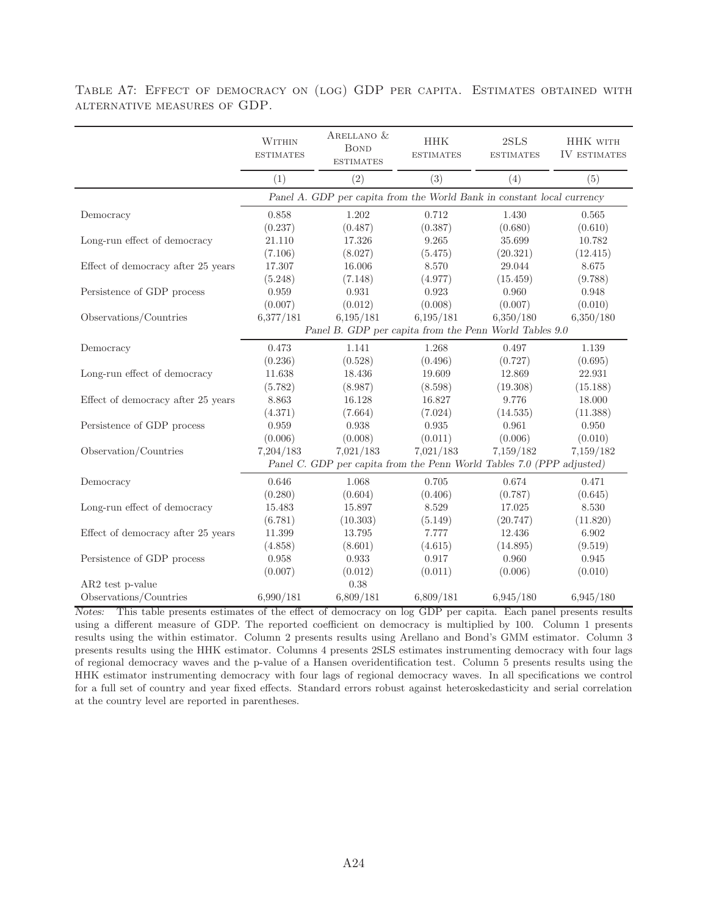Table A7: Effect of democracy on (log) GDP per capita. Estimates obtained with alternative measures of GDP.

| | Within estimates | Arellano & Bond estimates | HHK estimates | 2SLS estimates | HHK with IV estimates |
|---|---|---|---|---|---|
| | (1) | (2) | (3) | (4) | (5) |
| | *Panel A. GDP per capita from the World Bank in constant local currency* | | | | |
| Democracy | 0.858 | 1.202 | 0.712 | 1.430 | 0.565 |
| | (0.237) | (0.487) | (0.387) | (0.680) | (0.610) |
| Long-run effect of democracy | 21.110 | 17.326 | 9.265 | 35.699 | 10.782 |
| | (7.106) | (8.027) | (5.475) | (20.321) | (12.415) |
| Effect of democracy after 25 years | 17.307 | 16.006 | 8.570 | 29.044 | 8.675 |
| | (5.248) | (7.148) | (4.977) | (15.459) | (9.788) |
| Persistence of GDP process | 0.959 | 0.931 | 0.923 | 0.960 | 0.948 |
| | (0.007) | (0.012) | (0.008) | (0.007) | (0.010) |
| Observations/Countries | 6,377/181 | 6,195/181 | 6,195/181 | 6,350/180 | 6,350/180 |
| | *Panel B. GDP per capita from the Penn World Tables 9.0* | | | | |
| Democracy | 0.473 | 1.141 | 1.268 | 0.497 | 1.139 |
| | (0.236) | (0.528) | (0.496) | (0.727) | (0.695) |
| Long-run effect of democracy | 11.638 | 18.436 | 19.609 | 12.869 | 22.931 |
| | (5.782) | (8.987) | (8.598) | (19.308) | (15.188) |
| Effect of democracy after 25 years | 8.863 | 16.128 | 16.827 | 9.776 | 18.000 |
| | (4.371) | (7.664) | (7.024) | (14.535) | (11.388) |
| Persistence of GDP process | 0.959 | 0.938 | 0.935 | 0.961 | 0.950 |
| | (0.006) | (0.008) | (0.011) | (0.006) | (0.010) |
| Observation/Countries | 7,204/183 | 7,021/183 | 7,021/183 | 7,159/182 | 7,159/182 |
| | *Panel C. GDP per capita from the Penn World Tables 7.0 (PPP adjusted)* | | | | |
| Democracy | 0.646 | 1.068 | 0.705 | 0.674 | 0.471 |
| | (0.280) | (0.604) | (0.406) | (0.787) | (0.645) |
| Long-run effect of democracy | 15.483 | 15.897 | 8.529 | 17.025 | 8.530 |
| | (6.781) | (10.303) | (5.149) | (20.747) | (11.820) |
| Effect of democracy after 25 years | 11.399 | 13.795 | 7.777 | 12.436 | 6.902 |
| | (4.858) | (8.601) | (4.615) | (14.895) | (9.519) |
| Persistence of GDP process | 0.958 | 0.933 | 0.917 | 0.960 | 0.945 |
| | (0.007) | (0.012) | (0.011) | (0.006) | (0.010) |
| AR2 test p-value | | 0.38 | | | |
| Observations/Countries | 6,990/181 | 6,809/181 | 6,809/181 | 6,945/180 | 6,945/180 |

*Notes:* This table presents estimates of the effect of democracy on log GDP per capita. Each panel presents results using a different measure of GDP. The reported coefficient on democracy is multiplied by 100. Column 1 presents results using the within estimator. Column 2 presents results using Arellano and Bond's GMM estimator. Column 3 presents results using the HHK estimator. Columns 4 presents 2SLS estimates instrumenting democracy with four lags of regional democracy waves and the p-value of a Hansen overidentification test. Column 5 presents results using the HHK estimator instrumenting democracy with four lags of regional democracy waves. In all specifications we control for a full set of country and year fixed effects. Standard errors robust against heteroskedasticity and serial correlation at the country level are reported in parentheses.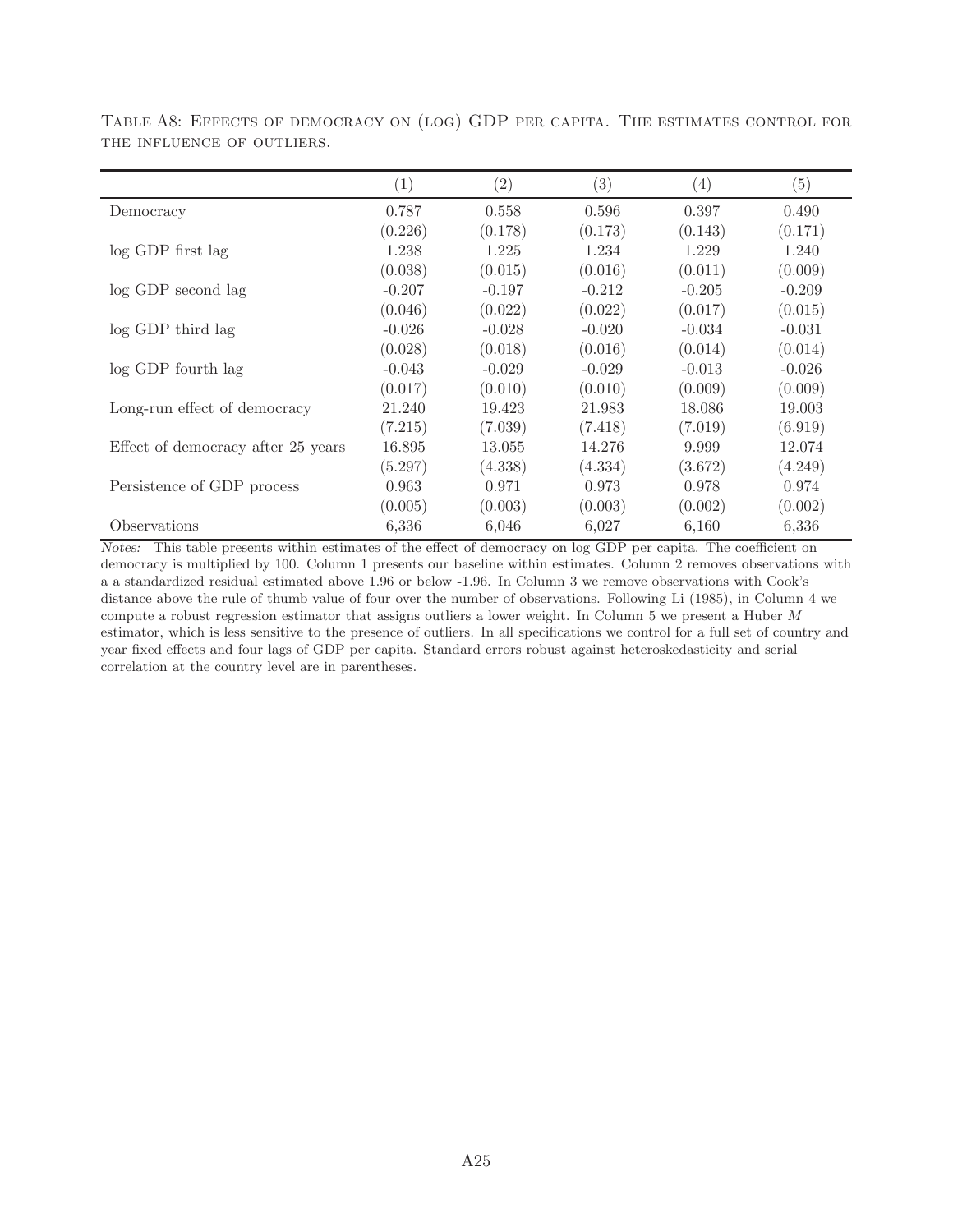Table A8: Effects of democracy on (log) GDP per capita. The estimates control for the influence of outliers.

| | (1) | (2) | (3) | (4) | (5) |
|---|---|---|---|---|---|
| Democracy | 0.787 | 0.558 | 0.596 | 0.397 | 0.490 |
| | (0.226) | (0.178) | (0.173) | (0.143) | (0.171) |
| log GDP first lag | 1.238 | 1.225 | 1.234 | 1.229 | 1.240 |
| | (0.038) | (0.015) | (0.016) | (0.011) | (0.009) |
| log GDP second lag | -0.207 | -0.197 | -0.212 | -0.205 | -0.209 |
| | (0.046) | (0.022) | (0.022) | (0.017) | (0.015) |
| log GDP third lag | -0.026 | -0.028 | -0.020 | -0.034 | -0.031 |
| | (0.028) | (0.018) | (0.016) | (0.014) | (0.014) |
| log GDP fourth lag | -0.043 | -0.029 | -0.029 | -0.013 | -0.026 |
| | (0.017) | (0.010) | (0.010) | (0.009) | (0.009) |
| Long-run effect of democracy | 21.240 | 19.423 | 21.983 | 18.086 | 19.003 |
| | (7.215) | (7.039) | (7.418) | (7.019) | (6.919) |
| Effect of democracy after 25 years | 16.895 | 13.055 | 14.276 | 9.999 | 12.074 |
| | (5.297) | (4.338) | (4.334) | (3.672) | (4.249) |
| Persistence of GDP process | 0.963 | 0.971 | 0.973 | 0.978 | 0.974 |
| | (0.005) | (0.003) | (0.003) | (0.002) | (0.002) |
| Observations | 6,336 | 6,046 | 6,027 | 6,160 | 6,336 |

*Notes:* This table presents within estimates of the effect of democracy on log GDP per capita. The coefficient on democracy is multiplied by 100. Column 1 presents our baseline within estimates. Column 2 removes observations with a a standardized residual estimated above 1.96 or below -1.96. In Column 3 we remove observations with Cook's distance above the rule of thumb value of four over the number of observations. Following Li (1985), in Column 4 we compute a robust regression estimator that assigns outliers a lower weight. In Column 5 we present a Huber $M$ estimator, which is less sensitive to the presence of outliers. In all specifications we control for a full set of country and year fixed effects and four lags of GDP per capita. Standard errors robust against heteroskedasticity and serial correlation at the country level are in parentheses.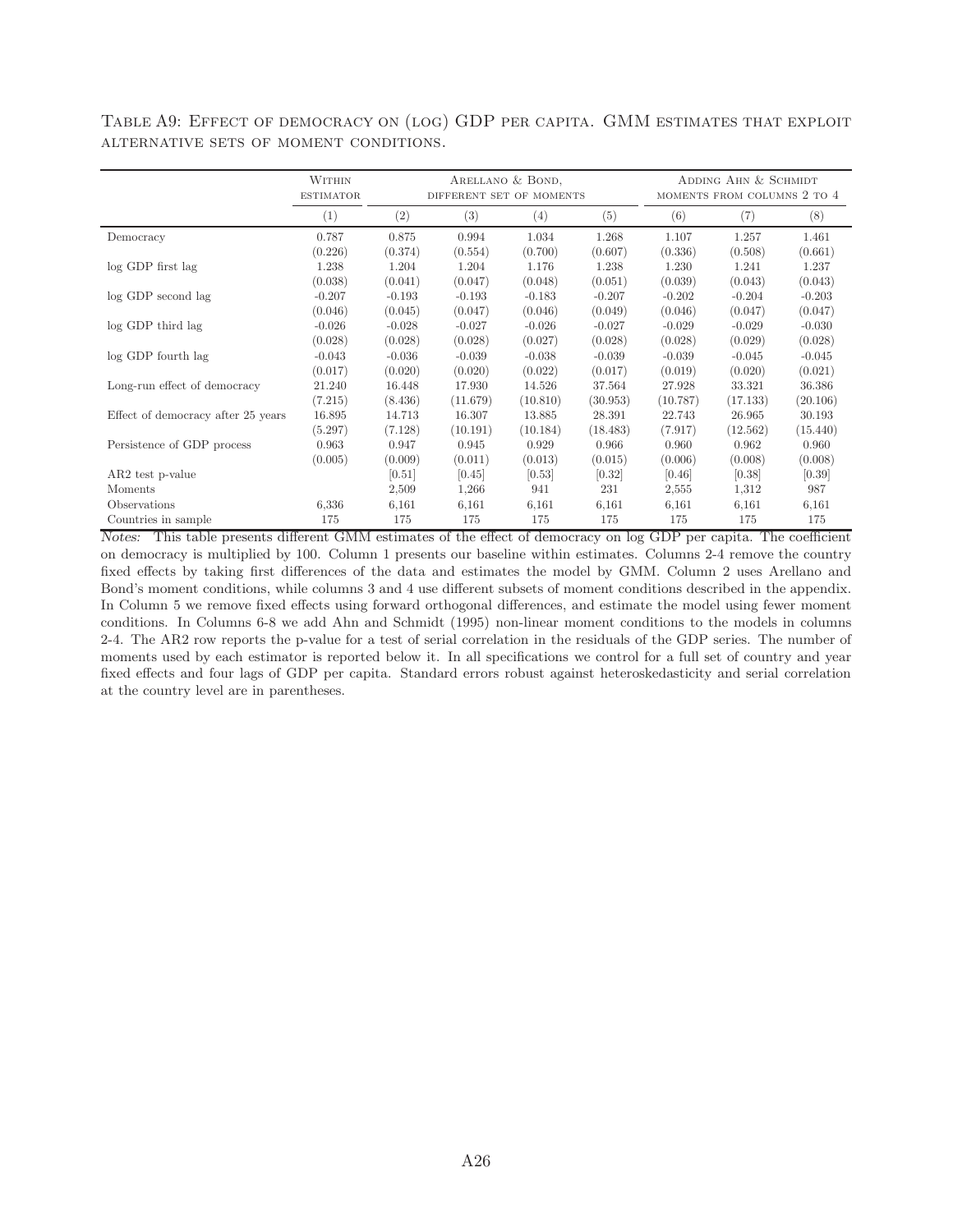Table A9: Effect of democracy on (log) GDP per capita. GMM estimates that exploit alternative sets of moment conditions.

| | Within estimator | Arellano & Bond, different set of moments | | | | Adding Ahn & Schmidt moments from columns 2 to 4 | | |
|---|---|---|---|---|---|---|---|---|
| | (1) | (2) | (3) | (4) | (5) | (6) | (7) | (8) |
| Democracy | 0.787 | 0.875 | 0.994 | 1.034 | 1.268 | 1.107 | 1.257 | 1.461 |
| | (0.226) | (0.374) | (0.554) | (0.700) | (0.607) | (0.336) | (0.508) | (0.661) |
| log GDP first lag | 1.238 | 1.204 | 1.204 | 1.176 | 1.238 | 1.230 | 1.241 | 1.237 |
| | (0.038) | (0.041) | (0.047) | (0.048) | (0.051) | (0.039) | (0.043) | (0.043) |
| log GDP second lag | -0.207 | -0.193 | -0.193 | -0.183 | -0.207 | -0.202 | -0.204 | -0.203 |
| | (0.046) | (0.045) | (0.047) | (0.046) | (0.049) | (0.046) | (0.047) | (0.047) |
| log GDP third lag | -0.026 | -0.028 | -0.027 | -0.026 | -0.027 | -0.029 | -0.029 | -0.030 |
| | (0.028) | (0.028) | (0.028) | (0.027) | (0.028) | (0.028) | (0.029) | (0.028) |
| log GDP fourth lag | -0.043 | -0.036 | -0.039 | -0.038 | -0.039 | -0.039 | -0.045 | -0.045 |
| | (0.017) | (0.020) | (0.020) | (0.022) | (0.017) | (0.019) | (0.020) | (0.021) |
| Long-run effect of democracy | 21.240 | 16.448 | 17.930 | 14.526 | 37.564 | 27.928 | 33.321 | 36.386 |
| | (7.215) | (8.436) | (11.679) | (10.810) | (30.953) | (10.787) | (17.133) | (20.106) |
| Effect of democracy after 25 years | 16.895 | 14.713 | 16.307 | 13.885 | 28.391 | 22.743 | 26.965 | 30.193 |
| | (5.297) | (7.128) | (10.191) | (10.184) | (18.483) | (7.917) | (12.562) | (15.440) |
| Persistence of GDP process | 0.963 | 0.947 | 0.945 | 0.929 | 0.966 | 0.960 | 0.962 | 0.960 |
| | (0.005) | (0.009) | (0.011) | (0.013) | (0.015) | (0.006) | (0.008) | (0.008) |
| AR2 test p-value | | [0.51] | [0.45] | [0.53] | [0.32] | [0.46] | [0.38] | [0.39] |
| Moments | | 2,509 | 1,266 | 941 | 231 | 2,555 | 1,312 | 987 |
| Observations | 6,336 | 6,161 | 6,161 | 6,161 | 6,161 | 6,161 | 6,161 | 6,161 |
| Countries in sample | 175 | 175 | 175 | 175 | 175 | 175 | 175 | 175 |

*Notes:* This table presents different GMM estimates of the effect of democracy on log GDP per capita. The coefficient on democracy is multiplied by 100. Column 1 presents our baseline within estimates. Columns 2-4 remove the country fixed effects by taking first differences of the data and estimates the model by GMM. Column 2 uses Arellano and Bond's moment conditions, while columns 3 and 4 use different subsets of moment conditions described in the appendix. In Column 5 we remove fixed effects using forward orthogonal differences, and estimate the model using fewer moment conditions. In Columns 6-8 we add Ahn and Schmidt (1995) non-linear moment conditions to the models in columns 2-4. The AR2 row reports the p-value for a test of serial correlation in the residuals of the GDP series. The number of moments used by each estimator is reported below it. In all specifications we control for a full set of country and year fixed effects and four lags of GDP per capita. Standard errors robust against heteroskedasticity and serial correlation at the country level are in parentheses.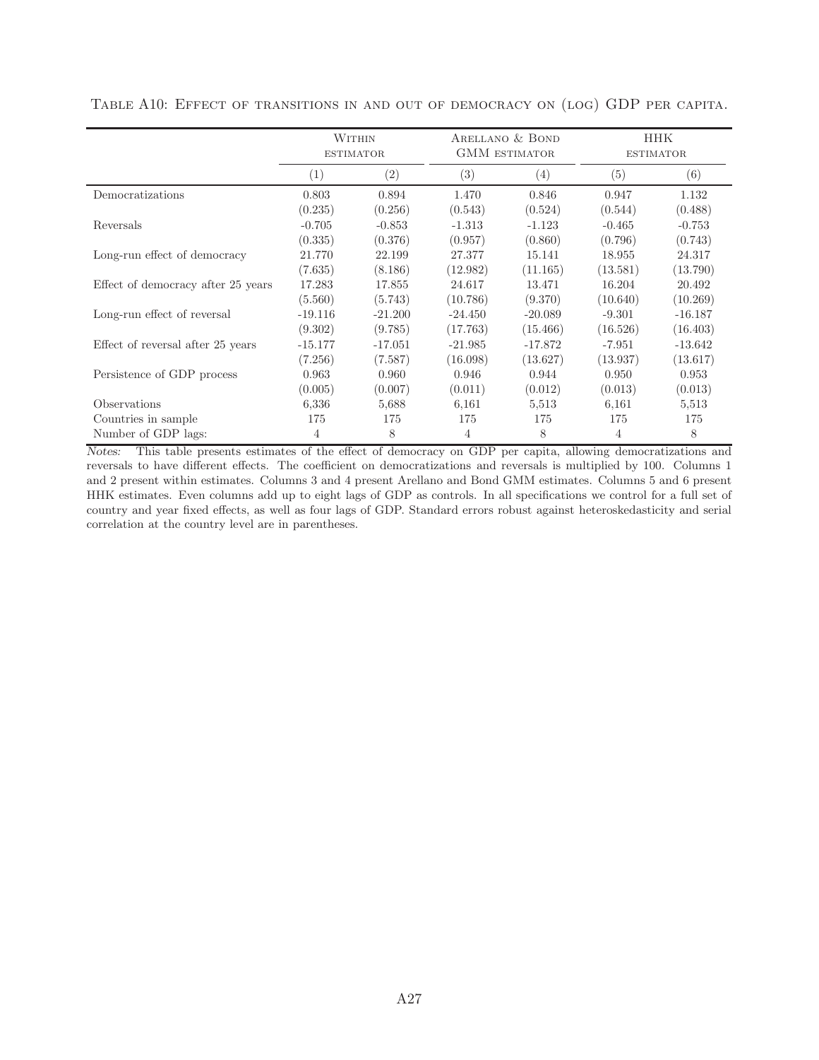Table A10: Effect of transitions in and out of democracy on (log) GDP per capita.

| | Within estimator | | Arellano & Bond GMM estimator | | HHK estimator | |
|---|---|---|---|---|---|---|
| | (1) | (2) | (3) | (4) | (5) | (6) |
| Democratizations | 0.803 | 0.894 | 1.470 | 0.846 | 0.947 | 1.132 |
| | (0.235) | (0.256) | (0.543) | (0.524) | (0.544) | (0.488) |
| Reversals | -0.705 | -0.853 | -1.313 | -1.123 | -0.465 | -0.753 |
| | (0.335) | (0.376) | (0.957) | (0.860) | (0.796) | (0.743) |
| Long-run effect of democracy | 21.770 | 22.199 | 27.377 | 15.141 | 18.955 | 24.317 |
| | (7.635) | (8.186) | (12.982) | (11.165) | (13.581) | (13.790) |
| Effect of democracy after 25 years | 17.283 | 17.855 | 24.617 | 13.471 | 16.204 | 20.492 |
| | (5.560) | (5.743) | (10.786) | (9.370) | (10.640) | (10.269) |
| Long-run effect of reversal | -19.116 | -21.200 | -24.450 | -20.089 | -9.301 | -16.187 |
| | (9.302) | (9.785) | (17.763) | (15.466) | (16.526) | (16.403) |
| Effect of reversal after 25 years | -15.177 | -17.051 | -21.985 | -17.872 | -7.951 | -13.642 |
| | (7.256) | (7.587) | (16.098) | (13.627) | (13.937) | (13.617) |
| Persistence of GDP process | 0.963 | 0.960 | 0.946 | 0.944 | 0.950 | 0.953 |
| | (0.005) | (0.007) | (0.011) | (0.012) | (0.013) | (0.013) |
| Observations | 6,336 | 5,688 | 6,161 | 5,513 | 6,161 | 5,513 |
| Countries in sample | 175 | 175 | 175 | 175 | 175 | 175 |
| Number of GDP lags: | 4 | 8 | 4 | 8 | 4 | 8 |

*Notes:* This table presents estimates of the effect of democracy on GDP per capita, allowing democratizations and reversals to have different effects. The coefficient on democratizations and reversals is multiplied by 100. Columns 1 and 2 present within estimates. Columns 3 and 4 present Arellano and Bond GMM estimates. Columns 5 and 6 present HHK estimates. Even columns add up to eight lags of GDP as controls. In all specifications we control for a full set of country and year fixed effects, as well as four lags of GDP. Standard errors robust against heteroskedasticity and serial correlation at the country level are in parentheses.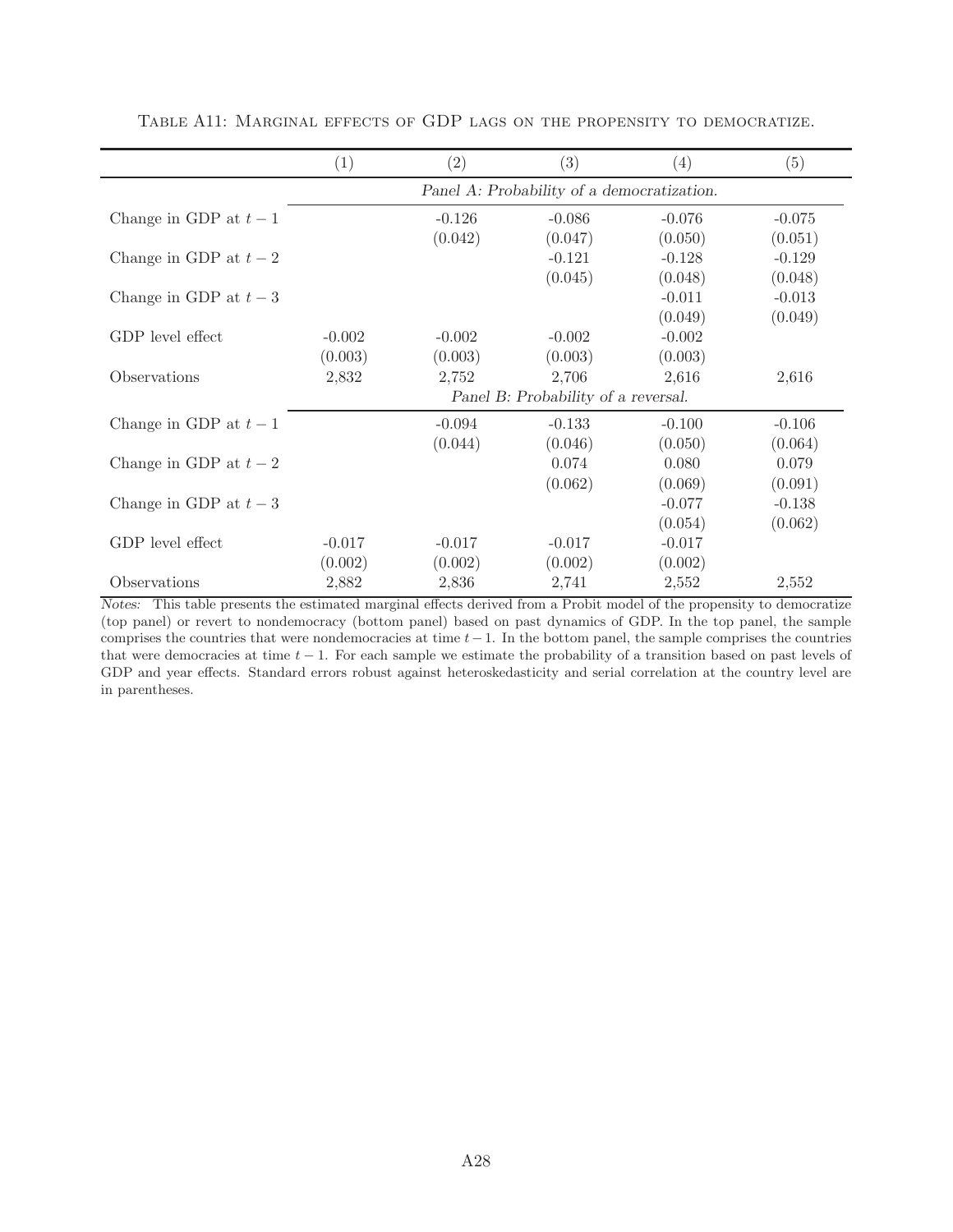Table A11: Marginal effects of GDP lags on the propensity to democratize.

| | (1) | (2) | (3) | (4) | (5) |
|---|---|---|---|---|---|
| | *Panel A: Probability of a democratization.* | | | | |
| Change in GDP at $t-1$ | | -0.126 | -0.086 | -0.076 | -0.075 |
| | | (0.042) | (0.047) | (0.050) | (0.051) |
| Change in GDP at $t-2$ | | | -0.121 | -0.128 | -0.129 |
| | | | (0.045) | (0.048) | (0.048) |
| Change in GDP at $t-3$ | | | | -0.011 | -0.013 |
| | | | | (0.049) | (0.049) |
| GDP level effect | -0.002 | -0.002 | -0.002 | -0.002 | |
| | (0.003) | (0.003) | (0.003) | (0.003) | |
| Observations | 2,832 | 2,752 | 2,706 | 2,616 | 2,616 |
| | *Panel B: Probability of a reversal.* | | | | |
| Change in GDP at $t-1$ | | -0.094 | -0.133 | -0.100 | -0.106 |
| | | (0.044) | (0.046) | (0.050) | (0.064) |
| Change in GDP at $t-2$ | | | 0.074 | 0.080 | 0.079 |
| | | | (0.062) | (0.069) | (0.091) |
| Change in GDP at $t-3$ | | | | -0.077 | -0.138 |
| | | | | (0.054) | (0.062) |
| GDP level effect | -0.017 | -0.017 | -0.017 | -0.017 | |
| | (0.002) | (0.002) | (0.002) | (0.002) | |
| Observations | 2,882 | 2,836 | 2,741 | 2,552 | 2,552 |

*Notes:* This table presents the estimated marginal effects derived from a Probit model of the propensity to democratize (top panel) or revert to nondemocracy (bottom panel) based on past dynamics of GDP. In the top panel, the sample comprises the countries that were nondemocracies at time $t-1$. In the bottom panel, the sample comprises the countries that were democracies at time $t-1$. For each sample we estimate the probability of a transition based on past levels of GDP and year effects. Standard errors robust against heteroskedasticity and serial correlation at the country level are in parentheses.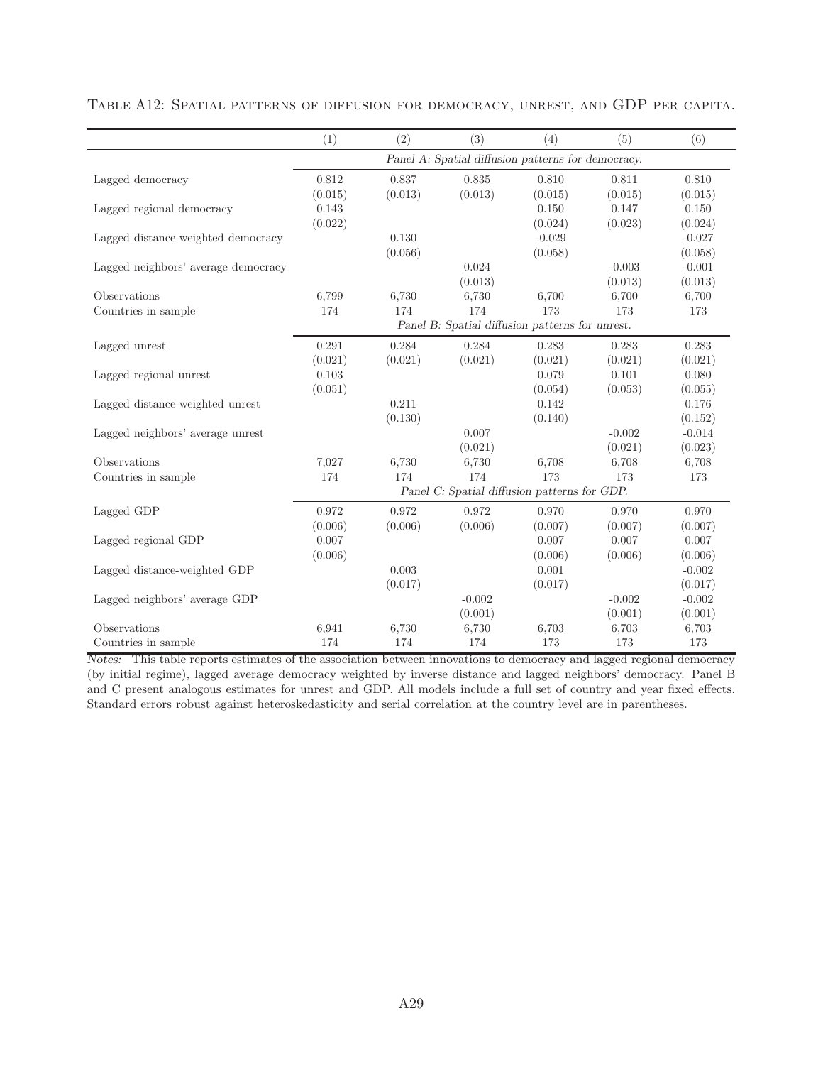Table A12: Spatial patterns of diffusion for democracy, unrest, and GDP per capita.

| | (1) | (2) | (3) | (4) | (5) | (6) |
|---|---|---|---|---|---|---|
| | *Panel A: Spatial diffusion patterns for democracy.* | | | | | |
| Lagged democracy | 0.812 | 0.837 | 0.835 | 0.810 | 0.811 | 0.810 |
| | (0.015) | (0.013) | (0.013) | (0.015) | (0.015) | (0.015) |
| Lagged regional democracy | 0.143 | | | 0.150 | 0.147 | 0.150 |
| | (0.022) | | | (0.024) | (0.023) | (0.024) |
| Lagged distance-weighted democracy | | 0.130 | | -0.029 | | -0.027 |
| | | (0.056) | | (0.058) | | (0.058) |
| Lagged neighbors' average democracy | | | 0.024 | | -0.003 | -0.001 |
| | | | (0.013) | | (0.013) | (0.013) |
| Observations | 6,799 | 6,730 | 6,730 | 6,700 | 6,700 | 6,700 |
| Countries in sample | 174 | 174 | 174 | 173 | 173 | 173 |
| | *Panel B: Spatial diffusion patterns for unrest.* | | | | | |
| Lagged unrest | 0.291 | 0.284 | 0.284 | 0.283 | 0.283 | 0.283 |
| | (0.021) | (0.021) | (0.021) | (0.021) | (0.021) | (0.021) |
| Lagged regional unrest | 0.103 | | | 0.079 | 0.101 | 0.080 |
| | (0.051) | | | (0.054) | (0.053) | (0.055) |
| Lagged distance-weighted unrest | | 0.211 | | 0.142 | | 0.176 |
| | | (0.130) | | (0.140) | | (0.152) |
| Lagged neighbors' average unrest | | | 0.007 | | -0.002 | -0.014 |
| | | | (0.021) | | (0.021) | (0.023) |
| Observations | 7,027 | 6,730 | 6,730 | 6,708 | 6,708 | 6,708 |
| Countries in sample | 174 | 174 | 174 | 173 | 173 | 173 |
| | *Panel C: Spatial diffusion patterns for GDP.* | | | | | |
| Lagged GDP | 0.972 | 0.972 | 0.972 | 0.970 | 0.970 | 0.970 |
| | (0.006) | (0.006) | (0.006) | (0.007) | (0.007) | (0.007) |
| Lagged regional GDP | 0.007 | | | 0.007 | 0.007 | 0.007 |
| | (0.006) | | | (0.006) | (0.006) | (0.006) |
| Lagged distance-weighted GDP | | 0.003 | | 0.001 | | -0.002 |
| | | (0.017) | | (0.017) | | (0.017) |
| Lagged neighbors' average GDP | | | -0.002 | | -0.002 | -0.002 |
| | | | (0.001) | | (0.001) | (0.001) |
| Observations | 6,941 | 6,730 | 6,730 | 6,703 | 6,703 | 6,703 |
| Countries in sample | 174 | 174 | 174 | 173 | 173 | 173 |

*Notes:* This table reports estimates of the association between innovations to democracy and lagged regional democracy (by initial regime), lagged average democracy weighted by inverse distance and lagged neighbors' democracy. Panel B and C present analogous estimates for unrest and GDP. All models include a full set of country and year fixed effects. Standard errors robust against heteroskedasticity and serial correlation at the country level are in parentheses.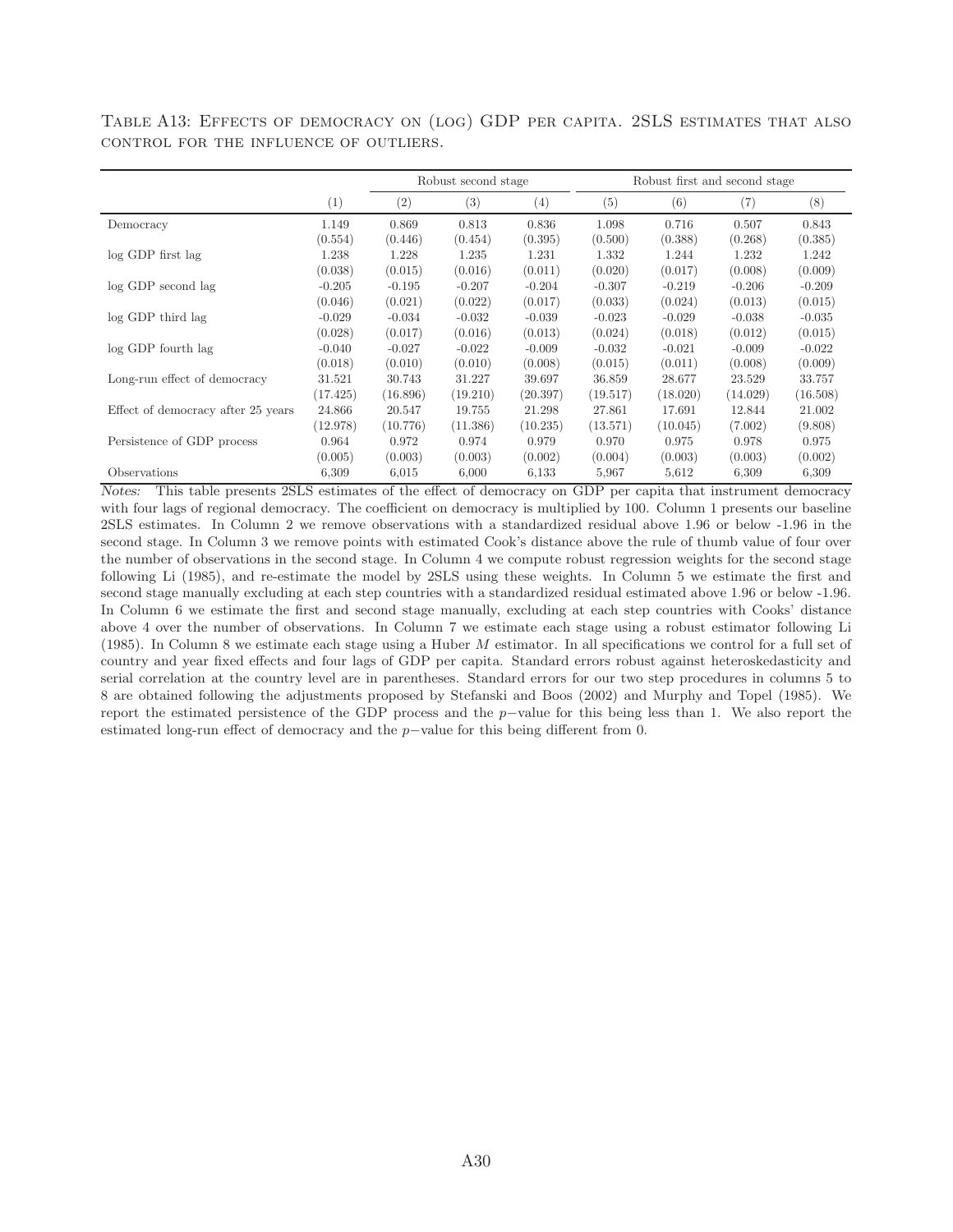Table A13: Effects of democracy on (log) GDP per capita. 2SLS estimates that also control for the influence of outliers.

| | | Robust second stage | | | Robust first and second stage | | | |
|---|---|---|---|---|---|---|---|---|
| | (1) | (2) | (3) | (4) | (5) | (6) | (7) | (8) |
| Democracy | 1.149 | 0.869 | 0.813 | 0.836 | 1.098 | 0.716 | 0.507 | 0.843 |
| | (0.554) | (0.446) | (0.454) | (0.395) | (0.500) | (0.388) | (0.268) | (0.385) |
| log GDP first lag | 1.238 | 1.228 | 1.235 | 1.231 | 1.332 | 1.244 | 1.232 | 1.242 |
| | (0.038) | (0.015) | (0.016) | (0.011) | (0.020) | (0.017) | (0.008) | (0.009) |
| log GDP second lag | -0.205 | -0.195 | -0.207 | -0.204 | -0.307 | -0.219 | -0.206 | -0.209 |
| | (0.046) | (0.021) | (0.022) | (0.017) | (0.033) | (0.024) | (0.013) | (0.015) |
| log GDP third lag | -0.029 | -0.034 | -0.032 | -0.039 | -0.023 | -0.029 | -0.038 | -0.035 |
| | (0.028) | (0.017) | (0.016) | (0.013) | (0.024) | (0.018) | (0.012) | (0.015) |
| log GDP fourth lag | -0.040 | -0.027 | -0.022 | -0.009 | -0.032 | -0.021 | -0.009 | -0.022 |
| | (0.018) | (0.010) | (0.010) | (0.008) | (0.015) | (0.011) | (0.008) | (0.009) |
| Long-run effect of democracy | 31.521 | 30.743 | 31.227 | 39.697 | 36.859 | 28.677 | 23.529 | 33.757 |
| | (17.425) | (16.896) | (19.210) | (20.397) | (19.517) | (18.020) | (14.029) | (16.508) |
| Effect of democracy after 25 years | 24.866 | 20.547 | 19.755 | 21.298 | 27.861 | 17.691 | 12.844 | 21.002 |
| | (12.978) | (10.776) | (11.386) | (10.235) | (13.571) | (10.045) | (7.002) | (9.808) |
| Persistence of GDP process | 0.964 | 0.972 | 0.974 | 0.979 | 0.970 | 0.975 | 0.978 | 0.975 |
| | (0.005) | (0.003) | (0.003) | (0.002) | (0.004) | (0.003) | (0.003) | (0.002) |
| Observations | 6,309 | 6,015 | 6,000 | 6,133 | 5,967 | 5,612 | 6,309 | 6,309 |

*Notes:* This table presents 2SLS estimates of the effect of democracy on GDP per capita that instrument democracy with four lags of regional democracy. The coefficient on democracy is multiplied by 100. Column 1 presents our baseline 2SLS estimates. In Column 2 we remove observations with a standardized residual above 1.96 or below -1.96 in the second stage. In Column 3 we remove points with estimated Cook's distance above the rule of thumb value of four over the number of observations in the second stage. In Column 4 we compute robust regression weights for the second stage following Li (1985), and re-estimate the model by 2SLS using these weights. In Column 5 we estimate the first and second stage manually excluding at each step countries with a standardized residual estimated above 1.96 or below -1.96. In Column 6 we estimate the first and second stage manually, excluding at each step countries with Cooks' distance above 4 over the number of observations. In Column 7 we estimate each stage using a robust estimator following Li (1985). In Column 8 we estimate each stage using a Huber $M$ estimator. In all specifications we control for a full set of country and year fixed effects and four lags of GDP per capita. Standard errors robust against heteroskedasticity and serial correlation at the country level are in parentheses. Standard errors for our two step procedures in columns 5 to 8 are obtained following the adjustments proposed by Stefanski and Boos (2002) and Murphy and Topel (1985). We report the estimated persistence of the GDP process and the $p-$value for this being less than 1. We also report the estimated long-run effect of democracy and the $p-$value for this being different from 0.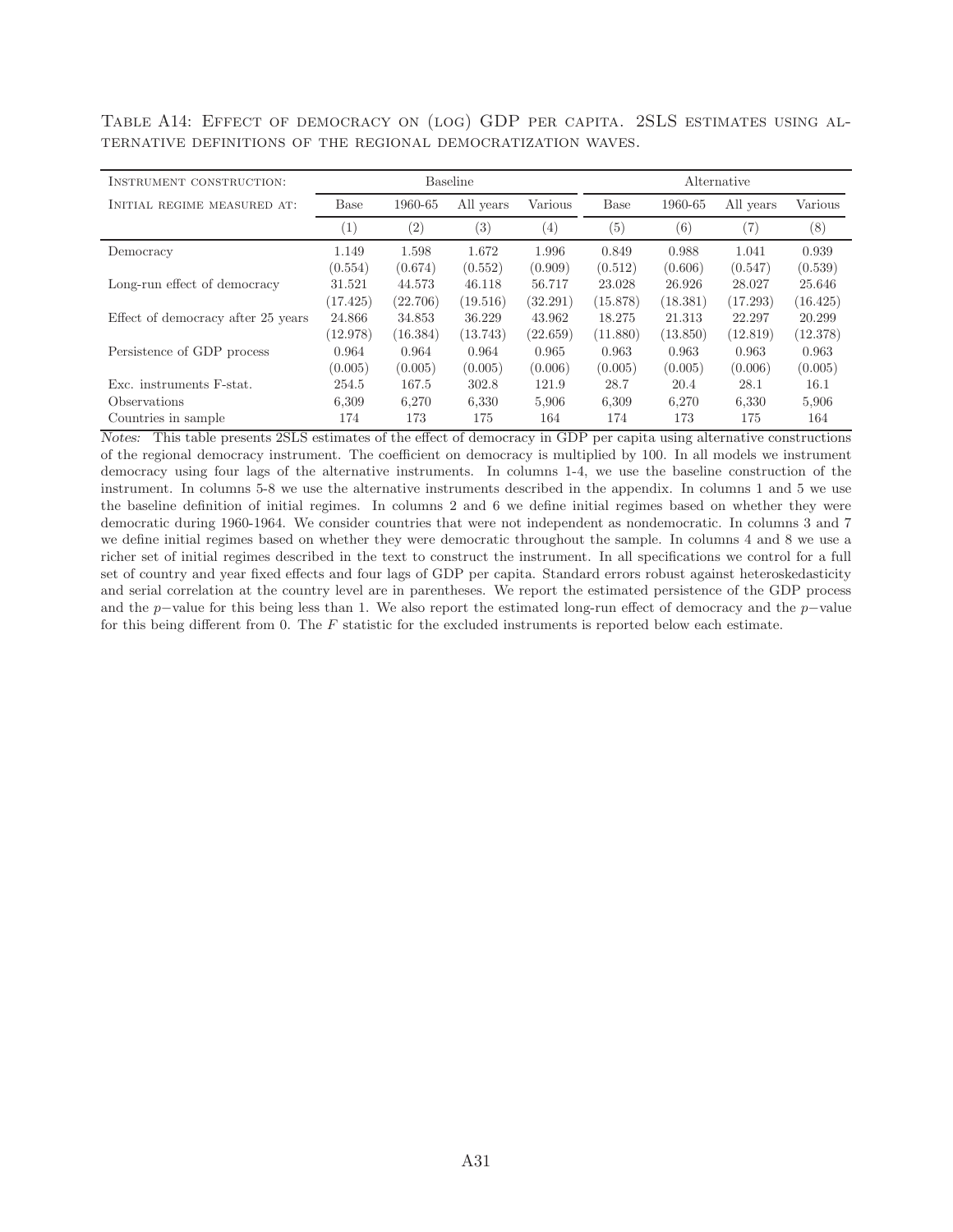Table A14: Effect of democracy on (log) GDP per capita. 2SLS estimates using alternative definitions of the regional democratization waves.

| Instrument construction: | Baseline | | | | Alternative | | | |
|---|---|---|---|---|---|---|---|---|
| Initial regime measured at: | Base | 1960-65 | All years | Various | Base | 1960-65 | All years | Various |
| | (1) | (2) | (3) | (4) | (5) | (6) | (7) | (8) |
| Democracy | 1.149 | 1.598 | 1.672 | 1.996 | 0.849 | 0.988 | 1.041 | 0.939 |
| | (0.554) | (0.674) | (0.552) | (0.909) | (0.512) | (0.606) | (0.547) | (0.539) |
| Long-run effect of democracy | 31.521 | 44.573 | 46.118 | 56.717 | 23.028 | 26.926 | 28.027 | 25.646 |
| | (17.425) | (22.706) | (19.516) | (32.291) | (15.878) | (18.381) | (17.293) | (16.425) |
| Effect of democracy after 25 years | 24.866 | 34.853 | 36.229 | 43.962 | 18.275 | 21.313 | 22.297 | 20.299 |
| | (12.978) | (16.384) | (13.743) | (22.659) | (11.880) | (13.850) | (12.819) | (12.378) |
| Persistence of GDP process | 0.964 | 0.964 | 0.964 | 0.965 | 0.963 | 0.963 | 0.963 | 0.963 |
| | (0.005) | (0.005) | (0.005) | (0.006) | (0.005) | (0.005) | (0.006) | (0.005) |
| Exc. instruments F-stat. | 254.5 | 167.5 | 302.8 | 121.9 | 28.7 | 20.4 | 28.1 | 16.1 |
| Observations | 6,309 | 6,270 | 6,330 | 5,906 | 6,309 | 6,270 | 6,330 | 5,906 |
| Countries in sample | 174 | 173 | 175 | 164 | 174 | 173 | 175 | 164 |

*Notes:* This table presents 2SLS estimates of the effect of democracy in GDP per capita using alternative constructions of the regional democracy instrument. The coefficient on democracy is multiplied by 100. In all models we instrument democracy using four lags of the alternative instruments. In columns 1-4, we use the baseline construction of the instrument. In columns 5-8 we use the alternative instruments described in the appendix. In columns 1 and 5 we use the baseline definition of initial regimes. In columns 2 and 6 we define initial regimes based on whether they were democratic during 1960-1964. We consider countries that were not independent as nondemocratic. In columns 3 and 7 we define initial regimes based on whether they were democratic throughout the sample. In columns 4 and 8 we use a richer set of initial regimes described in the text to construct the instrument. In all specifications we control for a full set of country and year fixed effects and four lags of GDP per capita. Standard errors robust against heteroskedasticity and serial correlation at the country level are in parentheses. We report the estimated persistence of the GDP process and the $p-$value for this being less than 1. We also report the estimated long-run effect of democracy and the $p-$value for this being different from 0. The $F$ statistic for the excluded instruments is reported below each estimate.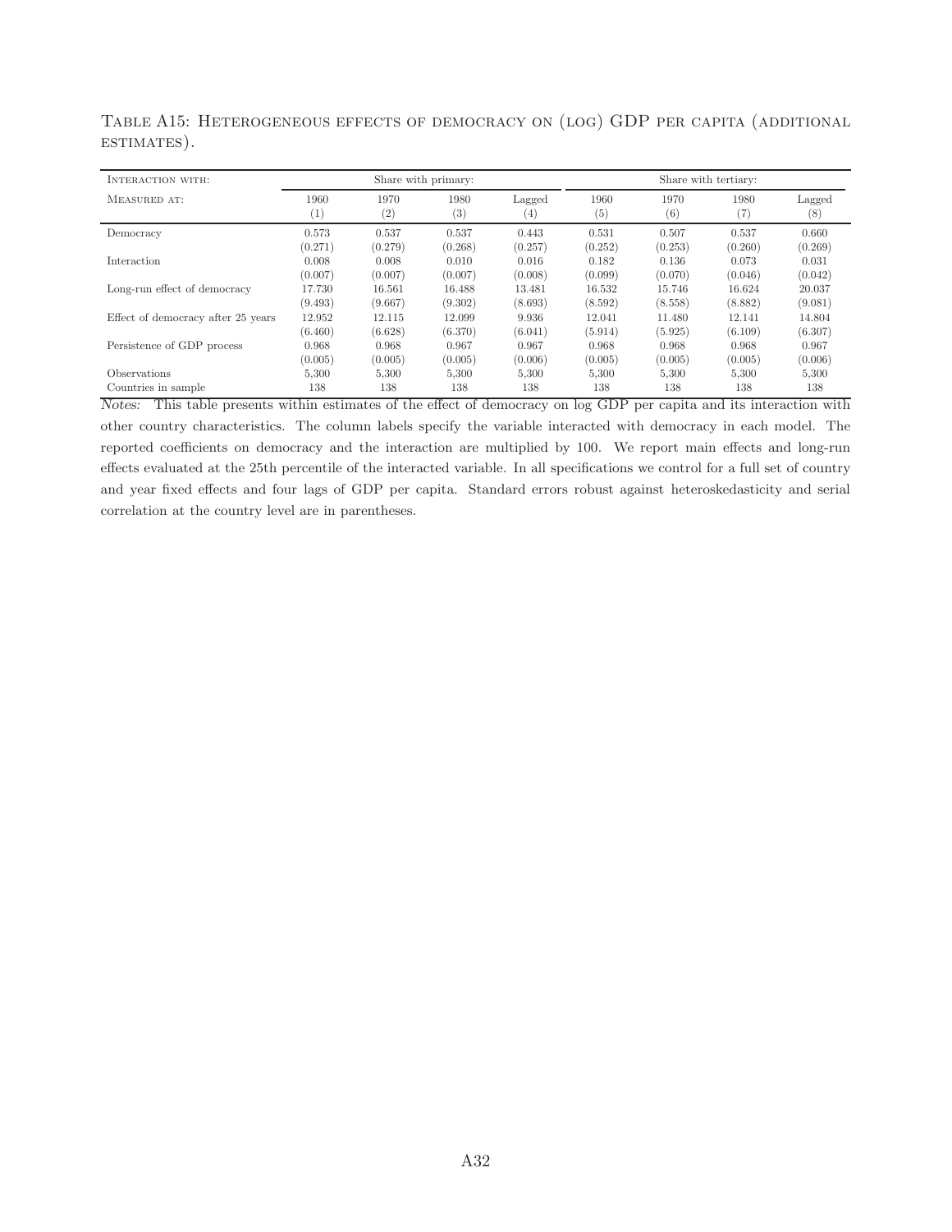Table A15: Heterogeneous effects of democracy on (log) GDP per capita (additional estimates).

| Interaction with: | Share with primary: | | | | Share with tertiary: | | | |
|---|---|---|---|---|---|---|---|---|
| Measured at: | 1960 | 1970 | 1980 | Lagged | 1960 | 1970 | 1980 | Lagged |
| | (1) | (2) | (3) | (4) | (5) | (6) | (7) | (8) |
| Democracy | 0.573 | 0.537 | 0.537 | 0.443 | 0.531 | 0.507 | 0.537 | 0.660 |
| | (0.271) | (0.279) | (0.268) | (0.257) | (0.252) | (0.253) | (0.260) | (0.269) |
| Interaction | 0.008 | 0.008 | 0.010 | 0.016 | 0.182 | 0.136 | 0.073 | 0.031 |
| | (0.007) | (0.007) | (0.007) | (0.008) | (0.099) | (0.070) | (0.046) | (0.042) |
| Long-run effect of democracy | 17.730 | 16.561 | 16.488 | 13.481 | 16.532 | 15.746 | 16.624 | 20.037 |
| | (9.493) | (9.667) | (9.302) | (8.693) | (8.592) | (8.558) | (8.882) | (9.081) |
| Effect of democracy after 25 years | 12.952 | 12.115 | 12.099 | 9.936 | 12.041 | 11.480 | 12.141 | 14.804 |
| | (6.460) | (6.628) | (6.370) | (6.041) | (5.914) | (5.925) | (6.109) | (6.307) |
| Persistence of GDP process | 0.968 | 0.968 | 0.967 | 0.967 | 0.968 | 0.968 | 0.968 | 0.967 |
| | (0.005) | (0.005) | (0.005) | (0.006) | (0.005) | (0.005) | (0.005) | (0.006) |
| Observations | 5,300 | 5,300 | 5,300 | 5,300 | 5,300 | 5,300 | 5,300 | 5,300 |
| Countries in sample | 138 | 138 | 138 | 138 | 138 | 138 | 138 | 138 |

*Notes:* This table presents within estimates of the effect of democracy on log GDP per capita and its interaction with other country characteristics. The column labels specify the variable interacted with democracy in each model. The reported coefficients on democracy and the interaction are multiplied by 100. We report main effects and long-run effects evaluated at the 25th percentile of the interacted variable. In all specifications we control for a full set of country and year fixed effects and four lags of GDP per capita. Standard errors robust against heteroskedasticity and serial correlation at the country level are in parentheses.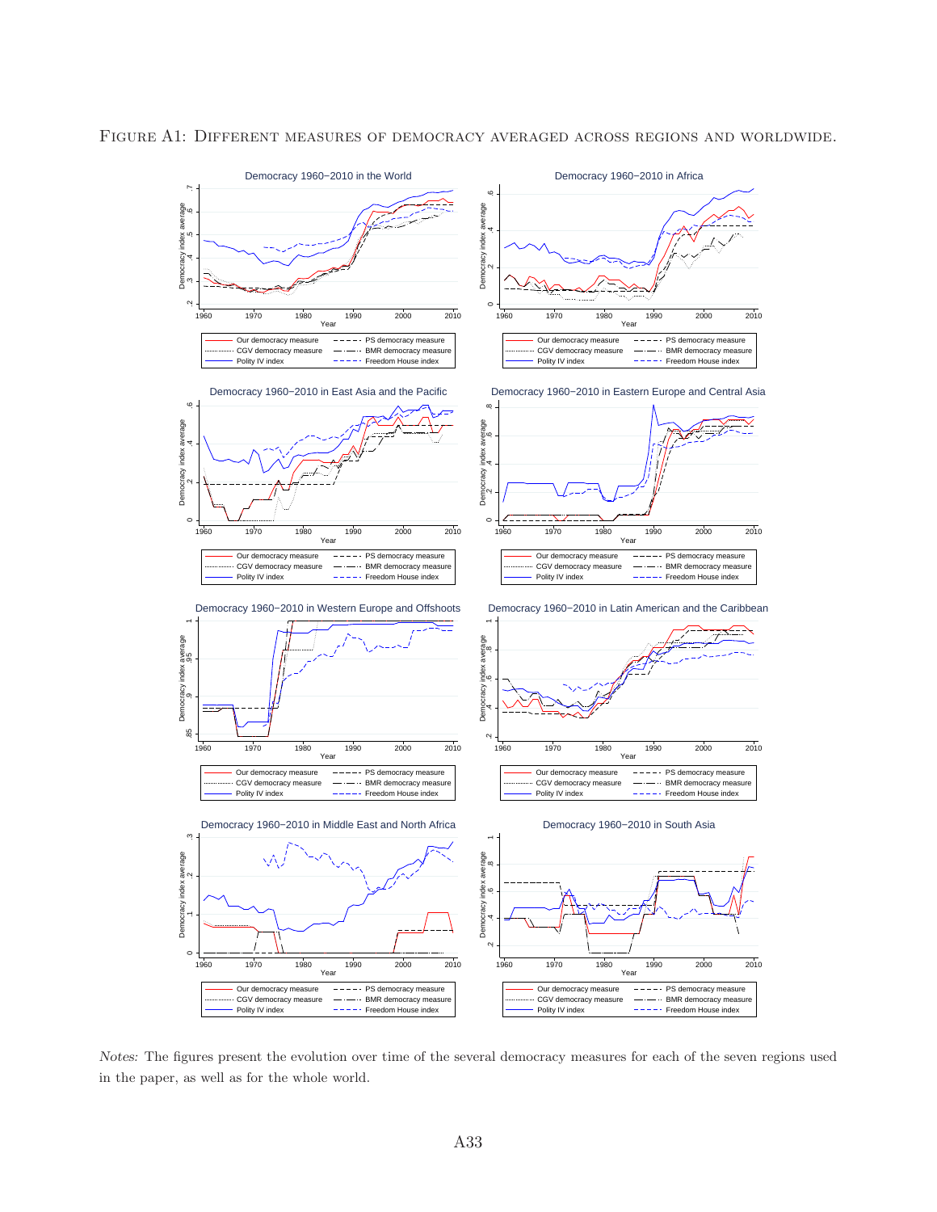FIGURE A1: DIFFERENT MEASURES OF DEMOCRACY AVERAGED ACROSS REGIONS AND WORLDWIDE.

*Notes:* The figures present the evolution over time of the several democracy measures for each of the seven regions used in the paper, as well as for the whole world.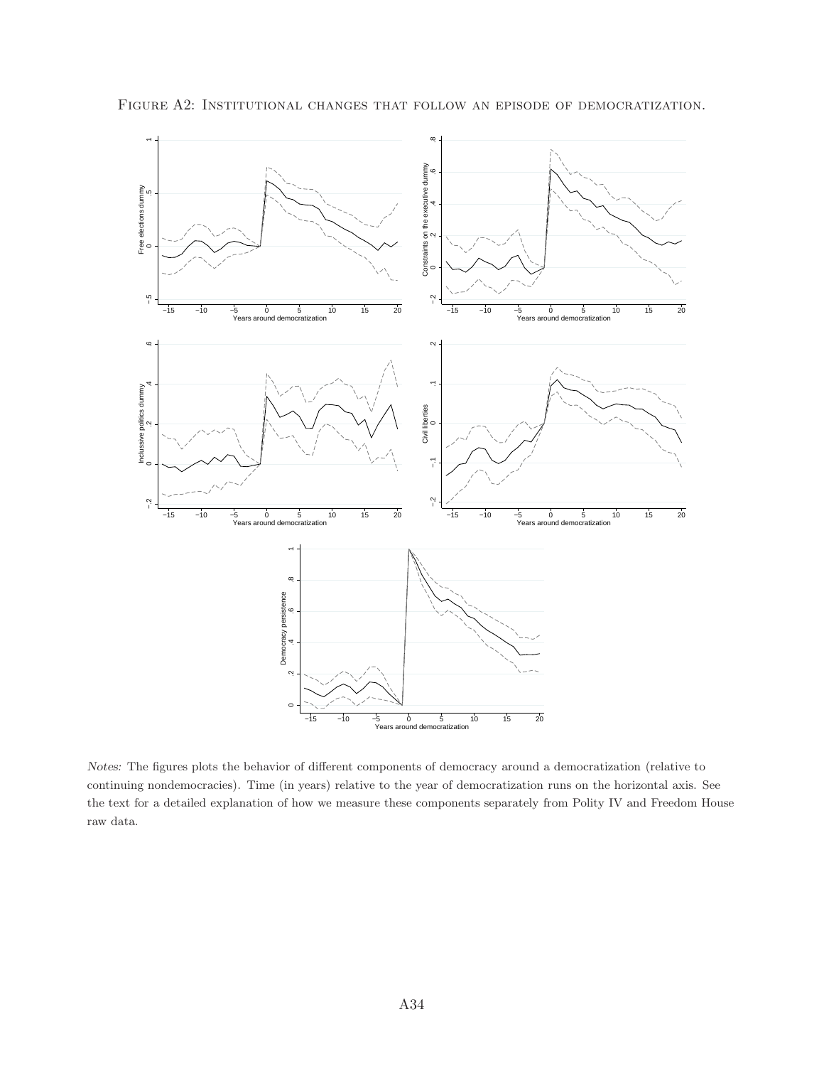Figure A2: Institutional changes that follow an episode of democratization.

*Notes:* The figures plots the behavior of different components of democracy around a democratization (relative to continuing nondemocracies). Time (in years) relative to the year of democratization runs on the horizontal axis. See the text for a detailed explanation of how we measure these components separately from Polity IV and Freedom House raw data.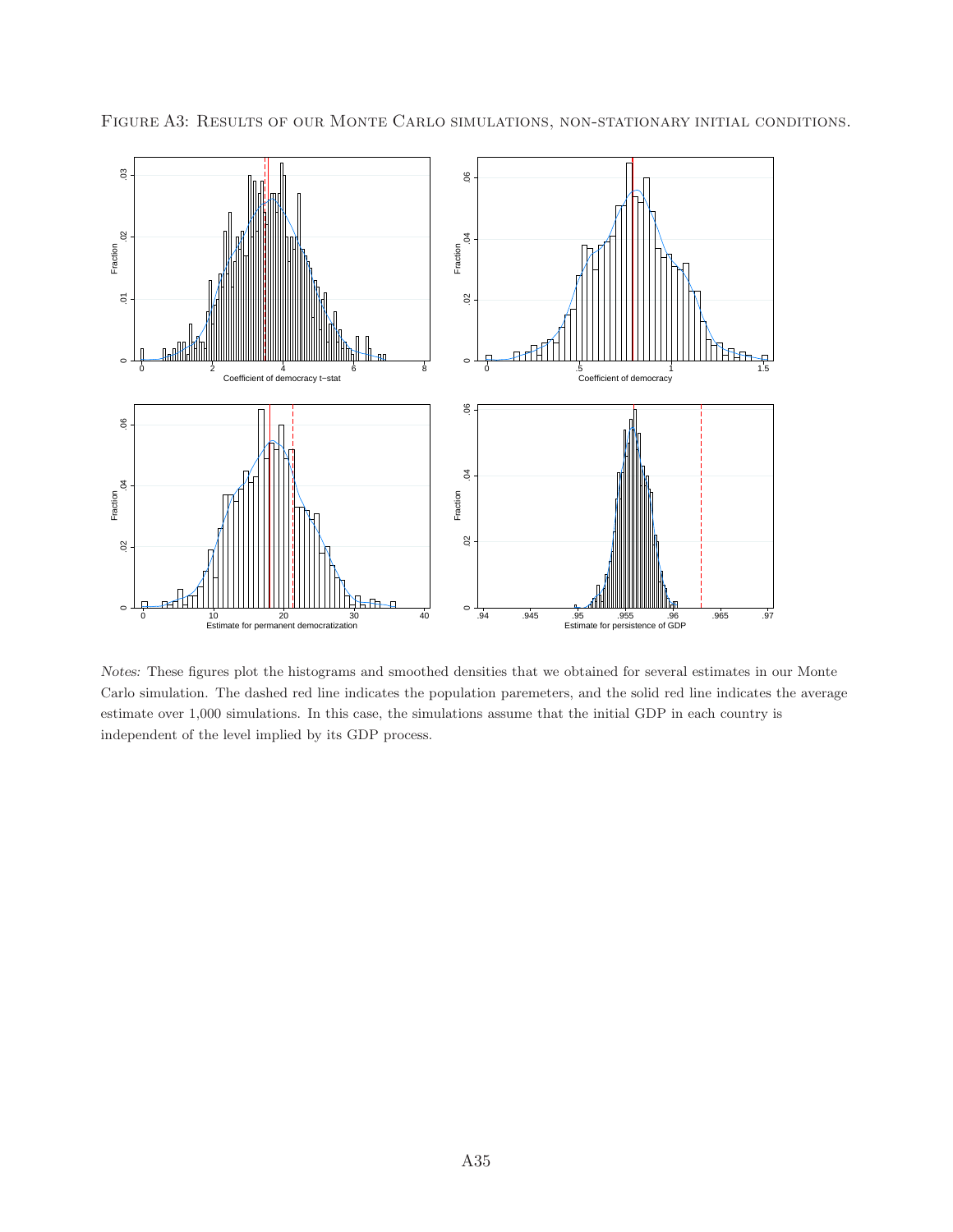Figure A3: Results of our Monte Carlo simulations, non-stationary initial conditions.

*Notes:* These figures plot the histograms and smoothed densities that we obtained for several estimates in our Monte Carlo simulation. The dashed red line indicates the population paremeters, and the solid red line indicates the average estimate over 1,000 simulations. In this case, the simulations assume that the initial GDP in each country is independent of the level implied by its GDP process.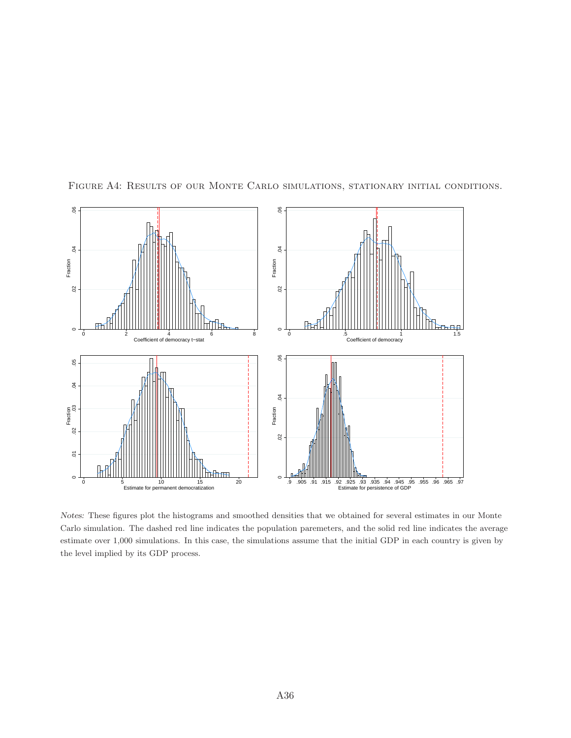Figure A4: Results of our Monte Carlo simulations, stationary initial conditions.

*Notes:* These figures plot the histograms and smoothed densities that we obtained for several estimates in our Monte Carlo simulation. The dashed red line indicates the population paremeters, and the solid red line indicates the average estimate over 1,000 simulations. In this case, the simulations assume that the initial GDP in each country is given by the level implied by its GDP process.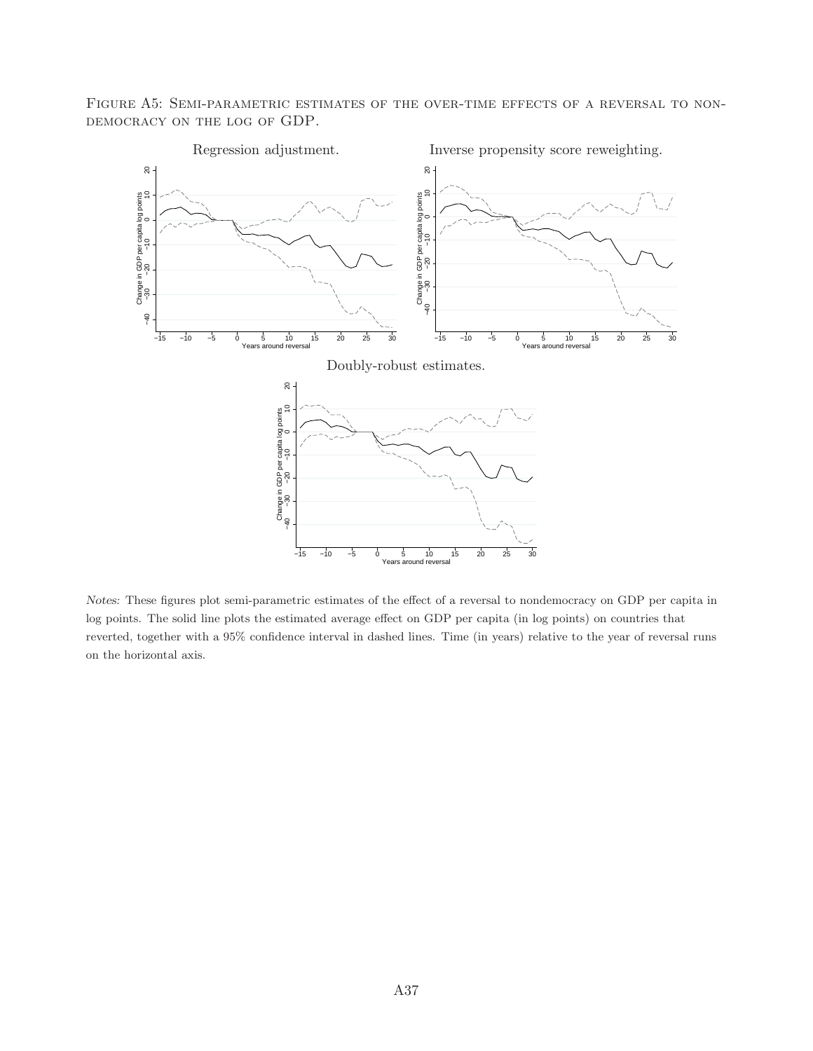Figure A5: Semi-parametric estimates of the over-time effects of a reversal to nondemocracy on the log of GDP.

Regression adjustment.

Inverse propensity score reweighting.

Doubly-robust estimates.

*Notes:* These figures plot semi-parametric estimates of the effect of a reversal to nondemocracy on GDP per capita in log points. The solid line plots the estimated average effect on GDP per capita (in log points) on countries that reverted, together with a 95% confidence interval in dashed lines. Time (in years) relative to the year of reversal runs on the horizontal axis.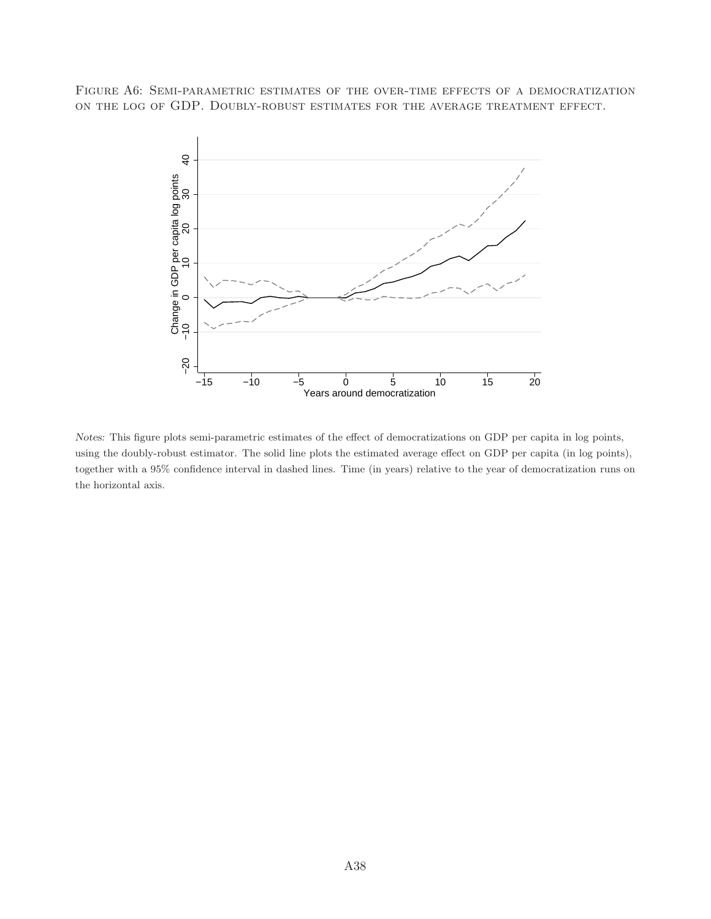Figure A6: Semi-parametric estimates of the over-time effects of a democratization on the log of GDP. Doubly-robust estimates for the average treatment effect.

*Notes:* This figure plots semi-parametric estimates of the effect of democratizations on GDP per capita in log points, using the doubly-robust estimator. The solid line plots the estimated average effect on GDP per capita (in log points), together with a 95% confidence interval in dashed lines. Time (in years) relative to the year of democratization runs on the horizontal axis.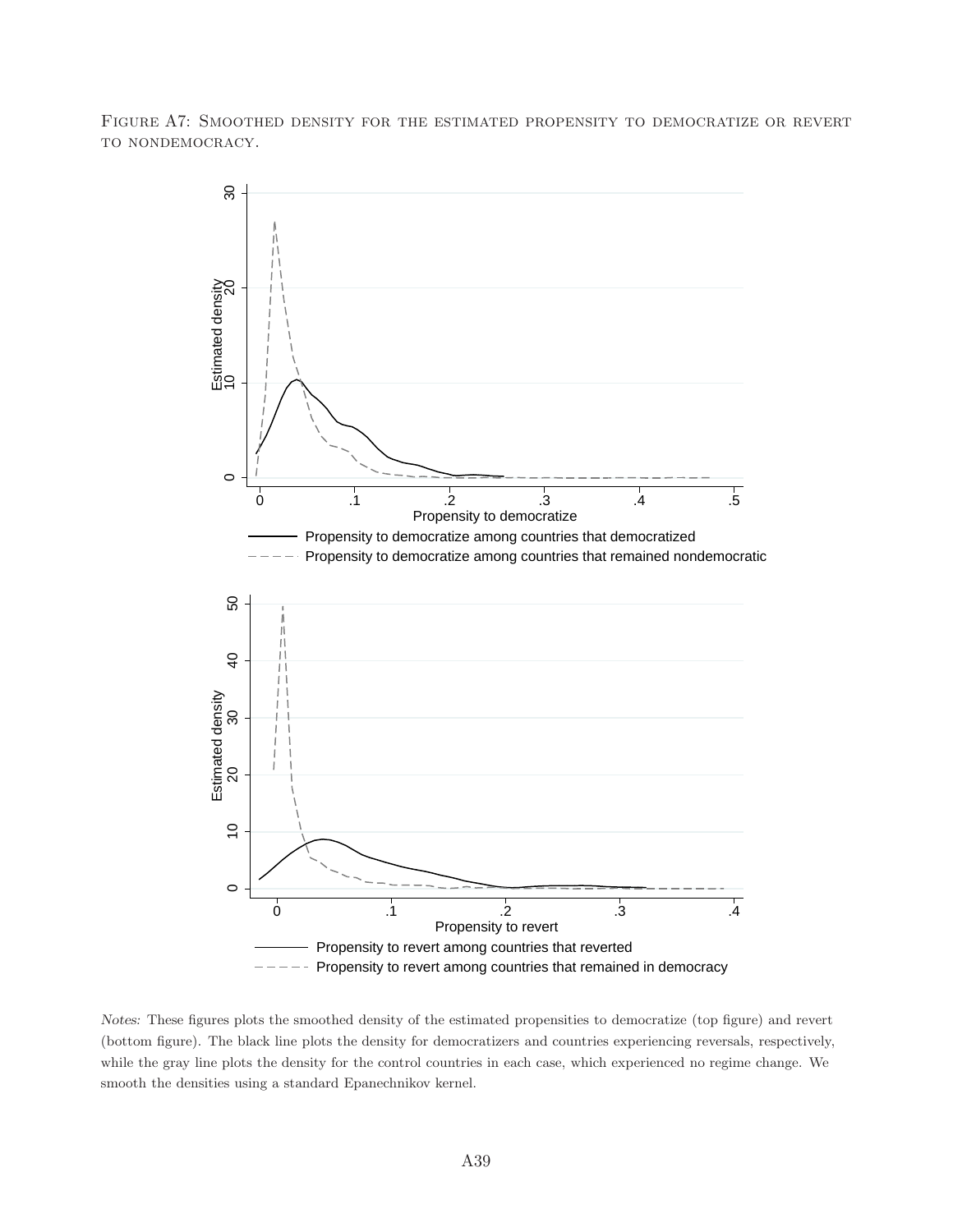Figure A7: Smoothed density for the estimated propensity to democratize or revert to nondemocracy.

Estimated density

30

20

10

0

0 .1 .2 .3 .4 .5

Propensity to democratize

Propensity to democratize among countries that democratized

Propensity to democratize among countries that remained nondemocratic

Estimated density

50

40

30

20

10

0

0 .1 .2 .3 .4

Propensity to revert

Propensity to revert among countries that reverted

Propensity to revert among countries that remained in democracy

*Notes:* These figures plots the smoothed density of the estimated propensities to democratize (top figure) and revert (bottom figure). The black line plots the density for democratizers and countries experiencing reversals, respectively, while the gray line plots the density for the control countries in each case, which experienced no regime change. We smooth the densities using a standard Epanechnikov kernel.